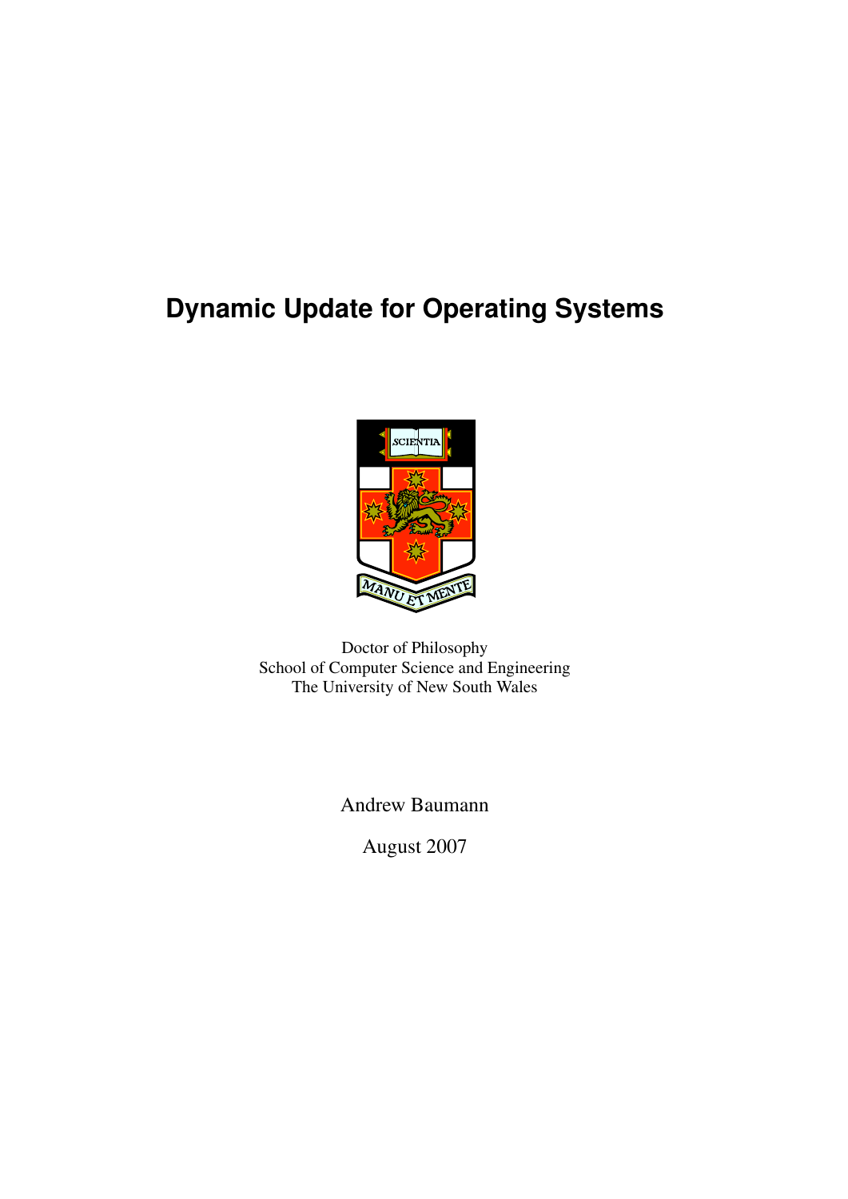# Dynamic Update for Operating Systems

Doctor of Philosophy
School of Computer Science and Engineering
The University of New South Wales

Andrew Baumann

August 2007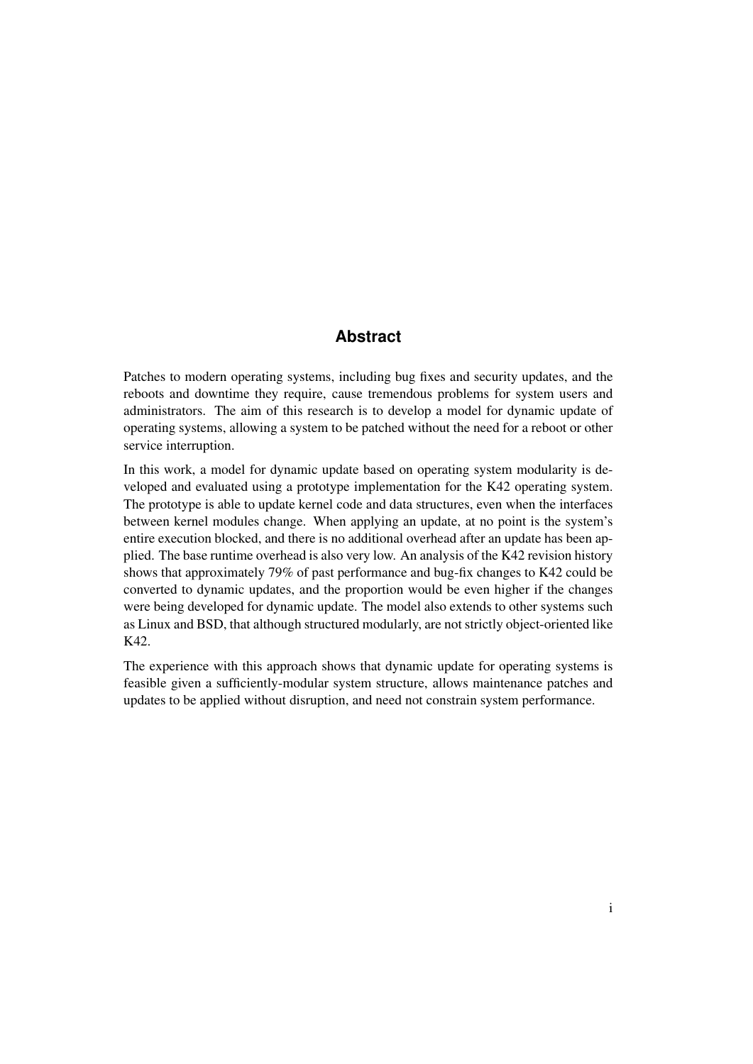# Abstract

Patches to modern operating systems, including bug fixes and security updates, and the reboots and downtime they require, cause tremendous problems for system users and administrators. The aim of this research is to develop a model for dynamic update of operating systems, allowing a system to be patched without the need for a reboot or other service interruption.

In this work, a model for dynamic update based on operating system modularity is developed and evaluated using a prototype implementation for the K42 operating system. The prototype is able to update kernel code and data structures, even when the interfaces between kernel modules change. When applying an update, at no point is the system's entire execution blocked, and there is no additional overhead after an update has been applied. The base runtime overhead is also very low. An analysis of the K42 revision history shows that approximately 79% of past performance and bug-fix changes to K42 could be converted to dynamic updates, and the proportion would be even higher if the changes were being developed for dynamic update. The model also extends to other systems such as Linux and BSD, that although structured modularly, are not strictly object-oriented like K42.

The experience with this approach shows that dynamic update for operating systems is feasible given a sufficiently-modular system structure, allows maintenance patches and updates to be applied without disruption, and need not constrain system performance.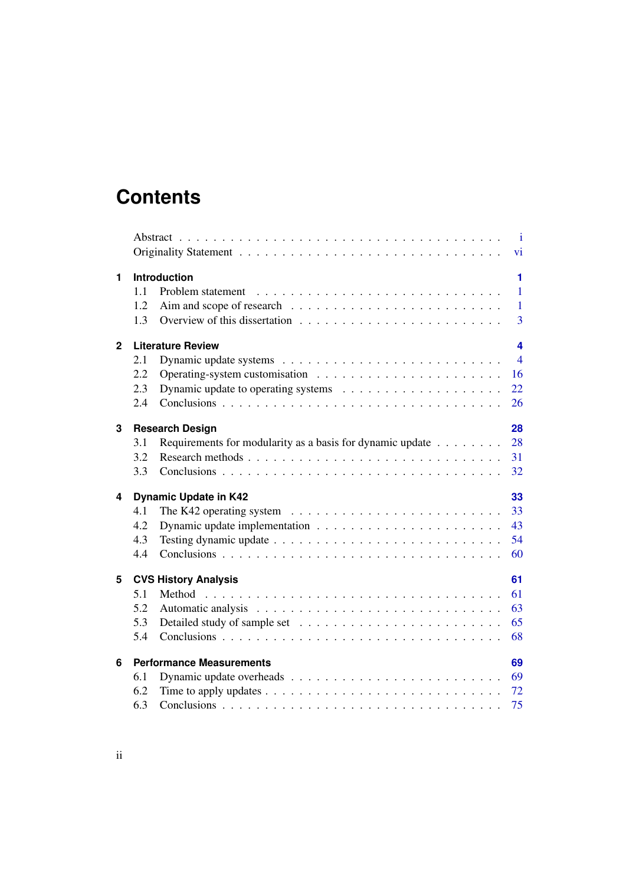# Contents

Abstract . . . i
Originality Statement . . . vi

**1 Introduction** **1**
- 1.1 Problem statement . . . 1
- 1.2 Aim and scope of research . . . 1
- 1.3 Overview of this dissertation . . . 3

**2 Literature Review** **4**
- 2.1 Dynamic update systems . . . 4
- 2.2 Operating-system customisation . . . 16
- 2.3 Dynamic update to operating systems . . . 22
- 2.4 Conclusions . . . 26

**3 Research Design** **28**
- 3.1 Requirements for modularity as a basis for dynamic update . . . 28
- 3.2 Research methods . . . 31
- 3.3 Conclusions . . . 32

**4 Dynamic Update in K42** **33**
- 4.1 The K42 operating system . . . 33
- 4.2 Dynamic update implementation . . . 43
- 4.3 Testing dynamic update . . . 54
- 4.4 Conclusions . . . 60

**5 CVS History Analysis** **61**
- 5.1 Method . . . 61
- 5.2 Automatic analysis . . . 63
- 5.3 Detailed study of sample set . . . 65
- 5.4 Conclusions . . . 68

**6 Performance Measurements** **69**
- 6.1 Dynamic update overheads . . . 69
- 6.2 Time to apply updates . . . 72
- 6.3 Conclusions . . . 75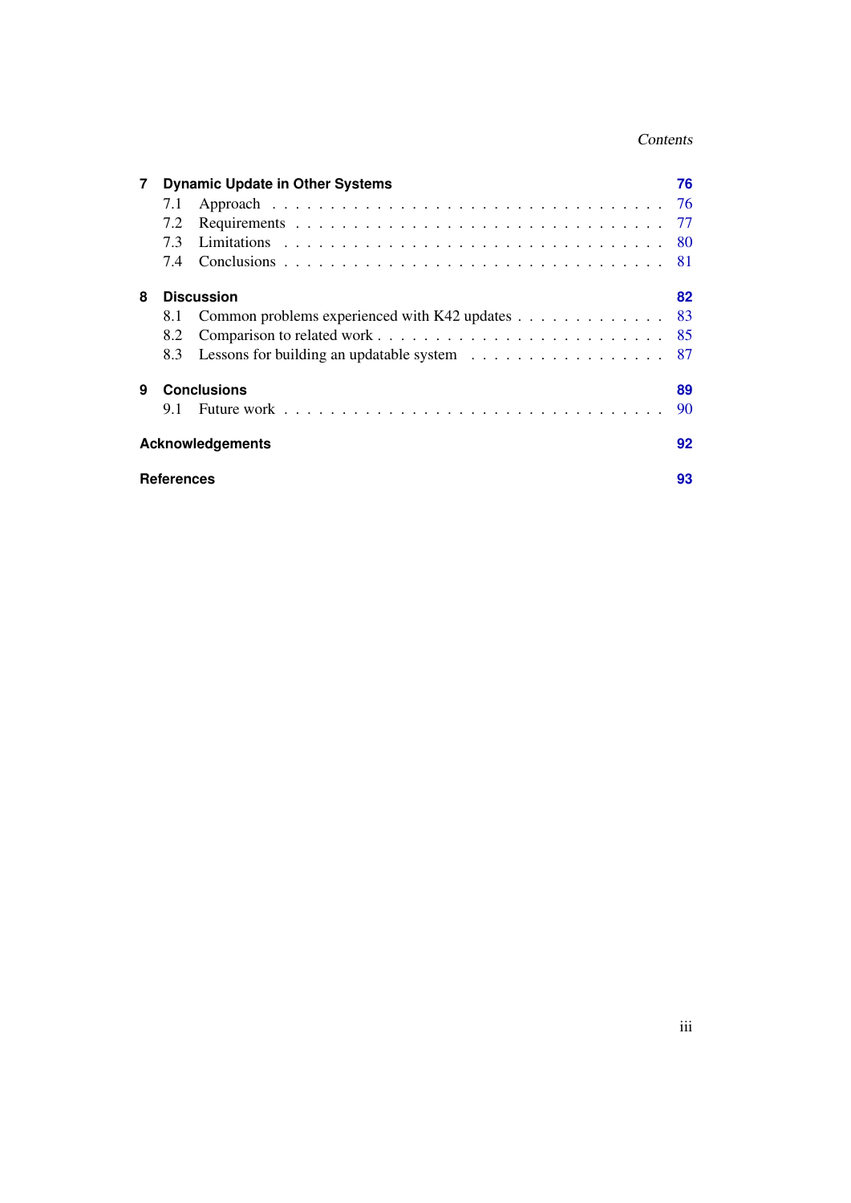| | | |
|---|---|---|
| **7** | **Dynamic Update in Other Systems** | **76** |
| 7.1 | Approach | 76 |
| 7.2 | Requirements | 77 |
| 7.3 | Limitations | 80 |
| 7.4 | Conclusions | 81 |
| **8** | **Discussion** | **82** |
| 8.1 | Common problems experienced with K42 updates | 83 |
| 8.2 | Comparison to related work | 85 |
| 8.3 | Lessons for building an updatable system | 87 |
| **9** | **Conclusions** | **89** |
| 9.1 | Future work | 90 |
| | **Acknowledgements** | **92** |
| | **References** | **93** |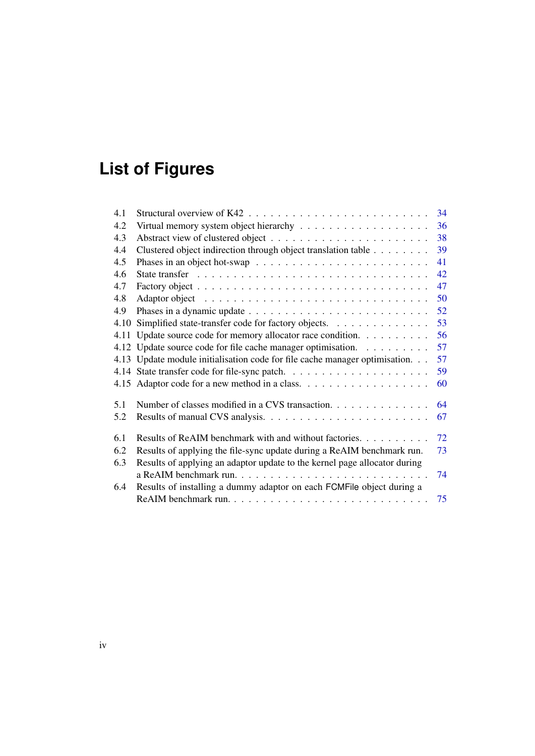# List of Figures

| | | |
|---|---|---|
| 4.1 | Structural overview of K42 | 34 |
| 4.2 | Virtual memory system object hierarchy | 36 |
| 4.3 | Abstract view of clustered object | 38 |
| 4.4 | Clustered object indirection through object translation table | 39 |
| 4.5 | Phases in an object hot-swap | 41 |
| 4.6 | State transfer | 42 |
| 4.7 | Factory object | 47 |
| 4.8 | Adaptor object | 50 |
| 4.9 | Phases in a dynamic update | 52 |
| 4.10 | Simplified state-transfer code for factory objects. | 53 |
| 4.11 | Update source code for memory allocator race condition. | 56 |
| 4.12 | Update source code for file cache manager optimisation. | 57 |
| 4.13 | Update module initialisation code for file cache manager optimisation. | 57 |
| 4.14 | State transfer code for file-sync patch. | 59 |
| 4.15 | Adaptor code for a new method in a class. | 60 |
| 5.1 | Number of classes modified in a CVS transaction. | 64 |
| 5.2 | Results of manual CVS analysis. | 67 |
| 6.1 | Results of ReAIM benchmark with and without factories. | 72 |
| 6.2 | Results of applying the file-sync update during a ReAIM benchmark run. | 73 |
| 6.3 | Results of applying an adaptor update to the kernel page allocator during a ReAIM benchmark run. | 74 |
| 6.4 | Results of installing a dummy adaptor on each FCMFile object during a ReAIM benchmark run. | 75 |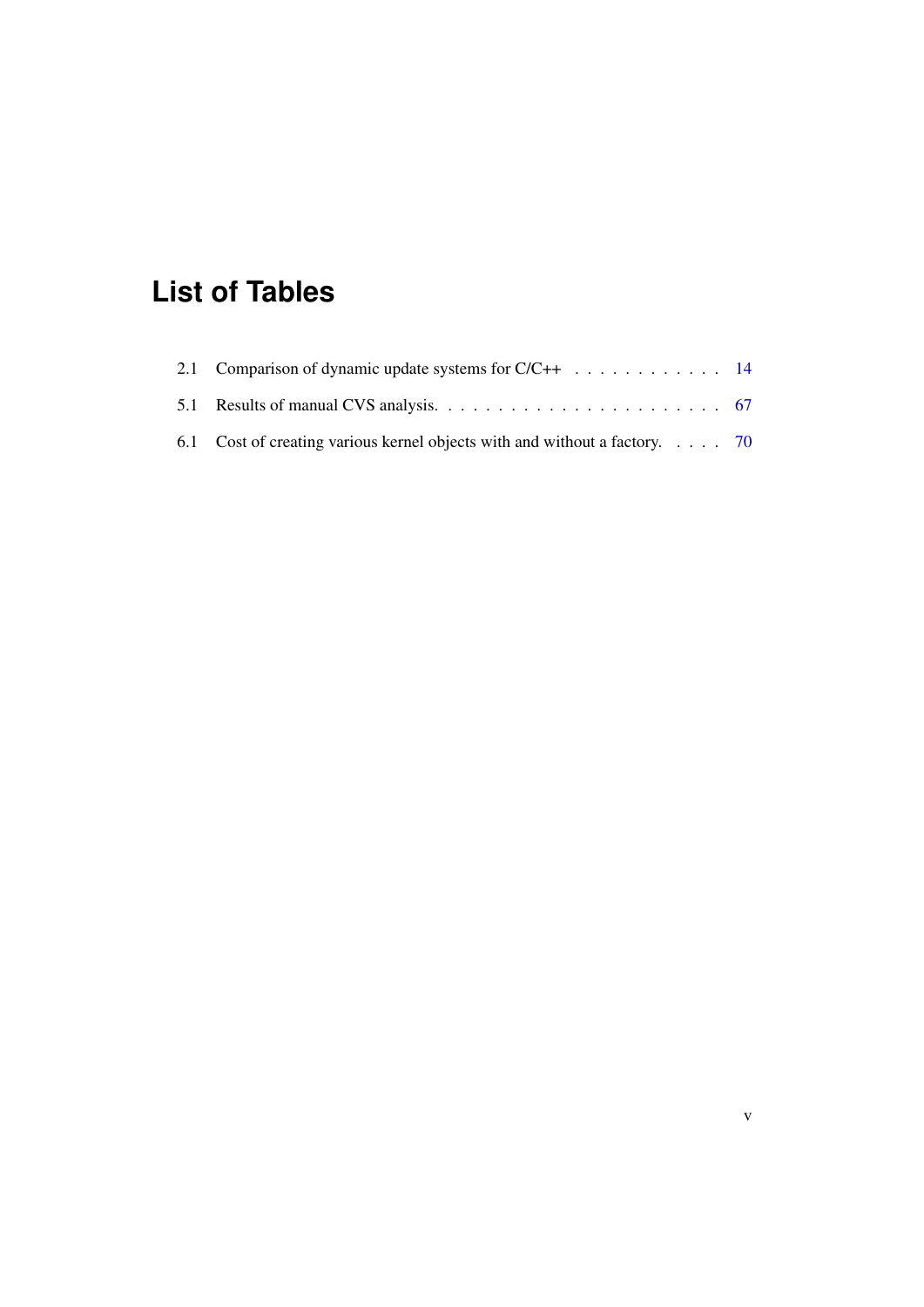# List of Tables

2.1 Comparison of dynamic update systems for C/C++ . . . . . . . . . . . . 14

5.1 Results of manual CVS analysis. . . . . . . . . . . . . . . . . . . . . . . 67

6.1 Cost of creating various kernel objects with and without a factory. . . . . 70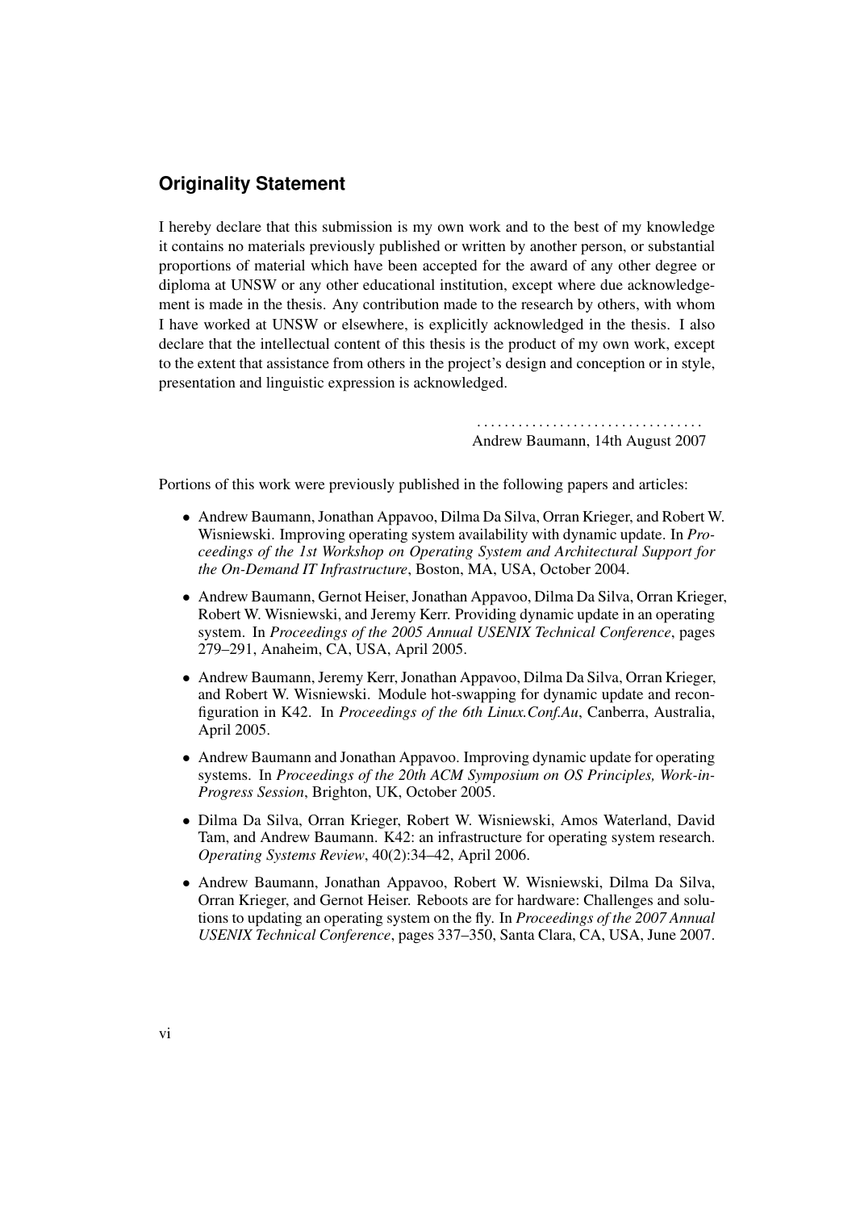## Originality Statement

I hereby declare that this submission is my own work and to the best of my knowledge it contains no materials previously published or written by another person, or substantial proportions of material which have been accepted for the award of any other degree or diploma at UNSW or any other educational institution, except where due acknowledgement is made in the thesis. Any contribution made to the research by others, with whom I have worked at UNSW or elsewhere, is explicitly acknowledged in the thesis. I also declare that the intellectual content of this thesis is the product of my own work, except to the extent that assistance from others in the project's design and conception or in style, presentation and linguistic expression is acknowledged.

. . . . . . . . . . . . . . . . . . . . . . . . . . . . . . . . .
Andrew Baumann, 14th August 2007

Portions of this work were previously published in the following papers and articles:

- Andrew Baumann, Jonathan Appavoo, Dilma Da Silva, Orran Krieger, and Robert W. Wisniewski. Improving operating system availability with dynamic update. In *Proceedings of the 1st Workshop on Operating System and Architectural Support for the On-Demand IT Infrastructure*, Boston, MA, USA, October 2004.
- Andrew Baumann, Gernot Heiser, Jonathan Appavoo, Dilma Da Silva, Orran Krieger, Robert W. Wisniewski, and Jeremy Kerr. Providing dynamic update in an operating system. In *Proceedings of the 2005 Annual USENIX Technical Conference*, pages 279–291, Anaheim, CA, USA, April 2005.
- Andrew Baumann, Jeremy Kerr, Jonathan Appavoo, Dilma Da Silva, Orran Krieger, and Robert W. Wisniewski. Module hot-swapping for dynamic update and reconfiguration in K42. In *Proceedings of the 6th Linux.Conf.Au*, Canberra, Australia, April 2005.
- Andrew Baumann and Jonathan Appavoo. Improving dynamic update for operating systems. In *Proceedings of the 20th ACM Symposium on OS Principles, Work-in-Progress Session*, Brighton, UK, October 2005.
- Dilma Da Silva, Orran Krieger, Robert W. Wisniewski, Amos Waterland, David Tam, and Andrew Baumann. K42: an infrastructure for operating system research. *Operating Systems Review*, 40(2):34–42, April 2006.
- Andrew Baumann, Jonathan Appavoo, Robert W. Wisniewski, Dilma Da Silva, Orran Krieger, and Gernot Heiser. Reboots are for hardware: Challenges and solutions to updating an operating system on the fly. In *Proceedings of the 2007 Annual USENIX Technical Conference*, pages 337–350, Santa Clara, CA, USA, June 2007.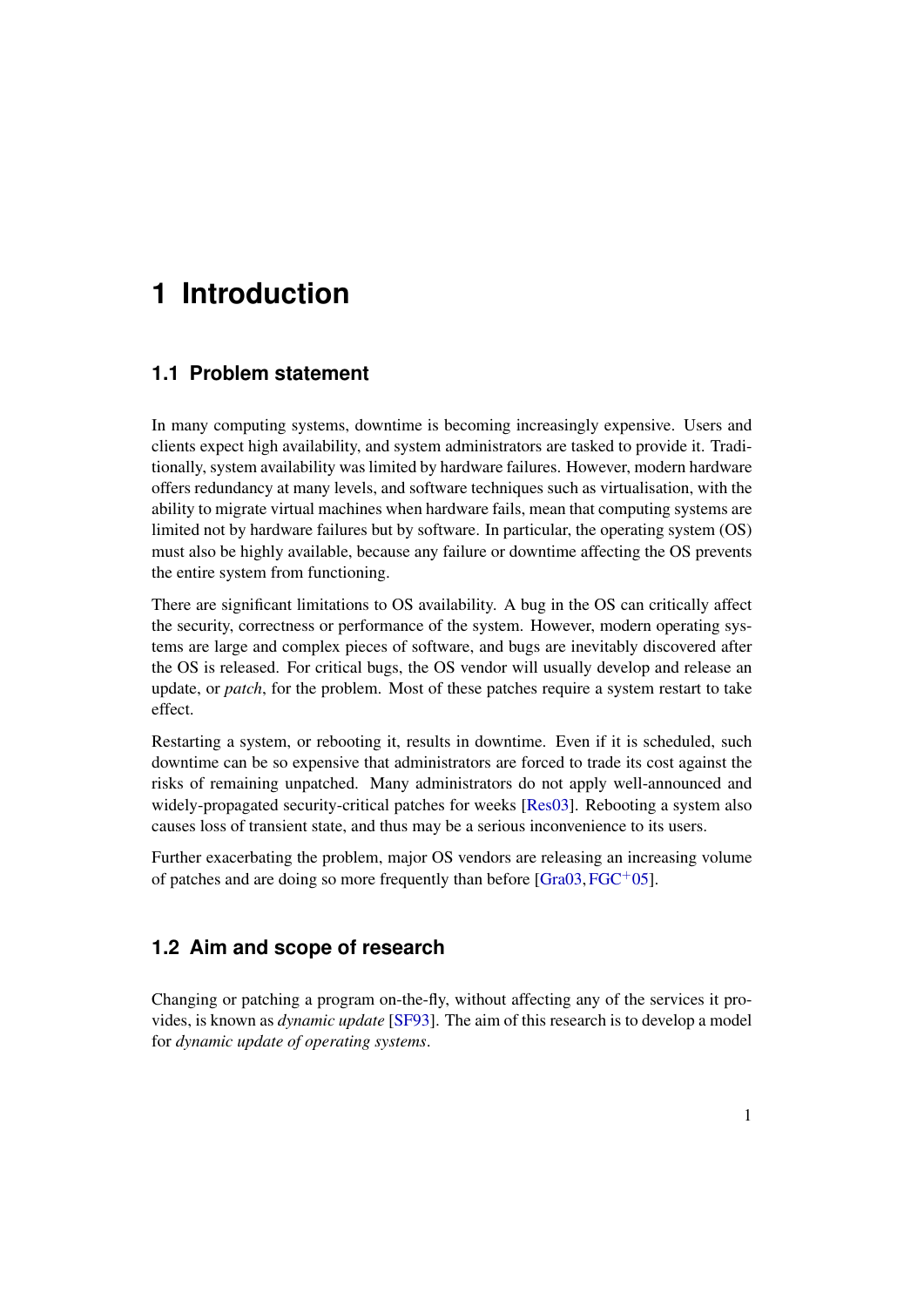# 1 Introduction

## 1.1 Problem statement

In many computing systems, downtime is becoming increasingly expensive. Users and clients expect high availability, and system administrators are tasked to provide it. Traditionally, system availability was limited by hardware failures. However, modern hardware offers redundancy at many levels, and software techniques such as virtualisation, with the ability to migrate virtual machines when hardware fails, mean that computing systems are limited not by hardware failures but by software. In particular, the operating system (OS) must also be highly available, because any failure or downtime affecting the OS prevents the entire system from functioning.

There are significant limitations to OS availability. A bug in the OS can critically affect the security, correctness or performance of the system. However, modern operating systems are large and complex pieces of software, and bugs are inevitably discovered after the OS is released. For critical bugs, the OS vendor will usually develop and release an update, or *patch*, for the problem. Most of these patches require a system restart to take effect.

Restarting a system, or rebooting it, results in downtime. Even if it is scheduled, such downtime can be so expensive that administrators are forced to trade its cost against the risks of remaining unpatched. Many administrators do not apply well-announced and widely-propagated security-critical patches for weeks [Res03]. Rebooting a system also causes loss of transient state, and thus may be a serious inconvenience to its users.

Further exacerbating the problem, major OS vendors are releasing an increasing volume of patches and are doing so more frequently than before [Gra03, FGC+05].

## 1.2 Aim and scope of research

Changing or patching a program on-the-fly, without affecting any of the services it provides, is known as *dynamic update* [SF93]. The aim of this research is to develop a model for *dynamic update of operating systems*.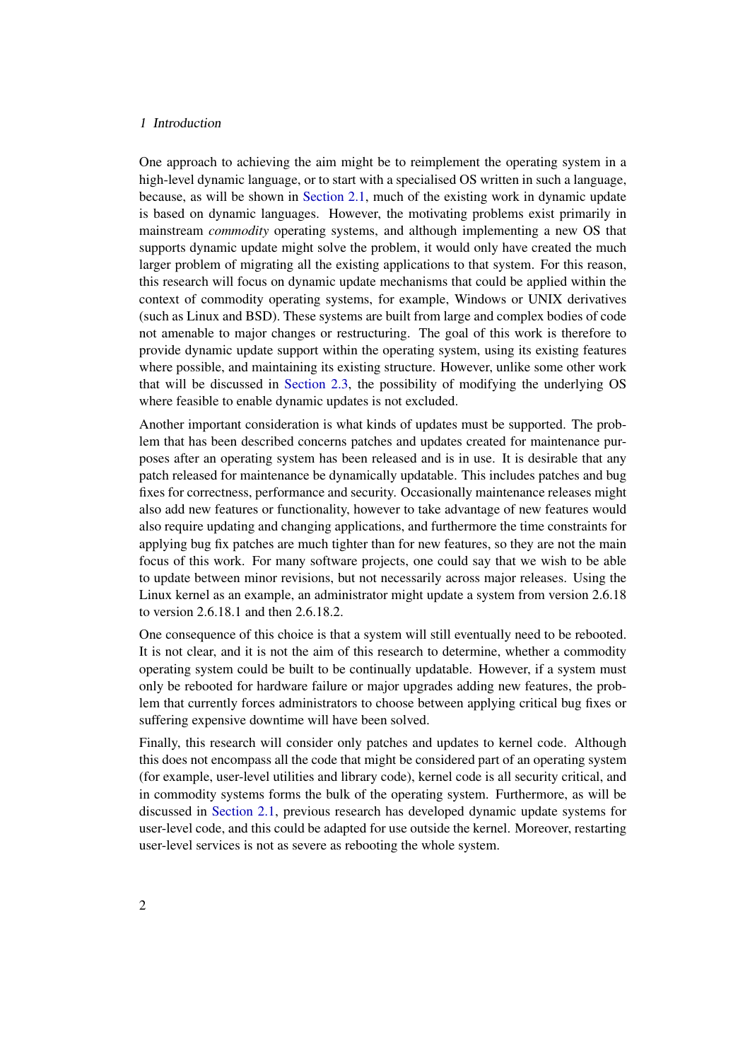One approach to achieving the aim might be to reimplement the operating system in a high-level dynamic language, or to start with a specialised OS written in such a language, because, as will be shown in Section 2.1, much of the existing work in dynamic update is based on dynamic languages. However, the motivating problems exist primarily in mainstream *commodity* operating systems, and although implementing a new OS that supports dynamic update might solve the problem, it would only have created the much larger problem of migrating all the existing applications to that system. For this reason, this research will focus on dynamic update mechanisms that could be applied within the context of commodity operating systems, for example, Windows or UNIX derivatives (such as Linux and BSD). These systems are built from large and complex bodies of code not amenable to major changes or restructuring. The goal of this work is therefore to provide dynamic update support within the operating system, using its existing features where possible, and maintaining its existing structure. However, unlike some other work that will be discussed in Section 2.3, the possibility of modifying the underlying OS where feasible to enable dynamic updates is not excluded.

Another important consideration is what kinds of updates must be supported. The problem that has been described concerns patches and updates created for maintenance purposes after an operating system has been released and is in use. It is desirable that any patch released for maintenance be dynamically updatable. This includes patches and bug fixes for correctness, performance and security. Occasionally maintenance releases might also add new features or functionality, however to take advantage of new features would also require updating and changing applications, and furthermore the time constraints for applying bug fix patches are much tighter than for new features, so they are not the main focus of this work. For many software projects, one could say that we wish to be able to update between minor revisions, but not necessarily across major releases. Using the Linux kernel as an example, an administrator might update a system from version 2.6.18 to version 2.6.18.1 and then 2.6.18.2.

One consequence of this choice is that a system will still eventually need to be rebooted. It is not clear, and it is not the aim of this research to determine, whether a commodity operating system could be built to be continually updatable. However, if a system must only be rebooted for hardware failure or major upgrades adding new features, the problem that currently forces administrators to choose between applying critical bug fixes or suffering expensive downtime will have been solved.

Finally, this research will consider only patches and updates to kernel code. Although this does not encompass all the code that might be considered part of an operating system (for example, user-level utilities and library code), kernel code is all security critical, and in commodity systems forms the bulk of the operating system. Furthermore, as will be discussed in Section 2.1, previous research has developed dynamic update systems for user-level code, and this could be adapted for use outside the kernel. Moreover, restarting user-level services is not as severe as rebooting the whole system.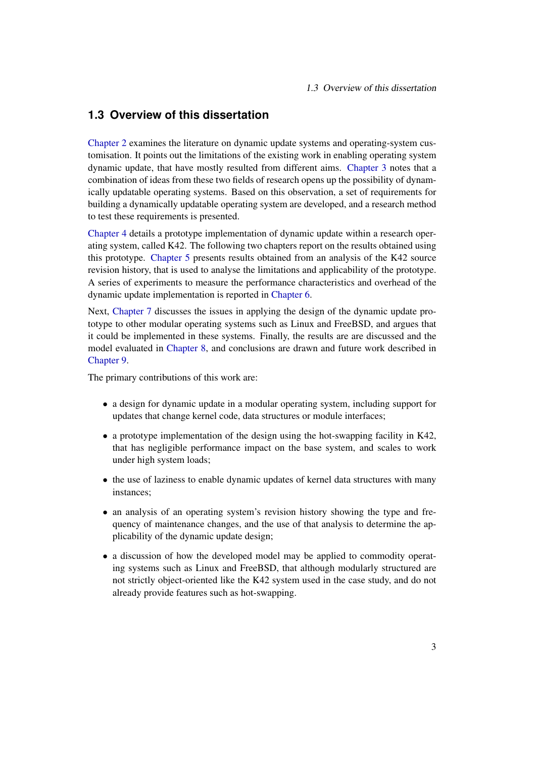## 1.3 Overview of this dissertation

Chapter 2 examines the literature on dynamic update systems and operating-system customisation. It points out the limitations of the existing work in enabling operating system dynamic update, that have mostly resulted from different aims. Chapter 3 notes that a combination of ideas from these two fields of research opens up the possibility of dynamically updatable operating systems. Based on this observation, a set of requirements for building a dynamically updatable operating system are developed, and a research method to test these requirements is presented.

Chapter 4 details a prototype implementation of dynamic update within a research operating system, called K42. The following two chapters report on the results obtained using this prototype. Chapter 5 presents results obtained from an analysis of the K42 source revision history, that is used to analyse the limitations and applicability of the prototype. A series of experiments to measure the performance characteristics and overhead of the dynamic update implementation is reported in Chapter 6.

Next, Chapter 7 discusses the issues in applying the design of the dynamic update prototype to other modular operating systems such as Linux and FreeBSD, and argues that it could be implemented in these systems. Finally, the results are are discussed and the model evaluated in Chapter 8, and conclusions are drawn and future work described in Chapter 9.

The primary contributions of this work are:

- a design for dynamic update in a modular operating system, including support for updates that change kernel code, data structures or module interfaces;
- a prototype implementation of the design using the hot-swapping facility in K42, that has negligible performance impact on the base system, and scales to work under high system loads;
- the use of laziness to enable dynamic updates of kernel data structures with many instances;
- an analysis of an operating system's revision history showing the type and frequency of maintenance changes, and the use of that analysis to determine the applicability of the dynamic update design;
- a discussion of how the developed model may be applied to commodity operating systems such as Linux and FreeBSD, that although modularly structured are not strictly object-oriented like the K42 system used in the case study, and do not already provide features such as hot-swapping.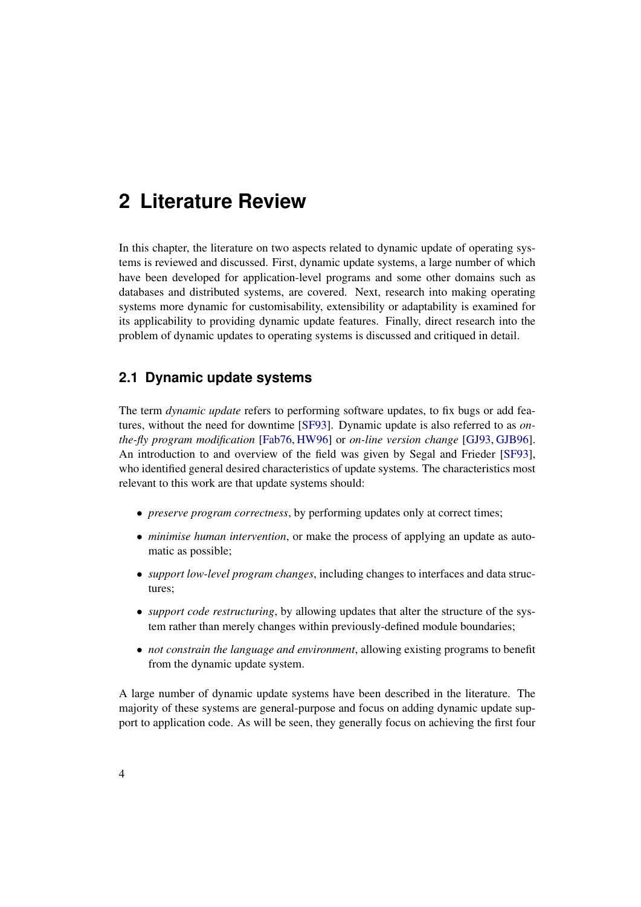# 2 Literature Review

In this chapter, the literature on two aspects related to dynamic update of operating systems is reviewed and discussed. First, dynamic update systems, a large number of which have been developed for application-level programs and some other domains such as databases and distributed systems, are covered. Next, research into making operating systems more dynamic for customisability, extensibility or adaptability is examined for its applicability to providing dynamic update features. Finally, direct research into the problem of dynamic updates to operating systems is discussed and critiqued in detail.

## 2.1 Dynamic update systems

The term *dynamic update* refers to performing software updates, to fix bugs or add features, without the need for downtime [SF93]. Dynamic update is also referred to as *on-the-fly program modification* [Fab76, HW96] or *on-line version change* [GJ93, GJB96]. An introduction to and overview of the field was given by Segal and Frieder [SF93], who identified general desired characteristics of update systems. The characteristics most relevant to this work are that update systems should:

- *preserve program correctness*, by performing updates only at correct times;
- *minimise human intervention*, or make the process of applying an update as automatic as possible;
- *support low-level program changes*, including changes to interfaces and data structures;
- *support code restructuring*, by allowing updates that alter the structure of the system rather than merely changes within previously-defined module boundaries;
- *not constrain the language and environment*, allowing existing programs to benefit from the dynamic update system.

A large number of dynamic update systems have been described in the literature. The majority of these systems are general-purpose and focus on adding dynamic update support to application code. As will be seen, they generally focus on achieving the first four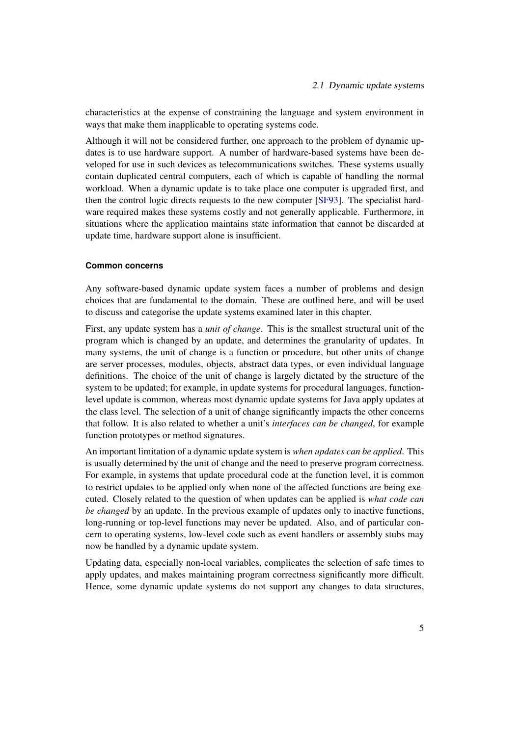characteristics at the expense of constraining the language and system environment in ways that make them inapplicable to operating systems code.

Although it will not be considered further, one approach to the problem of dynamic updates is to use hardware support. A number of hardware-based systems have been developed for use in such devices as telecommunications switches. These systems usually contain duplicated central computers, each of which is capable of handling the normal workload. When a dynamic update is to take place one computer is upgraded first, and then the control logic directs requests to the new computer [SF93]. The specialist hardware required makes these systems costly and not generally applicable. Furthermore, in situations where the application maintains state information that cannot be discarded at update time, hardware support alone is insufficient.

#### Common concerns

Any software-based dynamic update system faces a number of problems and design choices that are fundamental to the domain. These are outlined here, and will be used to discuss and categorise the update systems examined later in this chapter.

First, any update system has a *unit of change*. This is the smallest structural unit of the program which is changed by an update, and determines the granularity of updates. In many systems, the unit of change is a function or procedure, but other units of change are server processes, modules, objects, abstract data types, or even individual language definitions. The choice of the unit of change is largely dictated by the structure of the system to be updated; for example, in update systems for procedural languages, function-level update is common, whereas most dynamic update systems for Java apply updates at the class level. The selection of a unit of change significantly impacts the other concerns that follow. It is also related to whether a unit's *interfaces can be changed*, for example function prototypes or method signatures.

An important limitation of a dynamic update system is *when updates can be applied*. This is usually determined by the unit of change and the need to preserve program correctness. For example, in systems that update procedural code at the function level, it is common to restrict updates to be applied only when none of the affected functions are being executed. Closely related to the question of when updates can be applied is *what code can be changed* by an update. In the previous example of updates only to inactive functions, long-running or top-level functions may never be updated. Also, and of particular concern to operating systems, low-level code such as event handlers or assembly stubs may now be handled by a dynamic update system.

Updating data, especially non-local variables, complicates the selection of safe times to apply updates, and makes maintaining program correctness significantly more difficult. Hence, some dynamic update systems do not support any changes to data structures,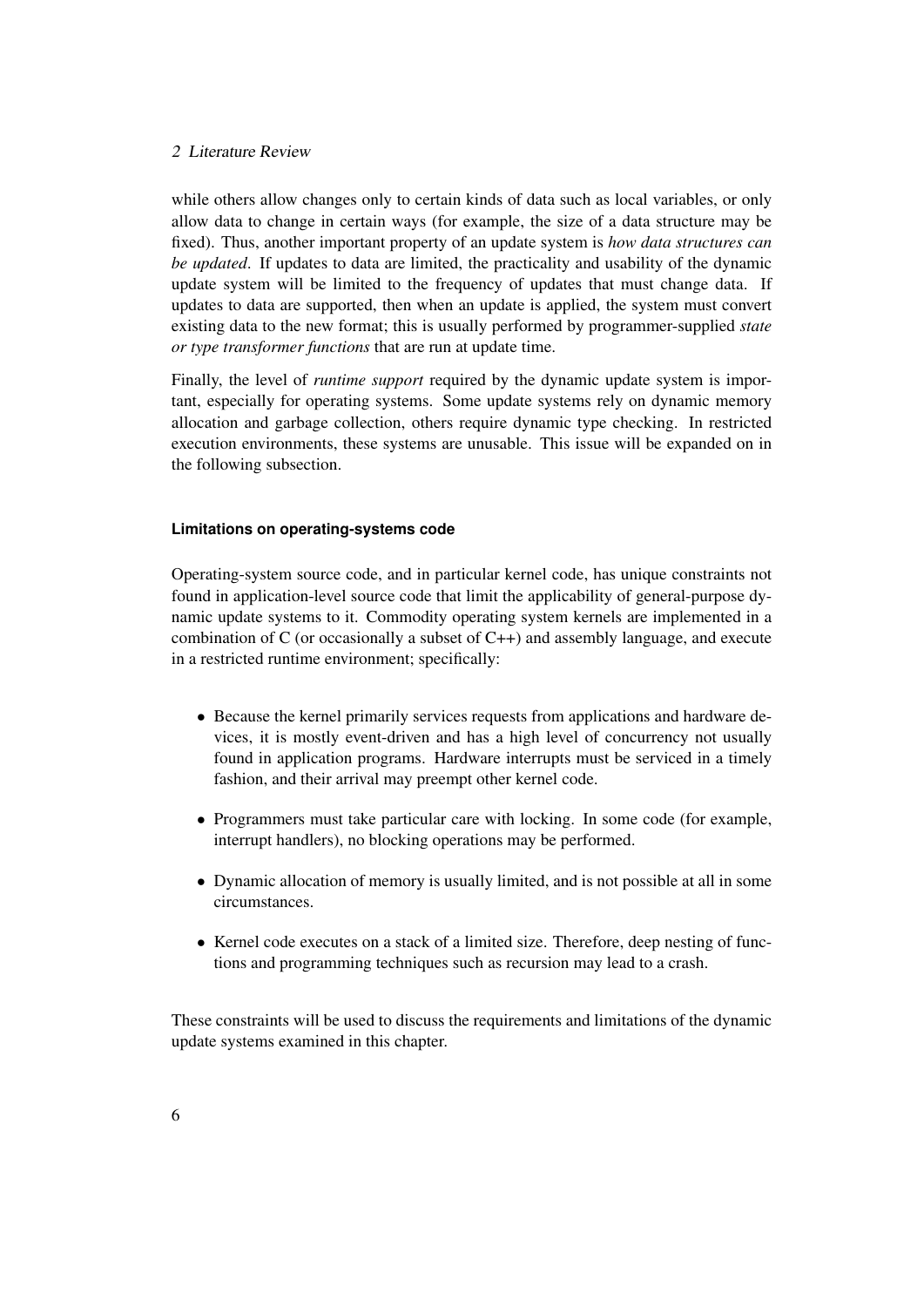while others allow changes only to certain kinds of data such as local variables, or only allow data to change in certain ways (for example, the size of a data structure may be fixed). Thus, another important property of an update system is *how data structures can be updated*. If updates to data are limited, the practicality and usability of the dynamic update system will be limited to the frequency of updates that must change data. If updates to data are supported, then when an update is applied, the system must convert existing data to the new format; this is usually performed by programmer-supplied *state or type transformer functions* that are run at update time.

Finally, the level of *runtime support* required by the dynamic update system is important, especially for operating systems. Some update systems rely on dynamic memory allocation and garbage collection, others require dynamic type checking. In restricted execution environments, these systems are unusable. This issue will be expanded on in the following subsection.

#### Limitations on operating-systems code

Operating-system source code, and in particular kernel code, has unique constraints not found in application-level source code that limit the applicability of general-purpose dynamic update systems to it. Commodity operating system kernels are implemented in a combination of C (or occasionally a subset of C++) and assembly language, and execute in a restricted runtime environment; specifically:

- Because the kernel primarily services requests from applications and hardware devices, it is mostly event-driven and has a high level of concurrency not usually found in application programs. Hardware interrupts must be serviced in a timely fashion, and their arrival may preempt other kernel code.
- Programmers must take particular care with locking. In some code (for example, interrupt handlers), no blocking operations may be performed.
- Dynamic allocation of memory is usually limited, and is not possible at all in some circumstances.
- Kernel code executes on a stack of a limited size. Therefore, deep nesting of functions and programming techniques such as recursion may lead to a crash.

These constraints will be used to discuss the requirements and limitations of the dynamic update systems examined in this chapter.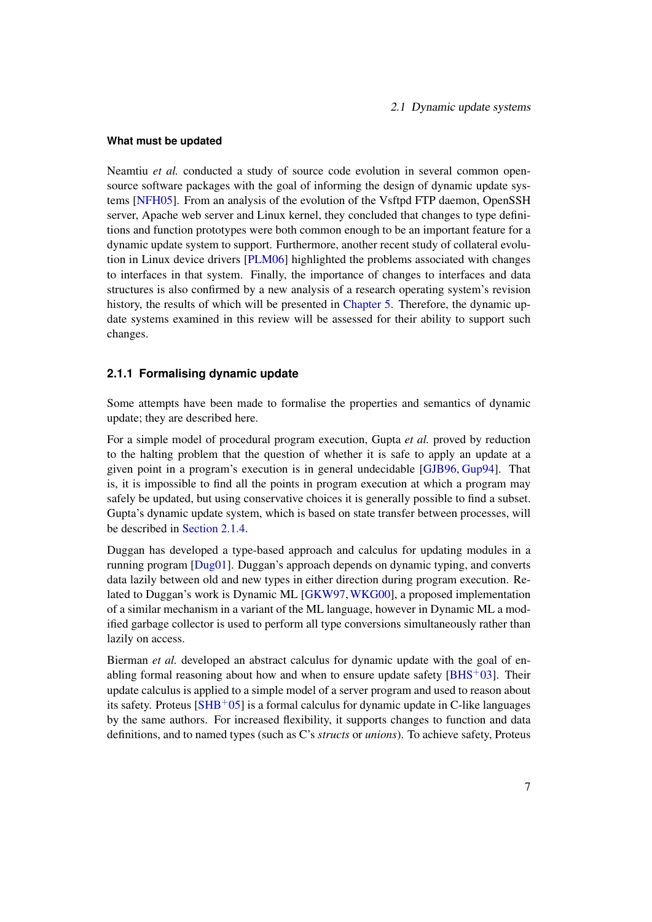#### What must be updated

Neamtiu *et al.* conducted a study of source code evolution in several common open-source software packages with the goal of informing the design of dynamic update systems [NFH05]. From an analysis of the evolution of the Vsftpd FTP daemon, OpenSSH server, Apache web server and Linux kernel, they concluded that changes to type definitions and function prototypes were both common enough to be an important feature for a dynamic update system to support. Furthermore, another recent study of collateral evolution in Linux device drivers [PLM06] highlighted the problems associated with changes to interfaces in that system. Finally, the importance of changes to interfaces and data structures is also confirmed by a new analysis of a research operating system's revision history, the results of which will be presented in Chapter 5. Therefore, the dynamic update systems examined in this review will be assessed for their ability to support such changes.

### 2.1.1 Formalising dynamic update

Some attempts have been made to formalise the properties and semantics of dynamic update; they are described here.

For a simple model of procedural program execution, Gupta *et al.* proved by reduction to the halting problem that the question of whether it is safe to apply an update at a given point in a program's execution is in general undecidable [GJB96, Gup94]. That is, it is impossible to find all the points in program execution at which a program may safely be updated, but using conservative choices it is generally possible to find a subset. Gupta's dynamic update system, which is based on state transfer between processes, will be described in Section 2.1.4.

Duggan has developed a type-based approach and calculus for updating modules in a running program [Dug01]. Duggan's approach depends on dynamic typing, and converts data lazily between old and new types in either direction during program execution. Related to Duggan's work is Dynamic ML [GKW97, WKG00], a proposed implementation of a similar mechanism in a variant of the ML language, however in Dynamic ML a modified garbage collector is used to perform all type conversions simultaneously rather than lazily on access.

Bierman *et al.* developed an abstract calculus for dynamic update with the goal of enabling formal reasoning about how and when to ensure update safety [BHS+03]. Their update calculus is applied to a simple model of a server program and used to reason about its safety. Proteus [SHB+05] is a formal calculus for dynamic update in C-like languages by the same authors. For increased flexibility, it supports changes to function and data definitions, and to named types (such as C's *structs* or *unions*). To achieve safety, Proteus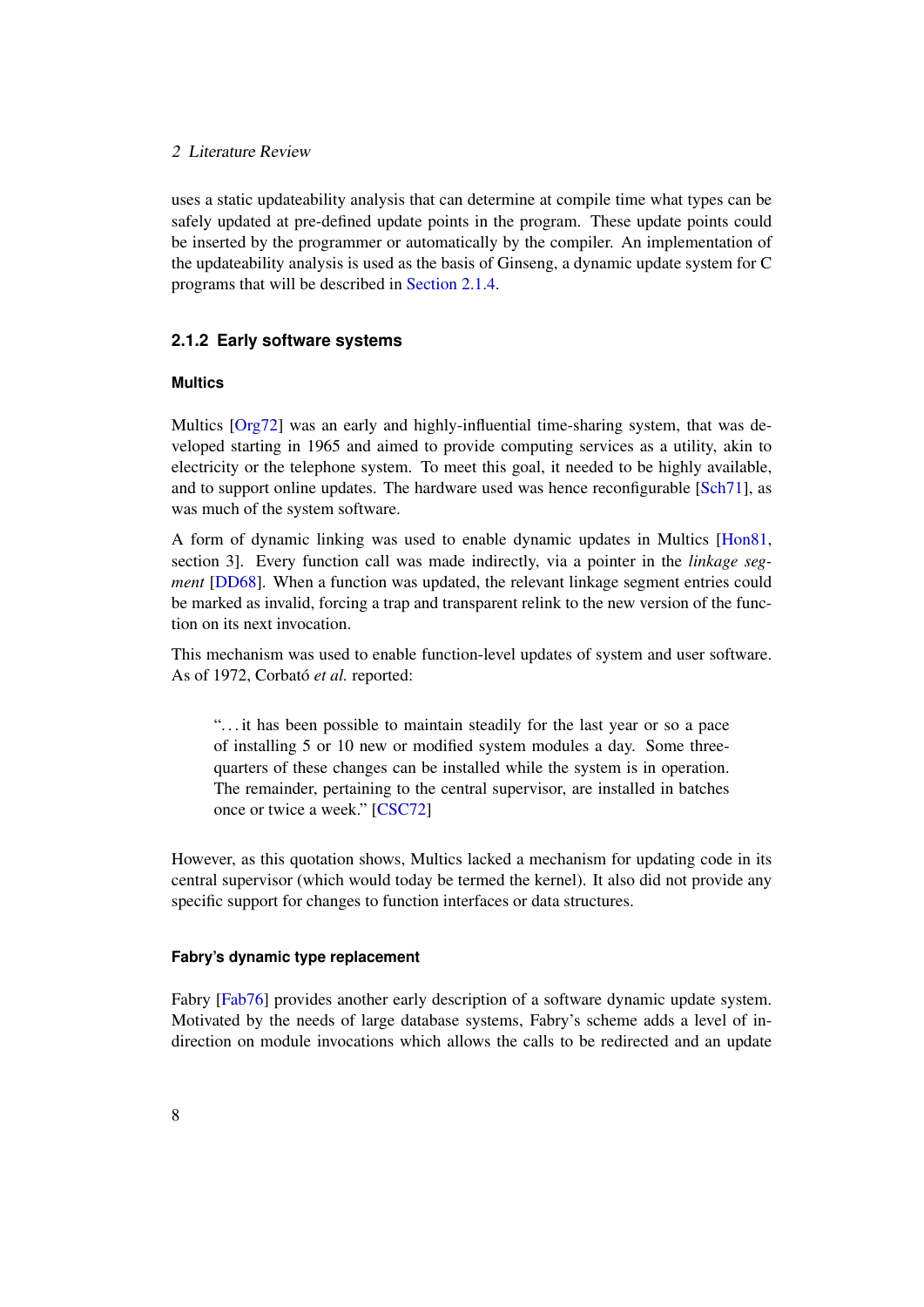uses a static updateability analysis that can determine at compile time what types can be safely updated at pre-defined update points in the program. These update points could be inserted by the programmer or automatically by the compiler. An implementation of the updateability analysis is used as the basis of Ginseng, a dynamic update system for C programs that will be described in Section 2.1.4.

### 2.1.2 Early software systems

#### Multics

Multics [Org72] was an early and highly-influential time-sharing system, that was developed starting in 1965 and aimed to provide computing services as a utility, akin to electricity or the telephone system. To meet this goal, it needed to be highly available, and to support online updates. The hardware used was hence reconfigurable [Sch71], as was much of the system software.

A form of dynamic linking was used to enable dynamic updates in Multics [Hon81, section 3]. Every function call was made indirectly, via a pointer in the *linkage segment* [DD68]. When a function was updated, the relevant linkage segment entries could be marked as invalid, forcing a trap and transparent relink to the new version of the function on its next invocation.

This mechanism was used to enable function-level updates of system and user software. As of 1972, Corbató *et al.* reported:

> "…it has been possible to maintain steadily for the last year or so a pace of installing 5 or 10 new or modified system modules a day. Some three-quarters of these changes can be installed while the system is in operation. The remainder, pertaining to the central supervisor, are installed in batches once or twice a week." [CSC72]

However, as this quotation shows, Multics lacked a mechanism for updating code in its central supervisor (which would today be termed the kernel). It also did not provide any specific support for changes to function interfaces or data structures.

#### Fabry's dynamic type replacement

Fabry [Fab76] provides another early description of a software dynamic update system. Motivated by the needs of large database systems, Fabry's scheme adds a level of indirection on module invocations which allows the calls to be redirected and an update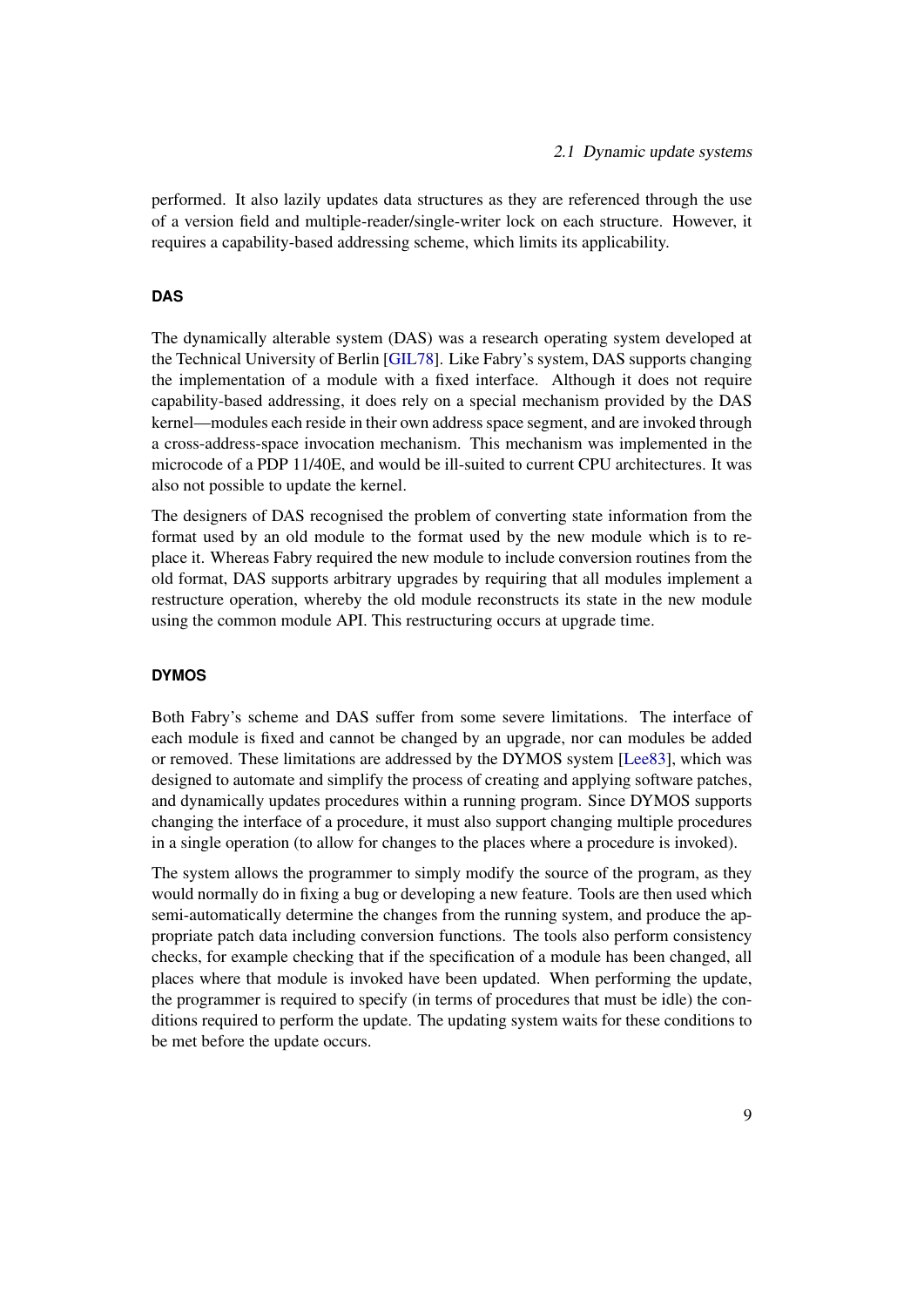performed. It also lazily updates data structures as they are referenced through the use of a version field and multiple-reader/single-writer lock on each structure. However, it requires a capability-based addressing scheme, which limits its applicability.

#### DAS

The dynamically alterable system (DAS) was a research operating system developed at the Technical University of Berlin [GIL78]. Like Fabry's system, DAS supports changing the implementation of a module with a fixed interface. Although it does not require capability-based addressing, it does rely on a special mechanism provided by the DAS kernel—modules each reside in their own address space segment, and are invoked through a cross-address-space invocation mechanism. This mechanism was implemented in the microcode of a PDP 11/40E, and would be ill-suited to current CPU architectures. It was also not possible to update the kernel.

The designers of DAS recognised the problem of converting state information from the format used by an old module to the format used by the new module which is to replace it. Whereas Fabry required the new module to include conversion routines from the old format, DAS supports arbitrary upgrades by requiring that all modules implement a restructure operation, whereby the old module reconstructs its state in the new module using the common module API. This restructuring occurs at upgrade time.

#### DYMOS

Both Fabry's scheme and DAS suffer from some severe limitations. The interface of each module is fixed and cannot be changed by an upgrade, nor can modules be added or removed. These limitations are addressed by the DYMOS system [Lee83], which was designed to automate and simplify the process of creating and applying software patches, and dynamically updates procedures within a running program. Since DYMOS supports changing the interface of a procedure, it must also support changing multiple procedures in a single operation (to allow for changes to the places where a procedure is invoked).

The system allows the programmer to simply modify the source of the program, as they would normally do in fixing a bug or developing a new feature. Tools are then used which semi-automatically determine the changes from the running system, and produce the appropriate patch data including conversion functions. The tools also perform consistency checks, for example checking that if the specification of a module has been changed, all places where that module is invoked have been updated. When performing the update, the programmer is required to specify (in terms of procedures that must be idle) the conditions required to perform the update. The updating system waits for these conditions to be met before the update occurs.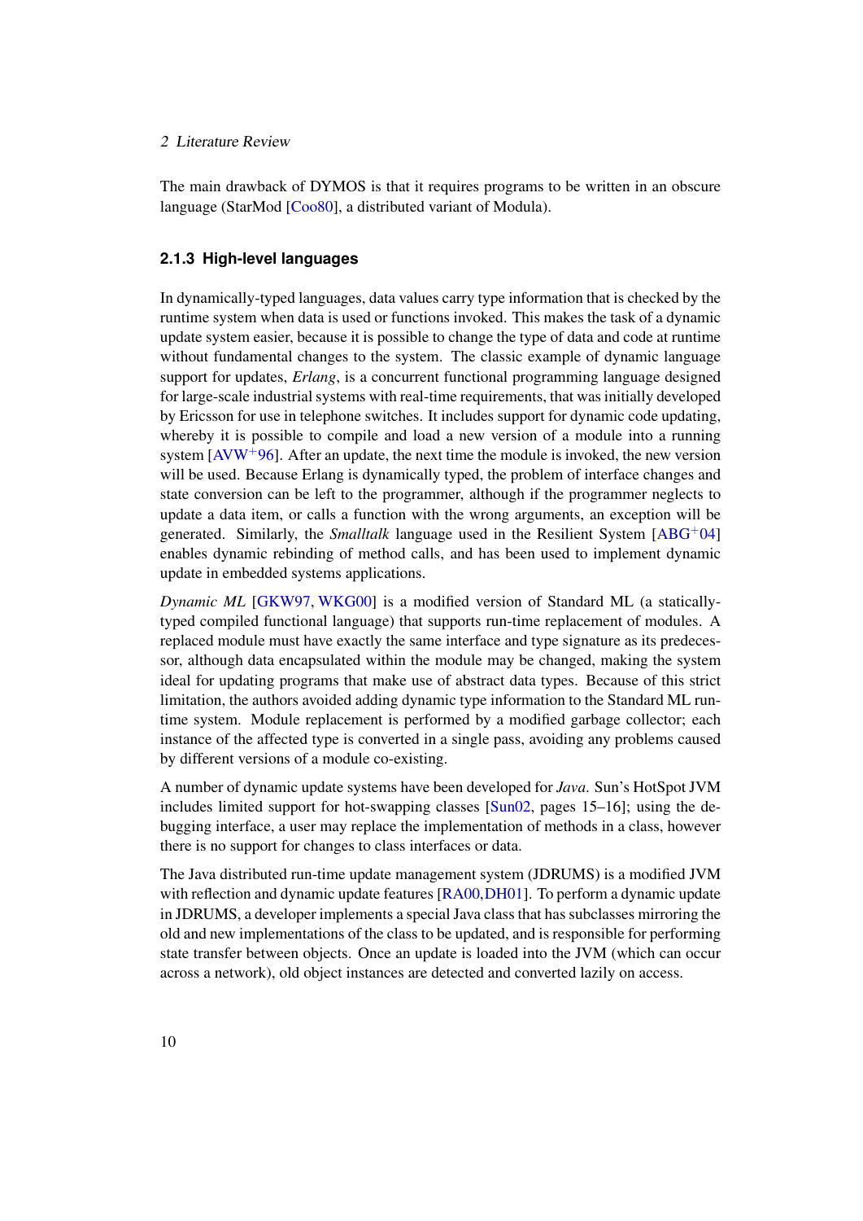The main drawback of DYMOS is that it requires programs to be written in an obscure language (StarMod [Coo80], a distributed variant of Modula).

### 2.1.3 High-level languages

In dynamically-typed languages, data values carry type information that is checked by the runtime system when data is used or functions invoked. This makes the task of a dynamic update system easier, because it is possible to change the type of data and code at runtime without fundamental changes to the system. The classic example of dynamic language support for updates, *Erlang*, is a concurrent functional programming language designed for large-scale industrial systems with real-time requirements, that was initially developed by Ericsson for use in telephone switches. It includes support for dynamic code updating, whereby it is possible to compile and load a new version of a module into a running system [AVW+96]. After an update, the next time the module is invoked, the new version will be used. Because Erlang is dynamically typed, the problem of interface changes and state conversion can be left to the programmer, although if the programmer neglects to update a data item, or calls a function with the wrong arguments, an exception will be generated. Similarly, the *Smalltalk* language used in the Resilient System [ABG+04] enables dynamic rebinding of method calls, and has been used to implement dynamic update in embedded systems applications.

*Dynamic ML* [GKW97, WKG00] is a modified version of Standard ML (a statically-typed compiled functional language) that supports run-time replacement of modules. A replaced module must have exactly the same interface and type signature as its predecessor, although data encapsulated within the module may be changed, making the system ideal for updating programs that make use of abstract data types. Because of this strict limitation, the authors avoided adding dynamic type information to the Standard ML run-time system. Module replacement is performed by a modified garbage collector; each instance of the affected type is converted in a single pass, avoiding any problems caused by different versions of a module co-existing.

A number of dynamic update systems have been developed for *Java*. Sun's HotSpot JVM includes limited support for hot-swapping classes [Sun02, pages 15–16]; using the debugging interface, a user may replace the implementation of methods in a class, however there is no support for changes to class interfaces or data.

The Java distributed run-time update management system (JDRUMS) is a modified JVM with reflection and dynamic update features [RA00,DH01]. To perform a dynamic update in JDRUMS, a developer implements a special Java class that has subclasses mirroring the old and new implementations of the class to be updated, and is responsible for performing state transfer between objects. Once an update is loaded into the JVM (which can occur across a network), old object instances are detected and converted lazily on access.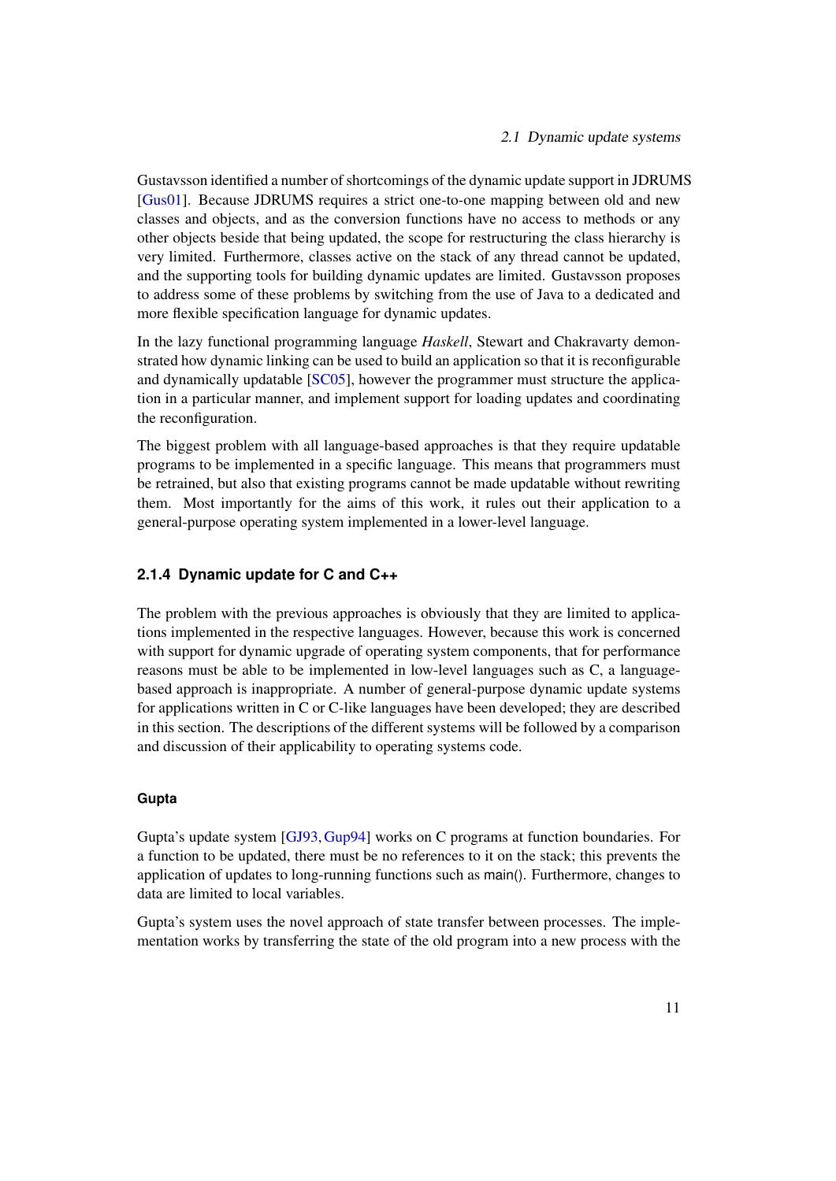Gustavsson identified a number of shortcomings of the dynamic update support in JDRUMS [Gus01]. Because JDRUMS requires a strict one-to-one mapping between old and new classes and objects, and as the conversion functions have no access to methods or any other objects beside that being updated, the scope for restructuring the class hierarchy is very limited. Furthermore, classes active on the stack of any thread cannot be updated, and the supporting tools for building dynamic updates are limited. Gustavsson proposes to address some of these problems by switching from the use of Java to a dedicated and more flexible specification language for dynamic updates.

In the lazy functional programming language *Haskell*, Stewart and Chakravarty demonstrated how dynamic linking can be used to build an application so that it is reconfigurable and dynamically updatable [SC05], however the programmer must structure the application in a particular manner, and implement support for loading updates and coordinating the reconfiguration.

The biggest problem with all language-based approaches is that they require updatable programs to be implemented in a specific language. This means that programmers must be retrained, but also that existing programs cannot be made updatable without rewriting them. Most importantly for the aims of this work, it rules out their application to a general-purpose operating system implemented in a lower-level language.

### 2.1.4 Dynamic update for C and C++

The problem with the previous approaches is obviously that they are limited to applications implemented in the respective languages. However, because this work is concerned with support for dynamic upgrade of operating system components, that for performance reasons must be able to be implemented in low-level languages such as C, a language-based approach is inappropriate. A number of general-purpose dynamic update systems for applications written in C or C-like languages have been developed; they are described in this section. The descriptions of the different systems will be followed by a comparison and discussion of their applicability to operating systems code.

#### Gupta

Gupta's update system [GJ93, Gup94] works on C programs at function boundaries. For a function to be updated, there must be no references to it on the stack; this prevents the application of updates to long-running functions such as main(). Furthermore, changes to data are limited to local variables.

Gupta's system uses the novel approach of state transfer between processes. The implementation works by transferring the state of the old program into a new process with the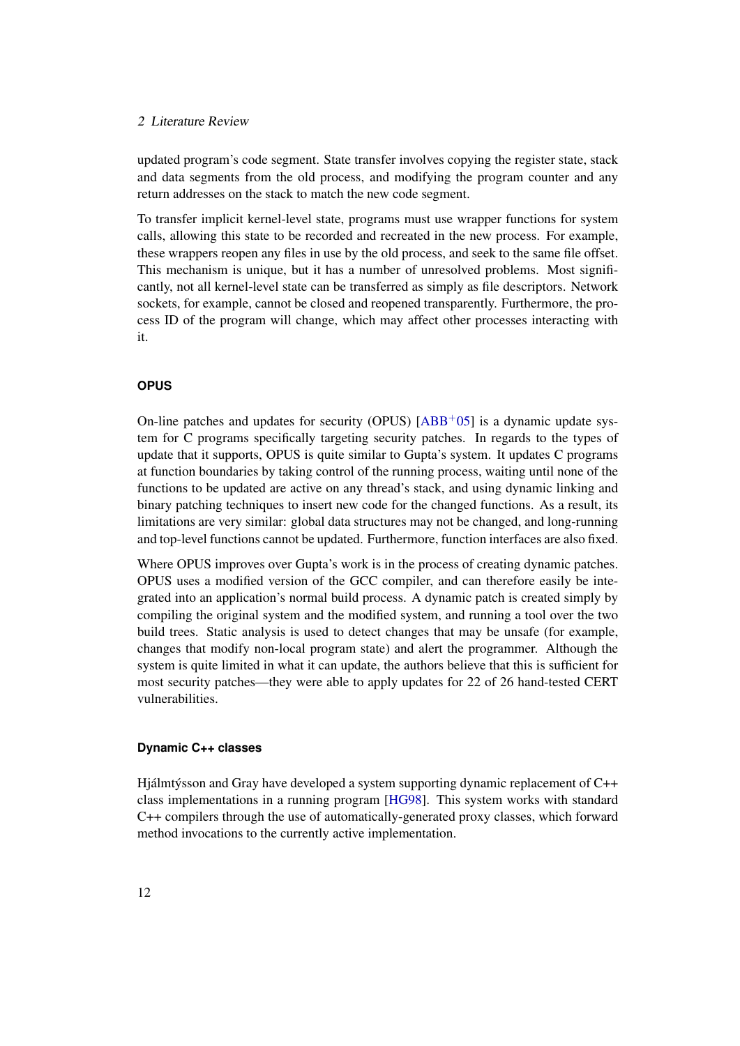updated program's code segment. State transfer involves copying the register state, stack and data segments from the old process, and modifying the program counter and any return addresses on the stack to match the new code segment.

To transfer implicit kernel-level state, programs must use wrapper functions for system calls, allowing this state to be recorded and recreated in the new process. For example, these wrappers reopen any files in use by the old process, and seek to the same file offset. This mechanism is unique, but it has a number of unresolved problems. Most significantly, not all kernel-level state can be transferred as simply as file descriptors. Network sockets, for example, cannot be closed and reopened transparently. Furthermore, the process ID of the program will change, which may affect other processes interacting with it.

#### OPUS

On-line patches and updates for security (OPUS) [ABB+05] is a dynamic update system for C programs specifically targeting security patches. In regards to the types of update that it supports, OPUS is quite similar to Gupta's system. It updates C programs at function boundaries by taking control of the running process, waiting until none of the functions to be updated are active on any thread's stack, and using dynamic linking and binary patching techniques to insert new code for the changed functions. As a result, its limitations are very similar: global data structures may not be changed, and long-running and top-level functions cannot be updated. Furthermore, function interfaces are also fixed.

Where OPUS improves over Gupta's work is in the process of creating dynamic patches. OPUS uses a modified version of the GCC compiler, and can therefore easily be integrated into an application's normal build process. A dynamic patch is created simply by compiling the original system and the modified system, and running a tool over the two build trees. Static analysis is used to detect changes that may be unsafe (for example, changes that modify non-local program state) and alert the programmer. Although the system is quite limited in what it can update, the authors believe that this is sufficient for most security patches—they were able to apply updates for 22 of 26 hand-tested CERT vulnerabilities.

#### Dynamic C++ classes

Hjálmtýsson and Gray have developed a system supporting dynamic replacement of C++ class implementations in a running program [HG98]. This system works with standard C++ compilers through the use of automatically-generated proxy classes, which forward method invocations to the currently active implementation.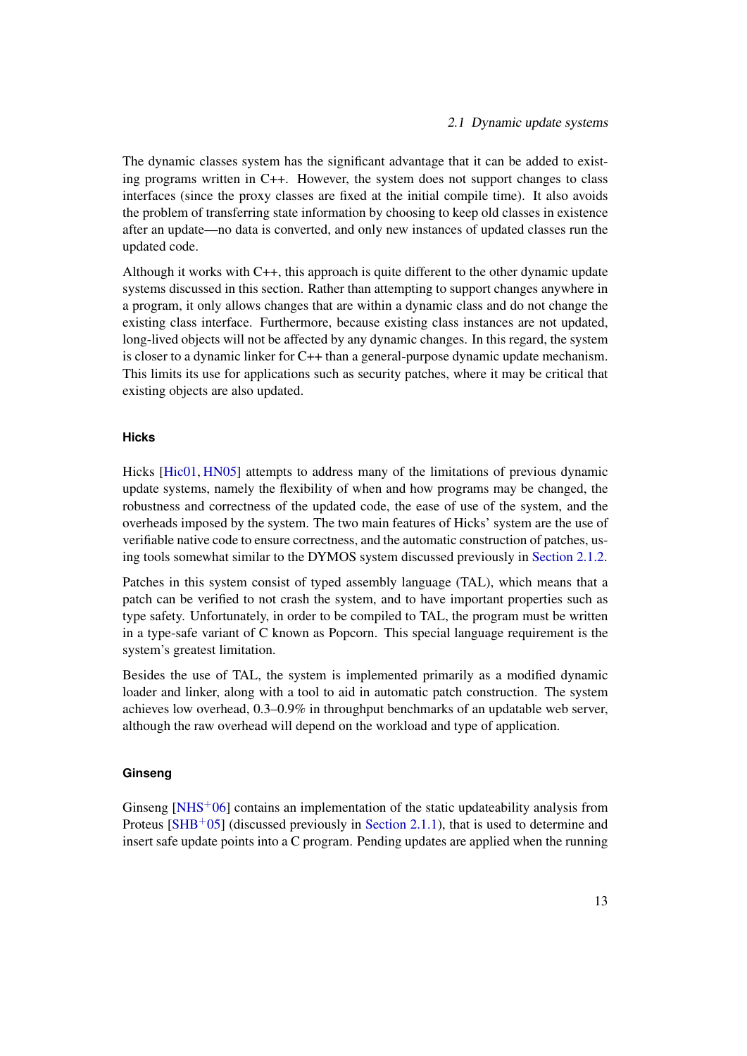The dynamic classes system has the significant advantage that it can be added to existing programs written in C++. However, the system does not support changes to class interfaces (since the proxy classes are fixed at the initial compile time). It also avoids the problem of transferring state information by choosing to keep old classes in existence after an update—no data is converted, and only new instances of updated classes run the updated code.

Although it works with C++, this approach is quite different to the other dynamic update systems discussed in this section. Rather than attempting to support changes anywhere in a program, it only allows changes that are within a dynamic class and do not change the existing class interface. Furthermore, because existing class instances are not updated, long-lived objects will not be affected by any dynamic changes. In this regard, the system is closer to a dynamic linker for C++ than a general-purpose dynamic update mechanism. This limits its use for applications such as security patches, where it may be critical that existing objects are also updated.

#### Hicks

Hicks [Hic01, HN05] attempts to address many of the limitations of previous dynamic update systems, namely the flexibility of when and how programs may be changed, the robustness and correctness of the updated code, the ease of use of the system, and the overheads imposed by the system. The two main features of Hicks' system are the use of verifiable native code to ensure correctness, and the automatic construction of patches, using tools somewhat similar to the DYMOS system discussed previously in Section 2.1.2.

Patches in this system consist of typed assembly language (TAL), which means that a patch can be verified to not crash the system, and to have important properties such as type safety. Unfortunately, in order to be compiled to TAL, the program must be written in a type-safe variant of C known as Popcorn. This special language requirement is the system's greatest limitation.

Besides the use of TAL, the system is implemented primarily as a modified dynamic loader and linker, along with a tool to aid in automatic patch construction. The system achieves low overhead, 0.3–0.9% in throughput benchmarks of an updatable web server, although the raw overhead will depend on the workload and type of application.

#### Ginseng

Ginseng [NHS+06] contains an implementation of the static updateability analysis from Proteus [SHB+05] (discussed previously in Section 2.1.1), that is used to determine and insert safe update points into a C program. Pending updates are applied when the running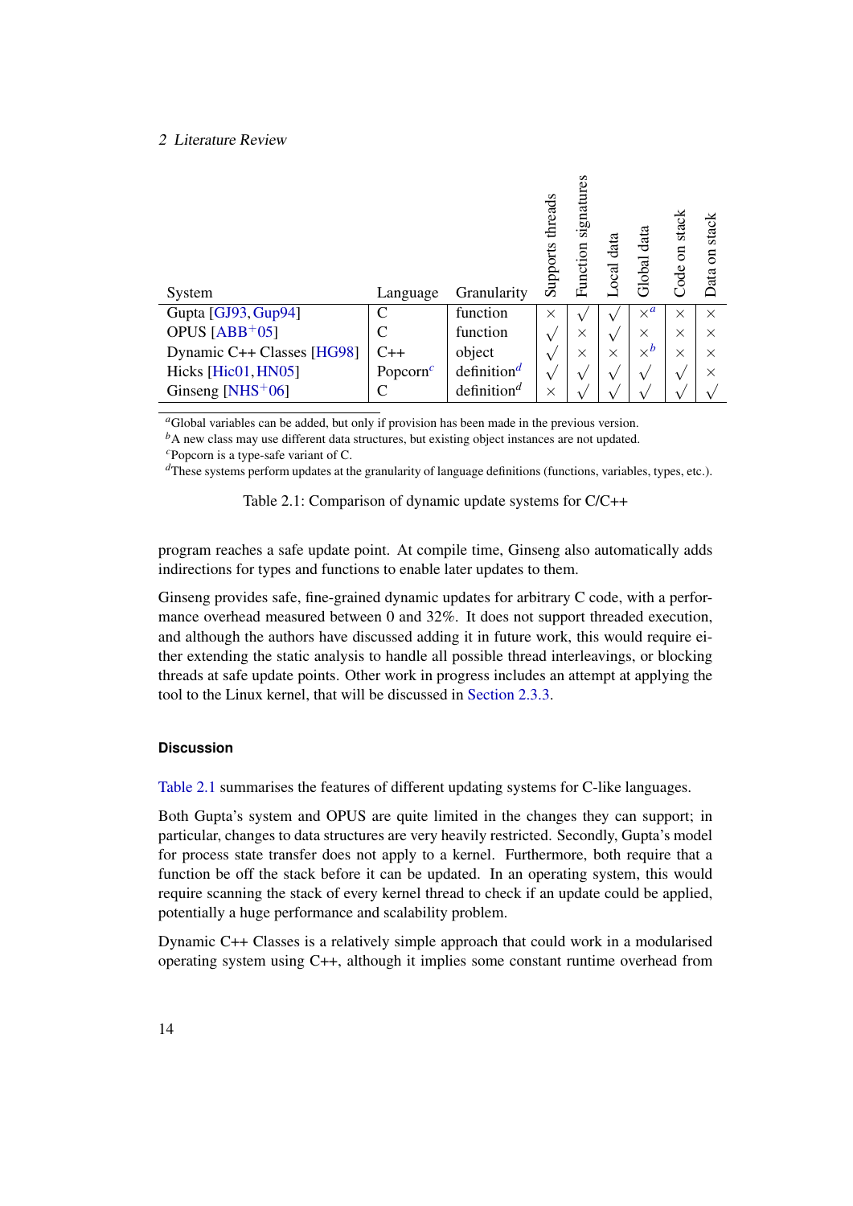| System | Language | Granularity | Supports threads | Function signatures | Local data | Global data | Code on stack | Data on stack |
|---|---|---|---|---|---|---|---|---|
| Gupta [GJ93, Gup94] | C | function | × | √ | √ | ×[a] | × | × |
| OPUS [ABB+05] | C | function | √ | × | √ | × | × | × |
| Dynamic C++ Classes [HG98] | C++ | object | √ | × | × | ×[b] | × | × |
| Hicks [Hic01, HN05] | Popcorn[c] | definition[d] | √ | √ | √ | √ | √ | × |
| Ginseng [NHS+06] | C | definition[d] | × | √ | √ | √ | √ | √ |

[a]Global variables can be added, but only if provision has been made in the previous version.
[b]A new class may use different data structures, but existing object instances are not updated.
[c]Popcorn is a type-safe variant of C.
[d]These systems perform updates at the granularity of language definitions (functions, variables, types, etc.).

Table 2.1: Comparison of dynamic update systems for C/C++

program reaches a safe update point. At compile time, Ginseng also automatically adds indirections for types and functions to enable later updates to them.

Ginseng provides safe, fine-grained dynamic updates for arbitrary C code, with a performance overhead measured between 0 and 32%. It does not support threaded execution, and although the authors have discussed adding it in future work, this would require either extending the static analysis to handle all possible thread interleavings, or blocking threads at safe update points. Other work in progress includes an attempt at applying the tool to the Linux kernel, that will be discussed in Section 2.3.3.

#### Discussion

Table 2.1 summarises the features of different updating systems for C-like languages.

Both Gupta's system and OPUS are quite limited in the changes they can support; in particular, changes to data structures are very heavily restricted. Secondly, Gupta's model for process state transfer does not apply to a kernel. Furthermore, both require that a function be off the stack before it can be updated. In an operating system, this would require scanning the stack of every kernel thread to check if an update could be applied, potentially a huge performance and scalability problem.

Dynamic C++ Classes is a relatively simple approach that could work in a modularised operating system using C++, although it implies some constant runtime overhead from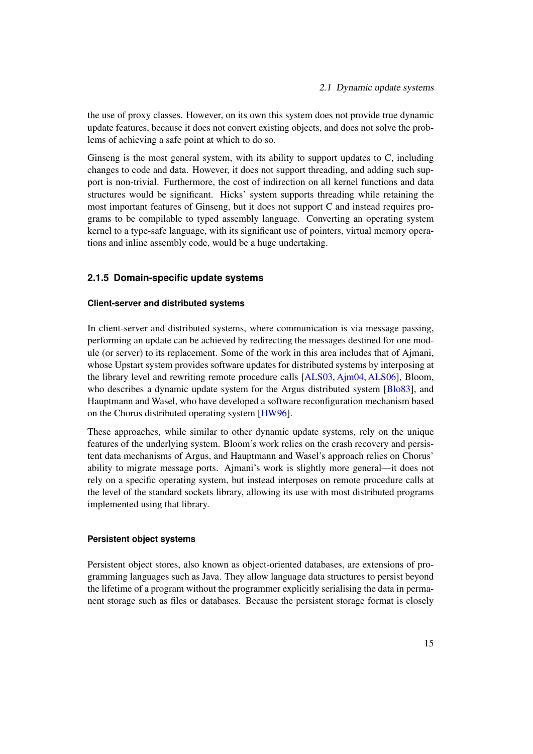the use of proxy classes. However, on its own this system does not provide true dynamic update features, because it does not convert existing objects, and does not solve the problems of achieving a safe point at which to do so.

Ginseng is the most general system, with its ability to support updates to C, including changes to code and data. However, it does not support threading, and adding such support is non-trivial. Furthermore, the cost of indirection on all kernel functions and data structures would be significant. Hicks' system supports threading while retaining the most important features of Ginseng, but it does not support C and instead requires programs to be compilable to typed assembly language. Converting an operating system kernel to a type-safe language, with its significant use of pointers, virtual memory operations and inline assembly code, would be a huge undertaking.

### 2.1.5 Domain-specific update systems

#### Client-server and distributed systems

In client-server and distributed systems, where communication is via message passing, performing an update can be achieved by redirecting the messages destined for one module (or server) to its replacement. Some of the work in this area includes that of Ajmani, whose Upstart system provides software updates for distributed systems by interposing at the library level and rewriting remote procedure calls [ALS03, Ajm04, ALS06], Bloom, who describes a dynamic update system for the Argus distributed system [Blo83], and Hauptmann and Wasel, who have developed a software reconfiguration mechanism based on the Chorus distributed operating system [HW96].

These approaches, while similar to other dynamic update systems, rely on the unique features of the underlying system. Bloom's work relies on the crash recovery and persistent data mechanisms of Argus, and Hauptmann and Wasel's approach relies on Chorus' ability to migrate message ports. Ajmani's work is slightly more general—it does not rely on a specific operating system, but instead interposes on remote procedure calls at the level of the standard sockets library, allowing its use with most distributed programs implemented using that library.

#### Persistent object systems

Persistent object stores, also known as object-oriented databases, are extensions of programming languages such as Java. They allow language data structures to persist beyond the lifetime of a program without the programmer explicitly serialising the data in permanent storage such as files or databases. Because the persistent storage format is closely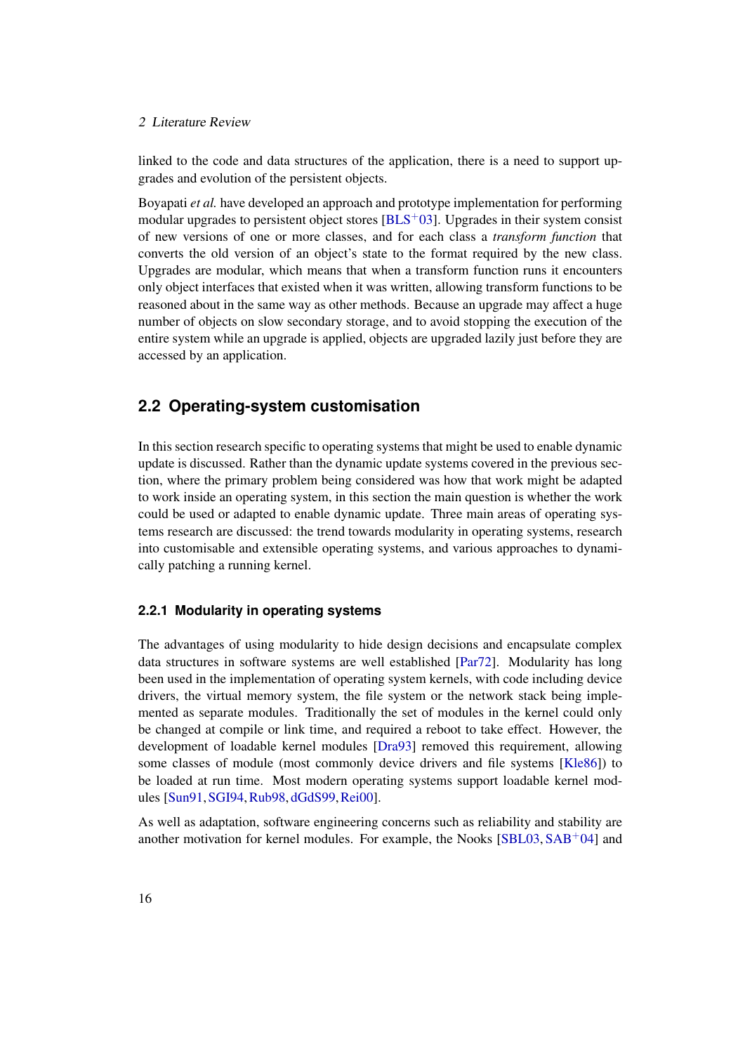linked to the code and data structures of the application, there is a need to support upgrades and evolution of the persistent objects.

Boyapati *et al.* have developed an approach and prototype implementation for performing modular upgrades to persistent object stores [BLS+03]. Upgrades in their system consist of new versions of one or more classes, and for each class a *transform function* that converts the old version of an object's state to the format required by the new class. Upgrades are modular, which means that when a transform function runs it encounters only object interfaces that existed when it was written, allowing transform functions to be reasoned about in the same way as other methods. Because an upgrade may affect a huge number of objects on slow secondary storage, and to avoid stopping the execution of the entire system while an upgrade is applied, objects are upgraded lazily just before they are accessed by an application.

## 2.2 Operating-system customisation

In this section research specific to operating systems that might be used to enable dynamic update is discussed. Rather than the dynamic update systems covered in the previous section, where the primary problem being considered was how that work might be adapted to work inside an operating system, in this section the main question is whether the work could be used or adapted to enable dynamic update. Three main areas of operating systems research are discussed: the trend towards modularity in operating systems, research into customisable and extensible operating systems, and various approaches to dynamically patching a running kernel.

### 2.2.1 Modularity in operating systems

The advantages of using modularity to hide design decisions and encapsulate complex data structures in software systems are well established [Par72]. Modularity has long been used in the implementation of operating system kernels, with code including device drivers, the virtual memory system, the file system or the network stack being implemented as separate modules. Traditionally the set of modules in the kernel could only be changed at compile or link time, and required a reboot to take effect. However, the development of loadable kernel modules [Dra93] removed this requirement, allowing some classes of module (most commonly device drivers and file systems [Kle86]) to be loaded at run time. Most modern operating systems support loadable kernel modules [Sun91, SGI94, Rub98, dGdS99, Rei00].

As well as adaptation, software engineering concerns such as reliability and stability are another motivation for kernel modules. For example, the Nooks [SBL03, SAB+04] and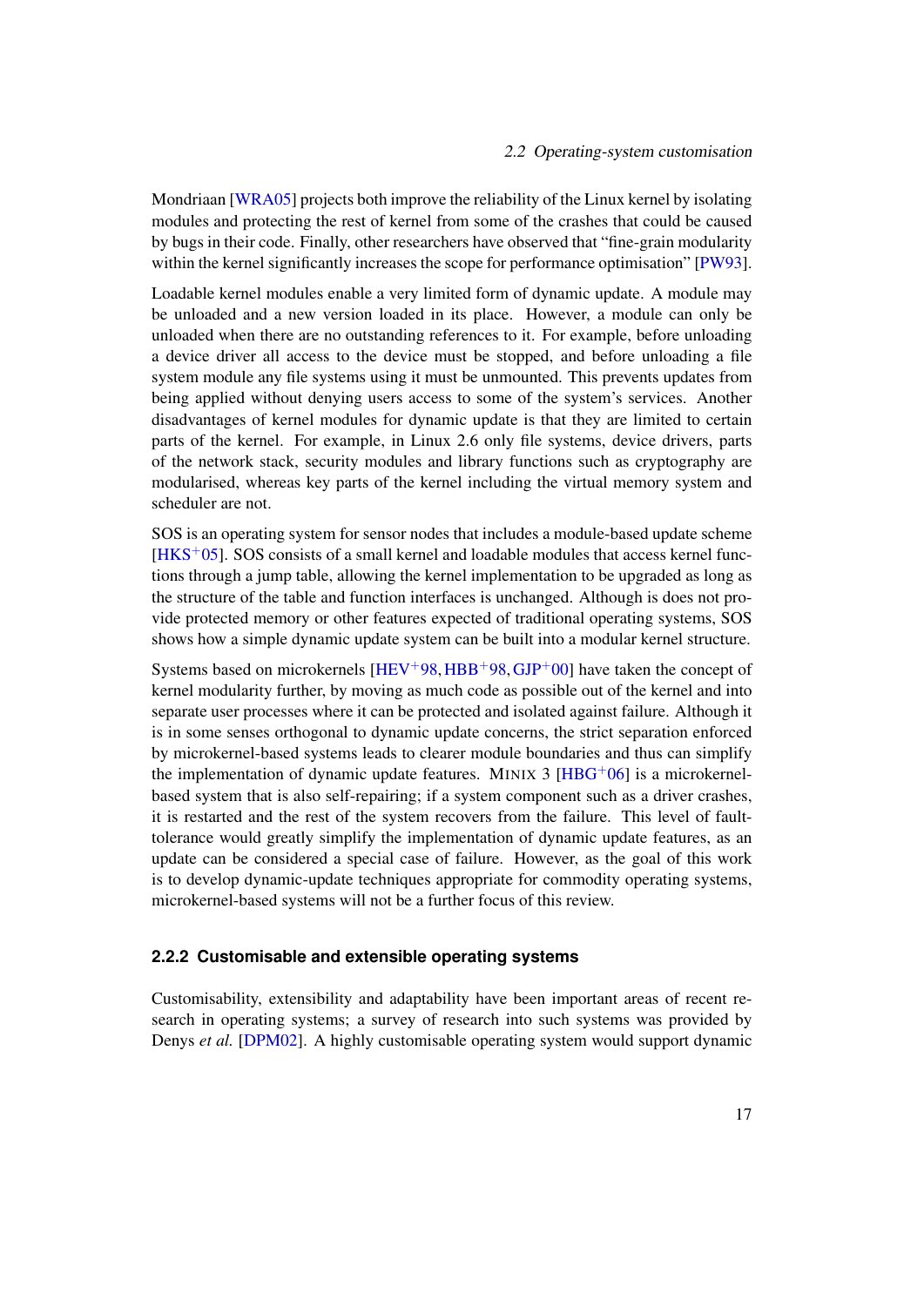Mondriaan [WRA05] projects both improve the reliability of the Linux kernel by isolating modules and protecting the rest of kernel from some of the crashes that could be caused by bugs in their code. Finally, other researchers have observed that "fine-grain modularity within the kernel significantly increases the scope for performance optimisation" [PW93].

Loadable kernel modules enable a very limited form of dynamic update. A module may be unloaded and a new version loaded in its place. However, a module can only be unloaded when there are no outstanding references to it. For example, before unloading a device driver all access to the device must be stopped, and before unloading a file system module any file systems using it must be unmounted. This prevents updates from being applied without denying users access to some of the system's services. Another disadvantages of kernel modules for dynamic update is that they are limited to certain parts of the kernel. For example, in Linux 2.6 only file systems, device drivers, parts of the network stack, security modules and library functions such as cryptography are modularised, whereas key parts of the kernel including the virtual memory system and scheduler are not.

SOS is an operating system for sensor nodes that includes a module-based update scheme [HKS+05]. SOS consists of a small kernel and loadable modules that access kernel functions through a jump table, allowing the kernel implementation to be upgraded as long as the structure of the table and function interfaces is unchanged. Although is does not provide protected memory or other features expected of traditional operating systems, SOS shows how a simple dynamic update system can be built into a modular kernel structure.

Systems based on microkernels [HEV+98, HBB+98, GJP+00] have taken the concept of kernel modularity further, by moving as much code as possible out of the kernel and into separate user processes where it can be protected and isolated against failure. Although it is in some senses orthogonal to dynamic update concerns, the strict separation enforced by microkernel-based systems leads to clearer module boundaries and thus can simplify the implementation of dynamic update features. MINIX 3 [HBG+06] is a microkernel-based system that is also self-repairing; if a system component such as a driver crashes, it is restarted and the rest of the system recovers from the failure. This level of fault-tolerance would greatly simplify the implementation of dynamic update features, as an update can be considered a special case of failure. However, as the goal of this work is to develop dynamic-update techniques appropriate for commodity operating systems, microkernel-based systems will not be a further focus of this review.

### 2.2.2 Customisable and extensible operating systems

Customisability, extensibility and adaptability have been important areas of recent research in operating systems; a survey of research into such systems was provided by Denys *et al.* [DPM02]. A highly customisable operating system would support dynamic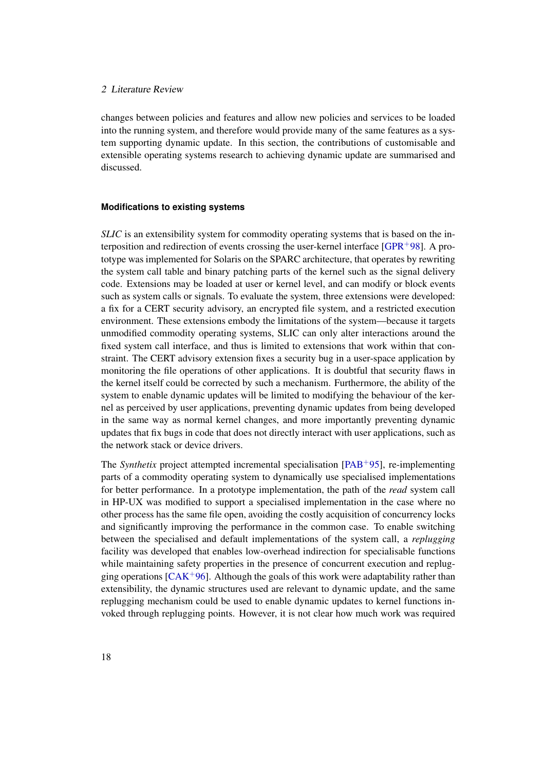changes between policies and features and allow new policies and services to be loaded into the running system, and therefore would provide many of the same features as a system supporting dynamic update. In this section, the contributions of customisable and extensible operating systems research to achieving dynamic update are summarised and discussed.

#### Modifications to existing systems

*SLIC* is an extensibility system for commodity operating systems that is based on the interposition and redirection of events crossing the user-kernel interface [GPR+98]. A prototype was implemented for Solaris on the SPARC architecture, that operates by rewriting the system call table and binary patching parts of the kernel such as the signal delivery code. Extensions may be loaded at user or kernel level, and can modify or block events such as system calls or signals. To evaluate the system, three extensions were developed: a fix for a CERT security advisory, an encrypted file system, and a restricted execution environment. These extensions embody the limitations of the system—because it targets unmodified commodity operating systems, SLIC can only alter interactions around the fixed system call interface, and thus is limited to extensions that work within that constraint. The CERT advisory extension fixes a security bug in a user-space application by monitoring the file operations of other applications. It is doubtful that security flaws in the kernel itself could be corrected by such a mechanism. Furthermore, the ability of the system to enable dynamic updates will be limited to modifying the behaviour of the kernel as perceived by user applications, preventing dynamic updates from being developed in the same way as normal kernel changes, and more importantly preventing dynamic updates that fix bugs in code that does not directly interact with user applications, such as the network stack or device drivers.

The *Synthetix* project attempted incremental specialisation [PAB+95], re-implementing parts of a commodity operating system to dynamically use specialised implementations for better performance. In a prototype implementation, the path of the *read* system call in HP-UX was modified to support a specialised implementation in the case where no other process has the same file open, avoiding the costly acquisition of concurrency locks and significantly improving the performance in the common case. To enable switching between the specialised and default implementations of the system call, a *replugging* facility was developed that enables low-overhead indirection for specialisable functions while maintaining safety properties in the presence of concurrent execution and replugging operations [CAK+96]. Although the goals of this work were adaptability rather than extensibility, the dynamic structures used are relevant to dynamic update, and the same replugging mechanism could be used to enable dynamic updates to kernel functions invoked through replugging points. However, it is not clear how much work was required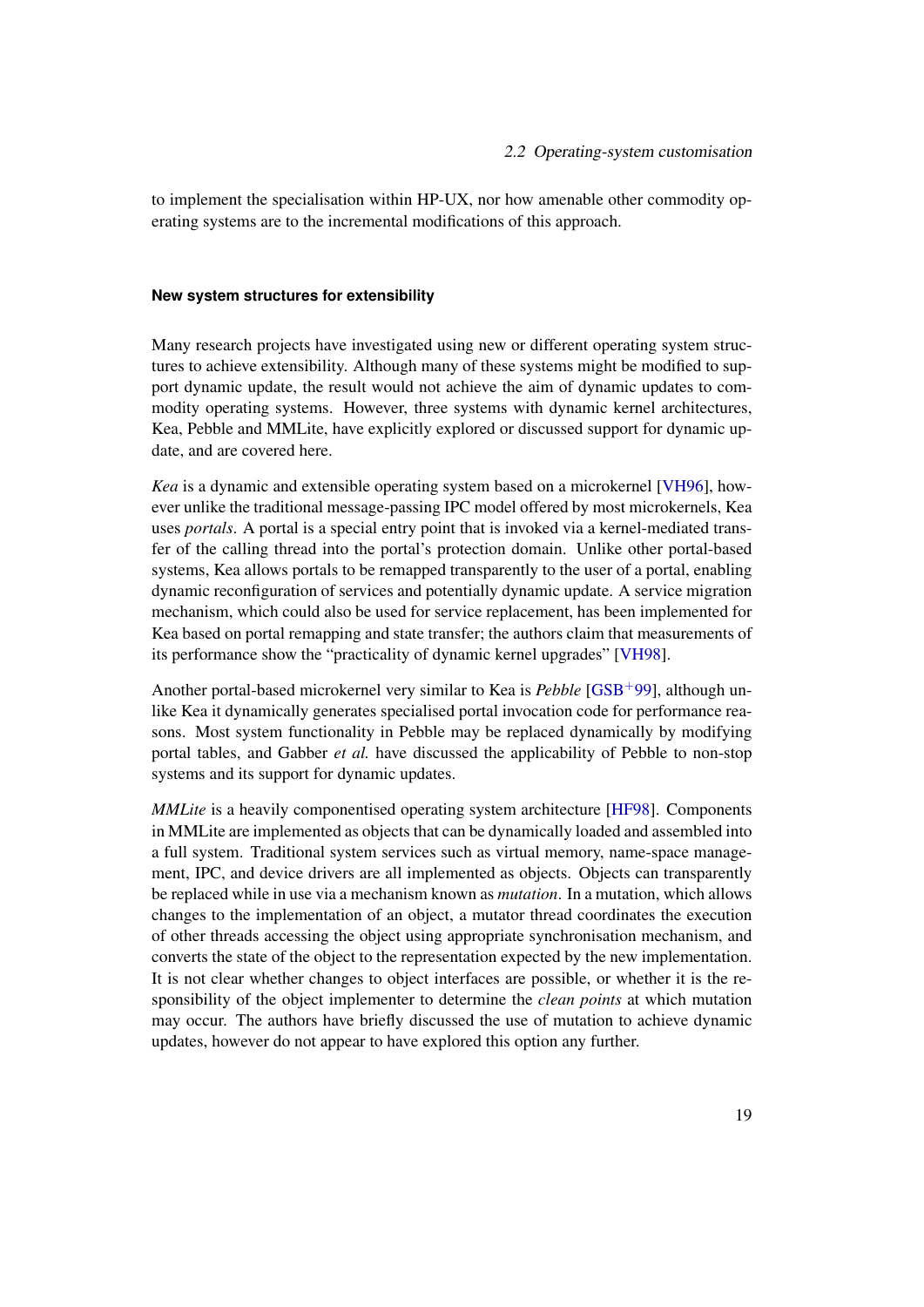to implement the specialisation within HP-UX, nor how amenable other commodity operating systems are to the incremental modifications of this approach.

#### New system structures for extensibility

Many research projects have investigated using new or different operating system structures to achieve extensibility. Although many of these systems might be modified to support dynamic update, the result would not achieve the aim of dynamic updates to commodity operating systems. However, three systems with dynamic kernel architectures, Kea, Pebble and MMLite, have explicitly explored or discussed support for dynamic update, and are covered here.

*Kea* is a dynamic and extensible operating system based on a microkernel [VH96], however unlike the traditional message-passing IPC model offered by most microkernels, Kea uses *portals*. A portal is a special entry point that is invoked via a kernel-mediated transfer of the calling thread into the portal's protection domain. Unlike other portal-based systems, Kea allows portals to be remapped transparently to the user of a portal, enabling dynamic reconfiguration of services and potentially dynamic update. A service migration mechanism, which could also be used for service replacement, has been implemented for Kea based on portal remapping and state transfer; the authors claim that measurements of its performance show the "practicality of dynamic kernel upgrades" [VH98].

Another portal-based microkernel very similar to Kea is *Pebble* [GSB+99], although unlike Kea it dynamically generates specialised portal invocation code for performance reasons. Most system functionality in Pebble may be replaced dynamically by modifying portal tables, and Gabber *et al.* have discussed the applicability of Pebble to non-stop systems and its support for dynamic updates.

*MMLite* is a heavily componentised operating system architecture [HF98]. Components in MMLite are implemented as objects that can be dynamically loaded and assembled into a full system. Traditional system services such as virtual memory, name-space management, IPC, and device drivers are all implemented as objects. Objects can transparently be replaced while in use via a mechanism known as *mutation*. In a mutation, which allows changes to the implementation of an object, a mutator thread coordinates the execution of other threads accessing the object using appropriate synchronisation mechanism, and converts the state of the object to the representation expected by the new implementation. It is not clear whether changes to object interfaces are possible, or whether it is the responsibility of the object implementer to determine the *clean points* at which mutation may occur. The authors have briefly discussed the use of mutation to achieve dynamic updates, however do not appear to have explored this option any further.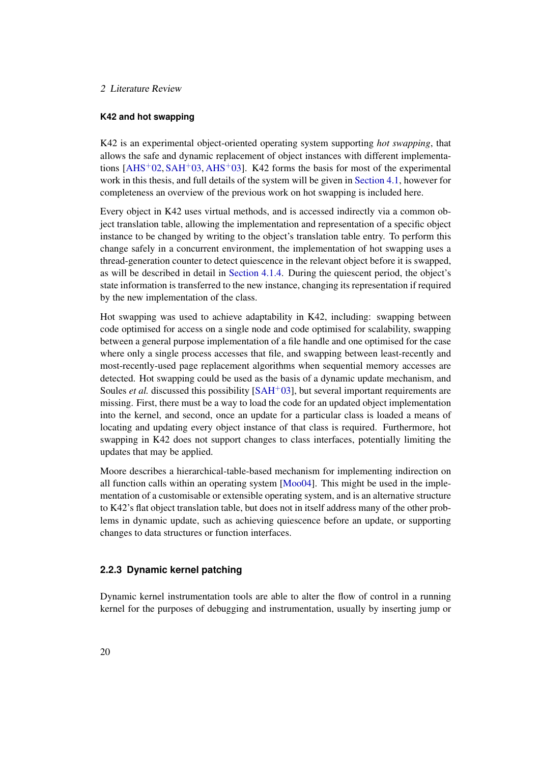#### K42 and hot swapping

K42 is an experimental object-oriented operating system supporting *hot swapping*, that allows the safe and dynamic replacement of object instances with different implementations [AHS+02, SAH+03, AHS+03]. K42 forms the basis for most of the experimental work in this thesis, and full details of the system will be given in Section 4.1, however for completeness an overview of the previous work on hot swapping is included here.

Every object in K42 uses virtual methods, and is accessed indirectly via a common object translation table, allowing the implementation and representation of a specific object instance to be changed by writing to the object's translation table entry. To perform this change safely in a concurrent environment, the implementation of hot swapping uses a thread-generation counter to detect quiescence in the relevant object before it is swapped, as will be described in detail in Section 4.1.4. During the quiescent period, the object's state information is transferred to the new instance, changing its representation if required by the new implementation of the class.

Hot swapping was used to achieve adaptability in K42, including: swapping between code optimised for access on a single node and code optimised for scalability, swapping between a general purpose implementation of a file handle and one optimised for the case where only a single process accesses that file, and swapping between least-recently and most-recently-used page replacement algorithms when sequential memory accesses are detected. Hot swapping could be used as the basis of a dynamic update mechanism, and Soules *et al.* discussed this possibility [SAH+03], but several important requirements are missing. First, there must be a way to load the code for an updated object implementation into the kernel, and second, once an update for a particular class is loaded a means of locating and updating every object instance of that class is required. Furthermore, hot swapping in K42 does not support changes to class interfaces, potentially limiting the updates that may be applied.

Moore describes a hierarchical-table-based mechanism for implementing indirection on all function calls within an operating system [Moo04]. This might be used in the implementation of a customisable or extensible operating system, and is an alternative structure to K42's flat object translation table, but does not in itself address many of the other problems in dynamic update, such as achieving quiescence before an update, or supporting changes to data structures or function interfaces.

### 2.2.3 Dynamic kernel patching

Dynamic kernel instrumentation tools are able to alter the flow of control in a running kernel for the purposes of debugging and instrumentation, usually by inserting jump or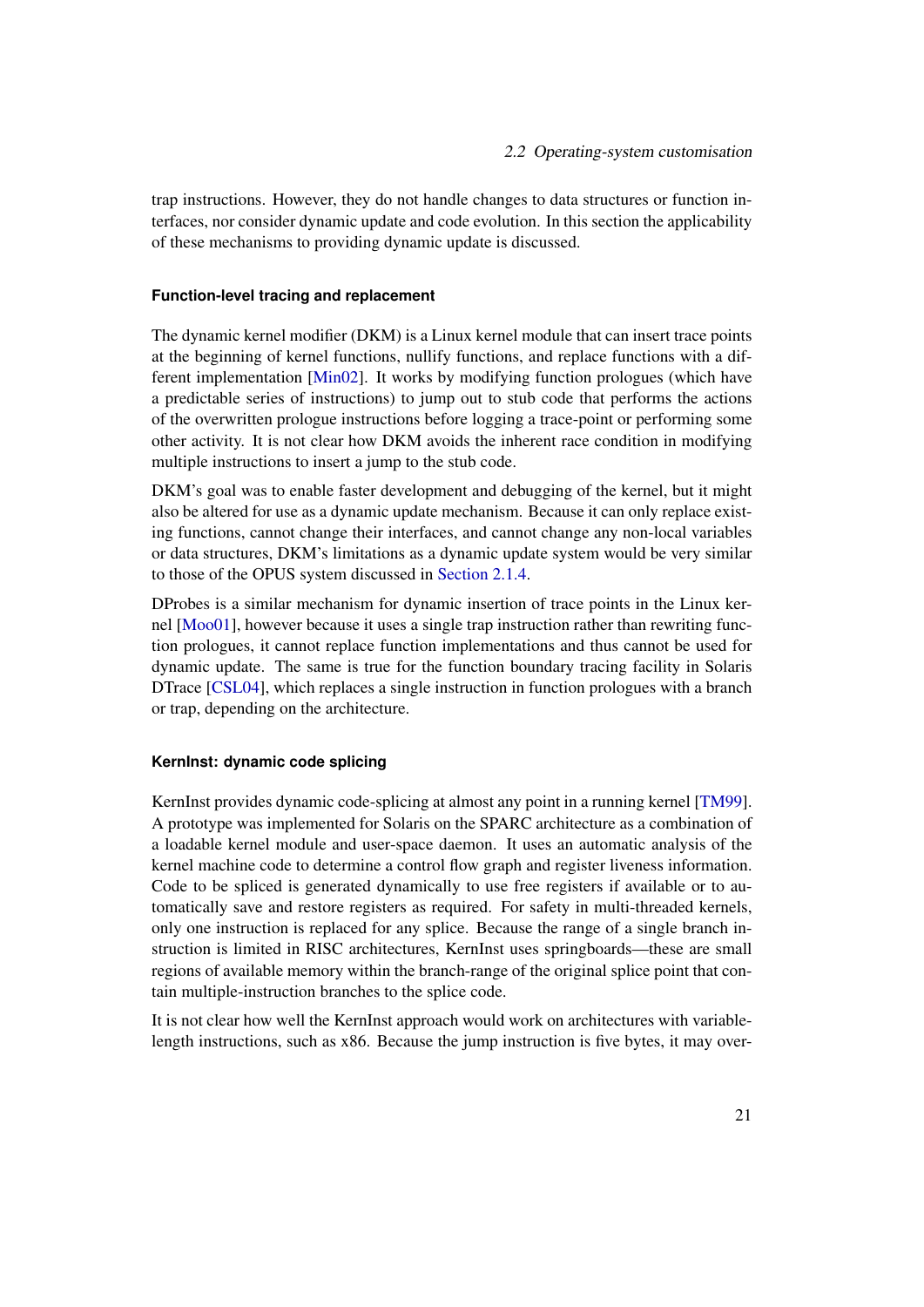trap instructions. However, they do not handle changes to data structures or function interfaces, nor consider dynamic update and code evolution. In this section the applicability of these mechanisms to providing dynamic update is discussed.

#### Function-level tracing and replacement

The dynamic kernel modifier (DKM) is a Linux kernel module that can insert trace points at the beginning of kernel functions, nullify functions, and replace functions with a different implementation [Min02]. It works by modifying function prologues (which have a predictable series of instructions) to jump out to stub code that performs the actions of the overwritten prologue instructions before logging a trace-point or performing some other activity. It is not clear how DKM avoids the inherent race condition in modifying multiple instructions to insert a jump to the stub code.

DKM's goal was to enable faster development and debugging of the kernel, but it might also be altered for use as a dynamic update mechanism. Because it can only replace existing functions, cannot change their interfaces, and cannot change any non-local variables or data structures, DKM's limitations as a dynamic update system would be very similar to those of the OPUS system discussed in Section 2.1.4.

DProbes is a similar mechanism for dynamic insertion of trace points in the Linux kernel [Moo01], however because it uses a single trap instruction rather than rewriting function prologues, it cannot replace function implementations and thus cannot be used for dynamic update. The same is true for the function boundary tracing facility in Solaris DTrace [CSL04], which replaces a single instruction in function prologues with a branch or trap, depending on the architecture.

#### KernInst: dynamic code splicing

KernInst provides dynamic code-splicing at almost any point in a running kernel [TM99]. A prototype was implemented for Solaris on the SPARC architecture as a combination of a loadable kernel module and user-space daemon. It uses an automatic analysis of the kernel machine code to determine a control flow graph and register liveness information. Code to be spliced is generated dynamically to use free registers if available or to automatically save and restore registers as required. For safety in multi-threaded kernels, only one instruction is replaced for any splice. Because the range of a single branch instruction is limited in RISC architectures, KernInst uses springboards—these are small regions of available memory within the branch-range of the original splice point that contain multiple-instruction branches to the splice code.

It is not clear how well the KernInst approach would work on architectures with variable-length instructions, such as x86. Because the jump instruction is five bytes, it may over-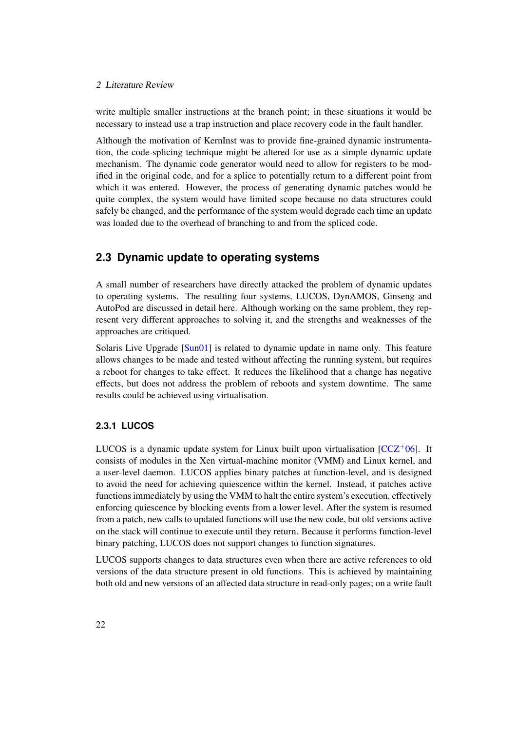write multiple smaller instructions at the branch point; in these situations it would be necessary to instead use a trap instruction and place recovery code in the fault handler.

Although the motivation of KernInst was to provide fine-grained dynamic instrumentation, the code-splicing technique might be altered for use as a simple dynamic update mechanism. The dynamic code generator would need to allow for registers to be modified in the original code, and for a splice to potentially return to a different point from which it was entered. However, the process of generating dynamic patches would be quite complex, the system would have limited scope because no data structures could safely be changed, and the performance of the system would degrade each time an update was loaded due to the overhead of branching to and from the spliced code.

## 2.3 Dynamic update to operating systems

A small number of researchers have directly attacked the problem of dynamic updates to operating systems. The resulting four systems, LUCOS, DynAMOS, Ginseng and AutoPod are discussed in detail here. Although working on the same problem, they represent very different approaches to solving it, and the strengths and weaknesses of the approaches are critiqued.

Solaris Live Upgrade [Sun01] is related to dynamic update in name only. This feature allows changes to be made and tested without affecting the running system, but requires a reboot for changes to take effect. It reduces the likelihood that a change has negative effects, but does not address the problem of reboots and system downtime. The same results could be achieved using virtualisation.

### 2.3.1 LUCOS

LUCOS is a dynamic update system for Linux built upon virtualisation [CCZ+06]. It consists of modules in the Xen virtual-machine monitor (VMM) and Linux kernel, and a user-level daemon. LUCOS applies binary patches at function-level, and is designed to avoid the need for achieving quiescence within the kernel. Instead, it patches active functions immediately by using the VMM to halt the entire system's execution, effectively enforcing quiescence by blocking events from a lower level. After the system is resumed from a patch, new calls to updated functions will use the new code, but old versions active on the stack will continue to execute until they return. Because it performs function-level binary patching, LUCOS does not support changes to function signatures.

LUCOS supports changes to data structures even when there are active references to old versions of the data structure present in old functions. This is achieved by maintaining both old and new versions of an affected data structure in read-only pages; on a write fault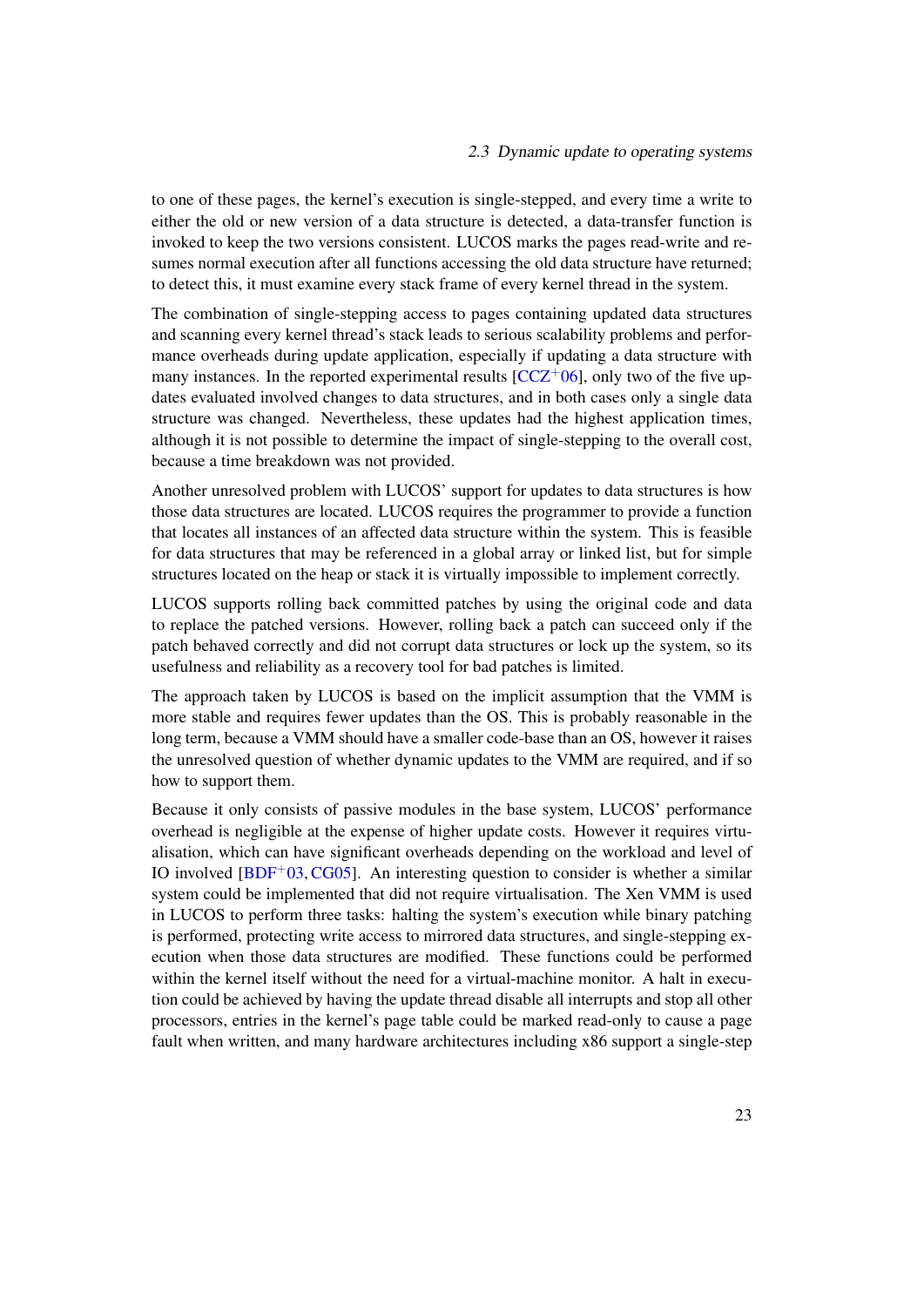to one of these pages, the kernel's execution is single-stepped, and every time a write to either the old or new version of a data structure is detected, a data-transfer function is invoked to keep the two versions consistent. LUCOS marks the pages read-write and resumes normal execution after all functions accessing the old data structure have returned; to detect this, it must examine every stack frame of every kernel thread in the system.

The combination of single-stepping access to pages containing updated data structures and scanning every kernel thread's stack leads to serious scalability problems and performance overheads during update application, especially if updating a data structure with many instances. In the reported experimental results [CCZ+06], only two of the five updates evaluated involved changes to data structures, and in both cases only a single data structure was changed. Nevertheless, these updates had the highest application times, although it is not possible to determine the impact of single-stepping to the overall cost, because a time breakdown was not provided.

Another unresolved problem with LUCOS' support for updates to data structures is how those data structures are located. LUCOS requires the programmer to provide a function that locates all instances of an affected data structure within the system. This is feasible for data structures that may be referenced in a global array or linked list, but for simple structures located on the heap or stack it is virtually impossible to implement correctly.

LUCOS supports rolling back committed patches by using the original code and data to replace the patched versions. However, rolling back a patch can succeed only if the patch behaved correctly and did not corrupt data structures or lock up the system, so its usefulness and reliability as a recovery tool for bad patches is limited.

The approach taken by LUCOS is based on the implicit assumption that the VMM is more stable and requires fewer updates than the OS. This is probably reasonable in the long term, because a VMM should have a smaller code-base than an OS, however it raises the unresolved question of whether dynamic updates to the VMM are required, and if so how to support them.

Because it only consists of passive modules in the base system, LUCOS' performance overhead is negligible at the expense of higher update costs. However it requires virtualisation, which can have significant overheads depending on the workload and level of IO involved [BDF+03, CG05]. An interesting question to consider is whether a similar system could be implemented that did not require virtualisation. The Xen VMM is used in LUCOS to perform three tasks: halting the system's execution while binary patching is performed, protecting write access to mirrored data structures, and single-stepping execution when those data structures are modified. These functions could be performed within the kernel itself without the need for a virtual-machine monitor. A halt in execution could be achieved by having the update thread disable all interrupts and stop all other processors, entries in the kernel's page table could be marked read-only to cause a page fault when written, and many hardware architectures including x86 support a single-step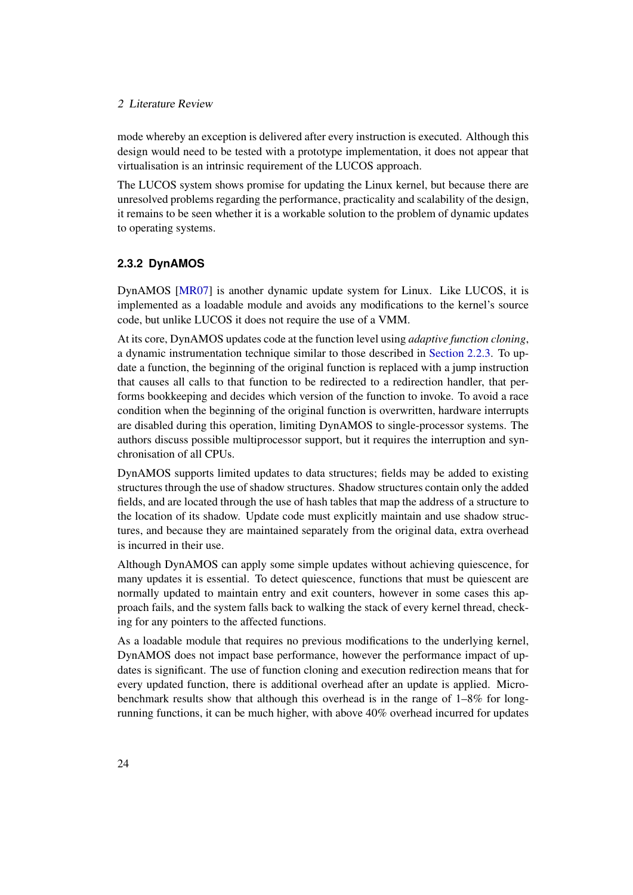mode whereby an exception is delivered after every instruction is executed. Although this design would need to be tested with a prototype implementation, it does not appear that virtualisation is an intrinsic requirement of the LUCOS approach.

The LUCOS system shows promise for updating the Linux kernel, but because there are unresolved problems regarding the performance, practicality and scalability of the design, it remains to be seen whether it is a workable solution to the problem of dynamic updates to operating systems.

### 2.3.2 DynAMOS

DynAMOS [MR07] is another dynamic update system for Linux. Like LUCOS, it is implemented as a loadable module and avoids any modifications to the kernel's source code, but unlike LUCOS it does not require the use of a VMM.

At its core, DynAMOS updates code at the function level using *adaptive function cloning*, a dynamic instrumentation technique similar to those described in Section 2.2.3. To update a function, the beginning of the original function is replaced with a jump instruction that causes all calls to that function to be redirected to a redirection handler, that performs bookkeeping and decides which version of the function to invoke. To avoid a race condition when the beginning of the original function is overwritten, hardware interrupts are disabled during this operation, limiting DynAMOS to single-processor systems. The authors discuss possible multiprocessor support, but it requires the interruption and synchronisation of all CPUs.

DynAMOS supports limited updates to data structures; fields may be added to existing structures through the use of shadow structures. Shadow structures contain only the added fields, and are located through the use of hash tables that map the address of a structure to the location of its shadow. Update code must explicitly maintain and use shadow structures, and because they are maintained separately from the original data, extra overhead is incurred in their use.

Although DynAMOS can apply some simple updates without achieving quiescence, for many updates it is essential. To detect quiescence, functions that must be quiescent are normally updated to maintain entry and exit counters, however in some cases this approach fails, and the system falls back to walking the stack of every kernel thread, checking for any pointers to the affected functions.

As a loadable module that requires no previous modifications to the underlying kernel, DynAMOS does not impact base performance, however the performance impact of updates is significant. The use of function cloning and execution redirection means that for every updated function, there is additional overhead after an update is applied. Microbenchmark results show that although this overhead is in the range of 1–8% for long-running functions, it can be much higher, with above 40% overhead incurred for updates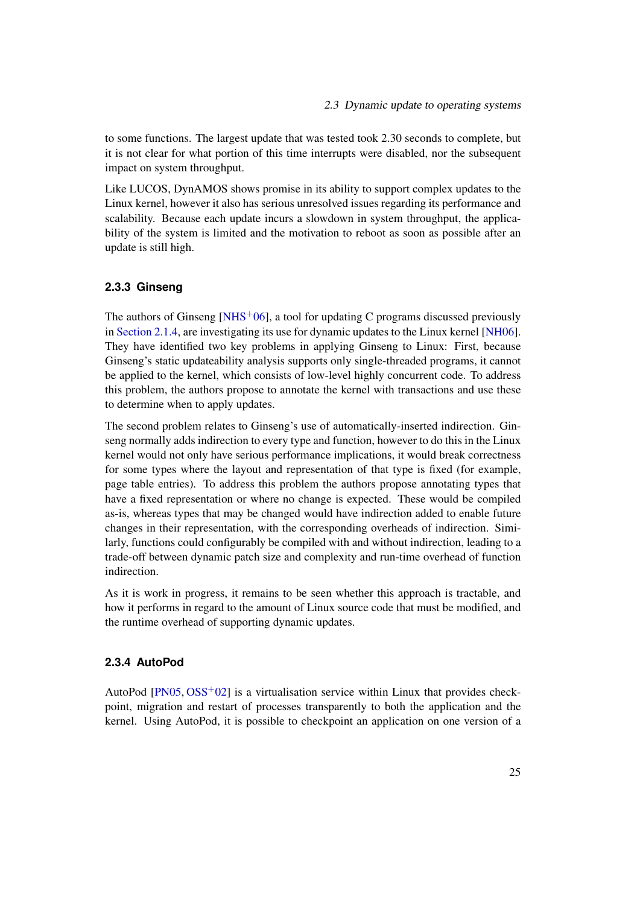to some functions. The largest update that was tested took 2.30 seconds to complete, but it is not clear for what portion of this time interrupts were disabled, nor the subsequent impact on system throughput.

Like LUCOS, DynAMOS shows promise in its ability to support complex updates to the Linux kernel, however it also has serious unresolved issues regarding its performance and scalability. Because each update incurs a slowdown in system throughput, the applicability of the system is limited and the motivation to reboot as soon as possible after an update is still high.

### 2.3.3 Ginseng

The authors of Ginseng [NHS+06], a tool for updating C programs discussed previously in Section 2.1.4, are investigating its use for dynamic updates to the Linux kernel [NH06]. They have identified two key problems in applying Ginseng to Linux: First, because Ginseng's static updateability analysis supports only single-threaded programs, it cannot be applied to the kernel, which consists of low-level highly concurrent code. To address this problem, the authors propose to annotate the kernel with transactions and use these to determine when to apply updates.

The second problem relates to Ginseng's use of automatically-inserted indirection. Ginseng normally adds indirection to every type and function, however to do this in the Linux kernel would not only have serious performance implications, it would break correctness for some types where the layout and representation of that type is fixed (for example, page table entries). To address this problem the authors propose annotating types that have a fixed representation or where no change is expected. These would be compiled as-is, whereas types that may be changed would have indirection added to enable future changes in their representation, with the corresponding overheads of indirection. Similarly, functions could configurably be compiled with and without indirection, leading to a trade-off between dynamic patch size and complexity and run-time overhead of function indirection.

As it is work in progress, it remains to be seen whether this approach is tractable, and how it performs in regard to the amount of Linux source code that must be modified, and the runtime overhead of supporting dynamic updates.

### 2.3.4 AutoPod

AutoPod [PN05, OSS+02] is a virtualisation service within Linux that provides checkpoint, migration and restart of processes transparently to both the application and the kernel. Using AutoPod, it is possible to checkpoint an application on one version of a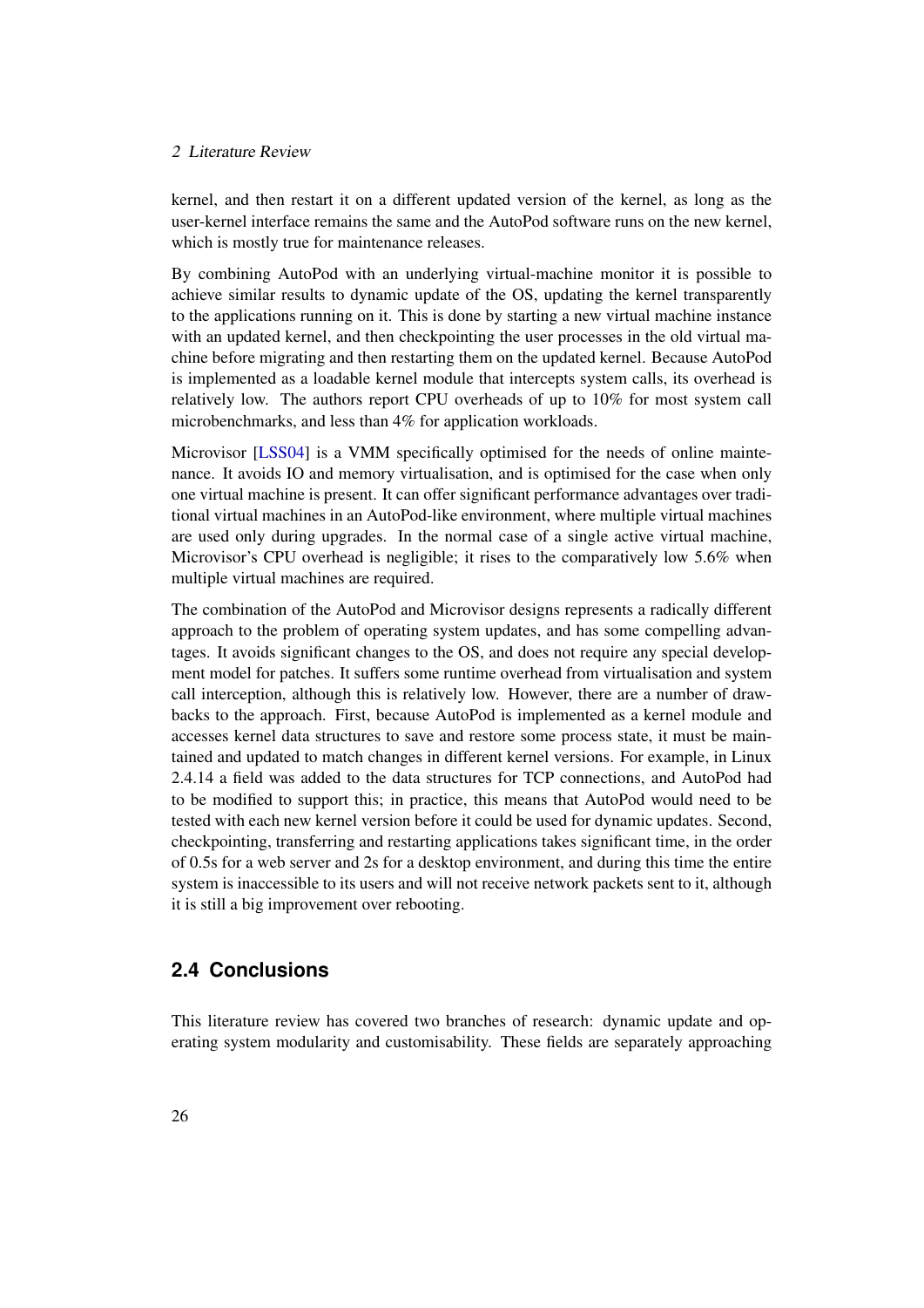kernel, and then restart it on a different updated version of the kernel, as long as the user-kernel interface remains the same and the AutoPod software runs on the new kernel, which is mostly true for maintenance releases.

By combining AutoPod with an underlying virtual-machine monitor it is possible to achieve similar results to dynamic update of the OS, updating the kernel transparently to the applications running on it. This is done by starting a new virtual machine instance with an updated kernel, and then checkpointing the user processes in the old virtual machine before migrating and then restarting them on the updated kernel. Because AutoPod is implemented as a loadable kernel module that intercepts system calls, its overhead is relatively low. The authors report CPU overheads of up to 10% for most system call microbenchmarks, and less than 4% for application workloads.

Microvisor [LSS04] is a VMM specifically optimised for the needs of online maintenance. It avoids IO and memory virtualisation, and is optimised for the case when only one virtual machine is present. It can offer significant performance advantages over traditional virtual machines in an AutoPod-like environment, where multiple virtual machines are used only during upgrades. In the normal case of a single active virtual machine, Microvisor's CPU overhead is negligible; it rises to the comparatively low 5.6% when multiple virtual machines are required.

The combination of the AutoPod and Microvisor designs represents a radically different approach to the problem of operating system updates, and has some compelling advantages. It avoids significant changes to the OS, and does not require any special development model for patches. It suffers some runtime overhead from virtualisation and system call interception, although this is relatively low. However, there are a number of drawbacks to the approach. First, because AutoPod is implemented as a kernel module and accesses kernel data structures to save and restore some process state, it must be maintained and updated to match changes in different kernel versions. For example, in Linux 2.4.14 a field was added to the data structures for TCP connections, and AutoPod had to be modified to support this; in practice, this means that AutoPod would need to be tested with each new kernel version before it could be used for dynamic updates. Second, checkpointing, transferring and restarting applications takes significant time, in the order of 0.5s for a web server and 2s for a desktop environment, and during this time the entire system is inaccessible to its users and will not receive network packets sent to it, although it is still a big improvement over rebooting.

## 2.4 Conclusions

This literature review has covered two branches of research: dynamic update and operating system modularity and customisability. These fields are separately approaching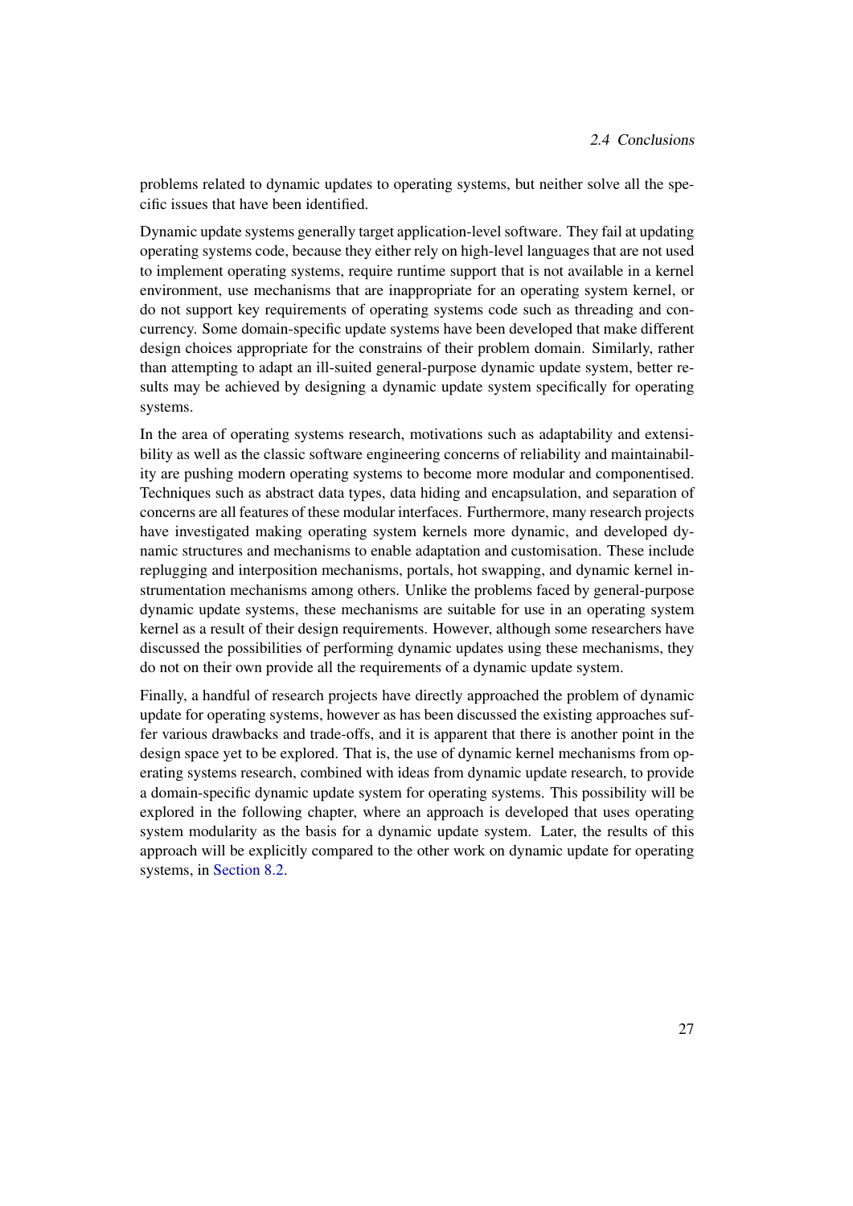problems related to dynamic updates to operating systems, but neither solve all the specific issues that have been identified.

Dynamic update systems generally target application-level software. They fail at updating operating systems code, because they either rely on high-level languages that are not used to implement operating systems, require runtime support that is not available in a kernel environment, use mechanisms that are inappropriate for an operating system kernel, or do not support key requirements of operating systems code such as threading and concurrency. Some domain-specific update systems have been developed that make different design choices appropriate for the constrains of their problem domain. Similarly, rather than attempting to adapt an ill-suited general-purpose dynamic update system, better results may be achieved by designing a dynamic update system specifically for operating systems.

In the area of operating systems research, motivations such as adaptability and extensibility as well as the classic software engineering concerns of reliability and maintainability are pushing modern operating systems to become more modular and componentised. Techniques such as abstract data types, data hiding and encapsulation, and separation of concerns are all features of these modular interfaces. Furthermore, many research projects have investigated making operating system kernels more dynamic, and developed dynamic structures and mechanisms to enable adaptation and customisation. These include replugging and interposition mechanisms, portals, hot swapping, and dynamic kernel instrumentation mechanisms among others. Unlike the problems faced by general-purpose dynamic update systems, these mechanisms are suitable for use in an operating system kernel as a result of their design requirements. However, although some researchers have discussed the possibilities of performing dynamic updates using these mechanisms, they do not on their own provide all the requirements of a dynamic update system.

Finally, a handful of research projects have directly approached the problem of dynamic update for operating systems, however as has been discussed the existing approaches suffer various drawbacks and trade-offs, and it is apparent that there is another point in the design space yet to be explored. That is, the use of dynamic kernel mechanisms from operating systems research, combined with ideas from dynamic update research, to provide a domain-specific dynamic update system for operating systems. This possibility will be explored in the following chapter, where an approach is developed that uses operating system modularity as the basis for a dynamic update system. Later, the results of this approach will be explicitly compared to the other work on dynamic update for operating systems, in Section 8.2.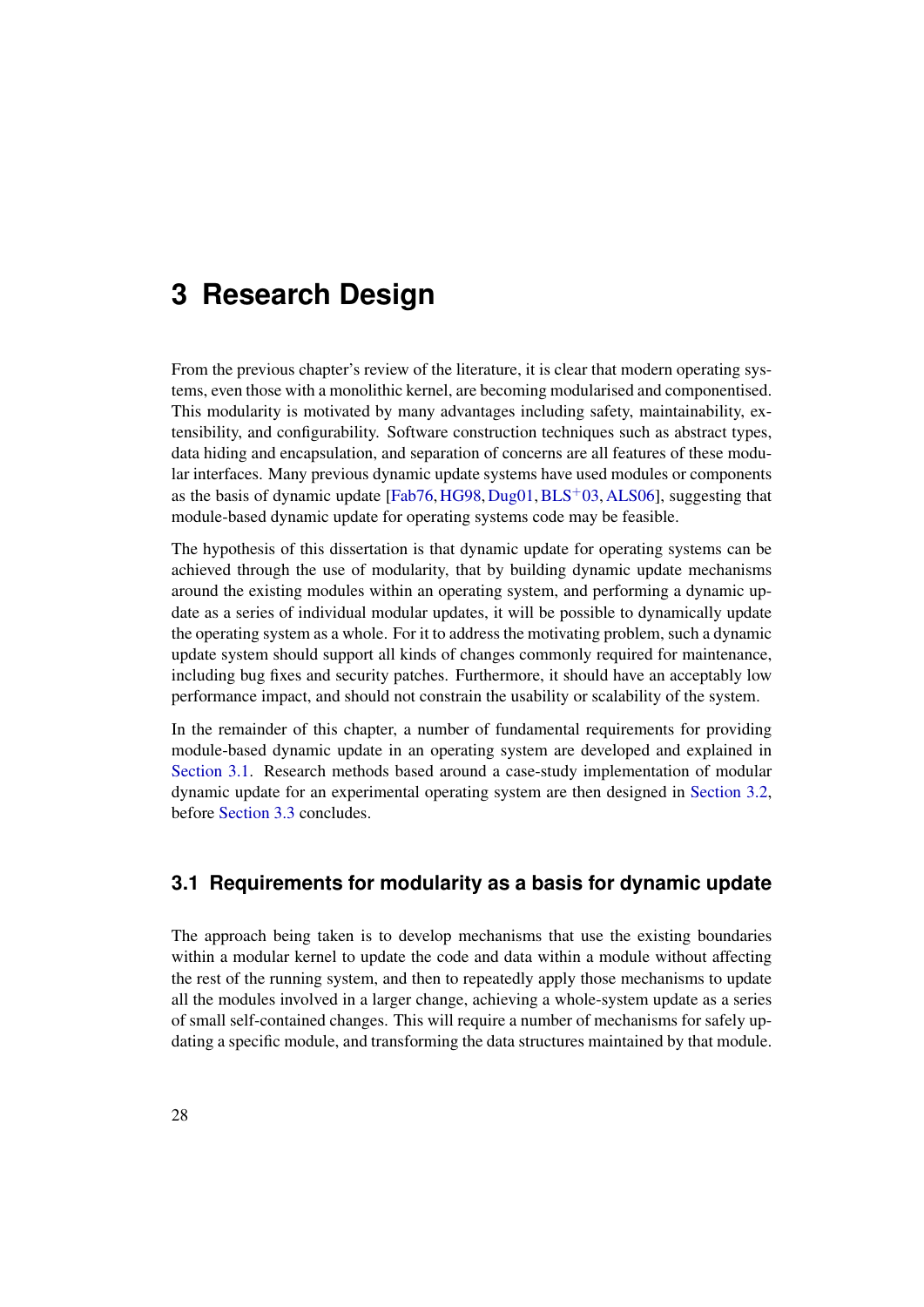# 3 Research Design

From the previous chapter's review of the literature, it is clear that modern operating systems, even those with a monolithic kernel, are becoming modularised and componentised. This modularity is motivated by many advantages including safety, maintainability, extensibility, and configurability. Software construction techniques such as abstract types, data hiding and encapsulation, and separation of concerns are all features of these modular interfaces. Many previous dynamic update systems have used modules or components as the basis of dynamic update [Fab76, HG98, Dug01, BLS+03, ALS06], suggesting that module-based dynamic update for operating systems code may be feasible.

The hypothesis of this dissertation is that dynamic update for operating systems can be achieved through the use of modularity, that by building dynamic update mechanisms around the existing modules within an operating system, and performing a dynamic update as a series of individual modular updates, it will be possible to dynamically update the operating system as a whole. For it to address the motivating problem, such a dynamic update system should support all kinds of changes commonly required for maintenance, including bug fixes and security patches. Furthermore, it should have an acceptably low performance impact, and should not constrain the usability or scalability of the system.

In the remainder of this chapter, a number of fundamental requirements for providing module-based dynamic update in an operating system are developed and explained in Section 3.1. Research methods based around a case-study implementation of modular dynamic update for an experimental operating system are then designed in Section 3.2, before Section 3.3 concludes.

## 3.1 Requirements for modularity as a basis for dynamic update

The approach being taken is to develop mechanisms that use the existing boundaries within a modular kernel to update the code and data within a module without affecting the rest of the running system, and then to repeatedly apply those mechanisms to update all the modules involved in a larger change, achieving a whole-system update as a series of small self-contained changes. This will require a number of mechanisms for safely updating a specific module, and transforming the data structures maintained by that module.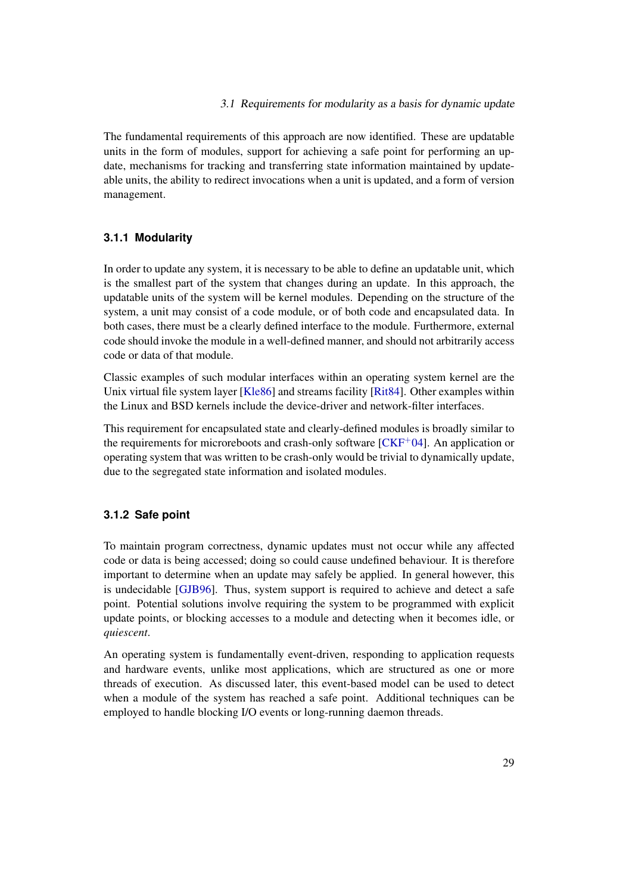The fundamental requirements of this approach are now identified. These are updatable units in the form of modules, support for achieving a safe point for performing an update, mechanisms for tracking and transferring state information maintained by updateable units, the ability to redirect invocations when a unit is updated, and a form of version management.

### 3.1.1 Modularity

In order to update any system, it is necessary to be able to define an updatable unit, which is the smallest part of the system that changes during an update. In this approach, the updatable units of the system will be kernel modules. Depending on the structure of the system, a unit may consist of a code module, or of both code and encapsulated data. In both cases, there must be a clearly defined interface to the module. Furthermore, external code should invoke the module in a well-defined manner, and should not arbitrarily access code or data of that module.

Classic examples of such modular interfaces within an operating system kernel are the Unix virtual file system layer [Kle86] and streams facility [Rit84]. Other examples within the Linux and BSD kernels include the device-driver and network-filter interfaces.

This requirement for encapsulated state and clearly-defined modules is broadly similar to the requirements for microreboots and crash-only software [CKF+04]. An application or operating system that was written to be crash-only would be trivial to dynamically update, due to the segregated state information and isolated modules.

### 3.1.2 Safe point

To maintain program correctness, dynamic updates must not occur while any affected code or data is being accessed; doing so could cause undefined behaviour. It is therefore important to determine when an update may safely be applied. In general however, this is undecidable [GJB96]. Thus, system support is required to achieve and detect a safe point. Potential solutions involve requiring the system to be programmed with explicit update points, or blocking accesses to a module and detecting when it becomes idle, or *quiescent*.

An operating system is fundamentally event-driven, responding to application requests and hardware events, unlike most applications, which are structured as one or more threads of execution. As discussed later, this event-based model can be used to detect when a module of the system has reached a safe point. Additional techniques can be employed to handle blocking I/O events or long-running daemon threads.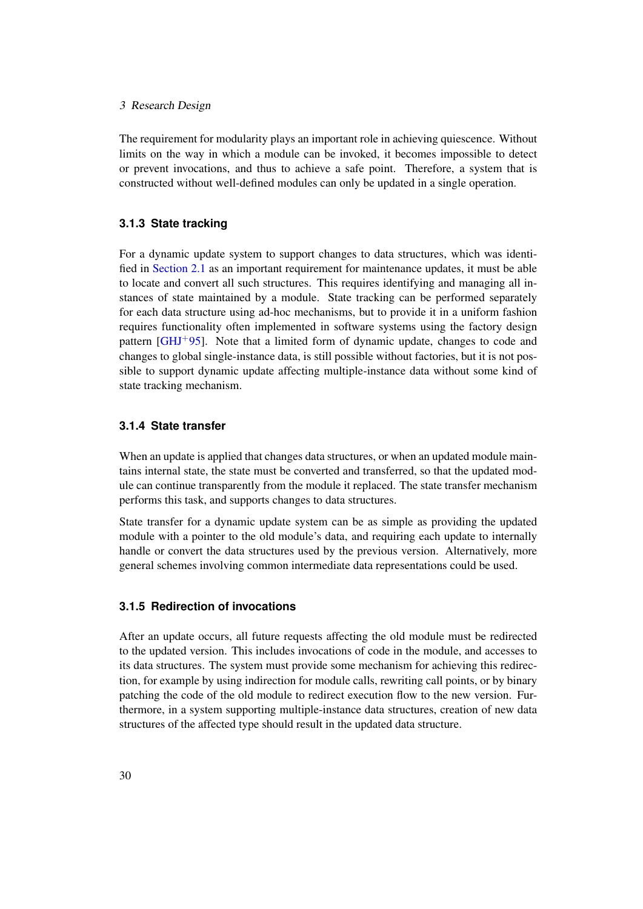The requirement for modularity plays an important role in achieving quiescence. Without limits on the way in which a module can be invoked, it becomes impossible to detect or prevent invocations, and thus to achieve a safe point. Therefore, a system that is constructed without well-defined modules can only be updated in a single operation.

### 3.1.3 State tracking

For a dynamic update system to support changes to data structures, which was identified in Section 2.1 as an important requirement for maintenance updates, it must be able to locate and convert all such structures. This requires identifying and managing all instances of state maintained by a module. State tracking can be performed separately for each data structure using ad-hoc mechanisms, but to provide it in a uniform fashion requires functionality often implemented in software systems using the factory design pattern [GHJ+95]. Note that a limited form of dynamic update, changes to code and changes to global single-instance data, is still possible without factories, but it is not possible to support dynamic update affecting multiple-instance data without some kind of state tracking mechanism.

### 3.1.4 State transfer

When an update is applied that changes data structures, or when an updated module maintains internal state, the state must be converted and transferred, so that the updated module can continue transparently from the module it replaced. The state transfer mechanism performs this task, and supports changes to data structures.

State transfer for a dynamic update system can be as simple as providing the updated module with a pointer to the old module's data, and requiring each update to internally handle or convert the data structures used by the previous version. Alternatively, more general schemes involving common intermediate data representations could be used.

### 3.1.5 Redirection of invocations

After an update occurs, all future requests affecting the old module must be redirected to the updated version. This includes invocations of code in the module, and accesses to its data structures. The system must provide some mechanism for achieving this redirection, for example by using indirection for module calls, rewriting call points, or by binary patching the code of the old module to redirect execution flow to the new version. Furthermore, in a system supporting multiple-instance data structures, creation of new data structures of the affected type should result in the updated data structure.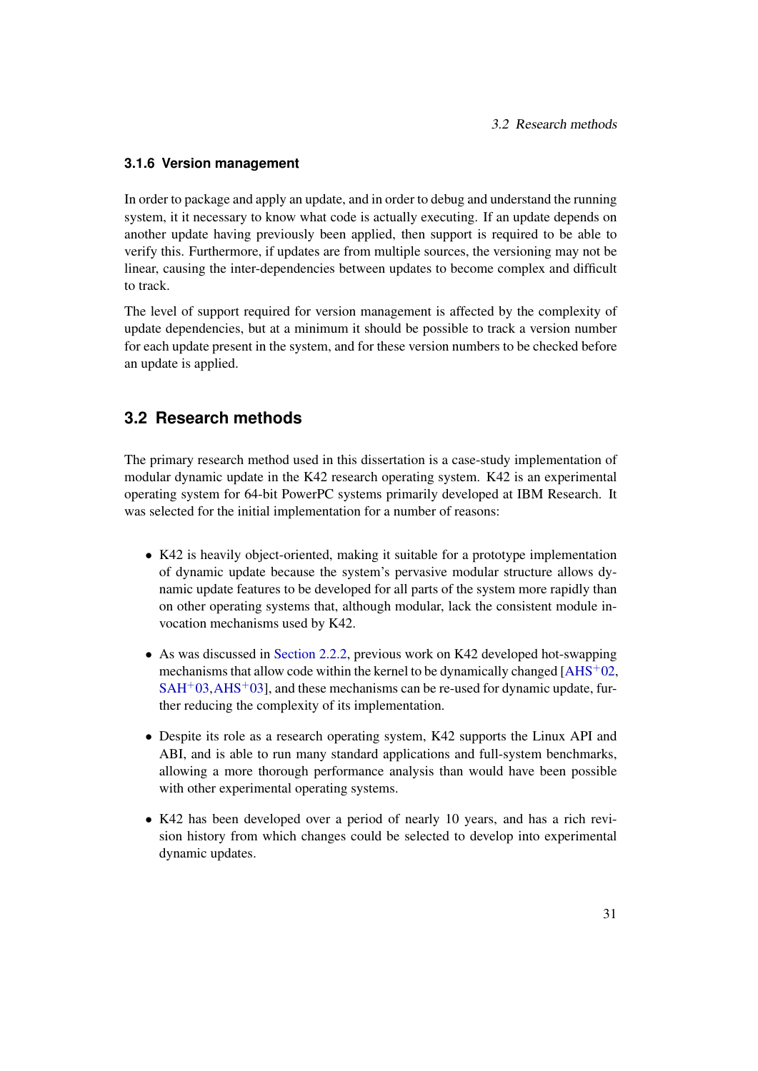### 3.1.6 Version management

In order to package and apply an update, and in order to debug and understand the running system, it it necessary to know what code is actually executing. If an update depends on another update having previously been applied, then support is required to be able to verify this. Furthermore, if updates are from multiple sources, the versioning may not be linear, causing the inter-dependencies between updates to become complex and difficult to track.

The level of support required for version management is affected by the complexity of update dependencies, but at a minimum it should be possible to track a version number for each update present in the system, and for these version numbers to be checked before an update is applied.

## 3.2 Research methods

The primary research method used in this dissertation is a case-study implementation of modular dynamic update in the K42 research operating system. K42 is an experimental operating system for 64-bit PowerPC systems primarily developed at IBM Research. It was selected for the initial implementation for a number of reasons:

- K42 is heavily object-oriented, making it suitable for a prototype implementation of dynamic update because the system's pervasive modular structure allows dynamic update features to be developed for all parts of the system more rapidly than on other operating systems that, although modular, lack the consistent module invocation mechanisms used by K42.
- As was discussed in Section 2.2.2, previous work on K42 developed hot-swapping mechanisms that allow code within the kernel to be dynamically changed [AHS+02, SAH+03, AHS+03], and these mechanisms can be re-used for dynamic update, further reducing the complexity of its implementation.
- Despite its role as a research operating system, K42 supports the Linux API and ABI, and is able to run many standard applications and full-system benchmarks, allowing a more thorough performance analysis than would have been possible with other experimental operating systems.
- K42 has been developed over a period of nearly 10 years, and has a rich revision history from which changes could be selected to develop into experimental dynamic updates.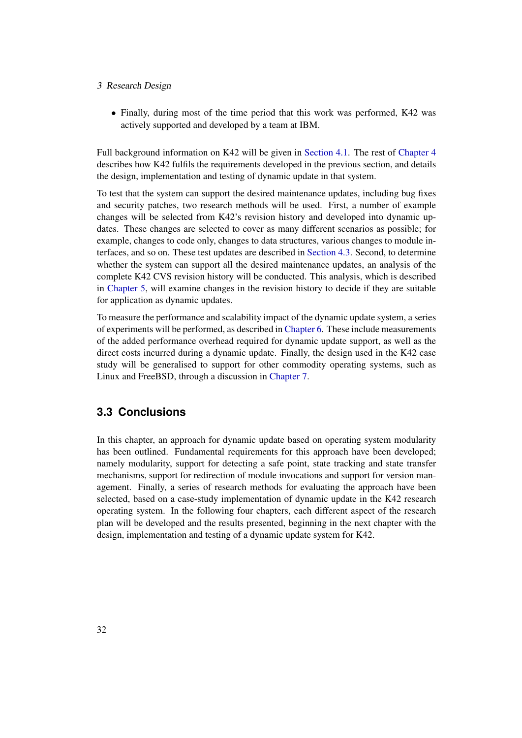- Finally, during most of the time period that this work was performed, K42 was actively supported and developed by a team at IBM.

Full background information on K42 will be given in Section 4.1. The rest of Chapter 4 describes how K42 fulfils the requirements developed in the previous section, and details the design, implementation and testing of dynamic update in that system.

To test that the system can support the desired maintenance updates, including bug fixes and security patches, two research methods will be used. First, a number of example changes will be selected from K42's revision history and developed into dynamic updates. These changes are selected to cover as many different scenarios as possible; for example, changes to code only, changes to data structures, various changes to module interfaces, and so on. These test updates are described in Section 4.3. Second, to determine whether the system can support all the desired maintenance updates, an analysis of the complete K42 CVS revision history will be conducted. This analysis, which is described in Chapter 5, will examine changes in the revision history to decide if they are suitable for application as dynamic updates.

To measure the performance and scalability impact of the dynamic update system, a series of experiments will be performed, as described in Chapter 6. These include measurements of the added performance overhead required for dynamic update support, as well as the direct costs incurred during a dynamic update. Finally, the design used in the K42 case study will be generalised to support for other commodity operating systems, such as Linux and FreeBSD, through a discussion in Chapter 7.

## 3.3 Conclusions

In this chapter, an approach for dynamic update based on operating system modularity has been outlined. Fundamental requirements for this approach have been developed; namely modularity, support for detecting a safe point, state tracking and state transfer mechanisms, support for redirection of module invocations and support for version management. Finally, a series of research methods for evaluating the approach have been selected, based on a case-study implementation of dynamic update in the K42 research operating system. In the following four chapters, each different aspect of the research plan will be developed and the results presented, beginning in the next chapter with the design, implementation and testing of a dynamic update system for K42.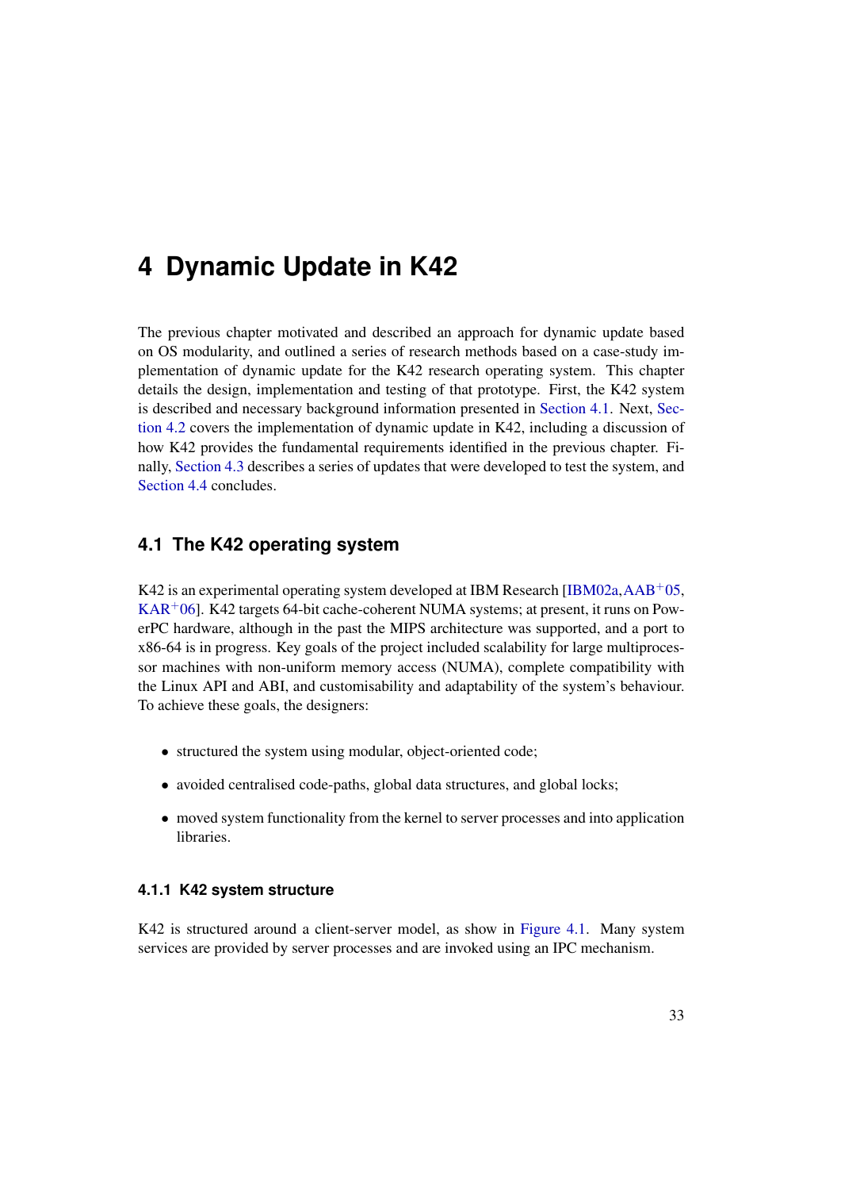# 4 Dynamic Update in K42

The previous chapter motivated and described an approach for dynamic update based on OS modularity, and outlined a series of research methods based on a case-study implementation of dynamic update for the K42 research operating system. This chapter details the design, implementation and testing of that prototype. First, the K42 system is described and necessary background information presented in Section 4.1. Next, Section 4.2 covers the implementation of dynamic update in K42, including a discussion of how K42 provides the fundamental requirements identified in the previous chapter. Finally, Section 4.3 describes a series of updates that were developed to test the system, and Section 4.4 concludes.

## 4.1 The K42 operating system

K42 is an experimental operating system developed at IBM Research [IBM02a,AAB+05, KAR+06]. K42 targets 64-bit cache-coherent NUMA systems; at present, it runs on PowerPC hardware, although in the past the MIPS architecture was supported, and a port to x86-64 is in progress. Key goals of the project included scalability for large multiprocessor machines with non-uniform memory access (NUMA), complete compatibility with the Linux API and ABI, and customisability and adaptability of the system's behaviour. To achieve these goals, the designers:

- structured the system using modular, object-oriented code;
- avoided centralised code-paths, global data structures, and global locks;
- moved system functionality from the kernel to server processes and into application libraries.

### 4.1.1 K42 system structure

K42 is structured around a client-server model, as show in Figure 4.1. Many system services are provided by server processes and are invoked using an IPC mechanism.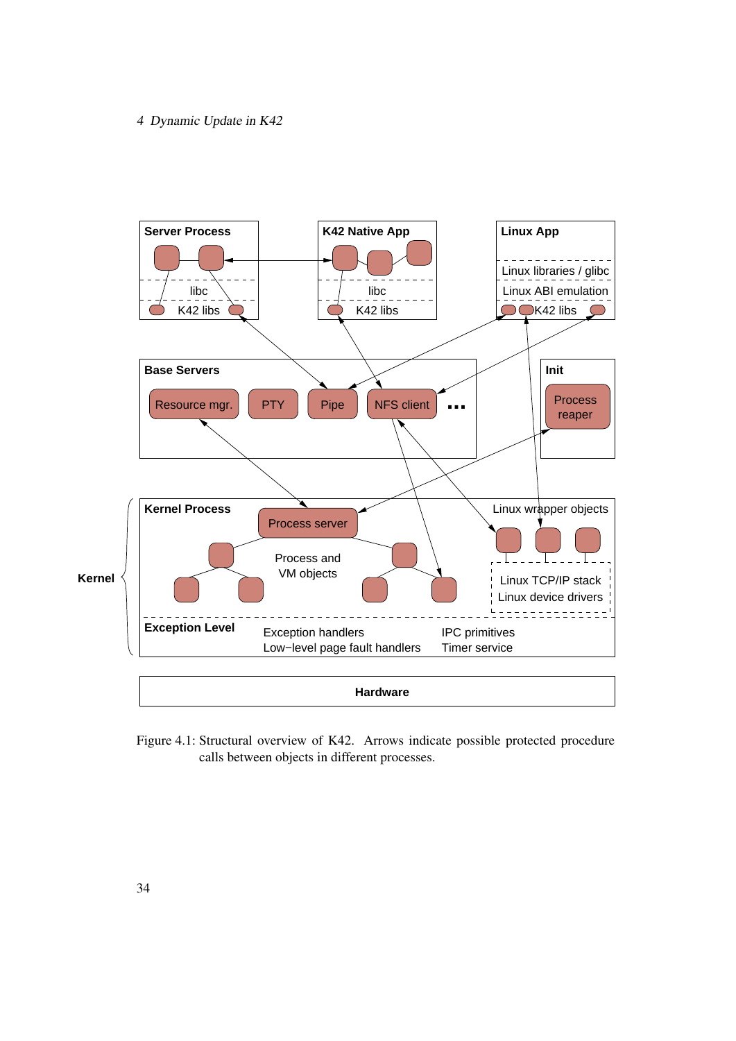Figure 4.1: Structural overview of K42. Arrows indicate possible protected procedure calls between objects in different processes.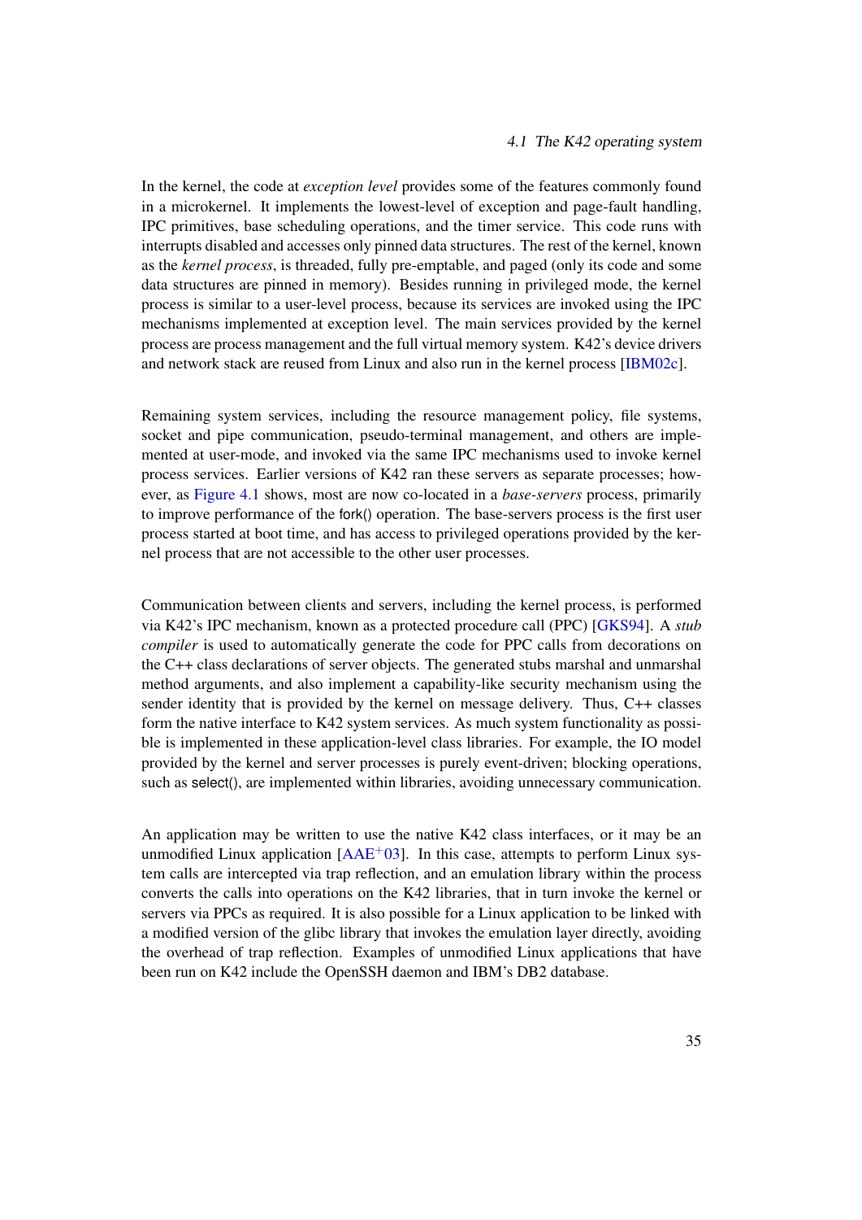In the kernel, the code at *exception level* provides some of the features commonly found in a microkernel. It implements the lowest-level of exception and page-fault handling, IPC primitives, base scheduling operations, and the timer service. This code runs with interrupts disabled and accesses only pinned data structures. The rest of the kernel, known as the *kernel process*, is threaded, fully pre-emptable, and paged (only its code and some data structures are pinned in memory). Besides running in privileged mode, the kernel process is similar to a user-level process, because its services are invoked using the IPC mechanisms implemented at exception level. The main services provided by the kernel process are process management and the full virtual memory system. K42's device drivers and network stack are reused from Linux and also run in the kernel process [IBM02c].

Remaining system services, including the resource management policy, file systems, socket and pipe communication, pseudo-terminal management, and others are implemented at user-mode, and invoked via the same IPC mechanisms used to invoke kernel process services. Earlier versions of K42 ran these servers as separate processes; however, as Figure 4.1 shows, most are now co-located in a *base-servers* process, primarily to improve performance of the fork() operation. The base-servers process is the first user process started at boot time, and has access to privileged operations provided by the kernel process that are not accessible to the other user processes.

Communication between clients and servers, including the kernel process, is performed via K42's IPC mechanism, known as a protected procedure call (PPC) [GKS94]. A *stub compiler* is used to automatically generate the code for PPC calls from decorations on the C++ class declarations of server objects. The generated stubs marshal and unmarshal method arguments, and also implement a capability-like security mechanism using the sender identity that is provided by the kernel on message delivery. Thus, C++ classes form the native interface to K42 system services. As much system functionality as possible is implemented in these application-level class libraries. For example, the IO model provided by the kernel and server processes is purely event-driven; blocking operations, such as select(), are implemented within libraries, avoiding unnecessary communication.

An application may be written to use the native K42 class interfaces, or it may be an unmodified Linux application [AAE+03]. In this case, attempts to perform Linux system calls are intercepted via trap reflection, and an emulation library within the process converts the calls into operations on the K42 libraries, that in turn invoke the kernel or servers via PPCs as required. It is also possible for a Linux application to be linked with a modified version of the glibc library that invokes the emulation layer directly, avoiding the overhead of trap reflection. Examples of unmodified Linux applications that have been run on K42 include the OpenSSH daemon and IBM's DB2 database.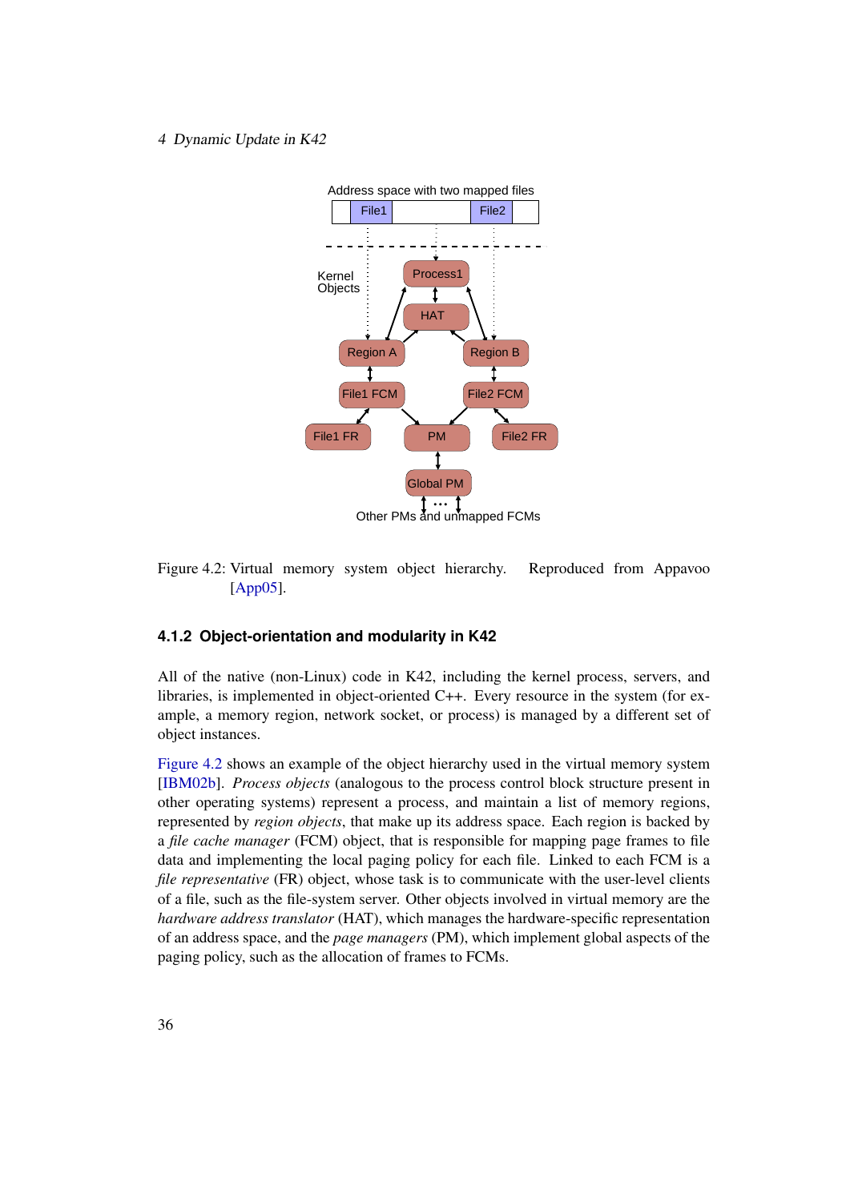Address space with two mapped files

File1 File2

Kernel Objects

Process1

HAT

Region A Region B

File1 FCM File2 FCM

File1 FR PM File2 FR

Global PM

Other PMs and unmapped FCMs

Figure 4.2: Virtual memory system object hierarchy. Reproduced from Appavoo [App05].

### 4.1.2 Object-orientation and modularity in K42

All of the native (non-Linux) code in K42, including the kernel process, servers, and libraries, is implemented in object-oriented C++. Every resource in the system (for example, a memory region, network socket, or process) is managed by a different set of object instances.

Figure 4.2 shows an example of the object hierarchy used in the virtual memory system [IBM02b]. *Process objects* (analogous to the process control block structure present in other operating systems) represent a process, and maintain a list of memory regions, represented by *region objects*, that make up its address space. Each region is backed by a *file cache manager* (FCM) object, that is responsible for mapping page frames to file data and implementing the local paging policy for each file. Linked to each FCM is a *file representative* (FR) object, whose task is to communicate with the user-level clients of a file, such as the file-system server. Other objects involved in virtual memory are the *hardware address translator* (HAT), which manages the hardware-specific representation of an address space, and the *page managers* (PM), which implement global aspects of the paging policy, such as the allocation of frames to FCMs.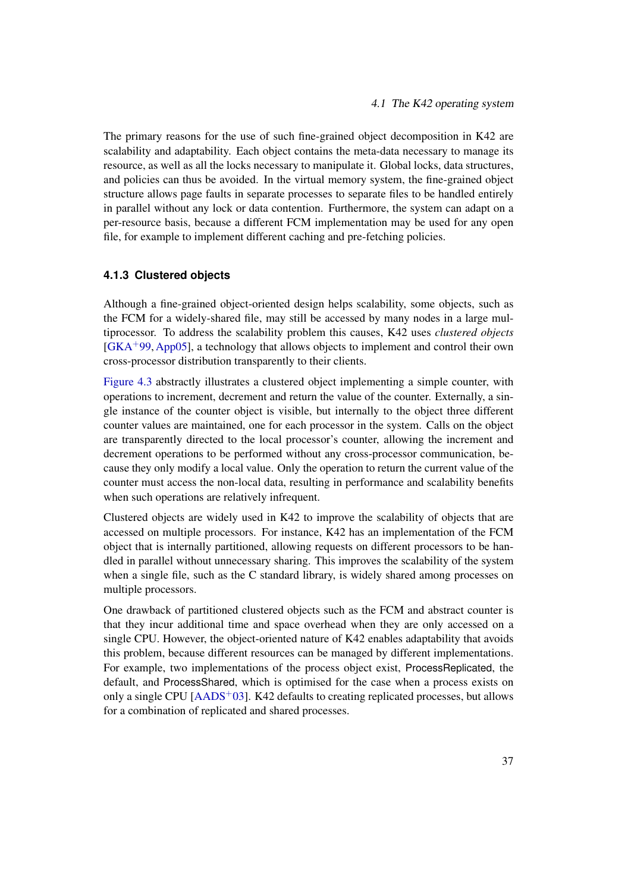The primary reasons for the use of such fine-grained object decomposition in K42 are scalability and adaptability. Each object contains the meta-data necessary to manage its resource, as well as all the locks necessary to manipulate it. Global locks, data structures, and policies can thus be avoided. In the virtual memory system, the fine-grained object structure allows page faults in separate processes to separate files to be handled entirely in parallel without any lock or data contention. Furthermore, the system can adapt on a per-resource basis, because a different FCM implementation may be used for any open file, for example to implement different caching and pre-fetching policies.

### 4.1.3 Clustered objects

Although a fine-grained object-oriented design helps scalability, some objects, such as the FCM for a widely-shared file, may still be accessed by many nodes in a large multiprocessor. To address the scalability problem this causes, K42 uses *clustered objects* [GKA+99, App05], a technology that allows objects to implement and control their own cross-processor distribution transparently to their clients.

Figure 4.3 abstractly illustrates a clustered object implementing a simple counter, with operations to increment, decrement and return the value of the counter. Externally, a single instance of the counter object is visible, but internally to the object three different counter values are maintained, one for each processor in the system. Calls on the object are transparently directed to the local processor's counter, allowing the increment and decrement operations to be performed without any cross-processor communication, because they only modify a local value. Only the operation to return the current value of the counter must access the non-local data, resulting in performance and scalability benefits when such operations are relatively infrequent.

Clustered objects are widely used in K42 to improve the scalability of objects that are accessed on multiple processors. For instance, K42 has an implementation of the FCM object that is internally partitioned, allowing requests on different processors to be handled in parallel without unnecessary sharing. This improves the scalability of the system when a single file, such as the C standard library, is widely shared among processes on multiple processors.

One drawback of partitioned clustered objects such as the FCM and abstract counter is that they incur additional time and space overhead when they are only accessed on a single CPU. However, the object-oriented nature of K42 enables adaptability that avoids this problem, because different resources can be managed by different implementations. For example, two implementations of the process object exist, ProcessReplicated, the default, and ProcessShared, which is optimised for the case when a process exists on only a single CPU [AADS+03]. K42 defaults to creating replicated processes, but allows for a combination of replicated and shared processes.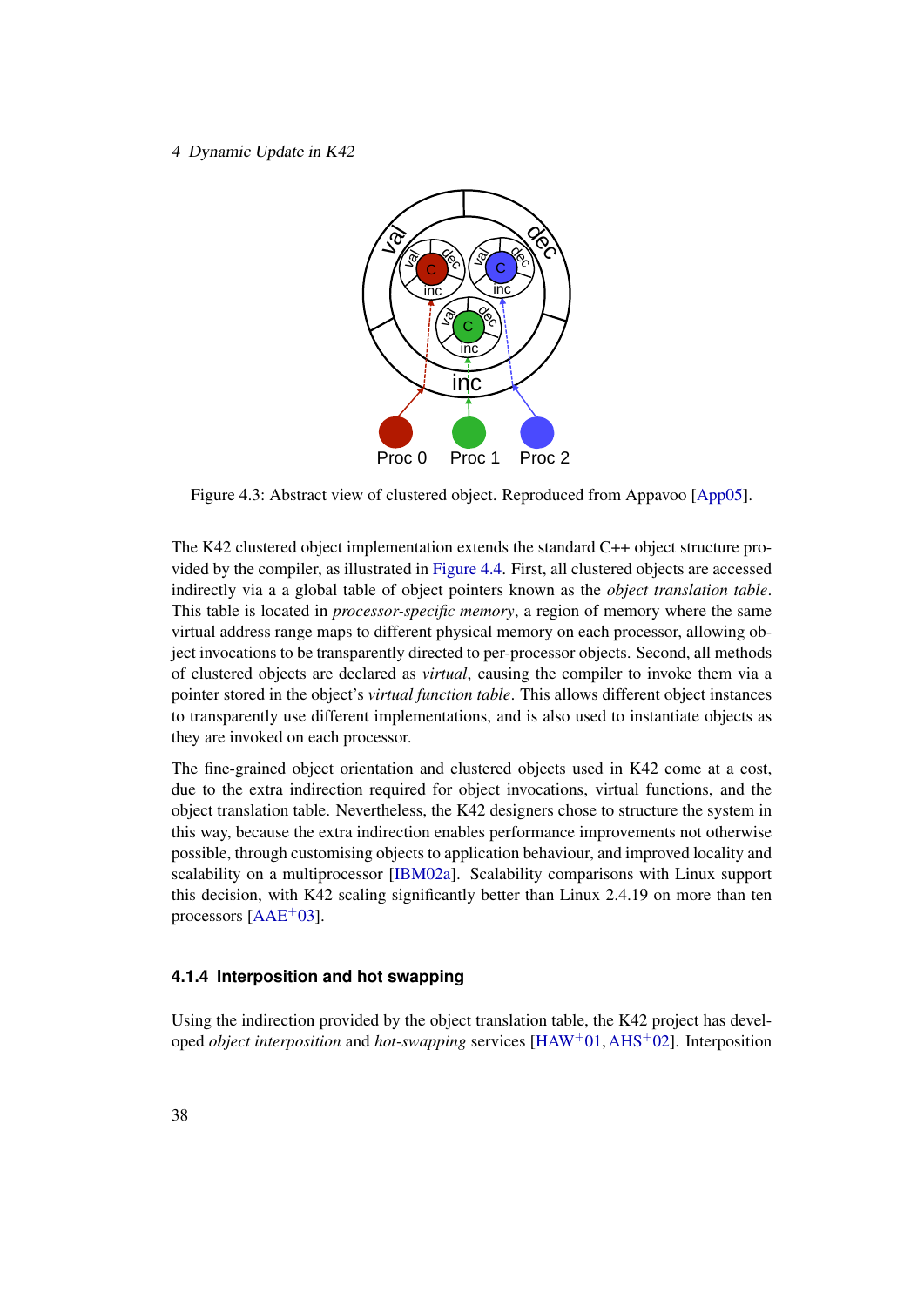Figure 4.3: Abstract view of clustered object. Reproduced from Appavoo [App05].

The K42 clustered object implementation extends the standard C++ object structure provided by the compiler, as illustrated in Figure 4.4. First, all clustered objects are accessed indirectly via a a global table of object pointers known as the *object translation table*. This table is located in *processor-specific memory*, a region of memory where the same virtual address range maps to different physical memory on each processor, allowing object invocations to be transparently directed to per-processor objects. Second, all methods of clustered objects are declared as *virtual*, causing the compiler to invoke them via a pointer stored in the object's *virtual function table*. This allows different object instances to transparently use different implementations, and is also used to instantiate objects as they are invoked on each processor.

The fine-grained object orientation and clustered objects used in K42 come at a cost, due to the extra indirection required for object invocations, virtual functions, and the object translation table. Nevertheless, the K42 designers chose to structure the system in this way, because the extra indirection enables performance improvements not otherwise possible, through customising objects to application behaviour, and improved locality and scalability on a multiprocessor [IBM02a]. Scalability comparisons with Linux support this decision, with K42 scaling significantly better than Linux 2.4.19 on more than ten processors [AAE+03].

### 4.1.4 Interposition and hot swapping

Using the indirection provided by the object translation table, the K42 project has developed *object interposition* and *hot-swapping* services [HAW+01, AHS+02]. Interposition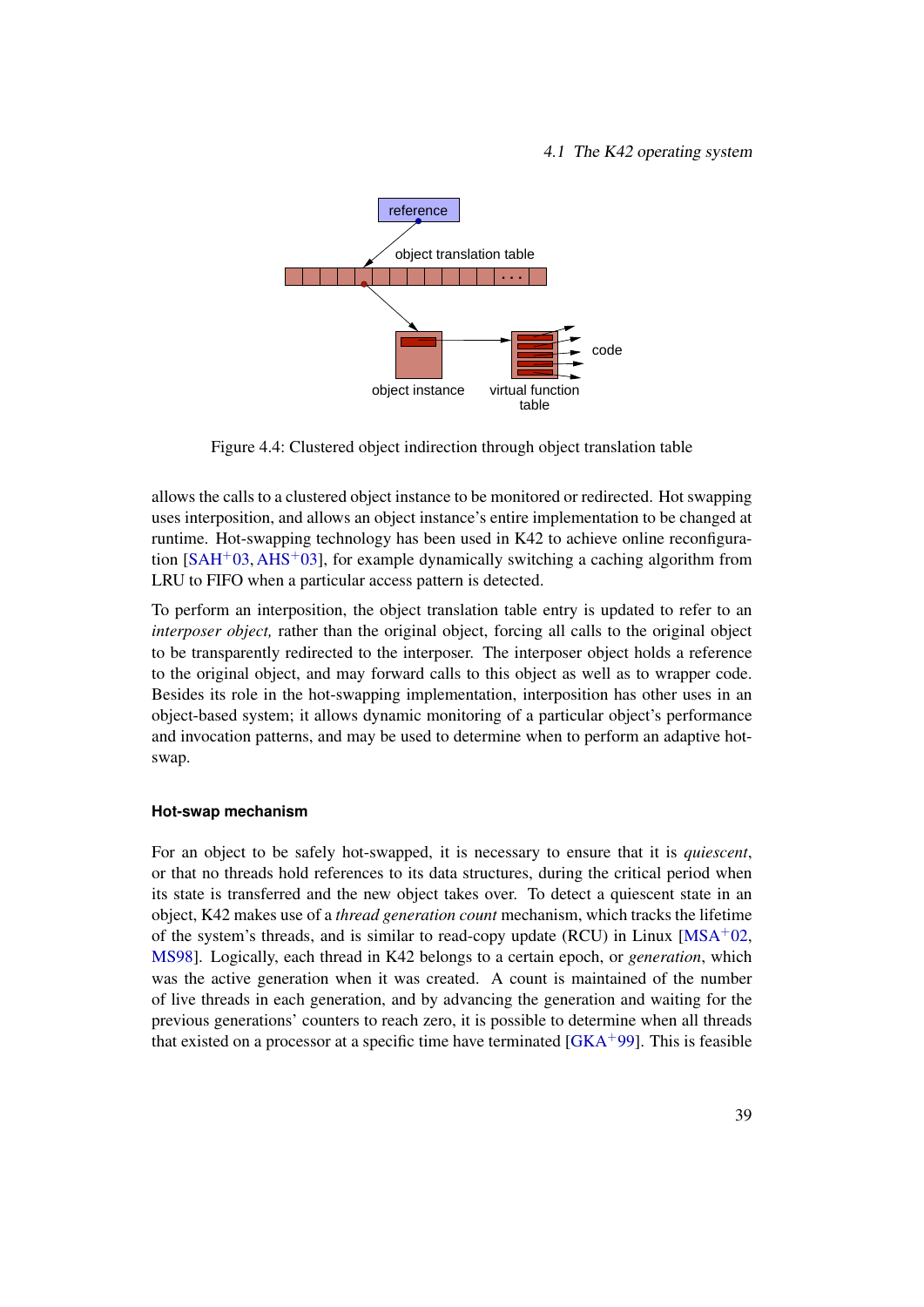Figure 4.4: Clustered object indirection through object translation table

allows the calls to a clustered object instance to be monitored or redirected. Hot swapping uses interposition, and allows an object instance's entire implementation to be changed at runtime. Hot-swapping technology has been used in K42 to achieve online reconfiguration [SAH+03, AHS+03], for example dynamically switching a caching algorithm from LRU to FIFO when a particular access pattern is detected.

To perform an interposition, the object translation table entry is updated to refer to an *interposer object,* rather than the original object, forcing all calls to the original object to be transparently redirected to the interposer. The interposer object holds a reference to the original object, and may forward calls to this object as well as to wrapper code. Besides its role in the hot-swapping implementation, interposition has other uses in an object-based system; it allows dynamic monitoring of a particular object's performance and invocation patterns, and may be used to determine when to perform an adaptive hot-swap.

#### Hot-swap mechanism

For an object to be safely hot-swapped, it is necessary to ensure that it is *quiescent*, or that no threads hold references to its data structures, during the critical period when its state is transferred and the new object takes over. To detect a quiescent state in an object, K42 makes use of a *thread generation count* mechanism, which tracks the lifetime of the system's threads, and is similar to read-copy update (RCU) in Linux [MSA+02, MS98]. Logically, each thread in K42 belongs to a certain epoch, or *generation*, which was the active generation when it was created. A count is maintained of the number of live threads in each generation, and by advancing the generation and waiting for the previous generations' counters to reach zero, it is possible to determine when all threads that existed on a processor at a specific time have terminated [GKA+99]. This is feasible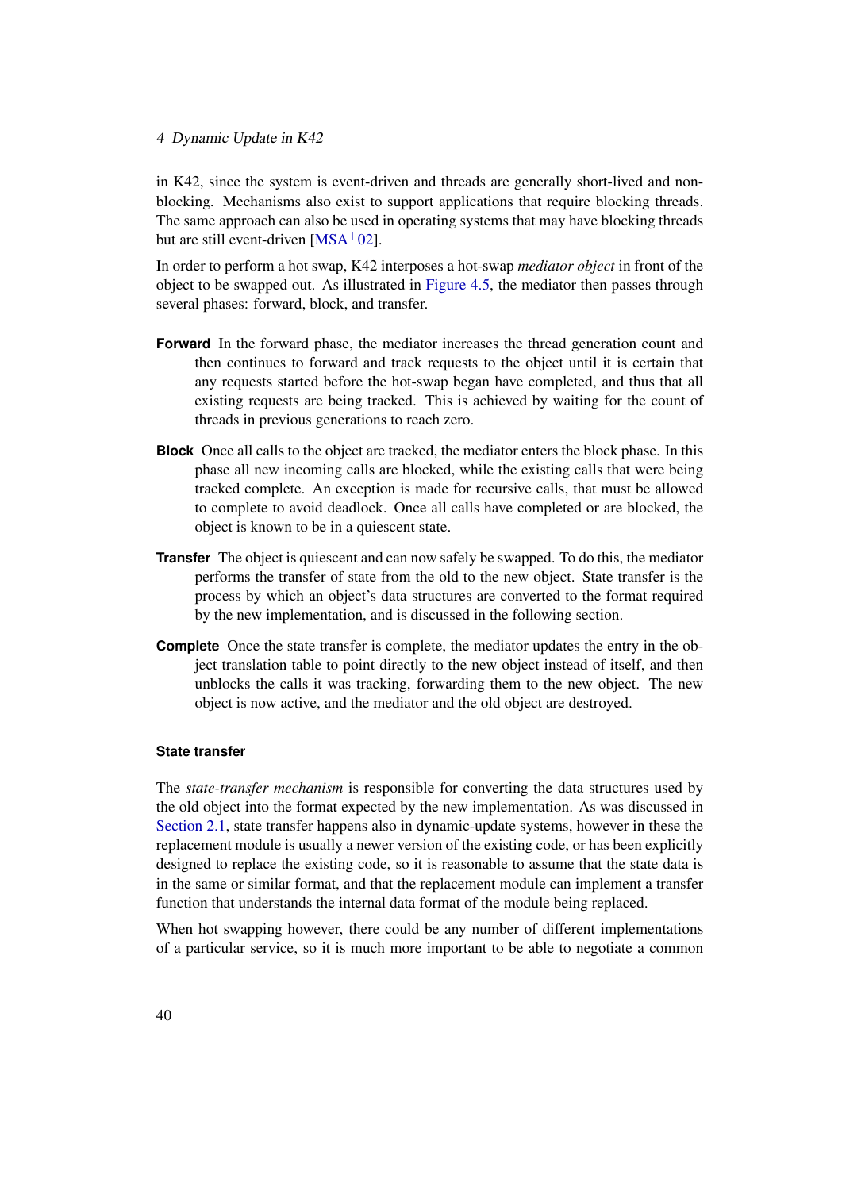in K42, since the system is event-driven and threads are generally short-lived and non-blocking. Mechanisms also exist to support applications that require blocking threads. The same approach can also be used in operating systems that may have blocking threads but are still event-driven [MSA+02].

In order to perform a hot swap, K42 interposes a hot-swap *mediator object* in front of the object to be swapped out. As illustrated in Figure 4.5, the mediator then passes through several phases: forward, block, and transfer.

**Forward** In the forward phase, the mediator increases the thread generation count and then continues to forward and track requests to the object until it is certain that any requests started before the hot-swap began have completed, and thus that all existing requests are being tracked. This is achieved by waiting for the count of threads in previous generations to reach zero.

**Block** Once all calls to the object are tracked, the mediator enters the block phase. In this phase all new incoming calls are blocked, while the existing calls that were being tracked complete. An exception is made for recursive calls, that must be allowed to complete to avoid deadlock. Once all calls have completed or are blocked, the object is known to be in a quiescent state.

**Transfer** The object is quiescent and can now safely be swapped. To do this, the mediator performs the transfer of state from the old to the new object. State transfer is the process by which an object's data structures are converted to the format required by the new implementation, and is discussed in the following section.

**Complete** Once the state transfer is complete, the mediator updates the entry in the object translation table to point directly to the new object instead of itself, and then unblocks the calls it was tracking, forwarding them to the new object. The new object is now active, and the mediator and the old object are destroyed.

#### State transfer

The *state-transfer mechanism* is responsible for converting the data structures used by the old object into the format expected by the new implementation. As was discussed in Section 2.1, state transfer happens also in dynamic-update systems, however in these the replacement module is usually a newer version of the existing code, or has been explicitly designed to replace the existing code, so it is reasonable to assume that the state data is in the same or similar format, and that the replacement module can implement a transfer function that understands the internal data format of the module being replaced.

When hot swapping however, there could be any number of different implementations of a particular service, so it is much more important to be able to negotiate a common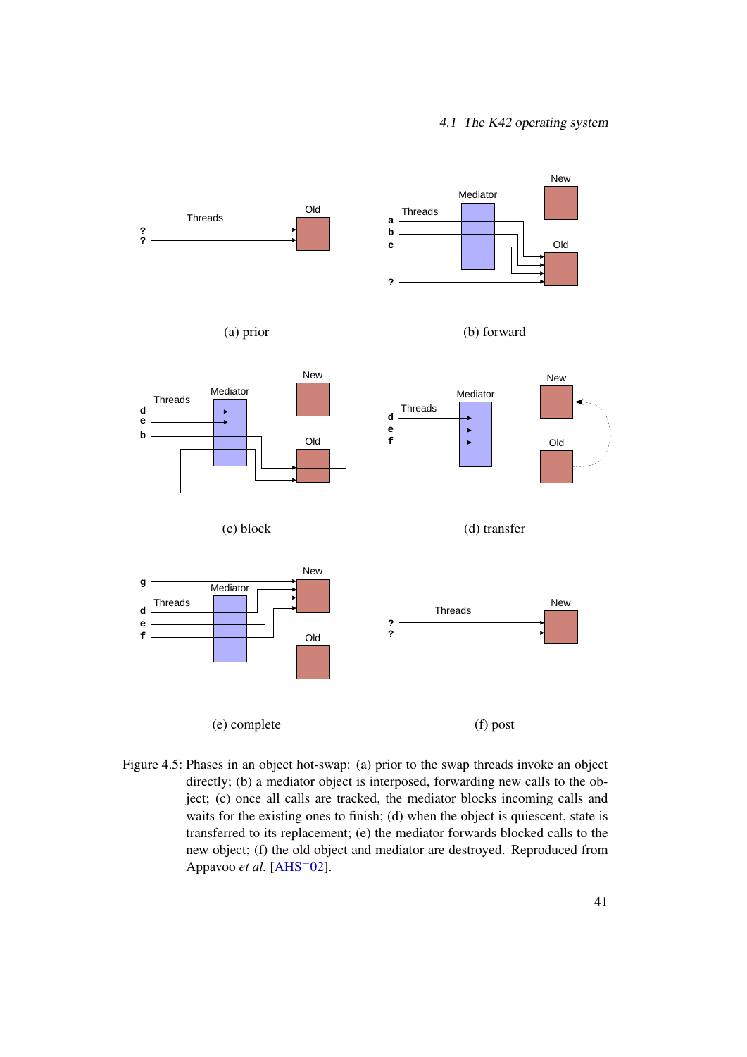Figure 4.5: Phases in an object hot-swap: (a) prior to the swap threads invoke an object directly; (b) a mediator object is interposed, forwarding new calls to the object; (c) once all calls are tracked, the mediator blocks incoming calls and waits for the existing ones to finish; (d) when the object is quiescent, state is transferred to its replacement; (e) the mediator forwards blocked calls to the new object; (f) the old object and mediator are destroyed. Reproduced from Appavoo *et al.* [AHS+02].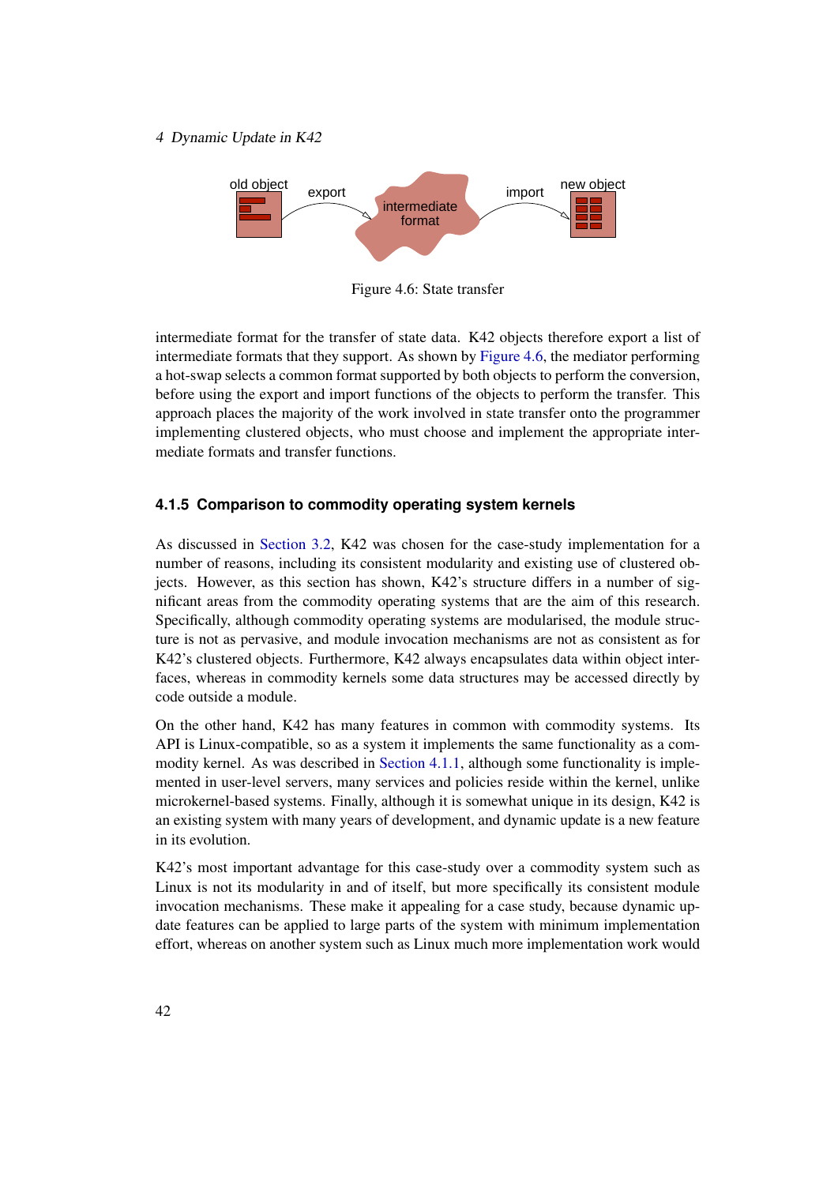Figure 4.6: State transfer

intermediate format for the transfer of state data. K42 objects therefore export a list of intermediate formats that they support. As shown by Figure 4.6, the mediator performing a hot-swap selects a common format supported by both objects to perform the conversion, before using the export and import functions of the objects to perform the transfer. This approach places the majority of the work involved in state transfer onto the programmer implementing clustered objects, who must choose and implement the appropriate intermediate formats and transfer functions.

### 4.1.5 Comparison to commodity operating system kernels

As discussed in Section 3.2, K42 was chosen for the case-study implementation for a number of reasons, including its consistent modularity and existing use of clustered objects. However, as this section has shown, K42's structure differs in a number of significant areas from the commodity operating systems that are the aim of this research. Specifically, although commodity operating systems are modularised, the module structure is not as pervasive, and module invocation mechanisms are not as consistent as for K42's clustered objects. Furthermore, K42 always encapsulates data within object interfaces, whereas in commodity kernels some data structures may be accessed directly by code outside a module.

On the other hand, K42 has many features in common with commodity systems. Its API is Linux-compatible, so as a system it implements the same functionality as a commodity kernel. As was described in Section 4.1.1, although some functionality is implemented in user-level servers, many services and policies reside within the kernel, unlike microkernel-based systems. Finally, although it is somewhat unique in its design, K42 is an existing system with many years of development, and dynamic update is a new feature in its evolution.

K42's most important advantage for this case-study over a commodity system such as Linux is not its modularity in and of itself, but more specifically its consistent module invocation mechanisms. These make it appealing for a case study, because dynamic update features can be applied to large parts of the system with minimum implementation effort, whereas on another system such as Linux much more implementation work would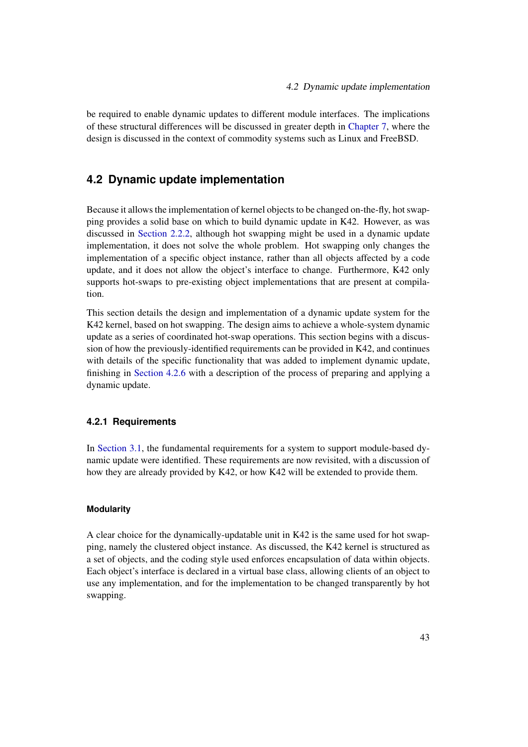be required to enable dynamic updates to different module interfaces. The implications of these structural differences will be discussed in greater depth in Chapter 7, where the design is discussed in the context of commodity systems such as Linux and FreeBSD.

## 4.2 Dynamic update implementation

Because it allows the implementation of kernel objects to be changed on-the-fly, hot swapping provides a solid base on which to build dynamic update in K42. However, as was discussed in Section 2.2.2, although hot swapping might be used in a dynamic update implementation, it does not solve the whole problem. Hot swapping only changes the implementation of a specific object instance, rather than all objects affected by a code update, and it does not allow the object's interface to change. Furthermore, K42 only supports hot-swaps to pre-existing object implementations that are present at compilation.

This section details the design and implementation of a dynamic update system for the K42 kernel, based on hot swapping. The design aims to achieve a whole-system dynamic update as a series of coordinated hot-swap operations. This section begins with a discussion of how the previously-identified requirements can be provided in K42, and continues with details of the specific functionality that was added to implement dynamic update, finishing in Section 4.2.6 with a description of the process of preparing and applying a dynamic update.

### 4.2.1 Requirements

In Section 3.1, the fundamental requirements for a system to support module-based dynamic update were identified. These requirements are now revisited, with a discussion of how they are already provided by K42, or how K42 will be extended to provide them.

#### Modularity

A clear choice for the dynamically-updatable unit in K42 is the same used for hot swapping, namely the clustered object instance. As discussed, the K42 kernel is structured as a set of objects, and the coding style used enforces encapsulation of data within objects. Each object's interface is declared in a virtual base class, allowing clients of an object to use any implementation, and for the implementation to be changed transparently by hot swapping.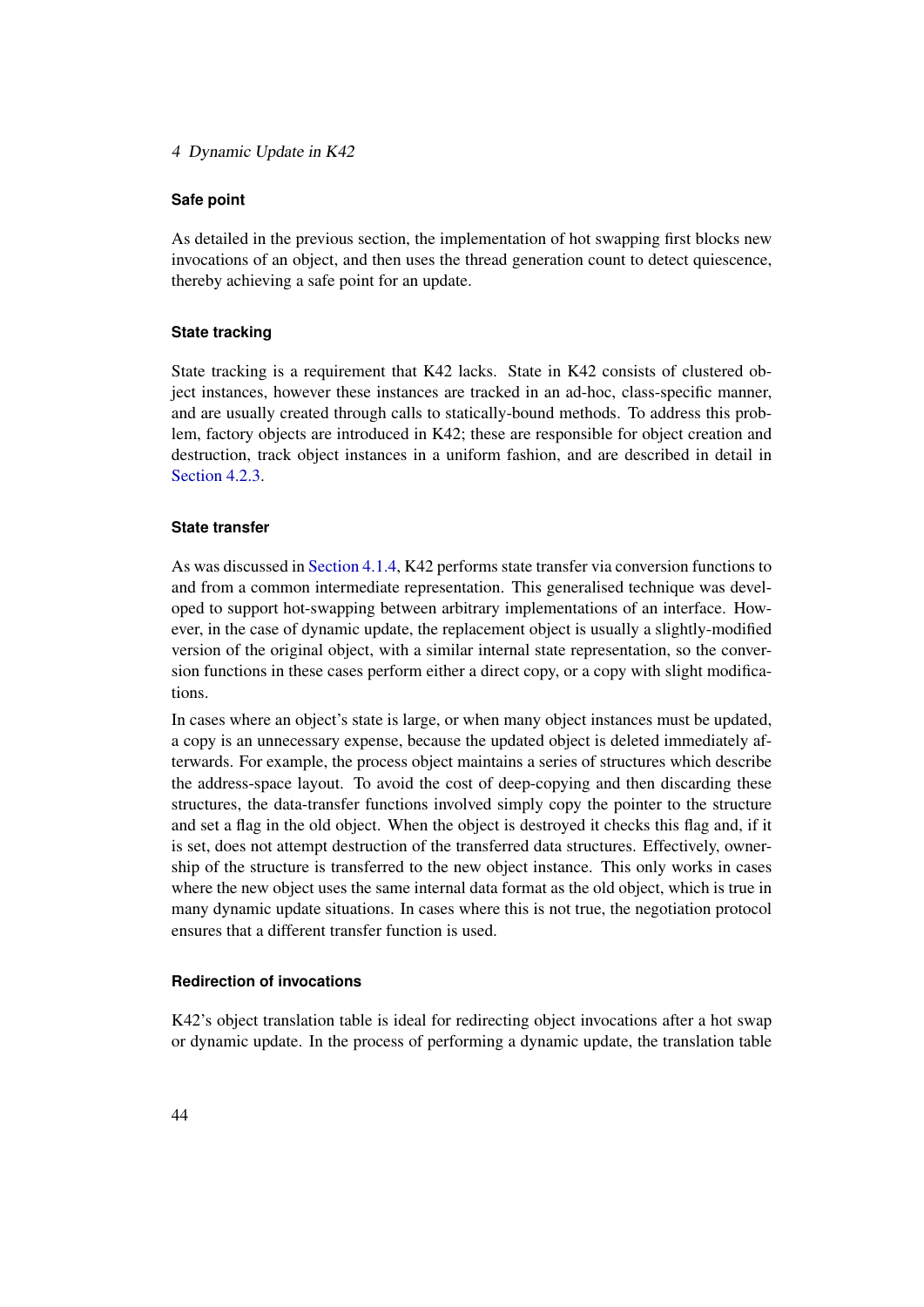#### Safe point

As detailed in the previous section, the implementation of hot swapping first blocks new invocations of an object, and then uses the thread generation count to detect quiescence, thereby achieving a safe point for an update.

#### State tracking

State tracking is a requirement that K42 lacks. State in K42 consists of clustered object instances, however these instances are tracked in an ad-hoc, class-specific manner, and are usually created through calls to statically-bound methods. To address this problem, factory objects are introduced in K42; these are responsible for object creation and destruction, track object instances in a uniform fashion, and are described in detail in Section 4.2.3.

#### State transfer

As was discussed in Section 4.1.4, K42 performs state transfer via conversion functions to and from a common intermediate representation. This generalised technique was developed to support hot-swapping between arbitrary implementations of an interface. However, in the case of dynamic update, the replacement object is usually a slightly-modified version of the original object, with a similar internal state representation, so the conversion functions in these cases perform either a direct copy, or a copy with slight modifications.

In cases where an object's state is large, or when many object instances must be updated, a copy is an unnecessary expense, because the updated object is deleted immediately afterwards. For example, the process object maintains a series of structures which describe the address-space layout. To avoid the cost of deep-copying and then discarding these structures, the data-transfer functions involved simply copy the pointer to the structure and set a flag in the old object. When the object is destroyed it checks this flag and, if it is set, does not attempt destruction of the transferred data structures. Effectively, ownership of the structure is transferred to the new object instance. This only works in cases where the new object uses the same internal data format as the old object, which is true in many dynamic update situations. In cases where this is not true, the negotiation protocol ensures that a different transfer function is used.

#### Redirection of invocations

K42's object translation table is ideal for redirecting object invocations after a hot swap or dynamic update. In the process of performing a dynamic update, the translation table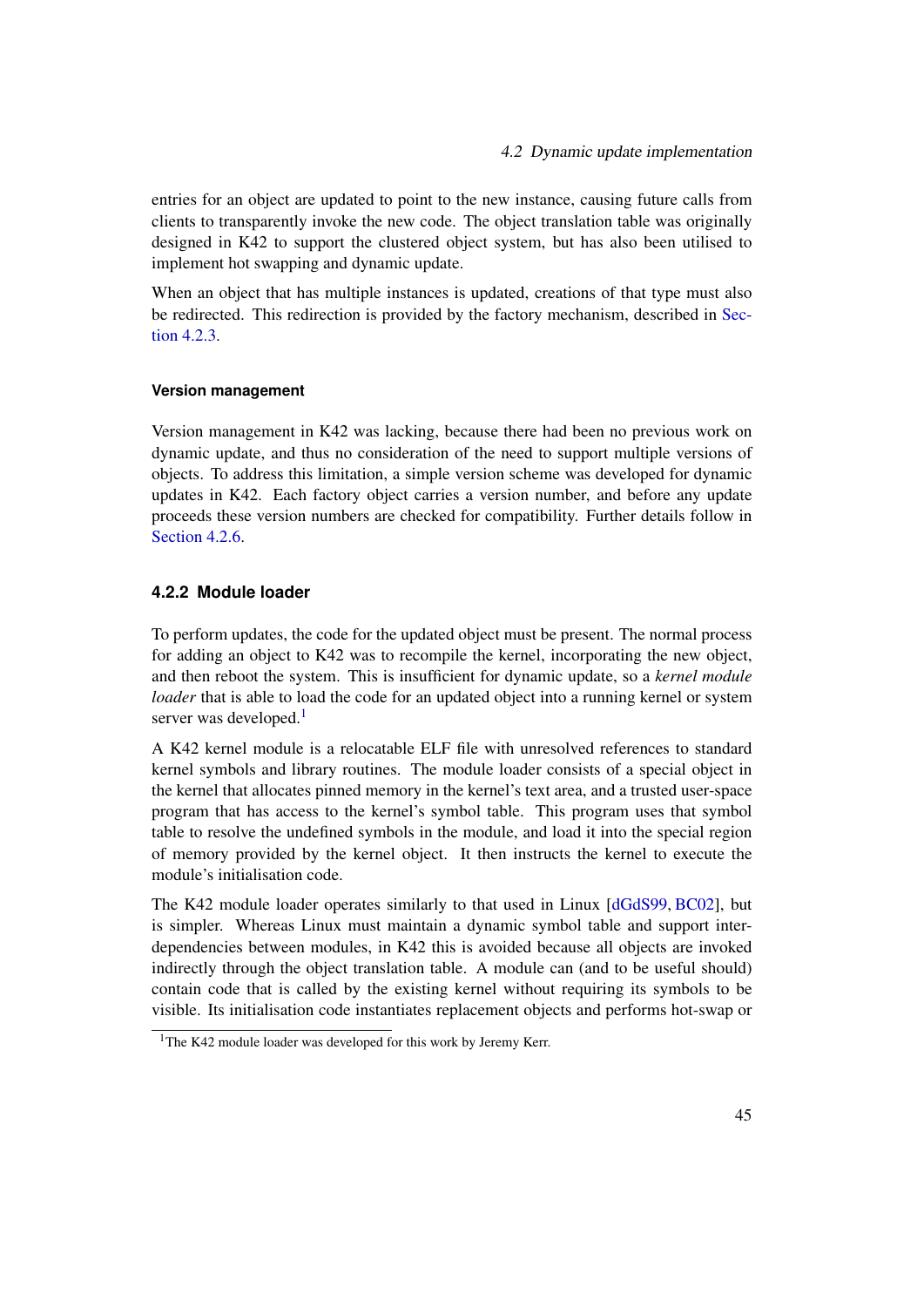entries for an object are updated to point to the new instance, causing future calls from clients to transparently invoke the new code. The object translation table was originally designed in K42 to support the clustered object system, but has also been utilised to implement hot swapping and dynamic update.

When an object that has multiple instances is updated, creations of that type must also be redirected. This redirection is provided by the factory mechanism, described in Section 4.2.3.

#### Version management

Version management in K42 was lacking, because there had been no previous work on dynamic update, and thus no consideration of the need to support multiple versions of objects. To address this limitation, a simple version scheme was developed for dynamic updates in K42. Each factory object carries a version number, and before any update proceeds these version numbers are checked for compatibility. Further details follow in Section 4.2.6.

### 4.2.2 Module loader

To perform updates, the code for the updated object must be present. The normal process for adding an object to K42 was to recompile the kernel, incorporating the new object, and then reboot the system. This is insufficient for dynamic update, so a *kernel module loader* that is able to load the code for an updated object into a running kernel or system server was developed.[1]

A K42 kernel module is a relocatable ELF file with unresolved references to standard kernel symbols and library routines. The module loader consists of a special object in the kernel that allocates pinned memory in the kernel's text area, and a trusted user-space program that has access to the kernel's symbol table. This program uses that symbol table to resolve the undefined symbols in the module, and load it into the special region of memory provided by the kernel object. It then instructs the kernel to execute the module's initialisation code.

The K42 module loader operates similarly to that used in Linux [dGdS99, BC02], but is simpler. Whereas Linux must maintain a dynamic symbol table and support inter-dependencies between modules, in K42 this is avoided because all objects are invoked indirectly through the object translation table. A module can (and to be useful should) contain code that is called by the existing kernel without requiring its symbols to be visible. Its initialisation code instantiates replacement objects and performs hot-swap or

[1] The K42 module loader was developed for this work by Jeremy Kerr.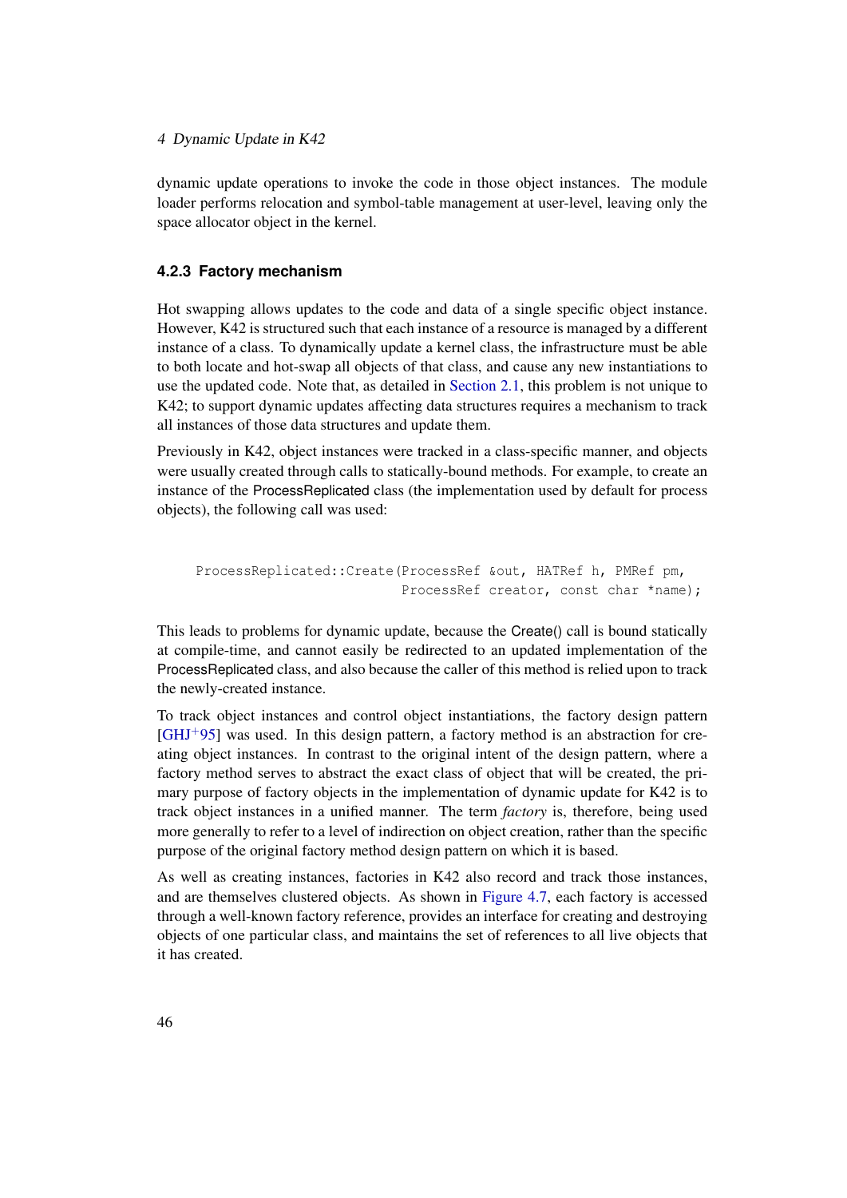dynamic update operations to invoke the code in those object instances. The module loader performs relocation and symbol-table management at user-level, leaving only the space allocator object in the kernel.

### 4.2.3 Factory mechanism

Hot swapping allows updates to the code and data of a single specific object instance. However, K42 is structured such that each instance of a resource is managed by a different instance of a class. To dynamically update a kernel class, the infrastructure must be able to both locate and hot-swap all objects of that class, and cause any new instantiations to use the updated code. Note that, as detailed in Section 2.1, this problem is not unique to K42; to support dynamic updates affecting data structures requires a mechanism to track all instances of those data structures and update them.

Previously in K42, object instances were tracked in a class-specific manner, and objects were usually created through calls to statically-bound methods. For example, to create an instance of the ProcessReplicated class (the implementation used by default for process objects), the following call was used:

```
ProcessReplicated::Create(ProcessRef &out, HATRef h, PMRef pm,
                          ProcessRef creator, const char *name);
```

This leads to problems for dynamic update, because the Create() call is bound statically at compile-time, and cannot easily be redirected to an updated implementation of the ProcessReplicated class, and also because the caller of this method is relied upon to track the newly-created instance.

To track object instances and control object instantiations, the factory design pattern [GHJ+95] was used. In this design pattern, a factory method is an abstraction for creating object instances. In contrast to the original intent of the design pattern, where a factory method serves to abstract the exact class of object that will be created, the primary purpose of factory objects in the implementation of dynamic update for K42 is to track object instances in a unified manner. The term *factory* is, therefore, being used more generally to refer to a level of indirection on object creation, rather than the specific purpose of the original factory method design pattern on which it is based.

As well as creating instances, factories in K42 also record and track those instances, and are themselves clustered objects. As shown in Figure 4.7, each factory is accessed through a well-known factory reference, provides an interface for creating and destroying objects of one particular class, and maintains the set of references to all live objects that it has created.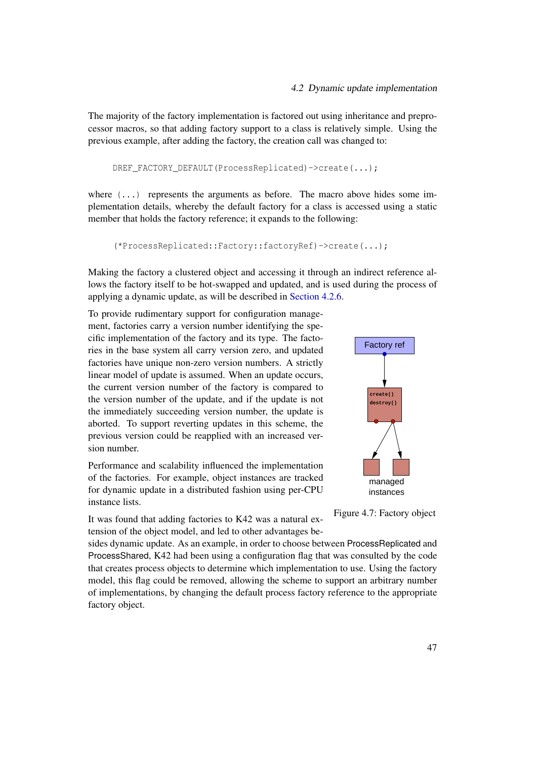The majority of the factory implementation is factored out using inheritance and preprocessor macros, so that adding factory support to a class is relatively simple. Using the previous example, after adding the factory, the creation call was changed to:

```
DREF_FACTORY_DEFAULT(ProcessReplicated)->create(...);
```

where `(...)` represents the arguments as before. The macro above hides some implementation details, whereby the default factory for a class is accessed using a static member that holds the factory reference; it expands to the following:

```
(*ProcessReplicated::Factory::factoryRef)->create(...);
```

Making the factory a clustered object and accessing it through an indirect reference allows the factory itself to be hot-swapped and updated, and is used during the process of applying a dynamic update, as will be described in Section 4.2.6.

To provide rudimentary support for configuration management, factories carry a version number identifying the specific implementation of the factory and its type. The factories in the base system all carry version zero, and updated factories have unique non-zero version numbers. A strictly linear model of update is assumed. When an update occurs, the current version number of the factory is compared to the version number of the update, and if the update is not the immediately succeeding version number, the update is aborted. To support reverting updates in this scheme, the previous version could be reapplied with an increased version number.

Performance and scalability influenced the implementation of the factories. For example, object instances are tracked for dynamic update in a distributed fashion using per-CPU instance lists.

Figure 4.7: Factory object

It was found that adding factories to K42 was a natural extension of the object model, and led to other advantages besides dynamic update. As an example, in order to choose between ProcessReplicated and ProcessShared, K42 had been using a configuration flag that was consulted by the code that creates process objects to determine which implementation to use. Using the factory model, this flag could be removed, allowing the scheme to support an arbitrary number of implementations, by changing the default process factory reference to the appropriate factory object.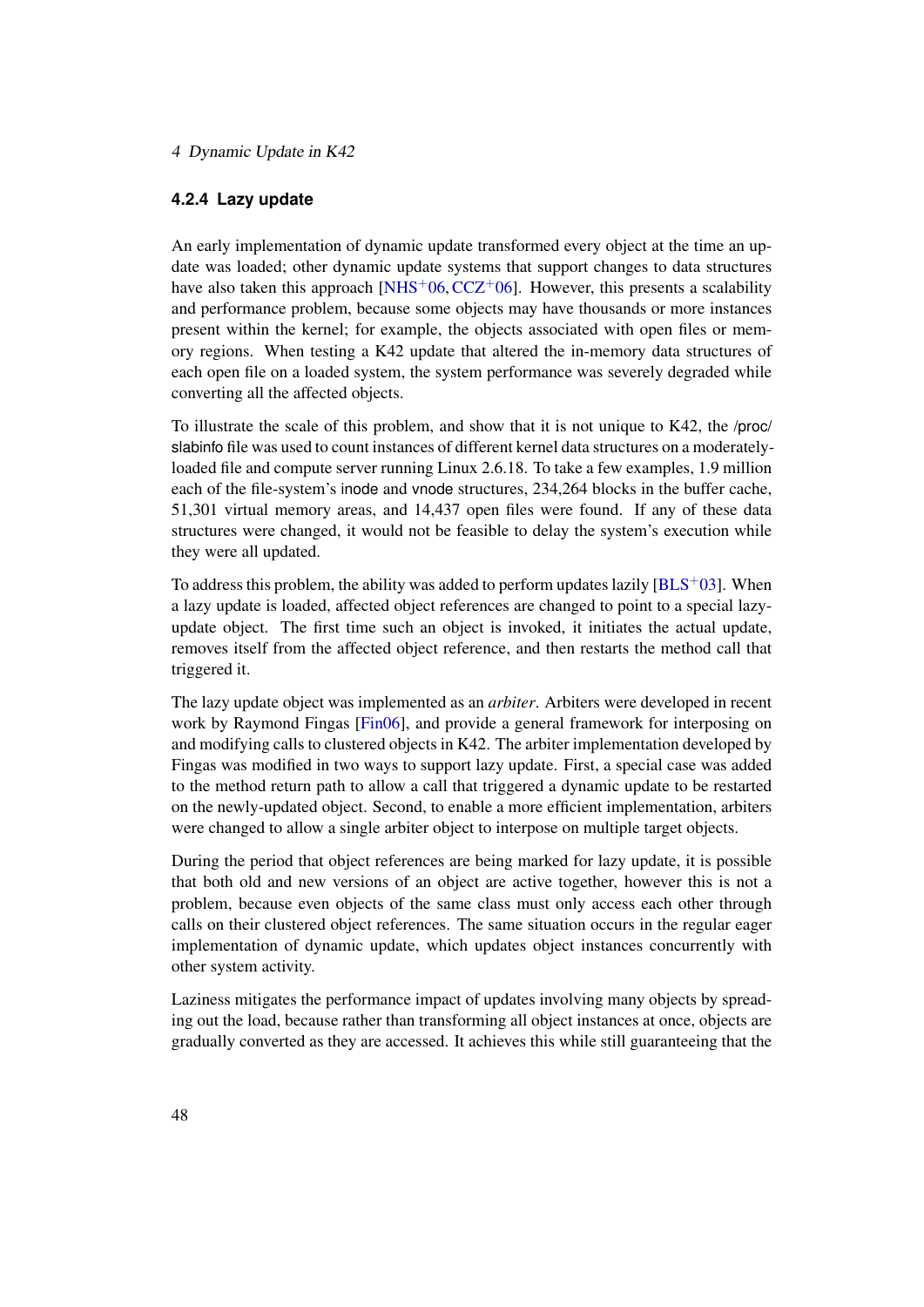### 4.2.4 Lazy update

An early implementation of dynamic update transformed every object at the time an update was loaded; other dynamic update systems that support changes to data structures have also taken this approach [NHS+06, CCZ+06]. However, this presents a scalability and performance problem, because some objects may have thousands or more instances present within the kernel; for example, the objects associated with open files or memory regions. When testing a K42 update that altered the in-memory data structures of each open file on a loaded system, the system performance was severely degraded while converting all the affected objects.

To illustrate the scale of this problem, and show that it is not unique to K42, the /proc/slabinfo file was used to count instances of different kernel data structures on a moderately-loaded file and compute server running Linux 2.6.18. To take a few examples, 1.9 million each of the file-system's inode and vnode structures, 234,264 blocks in the buffer cache, 51,301 virtual memory areas, and 14,437 open files were found. If any of these data structures were changed, it would not be feasible to delay the system's execution while they were all updated.

To address this problem, the ability was added to perform updates lazily [BLS+03]. When a lazy update is loaded, affected object references are changed to point to a special lazy-update object. The first time such an object is invoked, it initiates the actual update, removes itself from the affected object reference, and then restarts the method call that triggered it.

The lazy update object was implemented as an *arbiter*. Arbiters were developed in recent work by Raymond Fingas [Fin06], and provide a general framework for interposing on and modifying calls to clustered objects in K42. The arbiter implementation developed by Fingas was modified in two ways to support lazy update. First, a special case was added to the method return path to allow a call that triggered a dynamic update to be restarted on the newly-updated object. Second, to enable a more efficient implementation, arbiters were changed to allow a single arbiter object to interpose on multiple target objects.

During the period that object references are being marked for lazy update, it is possible that both old and new versions of an object are active together, however this is not a problem, because even objects of the same class must only access each other through calls on their clustered object references. The same situation occurs in the regular eager implementation of dynamic update, which updates object instances concurrently with other system activity.

Laziness mitigates the performance impact of updates involving many objects by spreading out the load, because rather than transforming all object instances at once, objects are gradually converted as they are accessed. It achieves this while still guaranteeing that the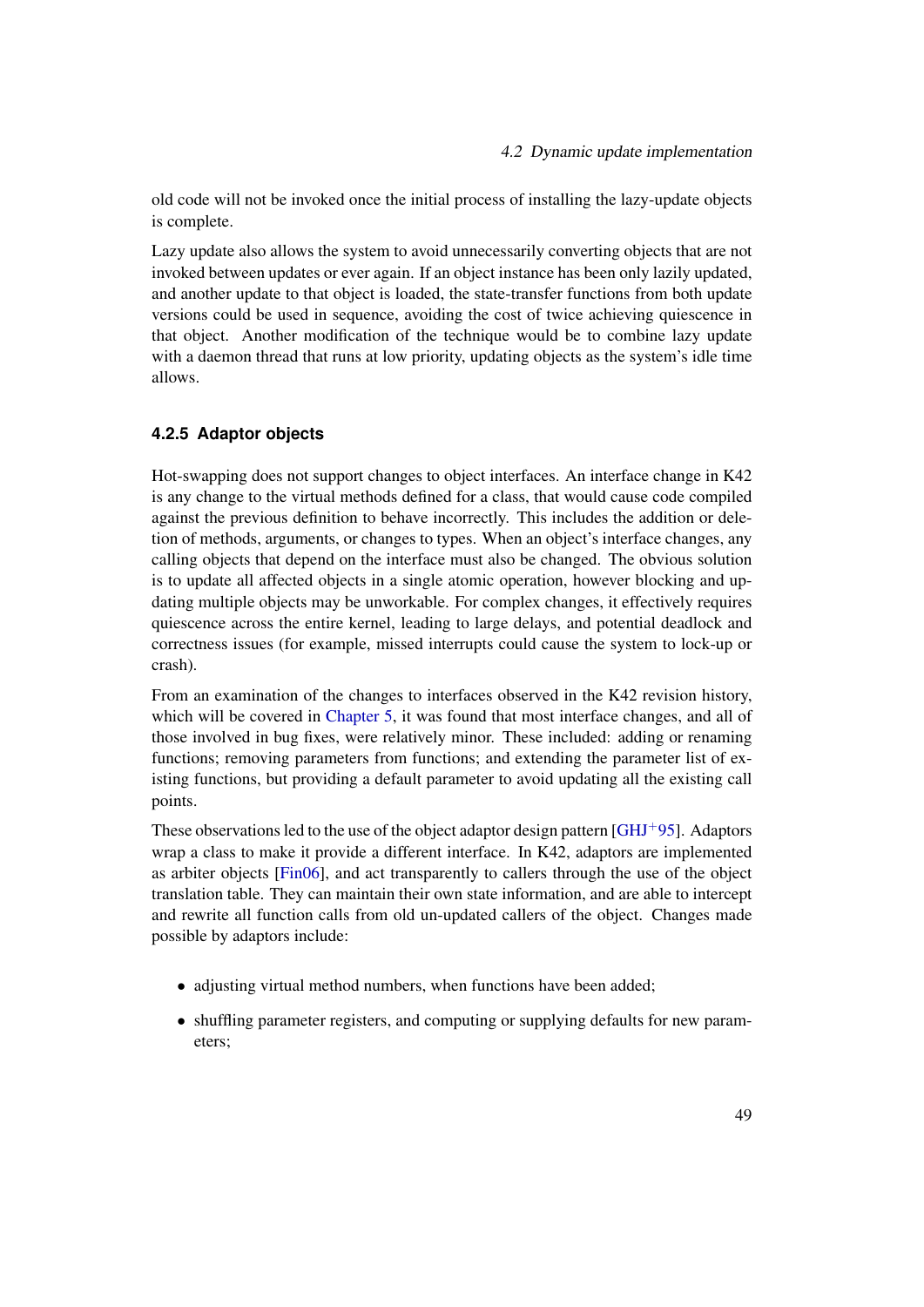old code will not be invoked once the initial process of installing the lazy-update objects is complete.

Lazy update also allows the system to avoid unnecessarily converting objects that are not invoked between updates or ever again. If an object instance has been only lazily updated, and another update to that object is loaded, the state-transfer functions from both update versions could be used in sequence, avoiding the cost of twice achieving quiescence in that object. Another modification of the technique would be to combine lazy update with a daemon thread that runs at low priority, updating objects as the system's idle time allows.

### 4.2.5 Adaptor objects

Hot-swapping does not support changes to object interfaces. An interface change in K42 is any change to the virtual methods defined for a class, that would cause code compiled against the previous definition to behave incorrectly. This includes the addition or deletion of methods, arguments, or changes to types. When an object's interface changes, any calling objects that depend on the interface must also be changed. The obvious solution is to update all affected objects in a single atomic operation, however blocking and updating multiple objects may be unworkable. For complex changes, it effectively requires quiescence across the entire kernel, leading to large delays, and potential deadlock and correctness issues (for example, missed interrupts could cause the system to lock-up or crash).

From an examination of the changes to interfaces observed in the K42 revision history, which will be covered in Chapter 5, it was found that most interface changes, and all of those involved in bug fixes, were relatively minor. These included: adding or renaming functions; removing parameters from functions; and extending the parameter list of existing functions, but providing a default parameter to avoid updating all the existing call points.

These observations led to the use of the object adaptor design pattern [GHJ+95]. Adaptors wrap a class to make it provide a different interface. In K42, adaptors are implemented as arbiter objects [Fin06], and act transparently to callers through the use of the object translation table. They can maintain their own state information, and are able to intercept and rewrite all function calls from old un-updated callers of the object. Changes made possible by adaptors include:

- adjusting virtual method numbers, when functions have been added;
- shuffling parameter registers, and computing or supplying defaults for new parameters;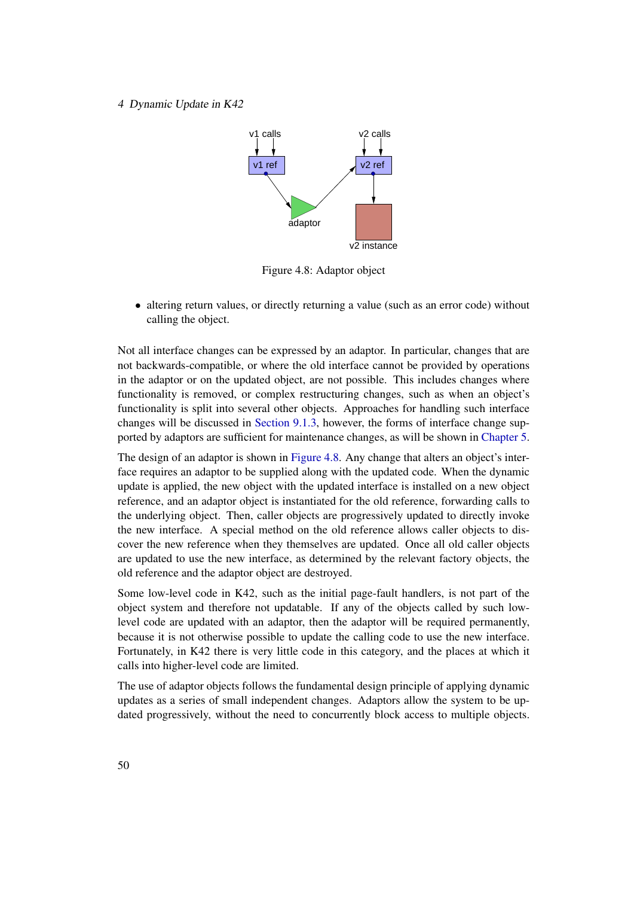Figure 4.8: Adaptor object

- altering return values, or directly returning a value (such as an error code) without calling the object.

Not all interface changes can be expressed by an adaptor. In particular, changes that are not backwards-compatible, or where the old interface cannot be provided by operations in the adaptor or on the updated object, are not possible. This includes changes where functionality is removed, or complex restructuring changes, such as when an object's functionality is split into several other objects. Approaches for handling such interface changes will be discussed in Section 9.1.3, however, the forms of interface change supported by adaptors are sufficient for maintenance changes, as will be shown in Chapter 5.

The design of an adaptor is shown in Figure 4.8. Any change that alters an object's interface requires an adaptor to be supplied along with the updated code. When the dynamic update is applied, the new object with the updated interface is installed on a new object reference, and an adaptor object is instantiated for the old reference, forwarding calls to the underlying object. Then, caller objects are progressively updated to directly invoke the new interface. A special method on the old reference allows caller objects to discover the new reference when they themselves are updated. Once all old caller objects are updated to use the new interface, as determined by the relevant factory objects, the old reference and the adaptor object are destroyed.

Some low-level code in K42, such as the initial page-fault handlers, is not part of the object system and therefore not updatable. If any of the objects called by such low-level code are updated with an adaptor, then the adaptor will be required permanently, because it is not otherwise possible to update the calling code to use the new interface. Fortunately, in K42 there is very little code in this category, and the places at which it calls into higher-level code are limited.

The use of adaptor objects follows the fundamental design principle of applying dynamic updates as a series of small independent changes. Adaptors allow the system to be updated progressively, without the need to concurrently block access to multiple objects.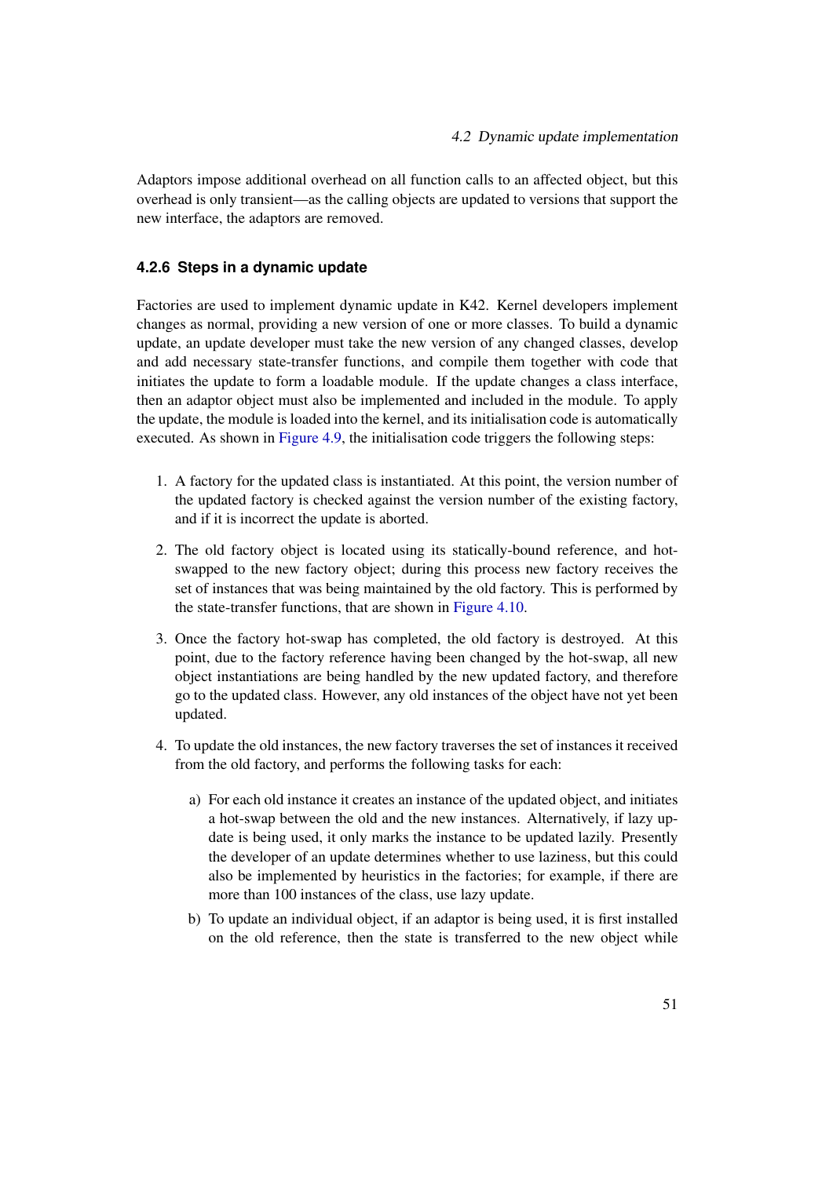Adaptors impose additional overhead on all function calls to an affected object, but this overhead is only transient—as the calling objects are updated to versions that support the new interface, the adaptors are removed.

### 4.2.6 Steps in a dynamic update

Factories are used to implement dynamic update in K42. Kernel developers implement changes as normal, providing a new version of one or more classes. To build a dynamic update, an update developer must take the new version of any changed classes, develop and add necessary state-transfer functions, and compile them together with code that initiates the update to form a loadable module. If the update changes a class interface, then an adaptor object must also be implemented and included in the module. To apply the update, the module is loaded into the kernel, and its initialisation code is automatically executed. As shown in Figure 4.9, the initialisation code triggers the following steps:

1. A factory for the updated class is instantiated. At this point, the version number of the updated factory is checked against the version number of the existing factory, and if it is incorrect the update is aborted.
2. The old factory object is located using its statically-bound reference, and hot-swapped to the new factory object; during this process new factory receives the set of instances that was being maintained by the old factory. This is performed by the state-transfer functions, that are shown in Figure 4.10.
3. Once the factory hot-swap has completed, the old factory is destroyed. At this point, due to the factory reference having been changed by the hot-swap, all new object instantiations are being handled by the new updated factory, and therefore go to the updated class. However, any old instances of the object have not yet been updated.
4. To update the old instances, the new factory traverses the set of instances it received from the old factory, and performs the following tasks for each:
   a) For each old instance it creates an instance of the updated object, and initiates a hot-swap between the old and the new instances. Alternatively, if lazy update is being used, it only marks the instance to be updated lazily. Presently the developer of an update determines whether to use laziness, but this could also be implemented by heuristics in the factories; for example, if there are more than 100 instances of the class, use lazy update.
   b) To update an individual object, if an adaptor is being used, it is first installed on the old reference, then the state is transferred to the new object while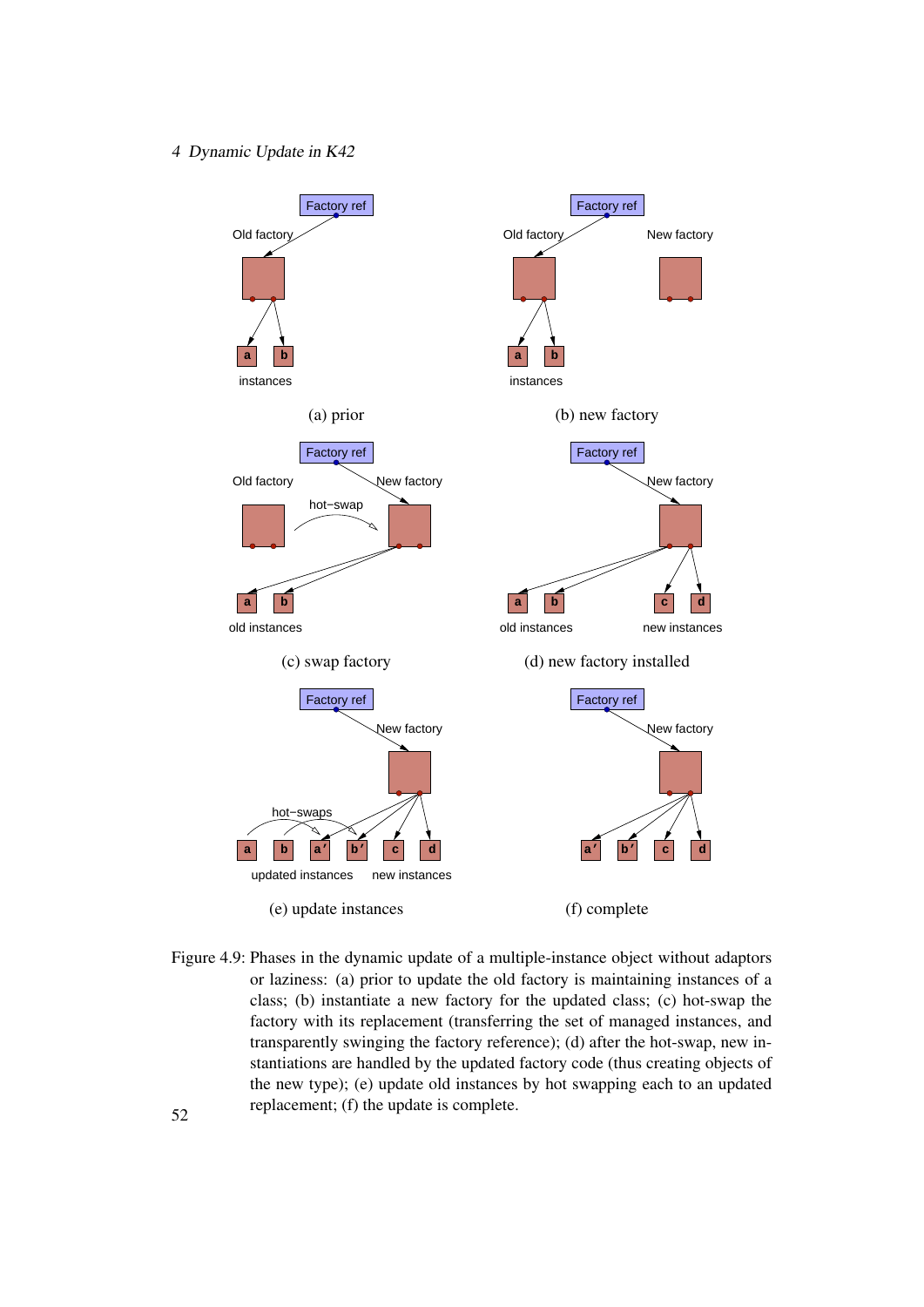Factory ref

Old factory

a b

instances

(a) prior

Factory ref

Old factory New factory

a b

instances

(b) new factory

Factory ref

Old factory New factory

hot−swap

a b

old instances

(c) swap factory

Factory ref

New factory

a b c d

old instances new instances

(d) new factory installed

Factory ref

New factory

hot−swaps

a b a′ b′ c d

updated instances new instances

(e) update instances

Factory ref

New factory

a′ b′ c d

(f) complete

Figure 4.9: Phases in the dynamic update of a multiple-instance object without adaptors or laziness: (a) prior to update the old factory is maintaining instances of a class; (b) instantiate a new factory for the updated class; (c) hot-swap the factory with its replacement (transferring the set of managed instances, and transparently swinging the factory reference); (d) after the hot-swap, new instantiations are handled by the updated factory code (thus creating objects of the new type); (e) update old instances by hot swapping each to an updated replacement; (f) the update is complete.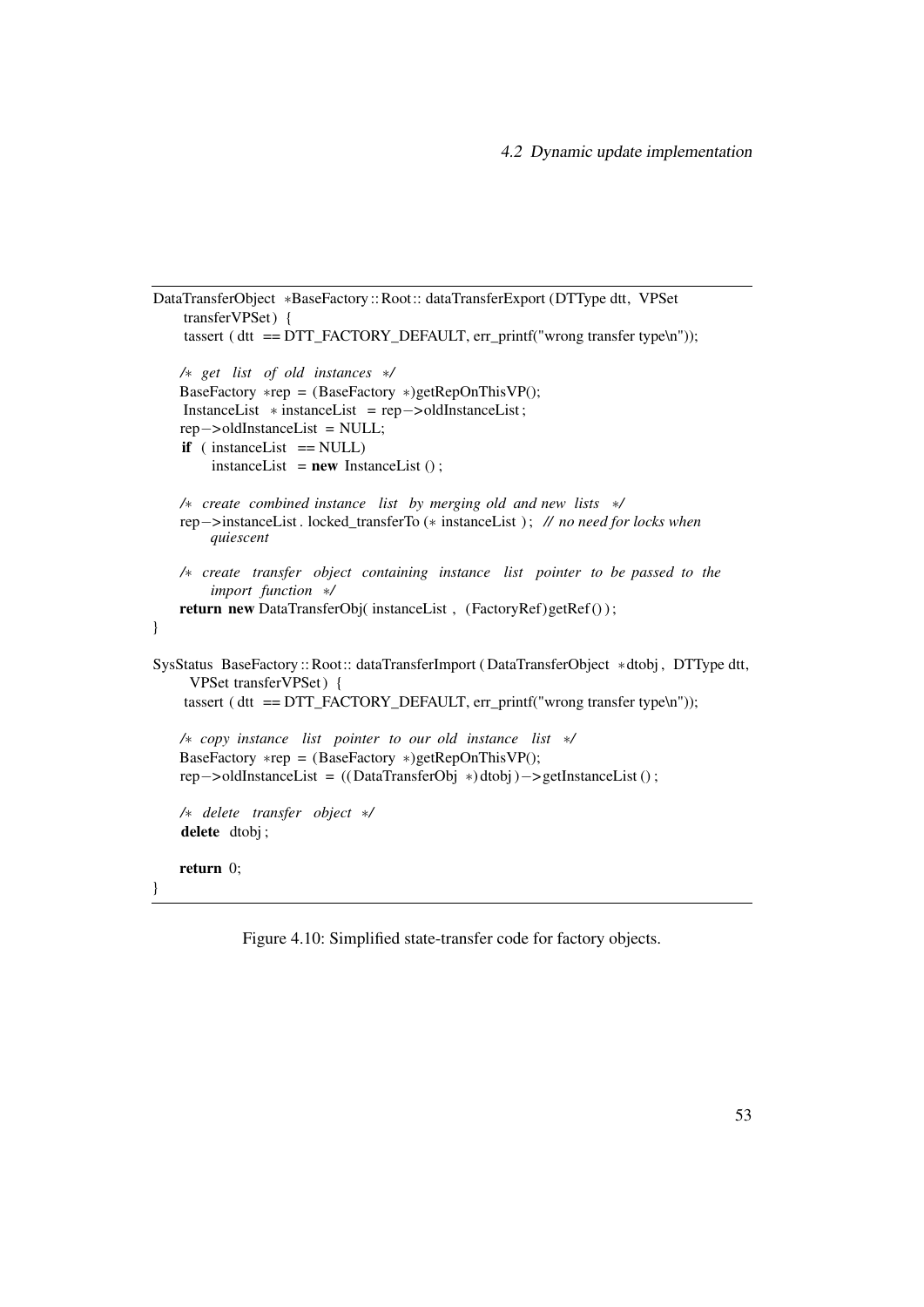```
DataTransferObject *BaseFactory::Root::dataTransferExport(DTType dtt, VPSet
      transferVPSet) {
    tassert(dtt == DTT_FACTORY_DEFAULT, err_printf("wrong transfer type\n"));

    /* get list of old instances */
    BaseFactory *rep = (BaseFactory *)getRepOnThisVP();
    InstanceList *instanceList = rep->oldInstanceList;
    rep->oldInstanceList = NULL;
    if (instanceList == NULL)
        instanceList = new InstanceList();

    /* create combined instance list by merging old and new lists */
    rep->instanceList.locked_transferTo(*instanceList); // no need for locks when
        quiescent

    /* create transfer object containing instance list pointer to be passed to the
        import function */
    return new DataTransferObj(instanceList, (FactoryRef)getRef());
}

SysStatus BaseFactory::Root::dataTransferImport(DataTransferObject *dtobj, DTType dtt,
      VPSet transferVPSet) {
    tassert(dtt == DTT_FACTORY_DEFAULT, err_printf("wrong transfer type\n"));

    /* copy instance list pointer to our old instance list */
    BaseFactory *rep = (BaseFactory *)getRepOnThisVP();
    rep->oldInstanceList = ((DataTransferObj *)dtobj)->getInstanceList();

    /* delete transfer object */
    delete dtobj;

    return 0;
}
```

Figure 4.10: Simplified state-transfer code for factory objects.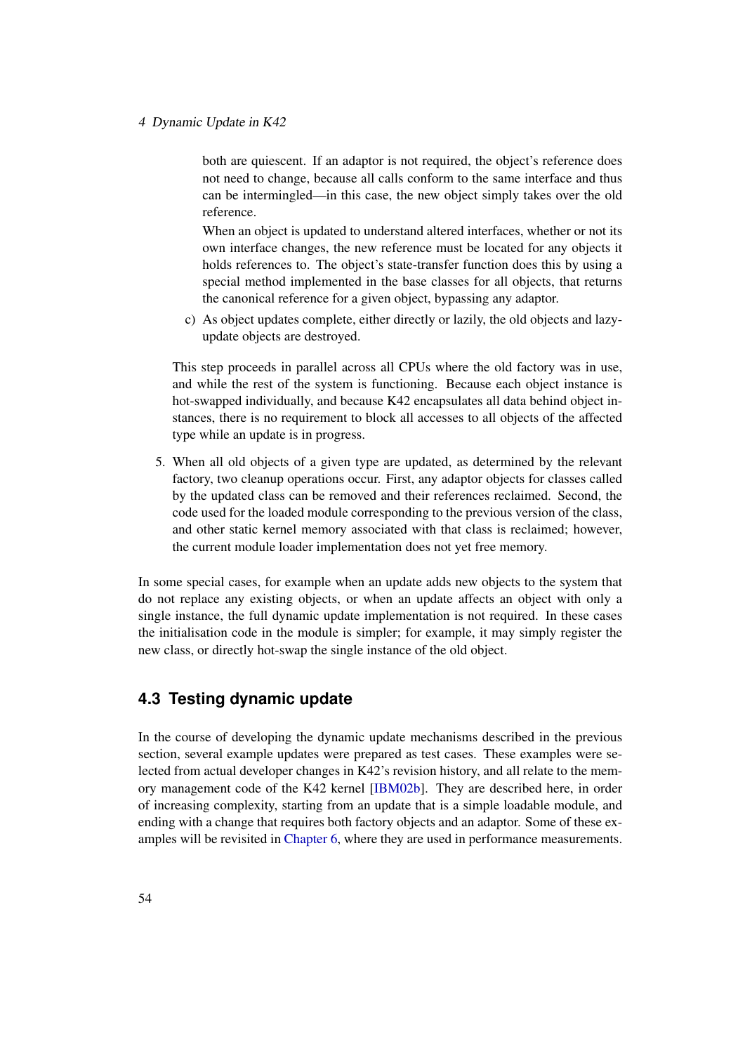both are quiescent. If an adaptor is not required, the object's reference does not need to change, because all calls conform to the same interface and thus can be intermingled—in this case, the new object simply takes over the old reference.

   When an object is updated to understand altered interfaces, whether or not its own interface changes, the new reference must be located for any objects it holds references to. The object's state-transfer function does this by using a special method implemented in the base classes for all objects, that returns the canonical reference for a given object, bypassing any adaptor.

   c) As object updates complete, either directly or lazily, the old objects and lazy-update objects are destroyed.

   This step proceeds in parallel across all CPUs where the old factory was in use, and while the rest of the system is functioning. Because each object instance is hot-swapped individually, and because K42 encapsulates all data behind object instances, there is no requirement to block all accesses to all objects of the affected type while an update is in progress.

5. When all old objects of a given type are updated, as determined by the relevant factory, two cleanup operations occur. First, any adaptor objects for classes called by the updated class can be removed and their references reclaimed. Second, the code used for the loaded module corresponding to the previous version of the class, and other static kernel memory associated with that class is reclaimed; however, the current module loader implementation does not yet free memory.

In some special cases, for example when an update adds new objects to the system that do not replace any existing objects, or when an update affects an object with only a single instance, the full dynamic update implementation is not required. In these cases the initialisation code in the module is simpler; for example, it may simply register the new class, or directly hot-swap the single instance of the old object.

## 4.3 Testing dynamic update

In the course of developing the dynamic update mechanisms described in the previous section, several example updates were prepared as test cases. These examples were selected from actual developer changes in K42's revision history, and all relate to the memory management code of the K42 kernel [IBM02b]. They are described here, in order of increasing complexity, starting from an update that is a simple loadable module, and ending with a change that requires both factory objects and an adaptor. Some of these examples will be revisited in Chapter 6, where they are used in performance measurements.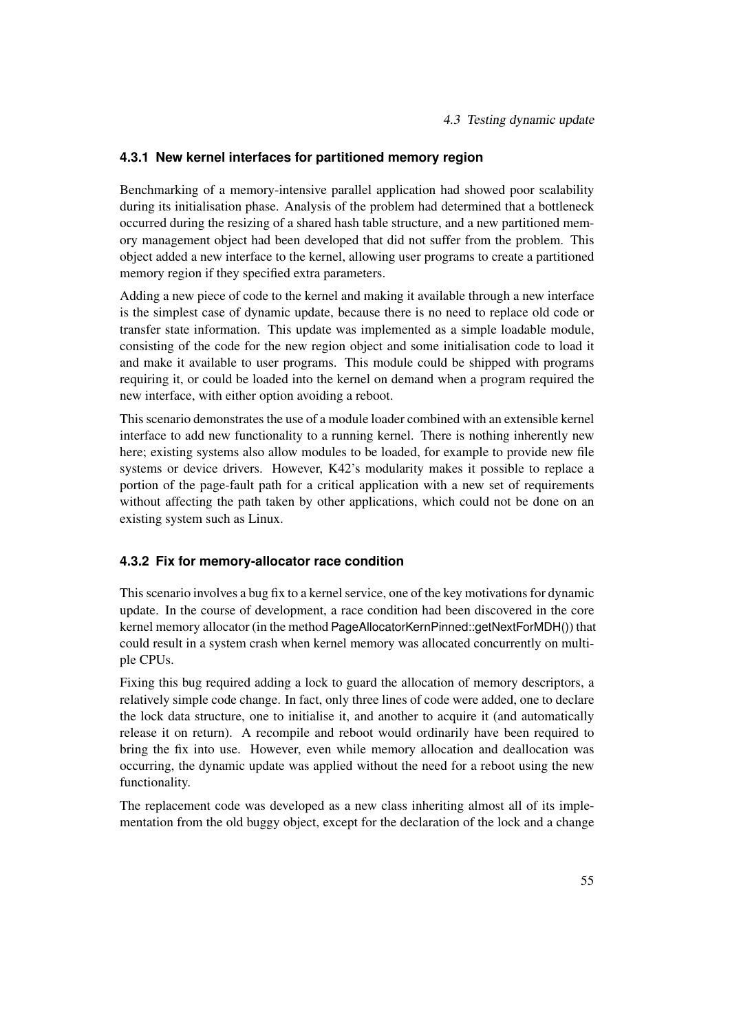### 4.3.1 New kernel interfaces for partitioned memory region

Benchmarking of a memory-intensive parallel application had showed poor scalability during its initialisation phase. Analysis of the problem had determined that a bottleneck occurred during the resizing of a shared hash table structure, and a new partitioned memory management object had been developed that did not suffer from the problem. This object added a new interface to the kernel, allowing user programs to create a partitioned memory region if they specified extra parameters.

Adding a new piece of code to the kernel and making it available through a new interface is the simplest case of dynamic update, because there is no need to replace old code or transfer state information. This update was implemented as a simple loadable module, consisting of the code for the new region object and some initialisation code to load it and make it available to user programs. This module could be shipped with programs requiring it, or could be loaded into the kernel on demand when a program required the new interface, with either option avoiding a reboot.

This scenario demonstrates the use of a module loader combined with an extensible kernel interface to add new functionality to a running kernel. There is nothing inherently new here; existing systems also allow modules to be loaded, for example to provide new file systems or device drivers. However, K42's modularity makes it possible to replace a portion of the page-fault path for a critical application with a new set of requirements without affecting the path taken by other applications, which could not be done on an existing system such as Linux.

### 4.3.2 Fix for memory-allocator race condition

This scenario involves a bug fix to a kernel service, one of the key motivations for dynamic update. In the course of development, a race condition had been discovered in the core kernel memory allocator (in the method PageAllocatorKernPinned::getNextForMDH()) that could result in a system crash when kernel memory was allocated concurrently on multiple CPUs.

Fixing this bug required adding a lock to guard the allocation of memory descriptors, a relatively simple code change. In fact, only three lines of code were added, one to declare the lock data structure, one to initialise it, and another to acquire it (and automatically release it on return). A recompile and reboot would ordinarily have been required to bring the fix into use. However, even while memory allocation and deallocation was occurring, the dynamic update was applied without the need for a reboot using the new functionality.

The replacement code was developed as a new class inheriting almost all of its implementation from the old buggy object, except for the declaration of the lock and a change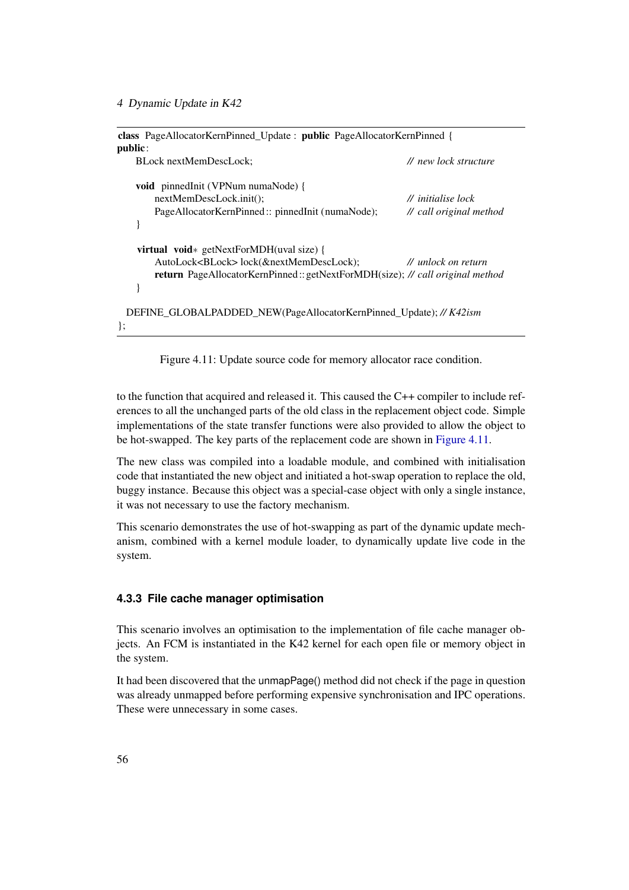```
class PageAllocatorKernPinned_Update : public PageAllocatorKernPinned {
public:
    BLock nextMemDescLock;                                    // new lock structure

    void pinnedInit (VPNum numaNode) {
        nextMemDescLock.init();                               // initialise lock
        PageAllocatorKernPinned:: pinnedInit (numaNode);      // call original method
    }

    virtual void* getNextForMDH(uval size) {
        AutoLock<BLock> lock(&nextMemDescLock);               // unlock on return
        return PageAllocatorKernPinned::getNextForMDH(size); // call original method
    }

  DEFINE_GLOBALPADDED_NEW(PageAllocatorKernPinned_Update); // K42ism
};
```

Figure 4.11: Update source code for memory allocator race condition.

to the function that acquired and released it. This caused the C++ compiler to include references to all the unchanged parts of the old class in the replacement object code. Simple implementations of the state transfer functions were also provided to allow the object to be hot-swapped. The key parts of the replacement code are shown in Figure 4.11.

The new class was compiled into a loadable module, and combined with initialisation code that instantiated the new object and initiated a hot-swap operation to replace the old, buggy instance. Because this object was a special-case object with only a single instance, it was not necessary to use the factory mechanism.

This scenario demonstrates the use of hot-swapping as part of the dynamic update mechanism, combined with a kernel module loader, to dynamically update live code in the system.

### 4.3.3 File cache manager optimisation

This scenario involves an optimisation to the implementation of file cache manager objects. An FCM is instantiated in the K42 kernel for each open file or memory object in the system.

It had been discovered that the unmapPage() method did not check if the page in question was already unmapped before performing expensive synchronisation and IPC operations. These were unnecessary in some cases.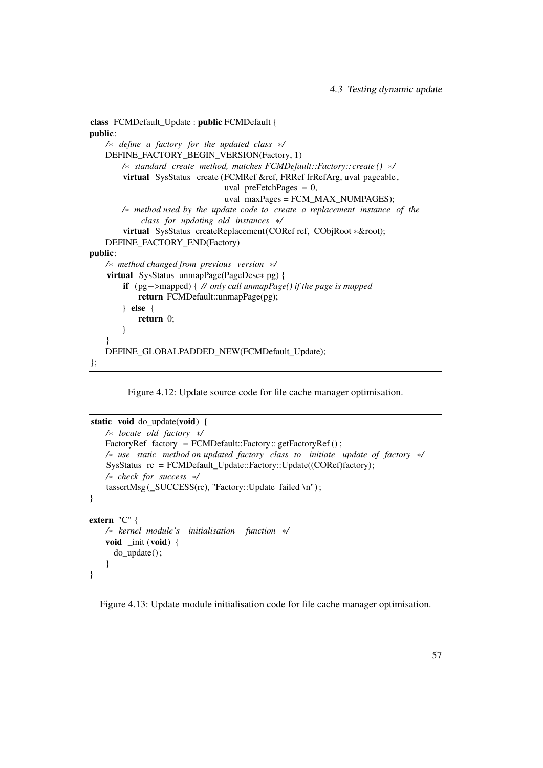```cpp
class FCMDefault_Update : public FCMDefault {
public:
    /* define a factory for the updated class */
    DEFINE_FACTORY_BEGIN_VERSION(Factory, 1)
        /* standard create method, matches FCMDefault::Factory::create() */
        virtual SysStatus create(FCMRef &ref, FRRef frRefArg, uval pageable,
                                 uval preFetchPages = 0,
                                 uval maxPages = FCM_MAX_NUMPAGES);
        /* method used by the update code to create a replacement instance of the
             class for updating old instances */
        virtual SysStatus createReplacement(CORef ref, CObjRoot *&root);
    DEFINE_FACTORY_END(Factory)
public:
    /* method changed from previous version */
    virtual SysStatus unmapPage(PageDesc* pg) {
        if (pg->mapped) { // only call unmapPage() if the page is mapped
            return FCMDefault::unmapPage(pg);
        } else {
            return 0;
        }
    }
    DEFINE_GLOBALPADDED_NEW(FCMDefault_Update);
};
```

Figure 4.12: Update source code for file cache manager optimisation.

```cpp
static void do_update(void) {
    /* locate old factory */
    FactoryRef factory = FCMDefault::Factory::getFactoryRef();
    /* use static method on updated factory class to initiate update of factory */
    SysStatus rc = FCMDefault_Update::Factory::Update((CORef)factory);
    /* check for success */
    tassertMsg(_SUCCESS(rc), "Factory::Update failed \n");
}

extern "C" {
    /* kernel module's initialisation function */
    void _init(void) {
      do_update();
    }
}
```

Figure 4.13: Update module initialisation code for file cache manager optimisation.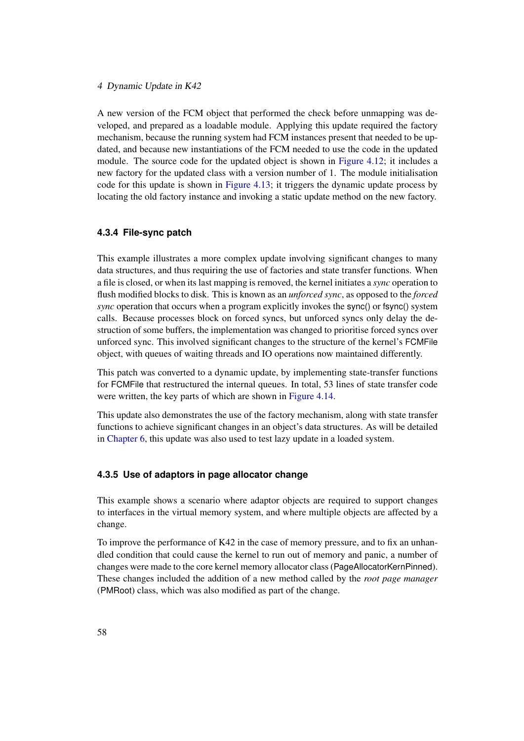A new version of the FCM object that performed the check before unmapping was developed, and prepared as a loadable module. Applying this update required the factory mechanism, because the running system had FCM instances present that needed to be updated, and because new instantiations of the FCM needed to use the code in the updated module. The source code for the updated object is shown in Figure 4.12; it includes a new factory for the updated class with a version number of 1. The module initialisation code for this update is shown in Figure 4.13; it triggers the dynamic update process by locating the old factory instance and invoking a static update method on the new factory.

### 4.3.4 File-sync patch

This example illustrates a more complex update involving significant changes to many data structures, and thus requiring the use of factories and state transfer functions. When a file is closed, or when its last mapping is removed, the kernel initiates a *sync* operation to flush modified blocks to disk. This is known as an *unforced sync*, as opposed to the *forced sync* operation that occurs when a program explicitly invokes the sync() or fsync() system calls. Because processes block on forced syncs, but unforced syncs only delay the destruction of some buffers, the implementation was changed to prioritise forced syncs over unforced sync. This involved significant changes to the structure of the kernel's FCMFile object, with queues of waiting threads and IO operations now maintained differently.

This patch was converted to a dynamic update, by implementing state-transfer functions for FCMFile that restructured the internal queues. In total, 53 lines of state transfer code were written, the key parts of which are shown in Figure 4.14.

This update also demonstrates the use of the factory mechanism, along with state transfer functions to achieve significant changes in an object's data structures. As will be detailed in Chapter 6, this update was also used to test lazy update in a loaded system.

### 4.3.5 Use of adaptors in page allocator change

This example shows a scenario where adaptor objects are required to support changes to interfaces in the virtual memory system, and where multiple objects are affected by a change.

To improve the performance of K42 in the case of memory pressure, and to fix an unhandled condition that could cause the kernel to run out of memory and panic, a number of changes were made to the core kernel memory allocator class (PageAllocatorKernPinned). These changes included the addition of a new method called by the *root page manager* (PMRoot) class, which was also modified as part of the change.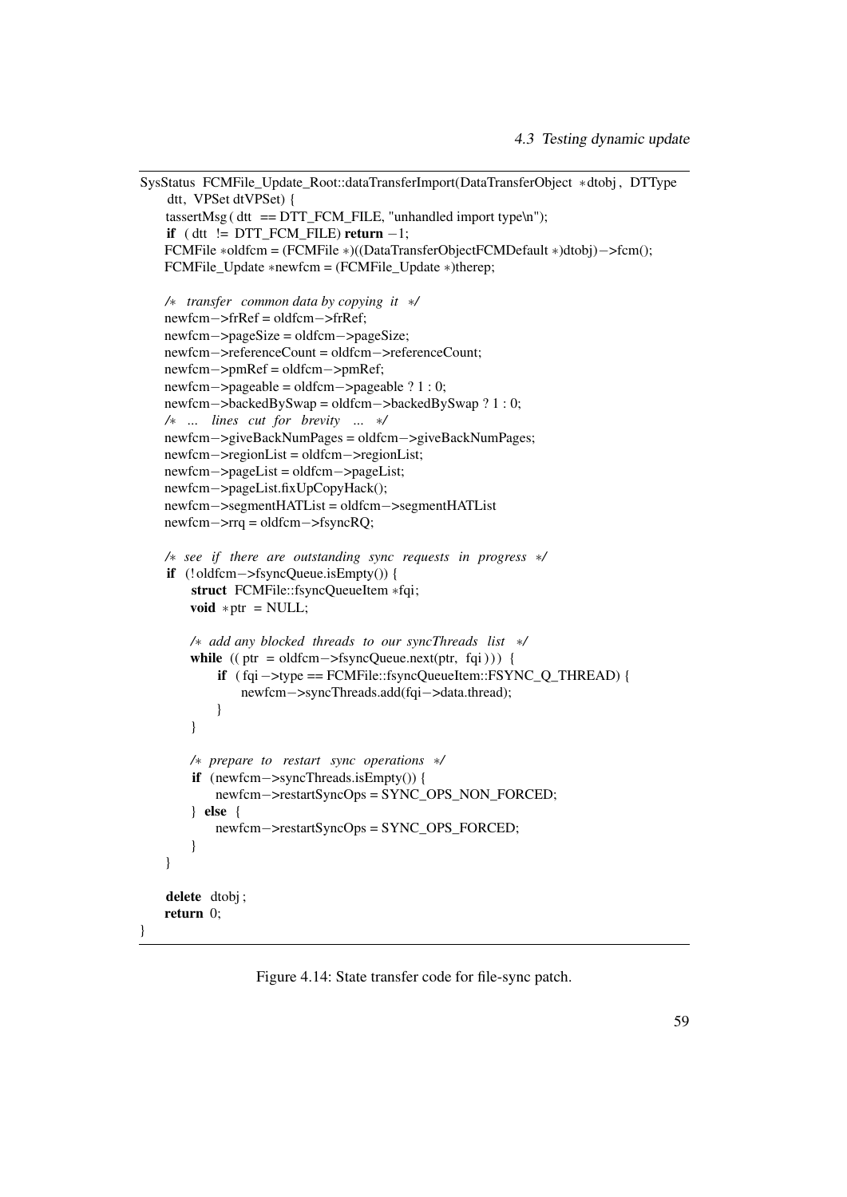```
SysStatus FCMFile_Update_Root::dataTransferImport(DataTransferObject *dtobj, DTType
    dtt, VPSet dtVPSet) {
    tassertMsg( dtt == DTT_FCM_FILE, "unhandled import type\n");
    if ( dtt != DTT_FCM_FILE) return -1;
    FCMFile *oldfcm = (FCMFile *)((DataTransferObjectFCMDefault *)dtobj)->fcm();
    FCMFile_Update *newfcm = (FCMFile_Update *)therep;

    /* transfer common data by copying it */
    newfcm->frRef = oldfcm->frRef;
    newfcm->pageSize = oldfcm->pageSize;
    newfcm->referenceCount = oldfcm->referenceCount;
    newfcm->pmRef = oldfcm->pmRef;
    newfcm->pageable = oldfcm->pageable ? 1 : 0;
    newfcm->backedBySwap = oldfcm->backedBySwap ? 1 : 0;
    /* ... lines cut for brevity ... */
    newfcm->giveBackNumPages = oldfcm->giveBackNumPages;
    newfcm->regionList = oldfcm->regionList;
    newfcm->pageList = oldfcm->pageList;
    newfcm->pageList.fixUpCopyHack();
    newfcm->segmentHATList = oldfcm->segmentHATList
    newfcm->rrq = oldfcm->fsyncRQ;

    /* see if there are outstanding sync requests in progress */
    if (!oldfcm->fsyncQueue.isEmpty()) {
        struct FCMFile::fsyncQueueItem *fqi;
        void *ptr = NULL;

        /* add any blocked threads to our syncThreads list */
        while ((ptr = oldfcm->fsyncQueue.next(ptr, fqi))) {
            if (fqi->type == FCMFile::fsyncQueueItem::FSYNC_Q_THREAD) {
                newfcm->syncThreads.add(fqi->data.thread);
            }
        }

        /* prepare to restart sync operations */
        if (newfcm->syncThreads.isEmpty()) {
            newfcm->restartSyncOps = SYNC_OPS_NON_FORCED;
        } else {
            newfcm->restartSyncOps = SYNC_OPS_FORCED;
        }
    }

    delete dtobj;
    return 0;
}
```

Figure 4.14: State transfer code for file-sync patch.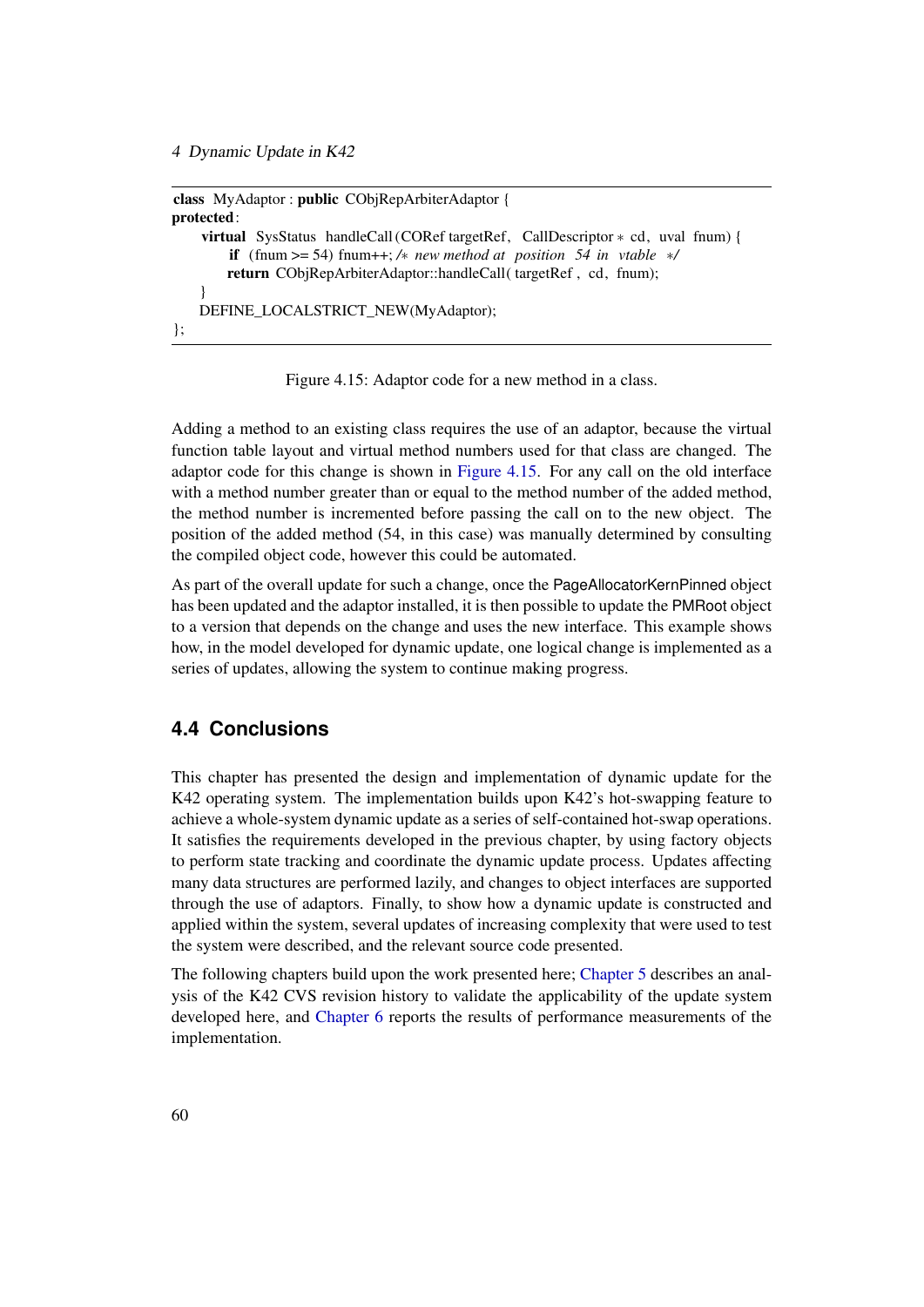```
class MyAdaptor : public CObjRepArbiterAdaptor {
protected:
    virtual SysStatus handleCall(CORef targetRef, CallDescriptor * cd, uval fnum) {
        if (fnum >= 54) fnum++; /* new method at position 54 in vtable */
        return CObjRepArbiterAdaptor::handleCall( targetRef , cd, fnum);
    }
    DEFINE_LOCALSTRICT_NEW(MyAdaptor);
};
```

Figure 4.15: Adaptor code for a new method in a class.

Adding a method to an existing class requires the use of an adaptor, because the virtual function table layout and virtual method numbers used for that class are changed. The adaptor code for this change is shown in Figure 4.15. For any call on the old interface with a method number greater than or equal to the method number of the added method, the method number is incremented before passing the call on to the new object. The position of the added method (54, in this case) was manually determined by consulting the compiled object code, however this could be automated.

As part of the overall update for such a change, once the PageAllocatorKernPinned object has been updated and the adaptor installed, it is then possible to update the PMRoot object to a version that depends on the change and uses the new interface. This example shows how, in the model developed for dynamic update, one logical change is implemented as a series of updates, allowing the system to continue making progress.

## 4.4 Conclusions

This chapter has presented the design and implementation of dynamic update for the K42 operating system. The implementation builds upon K42's hot-swapping feature to achieve a whole-system dynamic update as a series of self-contained hot-swap operations. It satisfies the requirements developed in the previous chapter, by using factory objects to perform state tracking and coordinate the dynamic update process. Updates affecting many data structures are performed lazily, and changes to object interfaces are supported through the use of adaptors. Finally, to show how a dynamic update is constructed and applied within the system, several updates of increasing complexity that were used to test the system were described, and the relevant source code presented.

The following chapters build upon the work presented here; Chapter 5 describes an analysis of the K42 CVS revision history to validate the applicability of the update system developed here, and Chapter 6 reports the results of performance measurements of the implementation.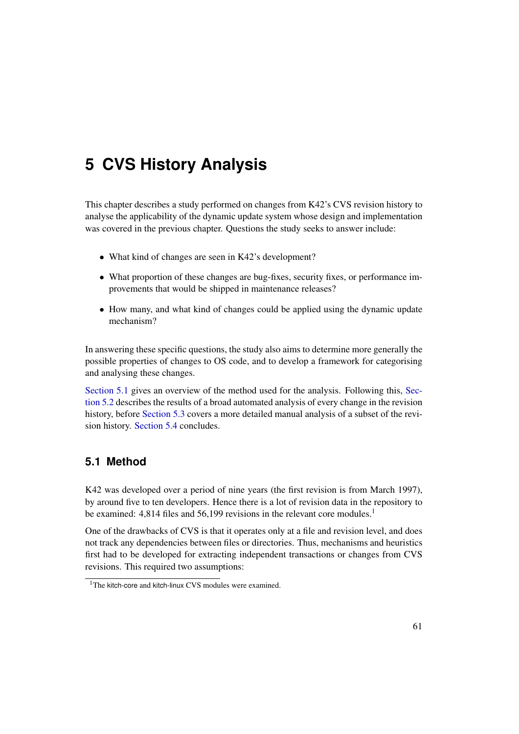# 5 CVS History Analysis

This chapter describes a study performed on changes from K42's CVS revision history to analyse the applicability of the dynamic update system whose design and implementation was covered in the previous chapter. Questions the study seeks to answer include:

- What kind of changes are seen in K42's development?
- What proportion of these changes are bug-fixes, security fixes, or performance improvements that would be shipped in maintenance releases?
- How many, and what kind of changes could be applied using the dynamic update mechanism?

In answering these specific questions, the study also aims to determine more generally the possible properties of changes to OS code, and to develop a framework for categorising and analysing these changes.

Section 5.1 gives an overview of the method used for the analysis. Following this, Section 5.2 describes the results of a broad automated analysis of every change in the revision history, before Section 5.3 covers a more detailed manual analysis of a subset of the revision history. Section 5.4 concludes.

## 5.1 Method

K42 was developed over a period of nine years (the first revision is from March 1997), by around five to ten developers. Hence there is a lot of revision data in the repository to be examined: 4,814 files and 56,199 revisions in the relevant core modules.[1]

One of the drawbacks of CVS is that it operates only at a file and revision level, and does not track any dependencies between files or directories. Thus, mechanisms and heuristics first had to be developed for extracting independent transactions or changes from CVS revisions. This required two assumptions:

[1] The kitch-core and kitch-linux CVS modules were examined.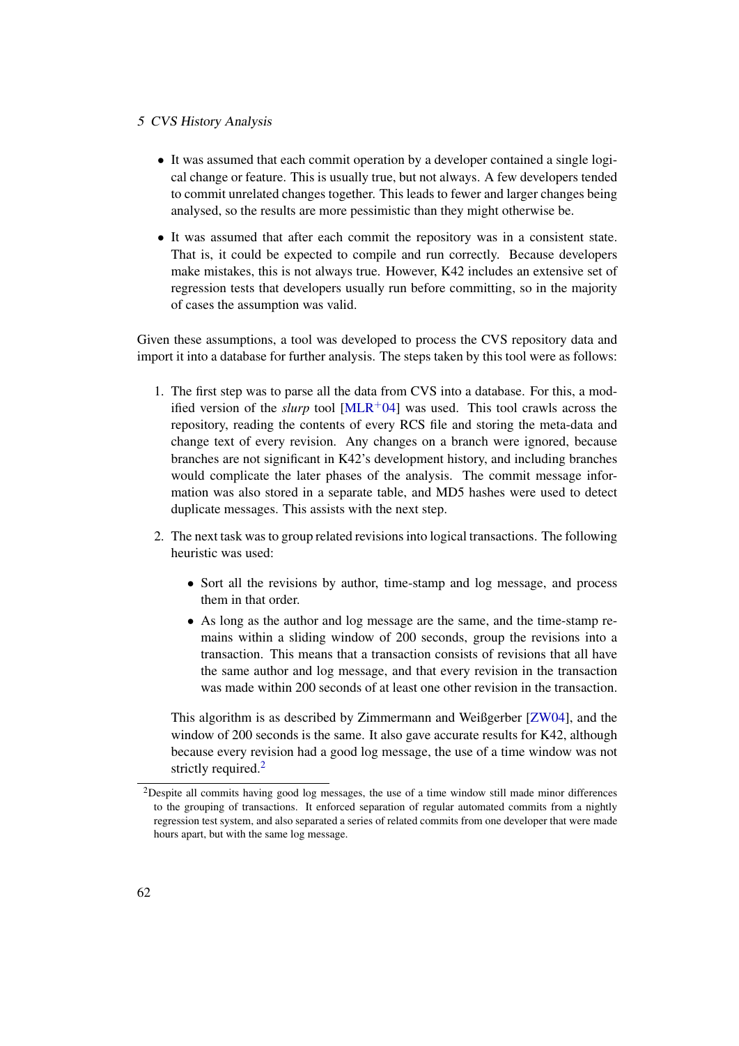- It was assumed that each commit operation by a developer contained a single logical change or feature. This is usually true, but not always. A few developers tended to commit unrelated changes together. This leads to fewer and larger changes being analysed, so the results are more pessimistic than they might otherwise be.
- It was assumed that after each commit the repository was in a consistent state. That is, it could be expected to compile and run correctly. Because developers make mistakes, this is not always true. However, K42 includes an extensive set of regression tests that developers usually run before committing, so in the majority of cases the assumption was valid.

Given these assumptions, a tool was developed to process the CVS repository data and import it into a database for further analysis. The steps taken by this tool were as follows:

1. The first step was to parse all the data from CVS into a database. For this, a modified version of the *slurp* tool [MLR+04] was used. This tool crawls across the repository, reading the contents of every RCS file and storing the meta-data and change text of every revision. Any changes on a branch were ignored, because branches are not significant in K42's development history, and including branches would complicate the later phases of the analysis. The commit message information was also stored in a separate table, and MD5 hashes were used to detect duplicate messages. This assists with the next step.

2. The next task was to group related revisions into logical transactions. The following heuristic was used:

   - Sort all the revisions by author, time-stamp and log message, and process them in that order.
   - As long as the author and log message are the same, and the time-stamp remains within a sliding window of 200 seconds, group the revisions into a transaction. This means that a transaction consists of revisions that all have the same author and log message, and that every revision in the transaction was made within 200 seconds of at least one other revision in the transaction.

   This algorithm is as described by Zimmermann and Weißgerber [ZW04], and the window of 200 seconds is the same. It also gave accurate results for K42, although because every revision had a good log message, the use of a time window was not strictly required.[2]

[2] Despite all commits having good log messages, the use of a time window still made minor differences to the grouping of transactions. It enforced separation of regular automated commits from a nightly regression test system, and also separated a series of related commits from one developer that were made hours apart, but with the same log message.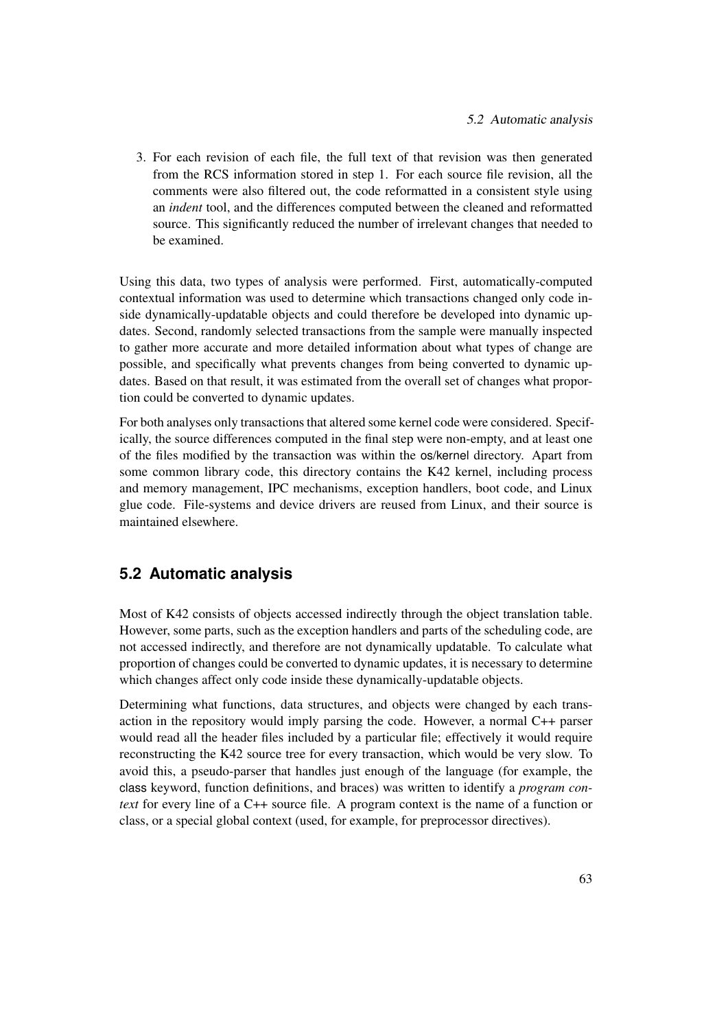3. For each revision of each file, the full text of that revision was then generated from the RCS information stored in step 1. For each source file revision, all the comments were also filtered out, the code reformatted in a consistent style using an *indent* tool, and the differences computed between the cleaned and reformatted source. This significantly reduced the number of irrelevant changes that needed to be examined.

Using this data, two types of analysis were performed. First, automatically-computed contextual information was used to determine which transactions changed only code inside dynamically-updatable objects and could therefore be developed into dynamic updates. Second, randomly selected transactions from the sample were manually inspected to gather more accurate and more detailed information about what types of change are possible, and specifically what prevents changes from being converted to dynamic updates. Based on that result, it was estimated from the overall set of changes what proportion could be converted to dynamic updates.

For both analyses only transactions that altered some kernel code were considered. Specifically, the source differences computed in the final step were non-empty, and at least one of the files modified by the transaction was within the os/kernel directory. Apart from some common library code, this directory contains the K42 kernel, including process and memory management, IPC mechanisms, exception handlers, boot code, and Linux glue code. File-systems and device drivers are reused from Linux, and their source is maintained elsewhere.

## 5.2 Automatic analysis

Most of K42 consists of objects accessed indirectly through the object translation table. However, some parts, such as the exception handlers and parts of the scheduling code, are not accessed indirectly, and therefore are not dynamically updatable. To calculate what proportion of changes could be converted to dynamic updates, it is necessary to determine which changes affect only code inside these dynamically-updatable objects.

Determining what functions, data structures, and objects were changed by each transaction in the repository would imply parsing the code. However, a normal C++ parser would read all the header files included by a particular file; effectively it would require reconstructing the K42 source tree for every transaction, which would be very slow. To avoid this, a pseudo-parser that handles just enough of the language (for example, the class keyword, function definitions, and braces) was written to identify a *program context* for every line of a C++ source file. A program context is the name of a function or class, or a special global context (used, for example, for preprocessor directives).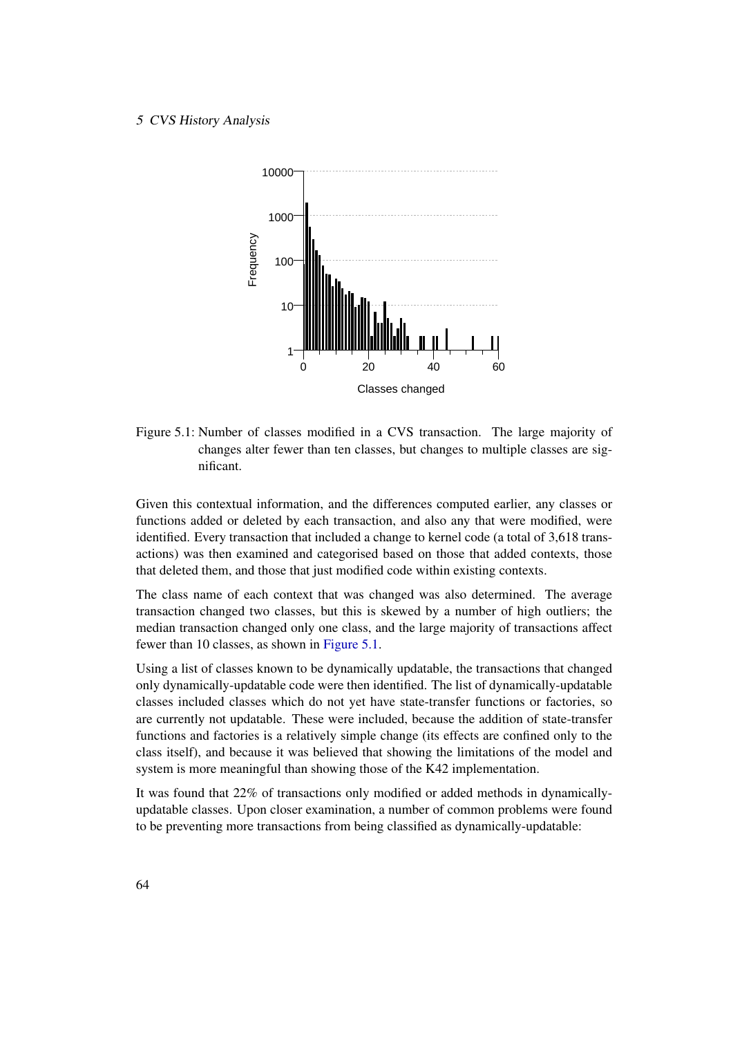Figure 5.1: Number of classes modified in a CVS transaction. The large majority of changes alter fewer than ten classes, but changes to multiple classes are significant.

Given this contextual information, and the differences computed earlier, any classes or functions added or deleted by each transaction, and also any that were modified, were identified. Every transaction that included a change to kernel code (a total of 3,618 transactions) was then examined and categorised based on those that added contexts, those that deleted them, and those that just modified code within existing contexts.

The class name of each context that was changed was also determined. The average transaction changed two classes, but this is skewed by a number of high outliers; the median transaction changed only one class, and the large majority of transactions affect fewer than 10 classes, as shown in Figure 5.1.

Using a list of classes known to be dynamically updatable, the transactions that changed only dynamically-updatable code were then identified. The list of dynamically-updatable classes included classes which do not yet have state-transfer functions or factories, so are currently not updatable. These were included, because the addition of state-transfer functions and factories is a relatively simple change (its effects are confined only to the class itself), and because it was believed that showing the limitations of the model and system is more meaningful than showing those of the K42 implementation.

It was found that 22% of transactions only modified or added methods in dynamically-updatable classes. Upon closer examination, a number of common problems were found to be preventing more transactions from being classified as dynamically-updatable: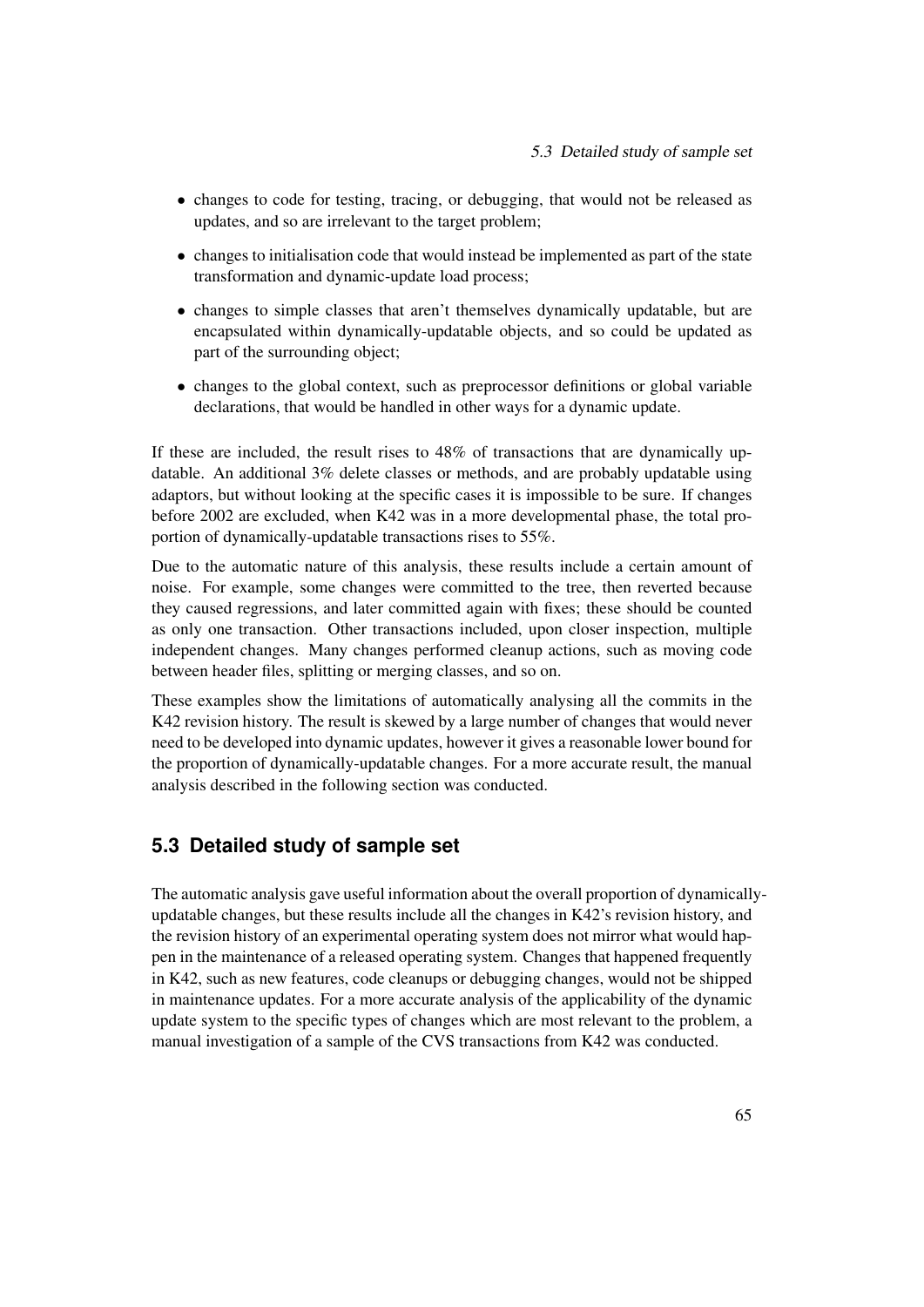- changes to code for testing, tracing, or debugging, that would not be released as updates, and so are irrelevant to the target problem;
- changes to initialisation code that would instead be implemented as part of the state transformation and dynamic-update load process;
- changes to simple classes that aren't themselves dynamically updatable, but are encapsulated within dynamically-updatable objects, and so could be updated as part of the surrounding object;
- changes to the global context, such as preprocessor definitions or global variable declarations, that would be handled in other ways for a dynamic update.

If these are included, the result rises to 48% of transactions that are dynamically updatable. An additional 3% delete classes or methods, and are probably updatable using adaptors, but without looking at the specific cases it is impossible to be sure. If changes before 2002 are excluded, when K42 was in a more developmental phase, the total proportion of dynamically-updatable transactions rises to 55%.

Due to the automatic nature of this analysis, these results include a certain amount of noise. For example, some changes were committed to the tree, then reverted because they caused regressions, and later committed again with fixes; these should be counted as only one transaction. Other transactions included, upon closer inspection, multiple independent changes. Many changes performed cleanup actions, such as moving code between header files, splitting or merging classes, and so on.

These examples show the limitations of automatically analysing all the commits in the K42 revision history. The result is skewed by a large number of changes that would never need to be developed into dynamic updates, however it gives a reasonable lower bound for the proportion of dynamically-updatable changes. For a more accurate result, the manual analysis described in the following section was conducted.

## 5.3 Detailed study of sample set

The automatic analysis gave useful information about the overall proportion of dynamically-updatable changes, but these results include all the changes in K42's revision history, and the revision history of an experimental operating system does not mirror what would happen in the maintenance of a released operating system. Changes that happened frequently in K42, such as new features, code cleanups or debugging changes, would not be shipped in maintenance updates. For a more accurate analysis of the applicability of the dynamic update system to the specific types of changes which are most relevant to the problem, a manual investigation of a sample of the CVS transactions from K42 was conducted.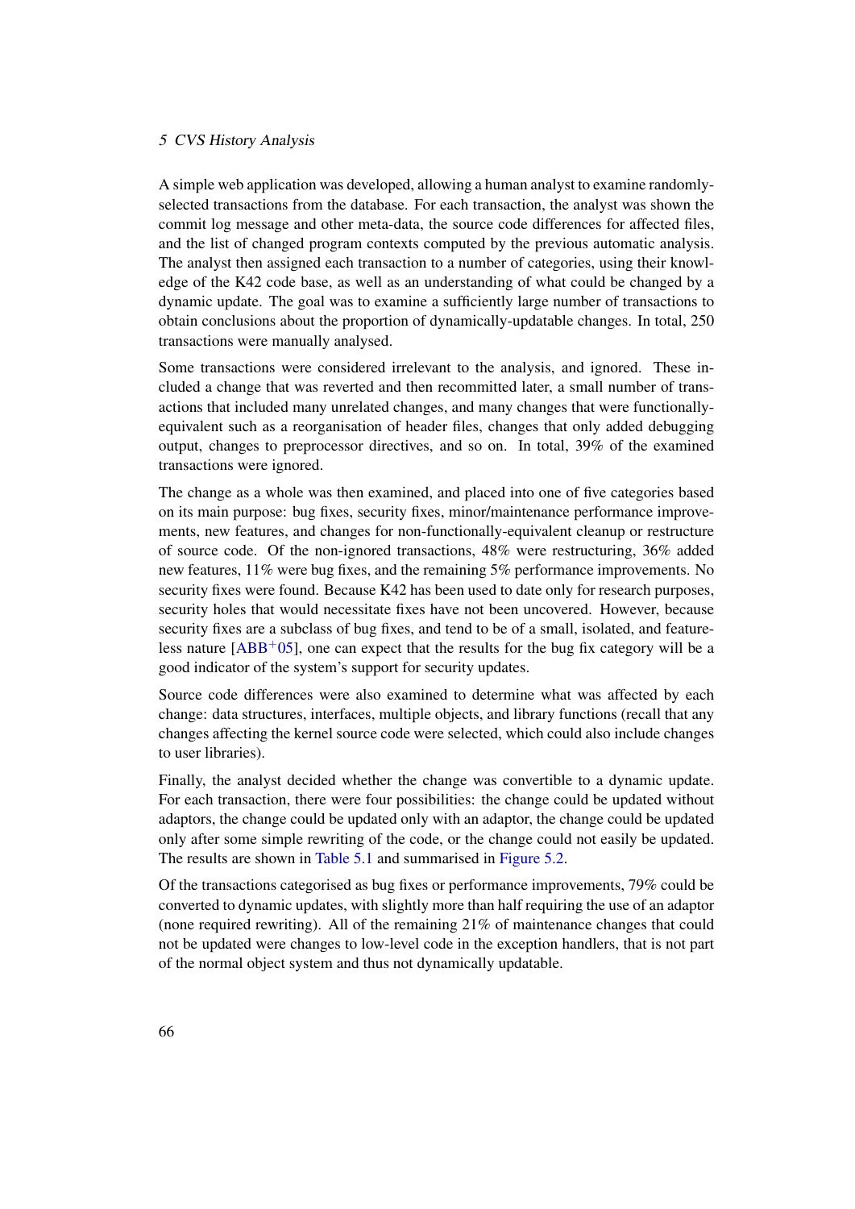A simple web application was developed, allowing a human analyst to examine randomly-selected transactions from the database. For each transaction, the analyst was shown the commit log message and other meta-data, the source code differences for affected files, and the list of changed program contexts computed by the previous automatic analysis. The analyst then assigned each transaction to a number of categories, using their knowledge of the K42 code base, as well as an understanding of what could be changed by a dynamic update. The goal was to examine a sufficiently large number of transactions to obtain conclusions about the proportion of dynamically-updatable changes. In total, 250 transactions were manually analysed.

Some transactions were considered irrelevant to the analysis, and ignored. These included a change that was reverted and then recommitted later, a small number of transactions that included many unrelated changes, and many changes that were functionally-equivalent such as a reorganisation of header files, changes that only added debugging output, changes to preprocessor directives, and so on. In total, 39% of the examined transactions were ignored.

The change as a whole was then examined, and placed into one of five categories based on its main purpose: bug fixes, security fixes, minor/maintenance performance improvements, new features, and changes for non-functionally-equivalent cleanup or restructure of source code. Of the non-ignored transactions, 48% were restructuring, 36% added new features, 11% were bug fixes, and the remaining 5% performance improvements. No security fixes were found. Because K42 has been used to date only for research purposes, security holes that would necessitate fixes have not been uncovered. However, because security fixes are a subclass of bug fixes, and tend to be of a small, isolated, and featureless nature [ABB+05], one can expect that the results for the bug fix category will be a good indicator of the system's support for security updates.

Source code differences were also examined to determine what was affected by each change: data structures, interfaces, multiple objects, and library functions (recall that any changes affecting the kernel source code were selected, which could also include changes to user libraries).

Finally, the analyst decided whether the change was convertible to a dynamic update. For each transaction, there were four possibilities: the change could be updated without adaptors, the change could be updated only with an adaptor, the change could be updated only after some simple rewriting of the code, or the change could not easily be updated. The results are shown in Table 5.1 and summarised in Figure 5.2.

Of the transactions categorised as bug fixes or performance improvements, 79% could be converted to dynamic updates, with slightly more than half requiring the use of an adaptor (none required rewriting). All of the remaining 21% of maintenance changes that could not be updated were changes to low-level code in the exception handlers, that is not part of the normal object system and thus not dynamically updatable.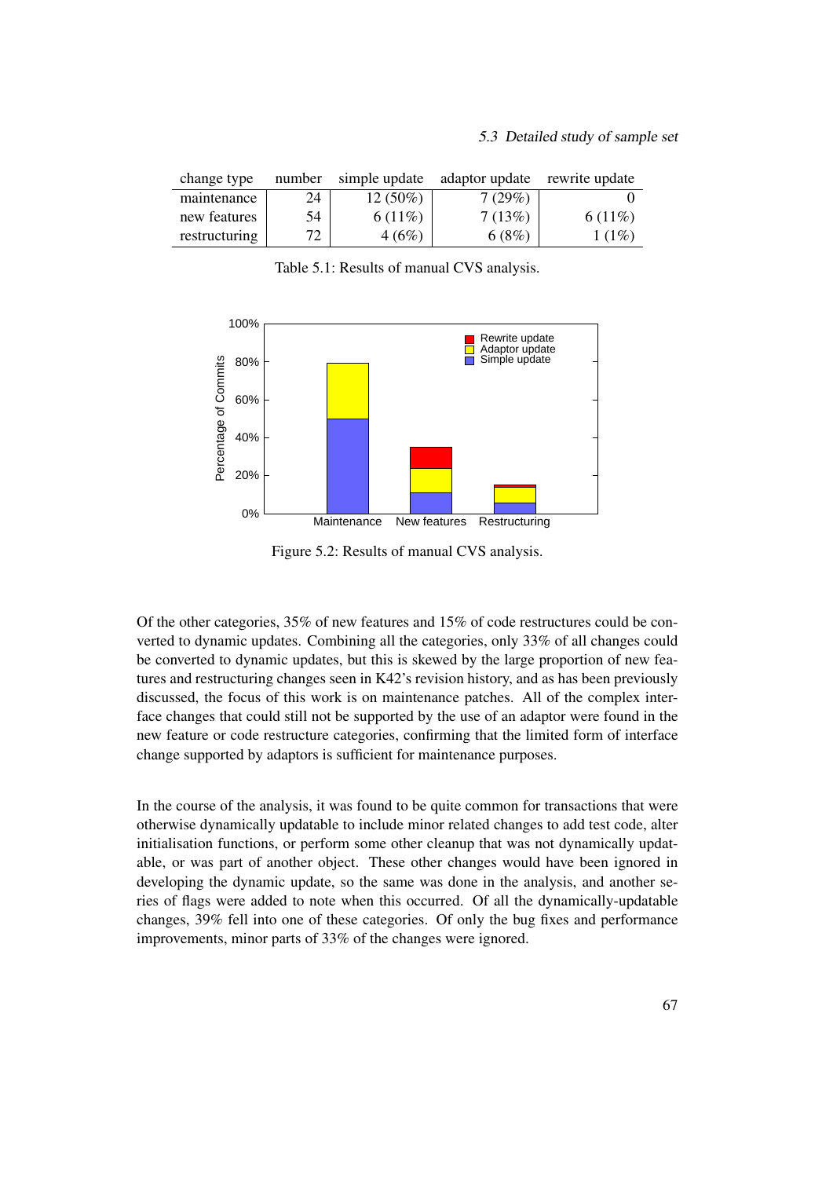| change type | number | simple update | adaptor update | rewrite update |
|---|---|---|---|---|
| maintenance | 24 | 12 (50%) | 7 (29%) | 0 |
| new features | 54 | 6 (11%) | 7 (13%) | 6 (11%) |
| restructuring | 72 | 4 (6%) | 6 (8%) | 1 (1%) |

Table 5.1: Results of manual CVS analysis.

Figure 5.2: Results of manual CVS analysis.

Of the other categories, 35% of new features and 15% of code restructures could be converted to dynamic updates. Combining all the categories, only 33% of all changes could be converted to dynamic updates, but this is skewed by the large proportion of new features and restructuring changes seen in K42's revision history, and as has been previously discussed, the focus of this work is on maintenance patches. All of the complex interface changes that could still not be supported by the use of an adaptor were found in the new feature or code restructure categories, confirming that the limited form of interface change supported by adaptors is sufficient for maintenance purposes.

In the course of the analysis, it was found to be quite common for transactions that were otherwise dynamically updatable to include minor related changes to add test code, alter initialisation functions, or perform some other cleanup that was not dynamically updatable, or was part of another object. These other changes would have been ignored in developing the dynamic update, so the same was done in the analysis, and another series of flags were added to note when this occurred. Of all the dynamically-updatable changes, 39% fell into one of these categories. Of only the bug fixes and performance improvements, minor parts of 33% of the changes were ignored.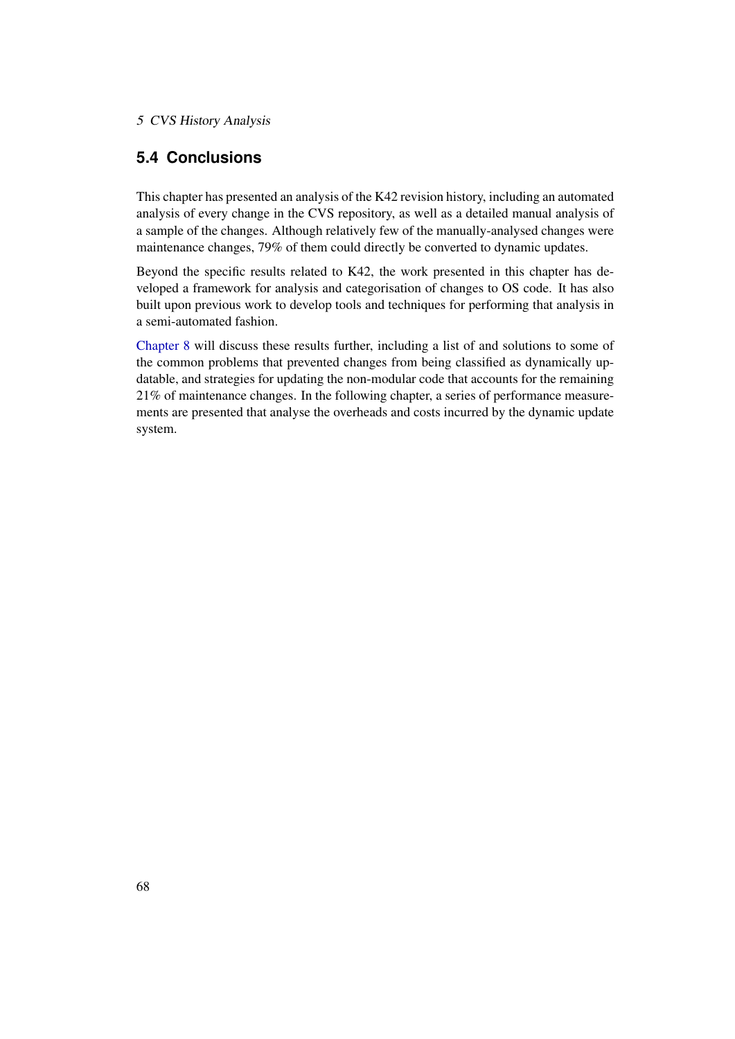## 5.4 Conclusions

This chapter has presented an analysis of the K42 revision history, including an automated analysis of every change in the CVS repository, as well as a detailed manual analysis of a sample of the changes. Although relatively few of the manually-analysed changes were maintenance changes, 79% of them could directly be converted to dynamic updates.

Beyond the specific results related to K42, the work presented in this chapter has developed a framework for analysis and categorisation of changes to OS code. It has also built upon previous work to develop tools and techniques for performing that analysis in a semi-automated fashion.

Chapter 8 will discuss these results further, including a list of and solutions to some of the common problems that prevented changes from being classified as dynamically updatable, and strategies for updating the non-modular code that accounts for the remaining 21% of maintenance changes. In the following chapter, a series of performance measurements are presented that analyse the overheads and costs incurred by the dynamic update system.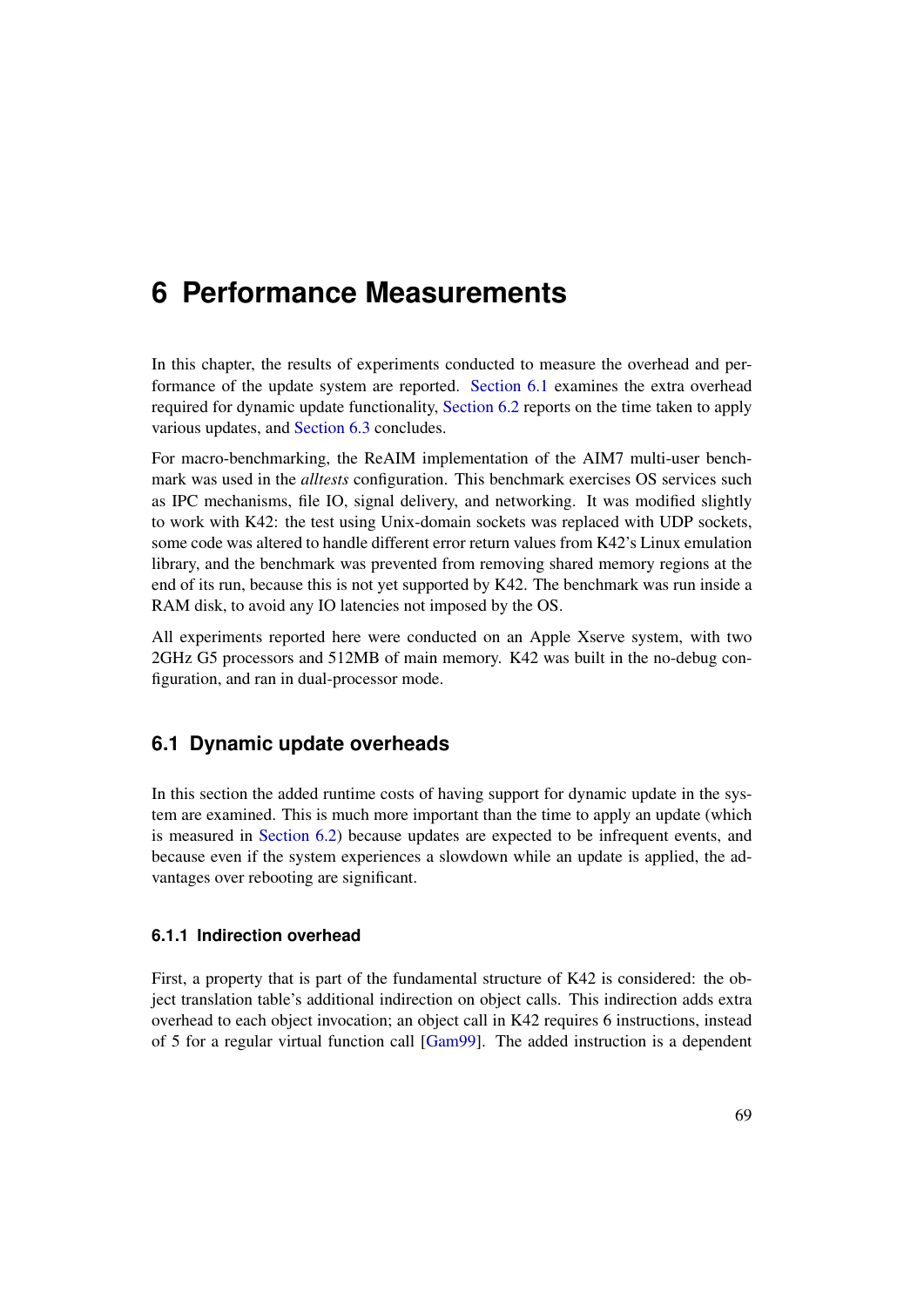# 6 Performance Measurements

In this chapter, the results of experiments conducted to measure the overhead and performance of the update system are reported. Section 6.1 examines the extra overhead required for dynamic update functionality, Section 6.2 reports on the time taken to apply various updates, and Section 6.3 concludes.

For macro-benchmarking, the ReAIM implementation of the AIM7 multi-user benchmark was used in the *alltests* configuration. This benchmark exercises OS services such as IPC mechanisms, file IO, signal delivery, and networking. It was modified slightly to work with K42: the test using Unix-domain sockets was replaced with UDP sockets, some code was altered to handle different error return values from K42's Linux emulation library, and the benchmark was prevented from removing shared memory regions at the end of its run, because this is not yet supported by K42. The benchmark was run inside a RAM disk, to avoid any IO latencies not imposed by the OS.

All experiments reported here were conducted on an Apple Xserve system, with two 2GHz G5 processors and 512MB of main memory. K42 was built in the no-debug configuration, and ran in dual-processor mode.

## 6.1 Dynamic update overheads

In this section the added runtime costs of having support for dynamic update in the system are examined. This is much more important than the time to apply an update (which is measured in Section 6.2) because updates are expected to be infrequent events, and because even if the system experiences a slowdown while an update is applied, the advantages over rebooting are significant.

### 6.1.1 Indirection overhead

First, a property that is part of the fundamental structure of K42 is considered: the object translation table's additional indirection on object calls. This indirection adds extra overhead to each object invocation; an object call in K42 requires 6 instructions, instead of 5 for a regular virtual function call [Gam99]. The added instruction is a dependent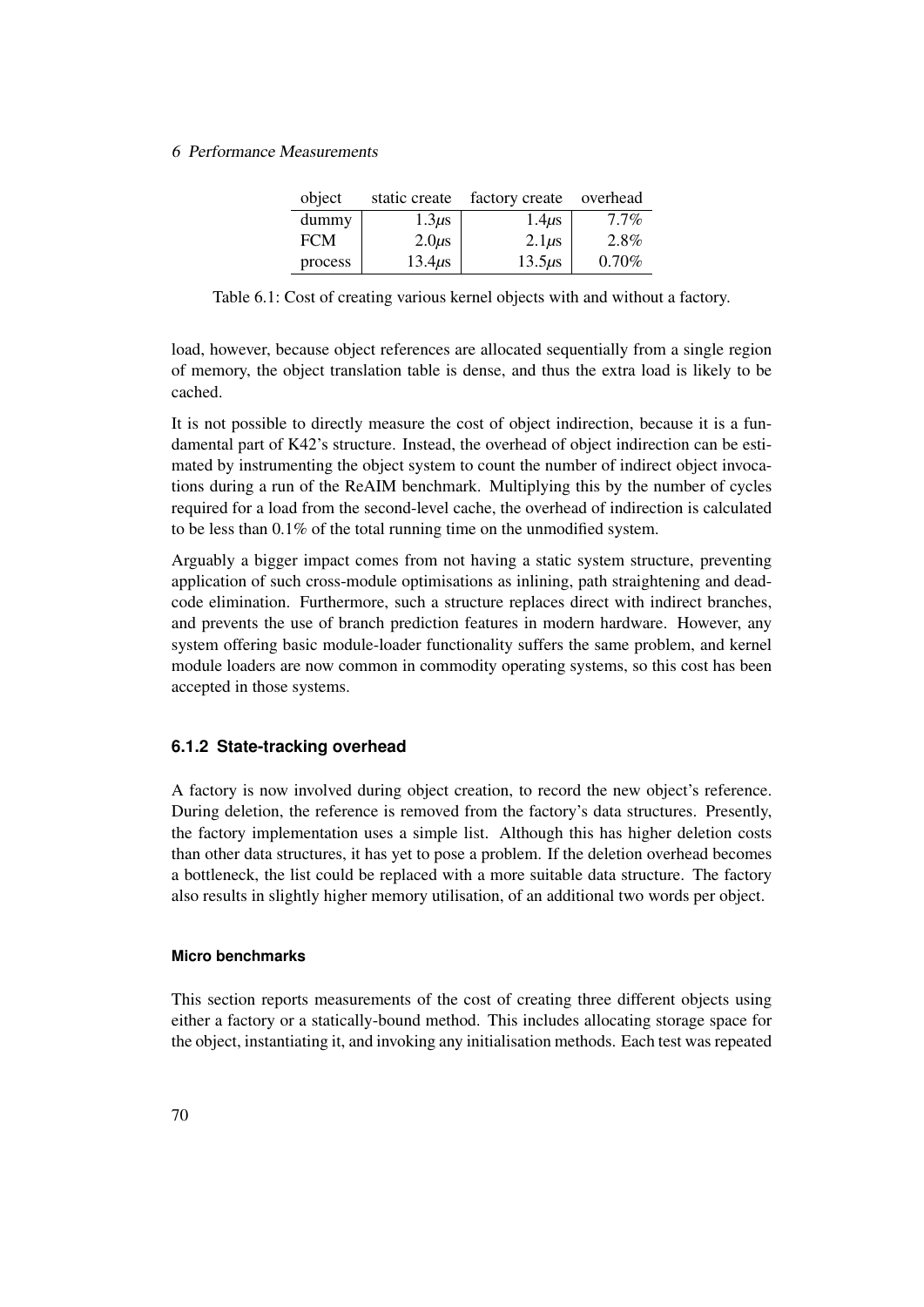| object | static create | factory create | overhead |
|---|---|---|---|
| dummy | 1.3$\mu$s | 1.4$\mu$s | 7.7% |
| FCM | 2.0$\mu$s | 2.1$\mu$s | 2.8% |
| process | 13.4$\mu$s | 13.5$\mu$s | 0.70% |

Table 6.1: Cost of creating various kernel objects with and without a factory.

load, however, because object references are allocated sequentially from a single region of memory, the object translation table is dense, and thus the extra load is likely to be cached.

It is not possible to directly measure the cost of object indirection, because it is a fundamental part of K42's structure. Instead, the overhead of object indirection can be estimated by instrumenting the object system to count the number of indirect object invocations during a run of the ReAIM benchmark. Multiplying this by the number of cycles required for a load from the second-level cache, the overhead of indirection is calculated to be less than 0.1% of the total running time on the unmodified system.

Arguably a bigger impact comes from not having a static system structure, preventing application of such cross-module optimisations as inlining, path straightening and dead-code elimination. Furthermore, such a structure replaces direct with indirect branches, and prevents the use of branch prediction features in modern hardware. However, any system offering basic module-loader functionality suffers the same problem, and kernel module loaders are now common in commodity operating systems, so this cost has been accepted in those systems.

### 6.1.2 State-tracking overhead

A factory is now involved during object creation, to record the new object's reference. During deletion, the reference is removed from the factory's data structures. Presently, the factory implementation uses a simple list. Although this has higher deletion costs than other data structures, it has yet to pose a problem. If the deletion overhead becomes a bottleneck, the list could be replaced with a more suitable data structure. The factory also results in slightly higher memory utilisation, of an additional two words per object.

#### Micro benchmarks

This section reports measurements of the cost of creating three different objects using either a factory or a statically-bound method. This includes allocating storage space for the object, instantiating it, and invoking any initialisation methods. Each test was repeated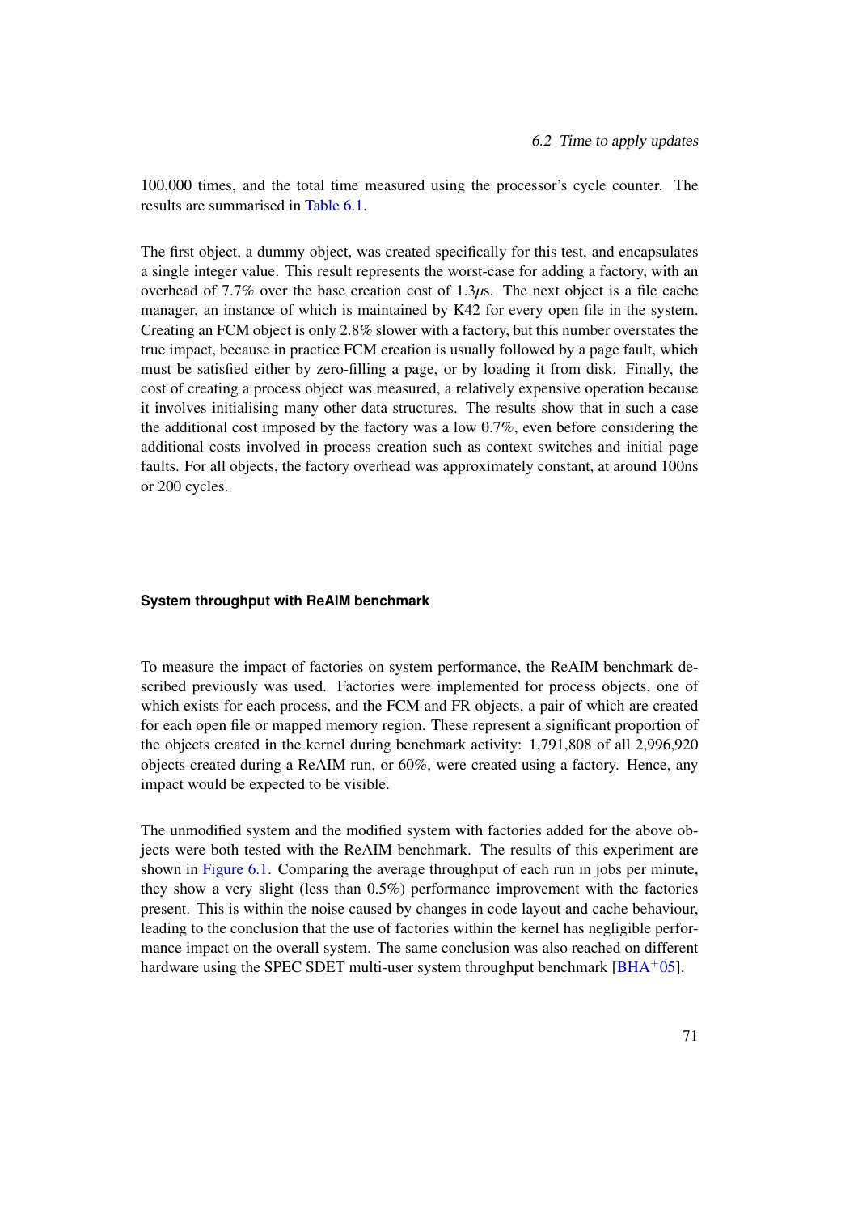100,000 times, and the total time measured using the processor's cycle counter. The results are summarised in Table 6.1.

The first object, a dummy object, was created specifically for this test, and encapsulates a single integer value. This result represents the worst-case for adding a factory, with an overhead of 7.7% over the base creation cost of 1.3$\mu$s. The next object is a file cache manager, an instance of which is maintained by K42 for every open file in the system. Creating an FCM object is only 2.8% slower with a factory, but this number overstates the true impact, because in practice FCM creation is usually followed by a page fault, which must be satisfied either by zero-filling a page, or by loading it from disk. Finally, the cost of creating a process object was measured, a relatively expensive operation because it involves initialising many other data structures. The results show that in such a case the additional cost imposed by the factory was a low 0.7%, even before considering the additional costs involved in process creation such as context switches and initial page faults. For all objects, the factory overhead was approximately constant, at around 100ns or 200 cycles.

#### System throughput with ReAIM benchmark

To measure the impact of factories on system performance, the ReAIM benchmark described previously was used. Factories were implemented for process objects, one of which exists for each process, and the FCM and FR objects, a pair of which are created for each open file or mapped memory region. These represent a significant proportion of the objects created in the kernel during benchmark activity: 1,791,808 of all 2,996,920 objects created during a ReAIM run, or 60%, were created using a factory. Hence, any impact would be expected to be visible.

The unmodified system and the modified system with factories added for the above objects were both tested with the ReAIM benchmark. The results of this experiment are shown in Figure 6.1. Comparing the average throughput of each run in jobs per minute, they show a very slight (less than 0.5%) performance improvement with the factories present. This is within the noise caused by changes in code layout and cache behaviour, leading to the conclusion that the use of factories within the kernel has negligible performance impact on the overall system. The same conclusion was also reached on different hardware using the SPEC SDET multi-user system throughput benchmark [BHA+05].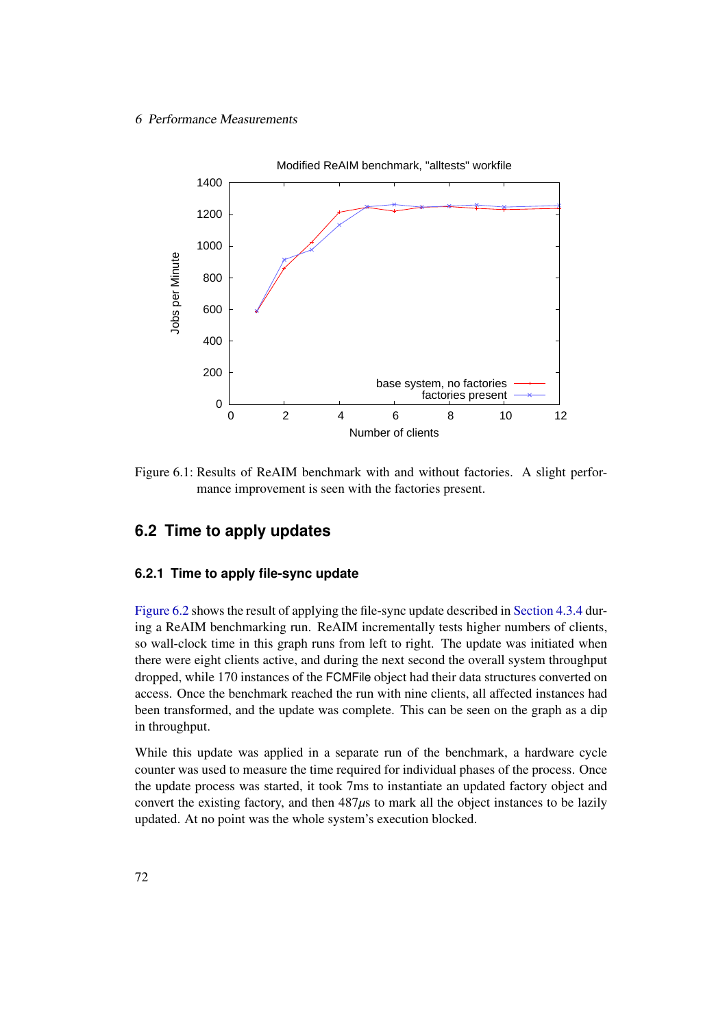Figure 6.1: Results of ReAIM benchmark with and without factories. A slight performance improvement is seen with the factories present.

## 6.2 Time to apply updates

### 6.2.1 Time to apply file-sync update

Figure 6.2 shows the result of applying the file-sync update described in Section 4.3.4 during a ReAIM benchmarking run. ReAIM incrementally tests higher numbers of clients, so wall-clock time in this graph runs from left to right. The update was initiated when there were eight clients active, and during the next second the overall system throughput dropped, while 170 instances of the FCMFile object had their data structures converted on access. Once the benchmark reached the run with nine clients, all affected instances had been transformed, and the update was complete. This can be seen on the graph as a dip in throughput.

While this update was applied in a separate run of the benchmark, a hardware cycle counter was used to measure the time required for individual phases of the process. Once the update process was started, it took 7ms to instantiate an updated factory object and convert the existing factory, and then 487$\mu$s to mark all the object instances to be lazily updated. At no point was the whole system's execution blocked.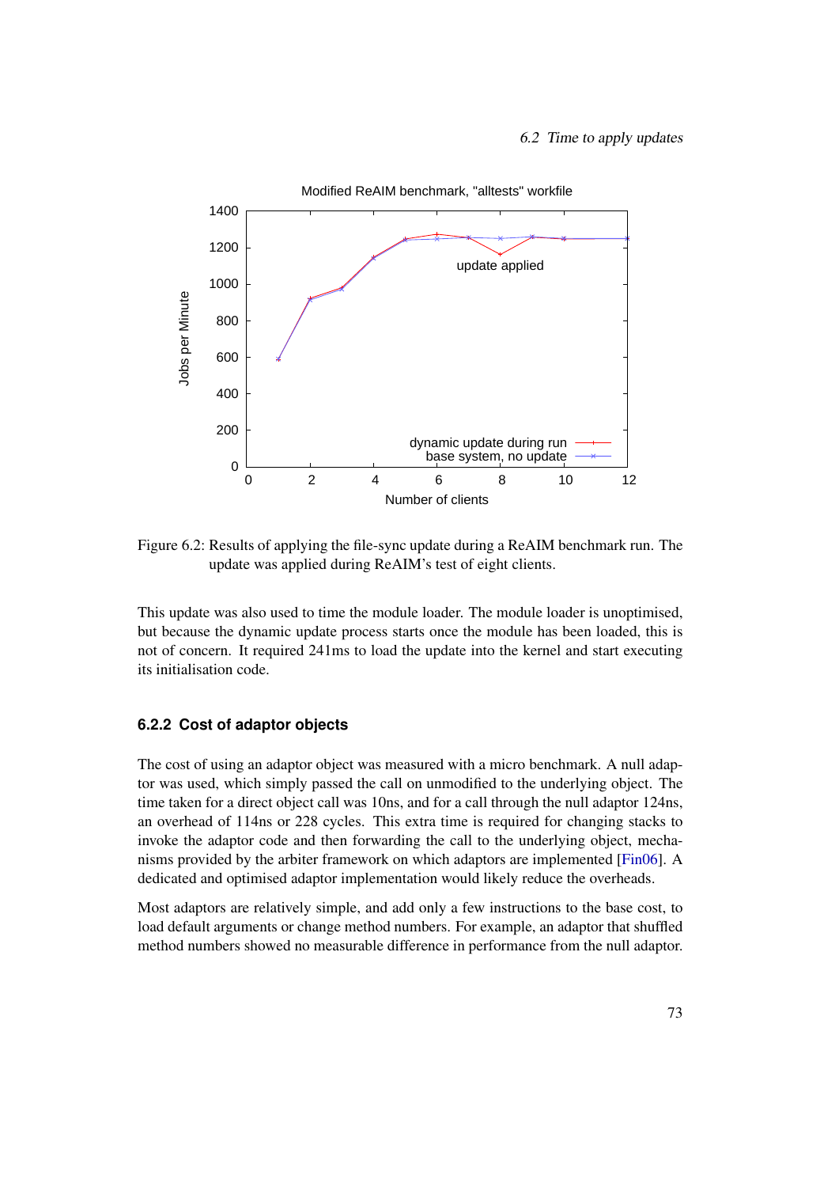Figure 6.2: Results of applying the file-sync update during a ReAIM benchmark run. The update was applied during ReAIM's test of eight clients.

This update was also used to time the module loader. The module loader is unoptimised, but because the dynamic update process starts once the module has been loaded, this is not of concern. It required 241ms to load the update into the kernel and start executing its initialisation code.

### 6.2.2 Cost of adaptor objects

The cost of using an adaptor object was measured with a micro benchmark. A null adaptor was used, which simply passed the call on unmodified to the underlying object. The time taken for a direct object call was 10ns, and for a call through the null adaptor 124ns, an overhead of 114ns or 228 cycles. This extra time is required for changing stacks to invoke the adaptor code and then forwarding the call to the underlying object, mechanisms provided by the arbiter framework on which adaptors are implemented [Fin06]. A dedicated and optimised adaptor implementation would likely reduce the overheads.

Most adaptors are relatively simple, and add only a few instructions to the base cost, to load default arguments or change method numbers. For example, an adaptor that shuffled method numbers showed no measurable difference in performance from the null adaptor.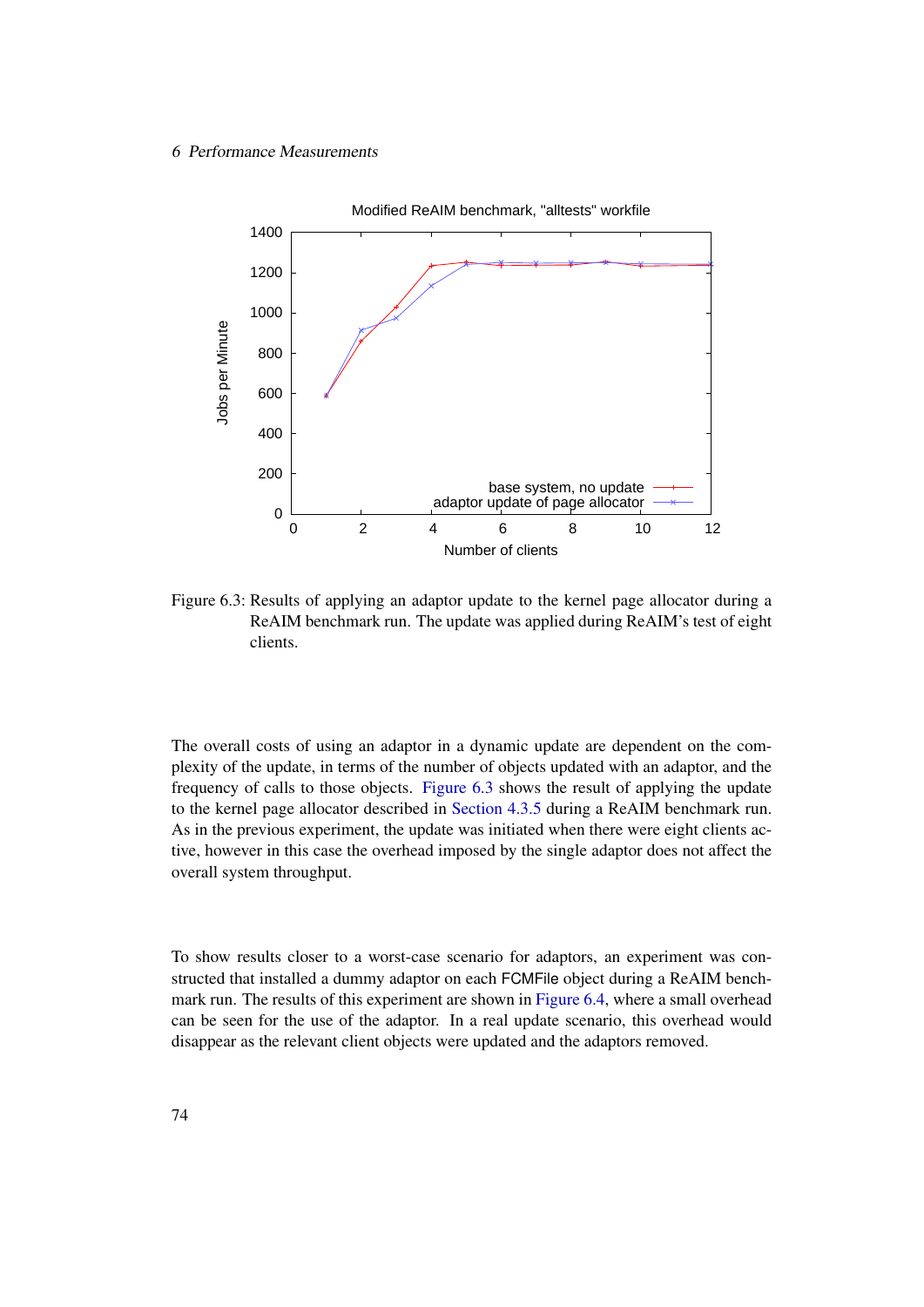Figure 6.3: Results of applying an adaptor update to the kernel page allocator during a ReAIM benchmark run. The update was applied during ReAIM's test of eight clients.

The overall costs of using an adaptor in a dynamic update are dependent on the complexity of the update, in terms of the number of objects updated with an adaptor, and the frequency of calls to those objects. Figure 6.3 shows the result of applying the update to the kernel page allocator described in Section 4.3.5 during a ReAIM benchmark run. As in the previous experiment, the update was initiated when there were eight clients active, however in this case the overhead imposed by the single adaptor does not affect the overall system throughput.

To show results closer to a worst-case scenario for adaptors, an experiment was constructed that installed a dummy adaptor on each FCMFile object during a ReAIM benchmark run. The results of this experiment are shown in Figure 6.4, where a small overhead can be seen for the use of the adaptor. In a real update scenario, this overhead would disappear as the relevant client objects were updated and the adaptors removed.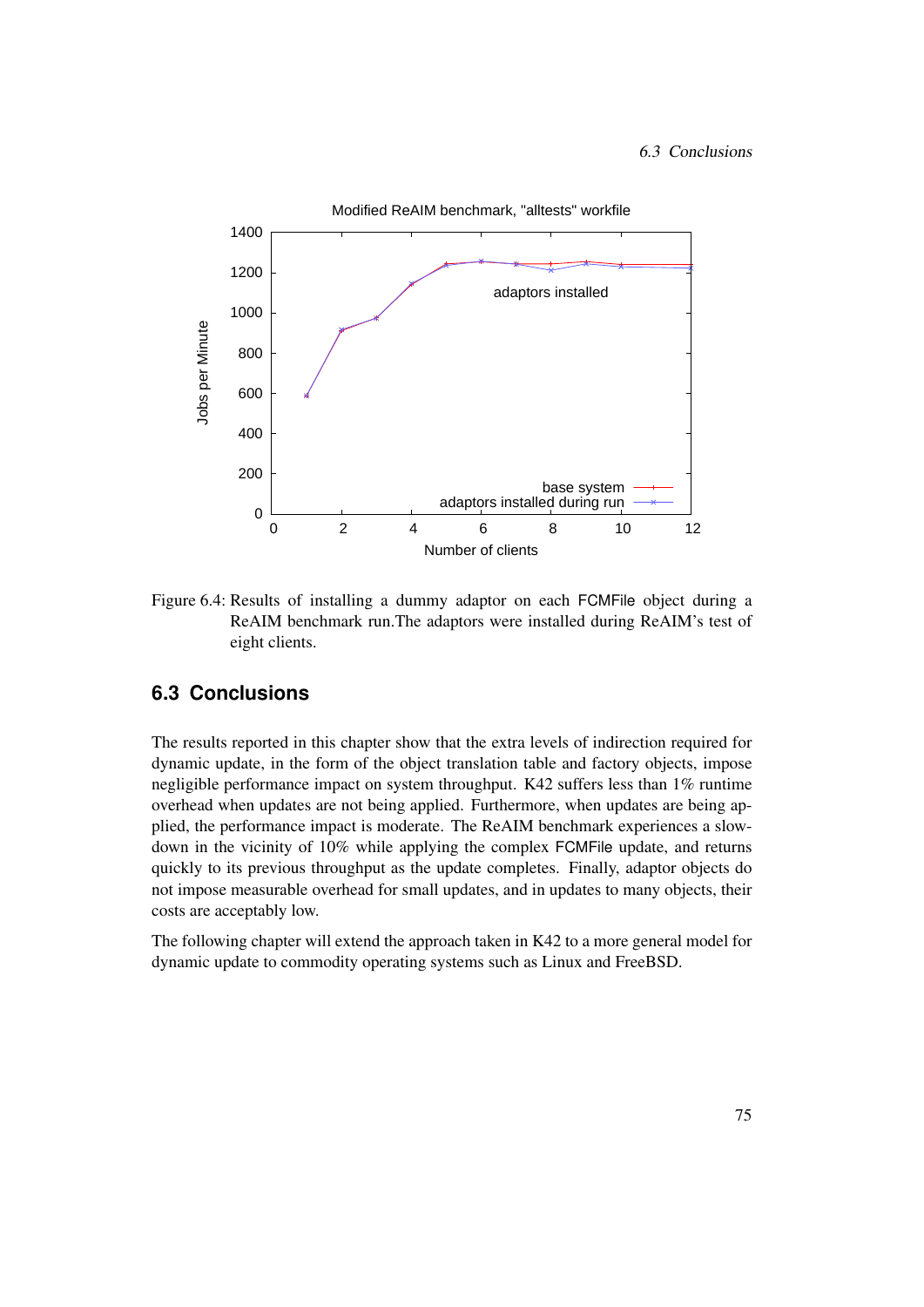Figure 6.4: Results of installing a dummy adaptor on each FCMFile object during a ReAIM benchmark run.The adaptors were installed during ReAIM's test of eight clients.

## 6.3 Conclusions

The results reported in this chapter show that the extra levels of indirection required for dynamic update, in the form of the object translation table and factory objects, impose negligible performance impact on system throughput. K42 suffers less than 1% runtime overhead when updates are not being applied. Furthermore, when updates are being applied, the performance impact is moderate. The ReAIM benchmark experiences a slowdown in the vicinity of 10% while applying the complex FCMFile update, and returns quickly to its previous throughput as the update completes. Finally, adaptor objects do not impose measurable overhead for small updates, and in updates to many objects, their costs are acceptably low.

The following chapter will extend the approach taken in K42 to a more general model for dynamic update to commodity operating systems such as Linux and FreeBSD.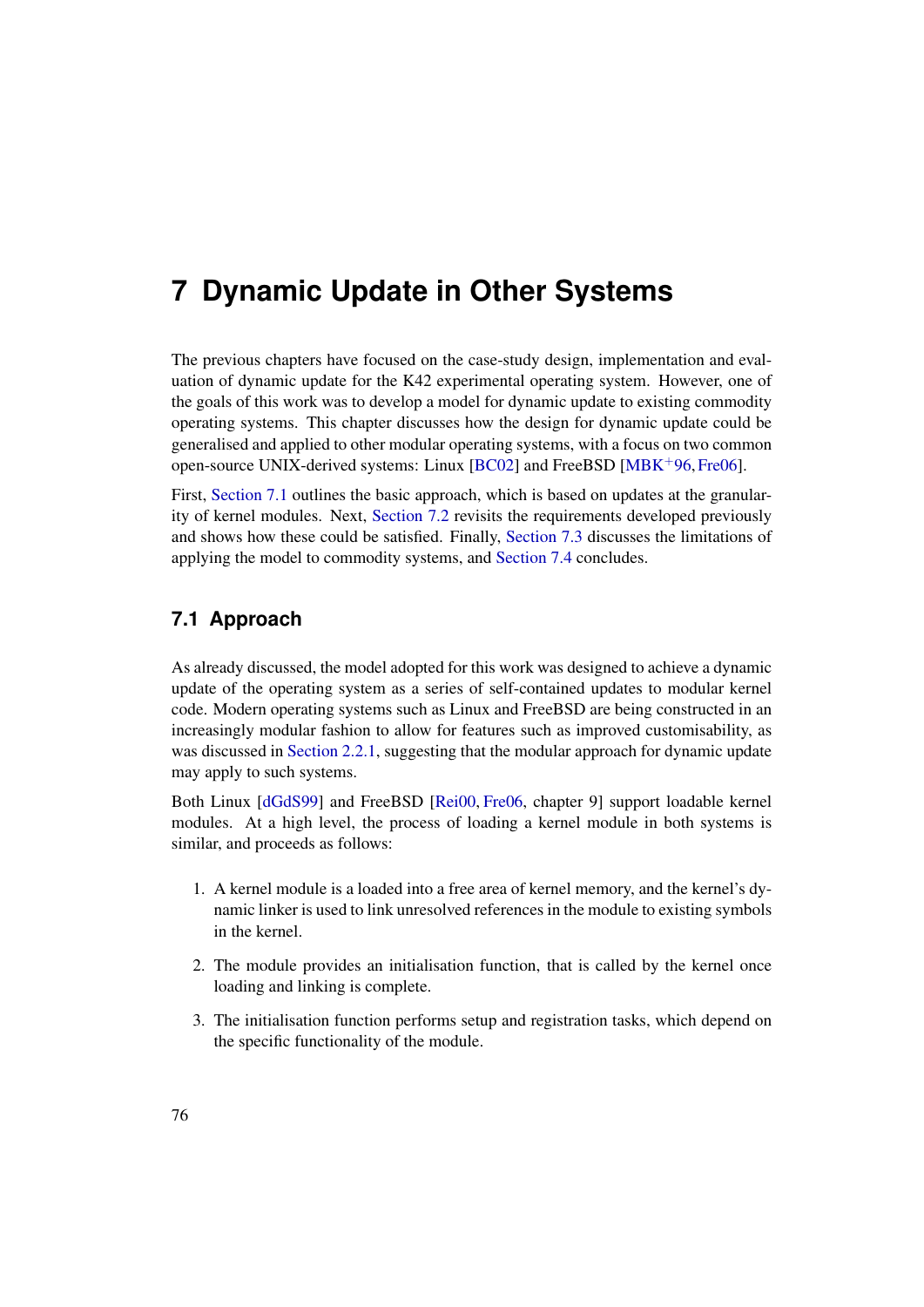# 7 Dynamic Update in Other Systems

The previous chapters have focused on the case-study design, implementation and evaluation of dynamic update for the K42 experimental operating system. However, one of the goals of this work was to develop a model for dynamic update to existing commodity operating systems. This chapter discusses how the design for dynamic update could be generalised and applied to other modular operating systems, with a focus on two common open-source UNIX-derived systems: Linux [BC02] and FreeBSD [MBK+96, Fre06].

First, Section 7.1 outlines the basic approach, which is based on updates at the granularity of kernel modules. Next, Section 7.2 revisits the requirements developed previously and shows how these could be satisfied. Finally, Section 7.3 discusses the limitations of applying the model to commodity systems, and Section 7.4 concludes.

## 7.1 Approach

As already discussed, the model adopted for this work was designed to achieve a dynamic update of the operating system as a series of self-contained updates to modular kernel code. Modern operating systems such as Linux and FreeBSD are being constructed in an increasingly modular fashion to allow for features such as improved customisability, as was discussed in Section 2.2.1, suggesting that the modular approach for dynamic update may apply to such systems.

Both Linux [dGdS99] and FreeBSD [Rei00, Fre06, chapter 9] support loadable kernel modules. At a high level, the process of loading a kernel module in both systems is similar, and proceeds as follows:

1. A kernel module is a loaded into a free area of kernel memory, and the kernel's dynamic linker is used to link unresolved references in the module to existing symbols in the kernel.
2. The module provides an initialisation function, that is called by the kernel once loading and linking is complete.
3. The initialisation function performs setup and registration tasks, which depend on the specific functionality of the module.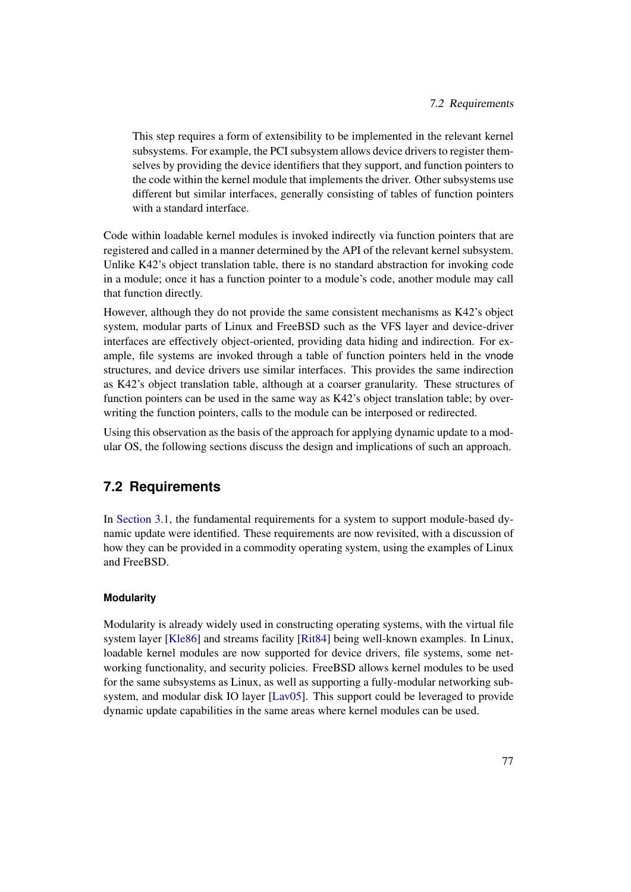> This step requires a form of extensibility to be implemented in the relevant kernel subsystems. For example, the PCI subsystem allows device drivers to register themselves by providing the device identifiers that they support, and function pointers to the code within the kernel module that implements the driver. Other subsystems use different but similar interfaces, generally consisting of tables of function pointers with a standard interface.

Code within loadable kernel modules is invoked indirectly via function pointers that are registered and called in a manner determined by the API of the relevant kernel subsystem. Unlike K42's object translation table, there is no standard abstraction for invoking code in a module; once it has a function pointer to a module's code, another module may call that function directly.

However, although they do not provide the same consistent mechanisms as K42's object system, modular parts of Linux and FreeBSD such as the VFS layer and device-driver interfaces are effectively object-oriented, providing data hiding and indirection. For example, file systems are invoked through a table of function pointers held in the `vnode` structures, and device drivers use similar interfaces. This provides the same indirection as K42's object translation table, although at a coarser granularity. These structures of function pointers can be used in the same way as K42's object translation table; by overwriting the function pointers, calls to the module can be interposed or redirected.

Using this observation as the basis of the approach for applying dynamic update to a modular OS, the following sections discuss the design and implications of such an approach.

## 7.2 Requirements

In Section 3.1, the fundamental requirements for a system to support module-based dynamic update were identified. These requirements are now revisited, with a discussion of how they can be provided in a commodity operating system, using the examples of Linux and FreeBSD.

#### Modularity

Modularity is already widely used in constructing operating systems, with the virtual file system layer [Kle86] and streams facility [Rit84] being well-known examples. In Linux, loadable kernel modules are now supported for device drivers, file systems, some networking functionality, and security policies. FreeBSD allows kernel modules to be used for the same subsystems as Linux, as well as supporting a fully-modular networking subsystem, and modular disk IO layer [Lav05]. This support could be leveraged to provide dynamic update capabilities in the same areas where kernel modules can be used.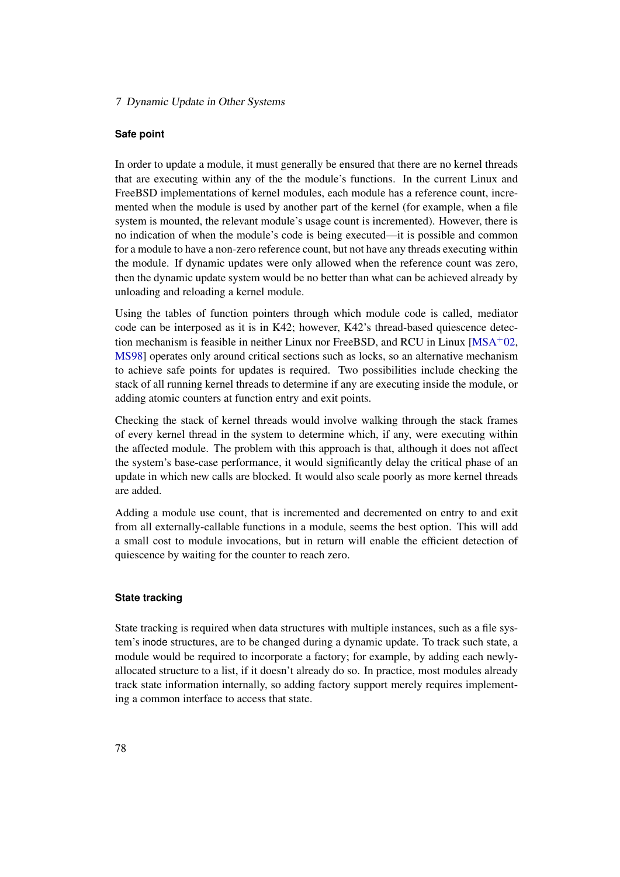### Safe point

In order to update a module, it must generally be ensured that there are no kernel threads that are executing within any of the the module's functions. In the current Linux and FreeBSD implementations of kernel modules, each module has a reference count, incremented when the module is used by another part of the kernel (for example, when a file system is mounted, the relevant module's usage count is incremented). However, there is no indication of when the module's code is being executed—it is possible and common for a module to have a non-zero reference count, but not have any threads executing within the module. If dynamic updates were only allowed when the reference count was zero, then the dynamic update system would be no better than what can be achieved already by unloading and reloading a kernel module.

Using the tables of function pointers through which module code is called, mediator code can be interposed as it is in K42; however, K42's thread-based quiescence detection mechanism is feasible in neither Linux nor FreeBSD, and RCU in Linux [MSA+02, MS98] operates only around critical sections such as locks, so an alternative mechanism to achieve safe points for updates is required. Two possibilities include checking the stack of all running kernel threads to determine if any are executing inside the module, or adding atomic counters at function entry and exit points.

Checking the stack of kernel threads would involve walking through the stack frames of every kernel thread in the system to determine which, if any, were executing within the affected module. The problem with this approach is that, although it does not affect the system's base-case performance, it would significantly delay the critical phase of an update in which new calls are blocked. It would also scale poorly as more kernel threads are added.

Adding a module use count, that is incremented and decremented on entry to and exit from all externally-callable functions in a module, seems the best option. This will add a small cost to module invocations, but in return will enable the efficient detection of quiescence by waiting for the counter to reach zero.

### State tracking

State tracking is required when data structures with multiple instances, such as a file system's inode structures, are to be changed during a dynamic update. To track such state, a module would be required to incorporate a factory; for example, by adding each newly-allocated structure to a list, if it doesn't already do so. In practice, most modules already track state information internally, so adding factory support merely requires implementing a common interface to access that state.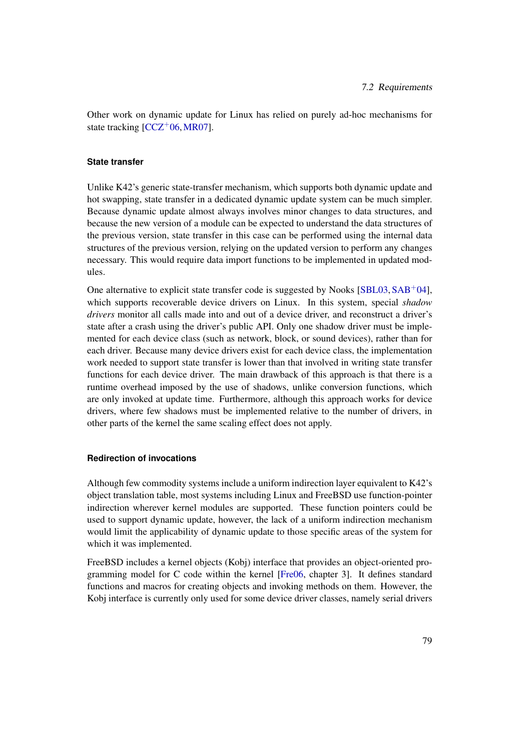Other work on dynamic update for Linux has relied on purely ad-hoc mechanisms for state tracking [CCZ+06, MR07].

#### State transfer

Unlike K42's generic state-transfer mechanism, which supports both dynamic update and hot swapping, state transfer in a dedicated dynamic update system can be much simpler. Because dynamic update almost always involves minor changes to data structures, and because the new version of a module can be expected to understand the data structures of the previous version, state transfer in this case can be performed using the internal data structures of the previous version, relying on the updated version to perform any changes necessary. This would require data import functions to be implemented in updated modules.

One alternative to explicit state transfer code is suggested by Nooks [SBL03, SAB+04], which supports recoverable device drivers on Linux. In this system, special *shadow drivers* monitor all calls made into and out of a device driver, and reconstruct a driver's state after a crash using the driver's public API. Only one shadow driver must be implemented for each device class (such as network, block, or sound devices), rather than for each driver. Because many device drivers exist for each device class, the implementation work needed to support state transfer is lower than that involved in writing state transfer functions for each device driver. The main drawback of this approach is that there is a runtime overhead imposed by the use of shadows, unlike conversion functions, which are only invoked at update time. Furthermore, although this approach works for device drivers, where few shadows must be implemented relative to the number of drivers, in other parts of the kernel the same scaling effect does not apply.

#### Redirection of invocations

Although few commodity systems include a uniform indirection layer equivalent to K42's object translation table, most systems including Linux and FreeBSD use function-pointer indirection wherever kernel modules are supported. These function pointers could be used to support dynamic update, however, the lack of a uniform indirection mechanism would limit the applicability of dynamic update to those specific areas of the system for which it was implemented.

FreeBSD includes a kernel objects (Kobj) interface that provides an object-oriented programming model for C code within the kernel [Fre06, chapter 3]. It defines standard functions and macros for creating objects and invoking methods on them. However, the Kobj interface is currently only used for some device driver classes, namely serial drivers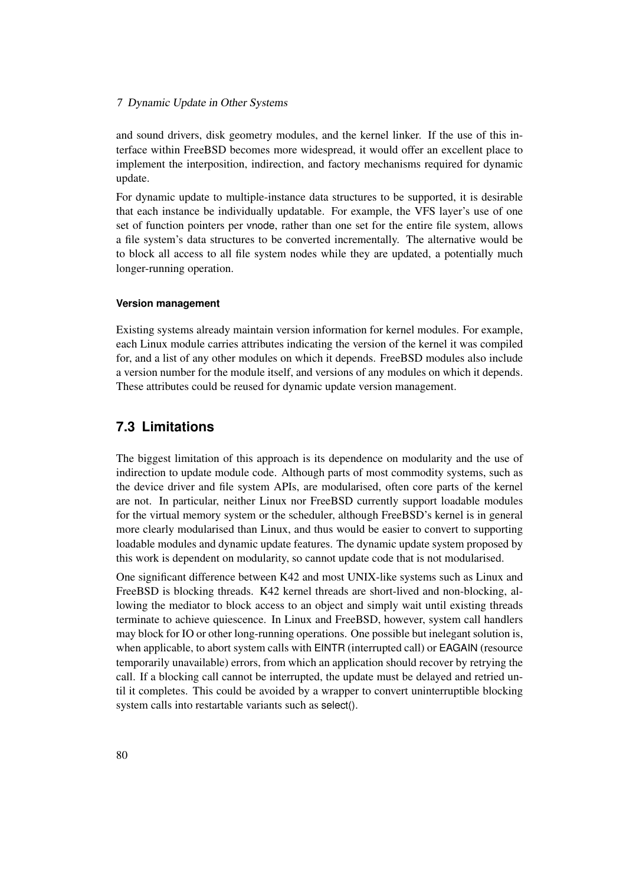and sound drivers, disk geometry modules, and the kernel linker. If the use of this interface within FreeBSD becomes more widespread, it would offer an excellent place to implement the interposition, indirection, and factory mechanisms required for dynamic update.

For dynamic update to multiple-instance data structures to be supported, it is desirable that each instance be individually updatable. For example, the VFS layer's use of one set of function pointers per vnode, rather than one set for the entire file system, allows a file system's data structures to be converted incrementally. The alternative would be to block all access to all file system nodes while they are updated, a potentially much longer-running operation.

#### Version management

Existing systems already maintain version information for kernel modules. For example, each Linux module carries attributes indicating the version of the kernel it was compiled for, and a list of any other modules on which it depends. FreeBSD modules also include a version number for the module itself, and versions of any modules on which it depends. These attributes could be reused for dynamic update version management.

## 7.3 Limitations

The biggest limitation of this approach is its dependence on modularity and the use of indirection to update module code. Although parts of most commodity systems, such as the device driver and file system APIs, are modularised, often core parts of the kernel are not. In particular, neither Linux nor FreeBSD currently support loadable modules for the virtual memory system or the scheduler, although FreeBSD's kernel is in general more clearly modularised than Linux, and thus would be easier to convert to supporting loadable modules and dynamic update features. The dynamic update system proposed by this work is dependent on modularity, so cannot update code that is not modularised.

One significant difference between K42 and most UNIX-like systems such as Linux and FreeBSD is blocking threads. K42 kernel threads are short-lived and non-blocking, allowing the mediator to block access to an object and simply wait until existing threads terminate to achieve quiescence. In Linux and FreeBSD, however, system call handlers may block for IO or other long-running operations. One possible but inelegant solution is, when applicable, to abort system calls with EINTR (interrupted call) or EAGAIN (resource temporarily unavailable) errors, from which an application should recover by retrying the call. If a blocking call cannot be interrupted, the update must be delayed and retried until it completes. This could be avoided by a wrapper to convert uninterruptible blocking system calls into restartable variants such as select().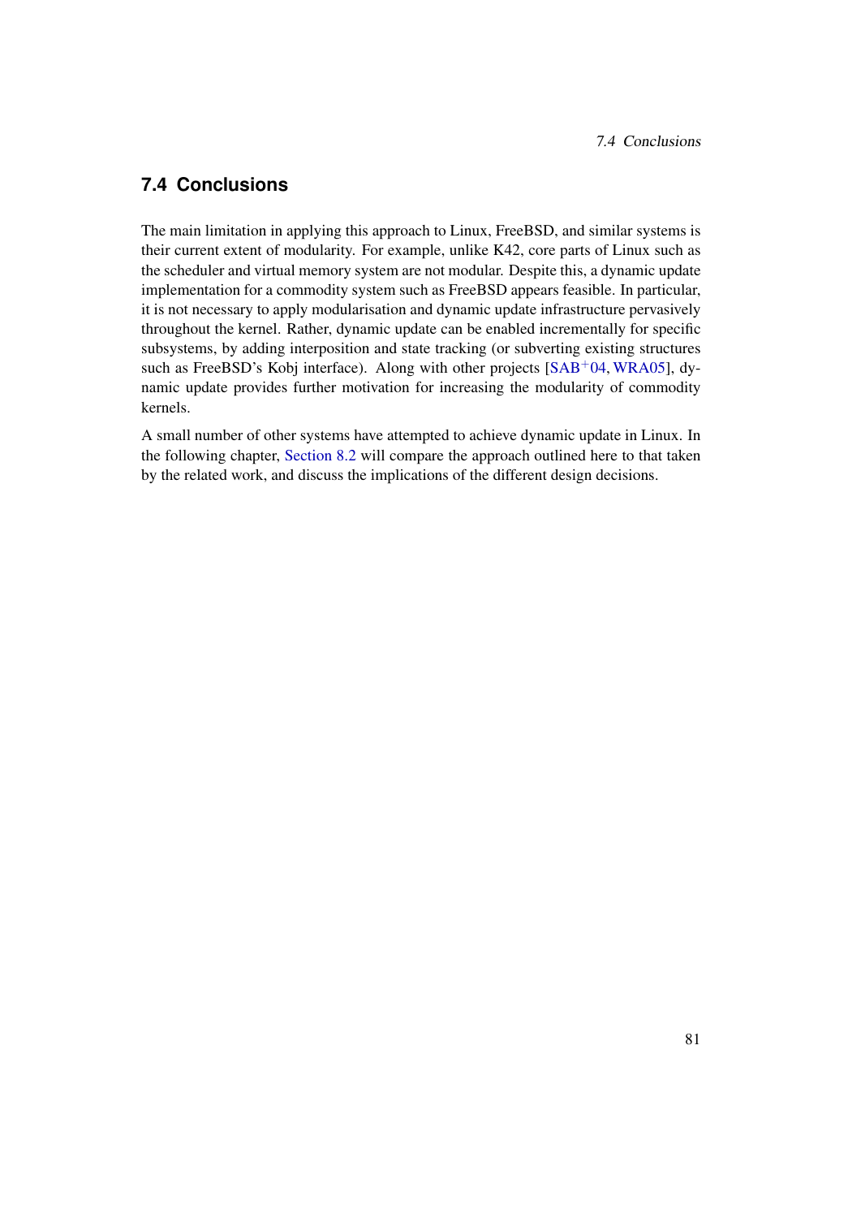## 7.4 Conclusions

The main limitation in applying this approach to Linux, FreeBSD, and similar systems is their current extent of modularity. For example, unlike K42, core parts of Linux such as the scheduler and virtual memory system are not modular. Despite this, a dynamic update implementation for a commodity system such as FreeBSD appears feasible. In particular, it is not necessary to apply modularisation and dynamic update infrastructure pervasively throughout the kernel. Rather, dynamic update can be enabled incrementally for specific subsystems, by adding interposition and state tracking (or subverting existing structures such as FreeBSD's Kobj interface). Along with other projects [SAB+04, WRA05], dynamic update provides further motivation for increasing the modularity of commodity kernels.

A small number of other systems have attempted to achieve dynamic update in Linux. In the following chapter, Section 8.2 will compare the approach outlined here to that taken by the related work, and discuss the implications of the different design decisions.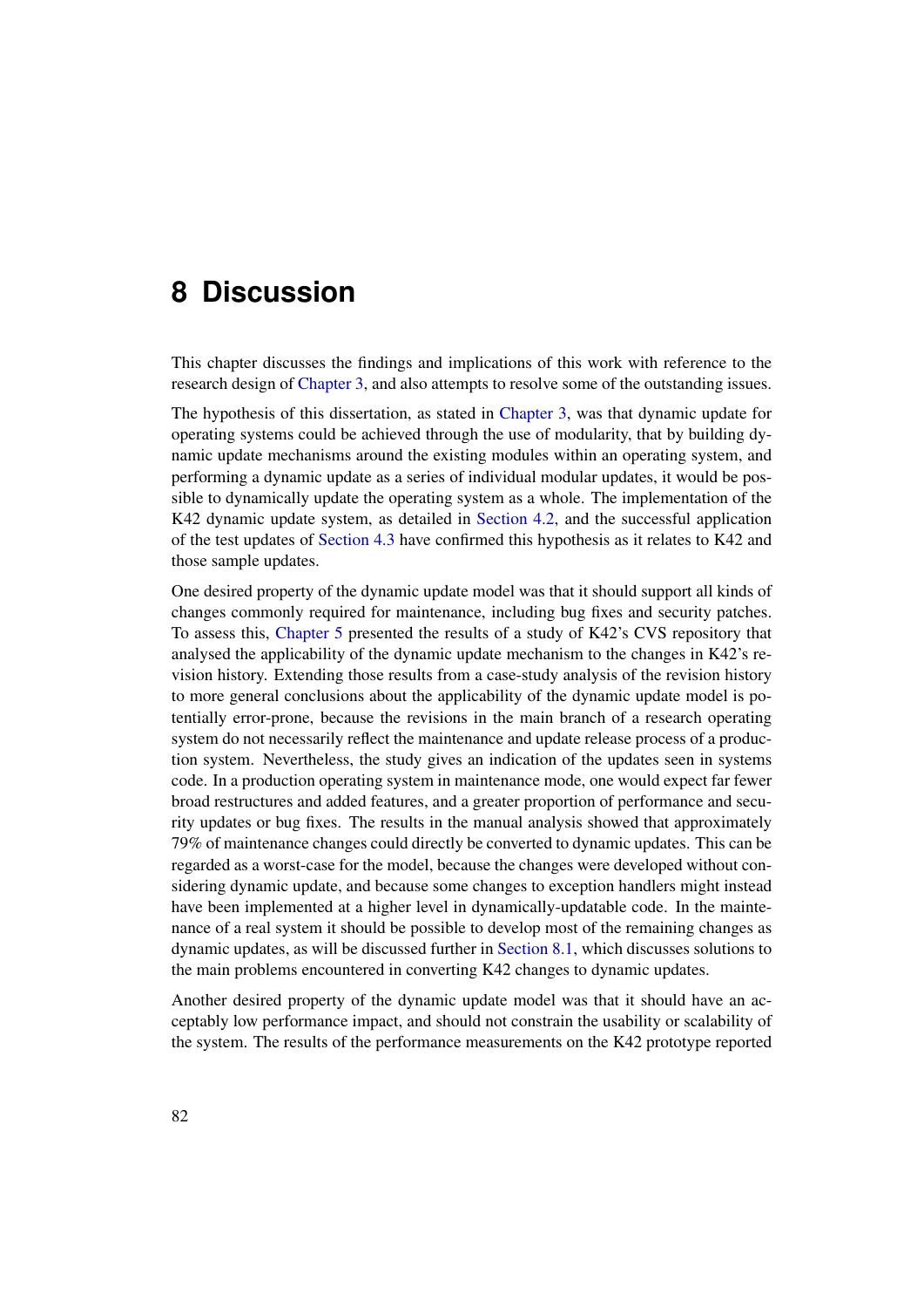# 8 Discussion

This chapter discusses the findings and implications of this work with reference to the research design of Chapter 3, and also attempts to resolve some of the outstanding issues.

The hypothesis of this dissertation, as stated in Chapter 3, was that dynamic update for operating systems could be achieved through the use of modularity, that by building dynamic update mechanisms around the existing modules within an operating system, and performing a dynamic update as a series of individual modular updates, it would be possible to dynamically update the operating system as a whole. The implementation of the K42 dynamic update system, as detailed in Section 4.2, and the successful application of the test updates of Section 4.3 have confirmed this hypothesis as it relates to K42 and those sample updates.

One desired property of the dynamic update model was that it should support all kinds of changes commonly required for maintenance, including bug fixes and security patches. To assess this, Chapter 5 presented the results of a study of K42's CVS repository that analysed the applicability of the dynamic update mechanism to the changes in K42's revision history. Extending those results from a case-study analysis of the revision history to more general conclusions about the applicability of the dynamic update model is potentially error-prone, because the revisions in the main branch of a research operating system do not necessarily reflect the maintenance and update release process of a production system. Nevertheless, the study gives an indication of the updates seen in systems code. In a production operating system in maintenance mode, one would expect far fewer broad restructures and added features, and a greater proportion of performance and security updates or bug fixes. The results in the manual analysis showed that approximately 79% of maintenance changes could directly be converted to dynamic updates. This can be regarded as a worst-case for the model, because the changes were developed without considering dynamic update, and because some changes to exception handlers might instead have been implemented at a higher level in dynamically-updatable code. In the maintenance of a real system it should be possible to develop most of the remaining changes as dynamic updates, as will be discussed further in Section 8.1, which discusses solutions to the main problems encountered in converting K42 changes to dynamic updates.

Another desired property of the dynamic update model was that it should have an acceptably low performance impact, and should not constrain the usability or scalability of the system. The results of the performance measurements on the K42 prototype reported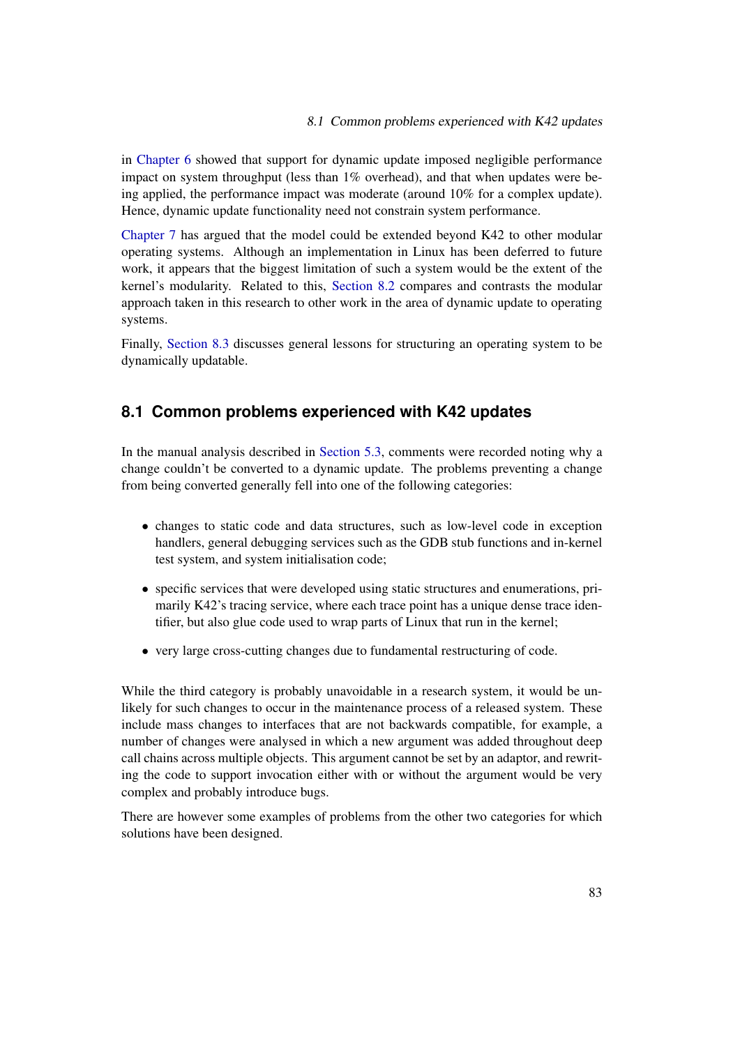in Chapter 6 showed that support for dynamic update imposed negligible performance impact on system throughput (less than 1% overhead), and that when updates were being applied, the performance impact was moderate (around 10% for a complex update). Hence, dynamic update functionality need not constrain system performance.

Chapter 7 has argued that the model could be extended beyond K42 to other modular operating systems. Although an implementation in Linux has been deferred to future work, it appears that the biggest limitation of such a system would be the extent of the kernel's modularity. Related to this, Section 8.2 compares and contrasts the modular approach taken in this research to other work in the area of dynamic update to operating systems.

Finally, Section 8.3 discusses general lessons for structuring an operating system to be dynamically updatable.

## 8.1 Common problems experienced with K42 updates

In the manual analysis described in Section 5.3, comments were recorded noting why a change couldn't be converted to a dynamic update. The problems preventing a change from being converted generally fell into one of the following categories:

- changes to static code and data structures, such as low-level code in exception handlers, general debugging services such as the GDB stub functions and in-kernel test system, and system initialisation code;
- specific services that were developed using static structures and enumerations, primarily K42's tracing service, where each trace point has a unique dense trace identifier, but also glue code used to wrap parts of Linux that run in the kernel;
- very large cross-cutting changes due to fundamental restructuring of code.

While the third category is probably unavoidable in a research system, it would be unlikely for such changes to occur in the maintenance process of a released system. These include mass changes to interfaces that are not backwards compatible, for example, a number of changes were analysed in which a new argument was added throughout deep call chains across multiple objects. This argument cannot be set by an adaptor, and rewriting the code to support invocation either with or without the argument would be very complex and probably introduce bugs.

There are however some examples of problems from the other two categories for which solutions have been designed.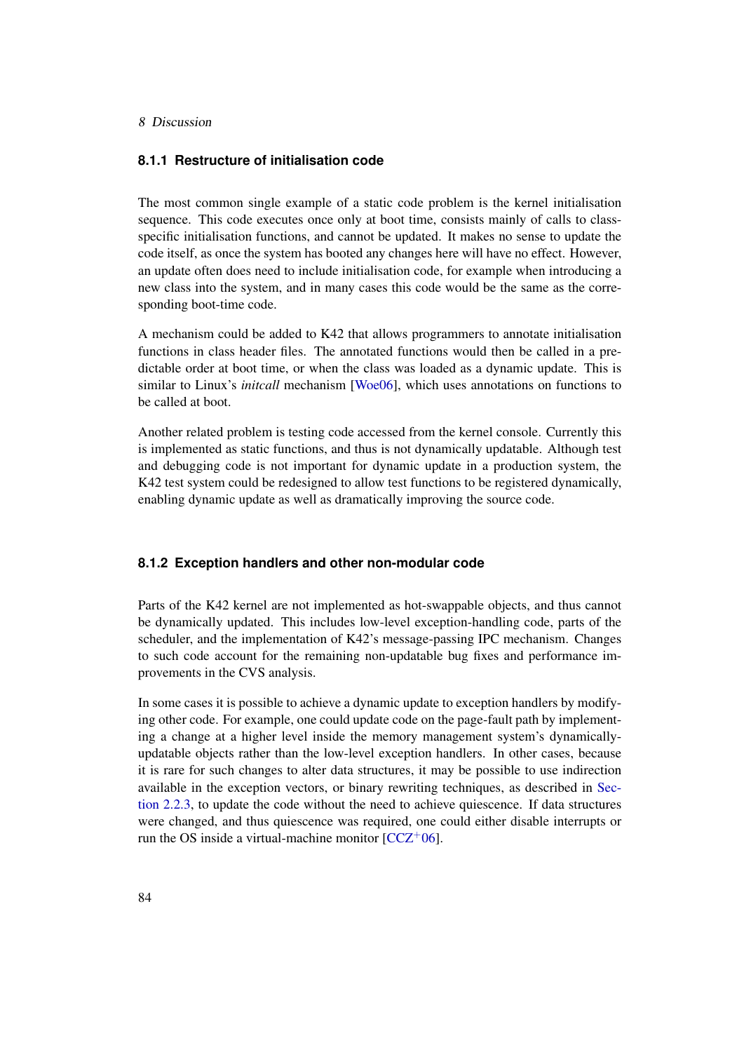### 8.1.1 Restructure of initialisation code

The most common single example of a static code problem is the kernel initialisation sequence. This code executes once only at boot time, consists mainly of calls to class-specific initialisation functions, and cannot be updated. It makes no sense to update the code itself, as once the system has booted any changes here will have no effect. However, an update often does need to include initialisation code, for example when introducing a new class into the system, and in many cases this code would be the same as the corresponding boot-time code.

A mechanism could be added to K42 that allows programmers to annotate initialisation functions in class header files. The annotated functions would then be called in a predictable order at boot time, or when the class was loaded as a dynamic update. This is similar to Linux's *initcall* mechanism [Woe06], which uses annotations on functions to be called at boot.

Another related problem is testing code accessed from the kernel console. Currently this is implemented as static functions, and thus is not dynamically updatable. Although test and debugging code is not important for dynamic update in a production system, the K42 test system could be redesigned to allow test functions to be registered dynamically, enabling dynamic update as well as dramatically improving the source code.

### 8.1.2 Exception handlers and other non-modular code

Parts of the K42 kernel are not implemented as hot-swappable objects, and thus cannot be dynamically updated. This includes low-level exception-handling code, parts of the scheduler, and the implementation of K42's message-passing IPC mechanism. Changes to such code account for the remaining non-updatable bug fixes and performance improvements in the CVS analysis.

In some cases it is possible to achieve a dynamic update to exception handlers by modifying other code. For example, one could update code on the page-fault path by implementing a change at a higher level inside the memory management system's dynamically-updatable objects rather than the low-level exception handlers. In other cases, because it is rare for such changes to alter data structures, it may be possible to use indirection available in the exception vectors, or binary rewriting techniques, as described in Section 2.2.3, to update the code without the need to achieve quiescence. If data structures were changed, and thus quiescence was required, one could either disable interrupts or run the OS inside a virtual-machine monitor [CCZ+06].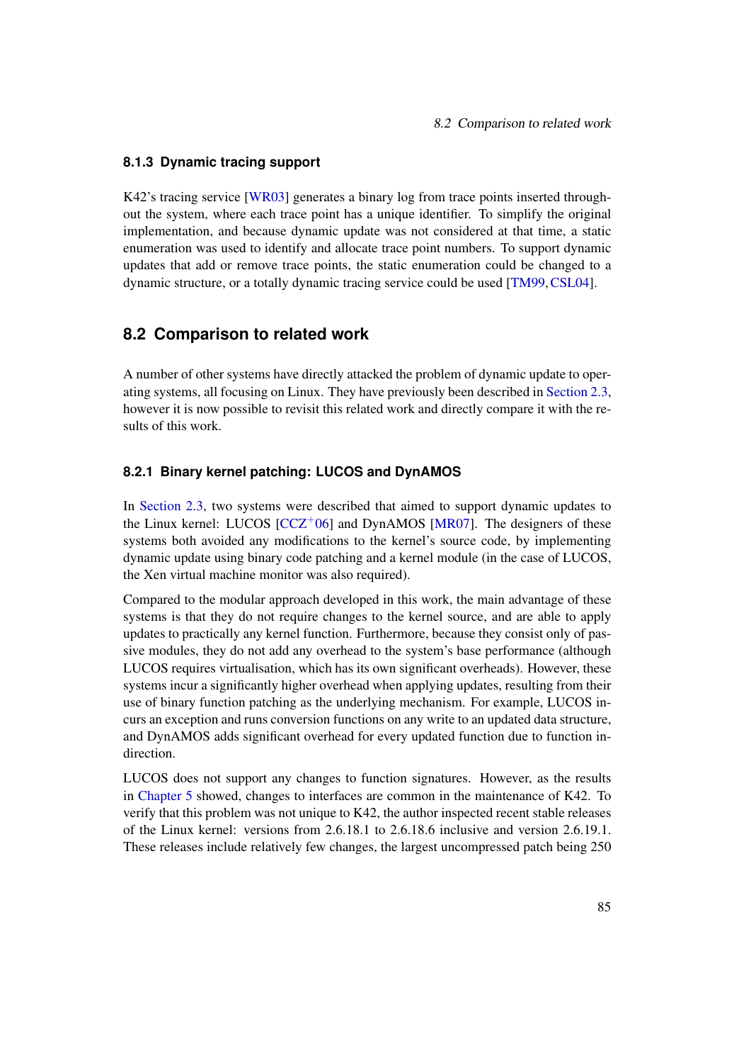### 8.1.3 Dynamic tracing support

K42's tracing service [WR03] generates a binary log from trace points inserted throughout the system, where each trace point has a unique identifier. To simplify the original implementation, and because dynamic update was not considered at that time, a static enumeration was used to identify and allocate trace point numbers. To support dynamic updates that add or remove trace points, the static enumeration could be changed to a dynamic structure, or a totally dynamic tracing service could be used [TM99, CSL04].

## 8.2 Comparison to related work

A number of other systems have directly attacked the problem of dynamic update to operating systems, all focusing on Linux. They have previously been described in Section 2.3, however it is now possible to revisit this related work and directly compare it with the results of this work.

### 8.2.1 Binary kernel patching: LUCOS and DynAMOS

In Section 2.3, two systems were described that aimed to support dynamic updates to the Linux kernel: LUCOS [CCZ+06] and DynAMOS [MR07]. The designers of these systems both avoided any modifications to the kernel's source code, by implementing dynamic update using binary code patching and a kernel module (in the case of LUCOS, the Xen virtual machine monitor was also required).

Compared to the modular approach developed in this work, the main advantage of these systems is that they do not require changes to the kernel source, and are able to apply updates to practically any kernel function. Furthermore, because they consist only of passive modules, they do not add any overhead to the system's base performance (although LUCOS requires virtualisation, which has its own significant overheads). However, these systems incur a significantly higher overhead when applying updates, resulting from their use of binary function patching as the underlying mechanism. For example, LUCOS incurs an exception and runs conversion functions on any write to an updated data structure, and DynAMOS adds significant overhead for every updated function due to function indirection.

LUCOS does not support any changes to function signatures. However, as the results in Chapter 5 showed, changes to interfaces are common in the maintenance of K42. To verify that this problem was not unique to K42, the author inspected recent stable releases of the Linux kernel: versions from 2.6.18.1 to 2.6.18.6 inclusive and version 2.6.19.1. These releases include relatively few changes, the largest uncompressed patch being 250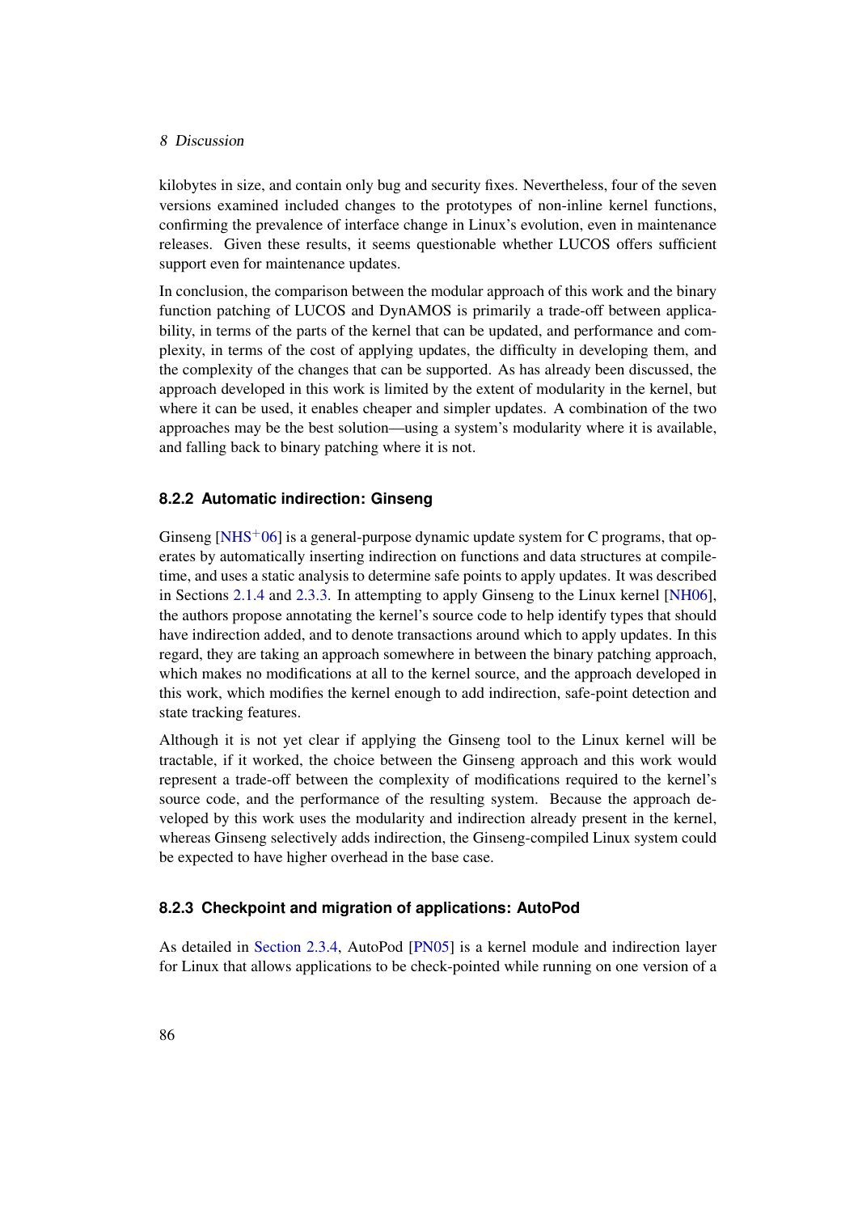kilobytes in size, and contain only bug and security fixes. Nevertheless, four of the seven versions examined included changes to the prototypes of non-inline kernel functions, confirming the prevalence of interface change in Linux's evolution, even in maintenance releases. Given these results, it seems questionable whether LUCOS offers sufficient support even for maintenance updates.

In conclusion, the comparison between the modular approach of this work and the binary function patching of LUCOS and DynAMOS is primarily a trade-off between applicability, in terms of the parts of the kernel that can be updated, and performance and complexity, in terms of the cost of applying updates, the difficulty in developing them, and the complexity of the changes that can be supported. As has already been discussed, the approach developed in this work is limited by the extent of modularity in the kernel, but where it can be used, it enables cheaper and simpler updates. A combination of the two approaches may be the best solution—using a system's modularity where it is available, and falling back to binary patching where it is not.

### 8.2.2 Automatic indirection: Ginseng

Ginseng [NHS+06] is a general-purpose dynamic update system for C programs, that operates by automatically inserting indirection on functions and data structures at compile-time, and uses a static analysis to determine safe points to apply updates. It was described in Sections 2.1.4 and 2.3.3. In attempting to apply Ginseng to the Linux kernel [NH06], the authors propose annotating the kernel's source code to help identify types that should have indirection added, and to denote transactions around which to apply updates. In this regard, they are taking an approach somewhere in between the binary patching approach, which makes no modifications at all to the kernel source, and the approach developed in this work, which modifies the kernel enough to add indirection, safe-point detection and state tracking features.

Although it is not yet clear if applying the Ginseng tool to the Linux kernel will be tractable, if it worked, the choice between the Ginseng approach and this work would represent a trade-off between the complexity of modifications required to the kernel's source code, and the performance of the resulting system. Because the approach developed by this work uses the modularity and indirection already present in the kernel, whereas Ginseng selectively adds indirection, the Ginseng-compiled Linux system could be expected to have higher overhead in the base case.

### 8.2.3 Checkpoint and migration of applications: AutoPod

As detailed in Section 2.3.4, AutoPod [PN05] is a kernel module and indirection layer for Linux that allows applications to be check-pointed while running on one version of a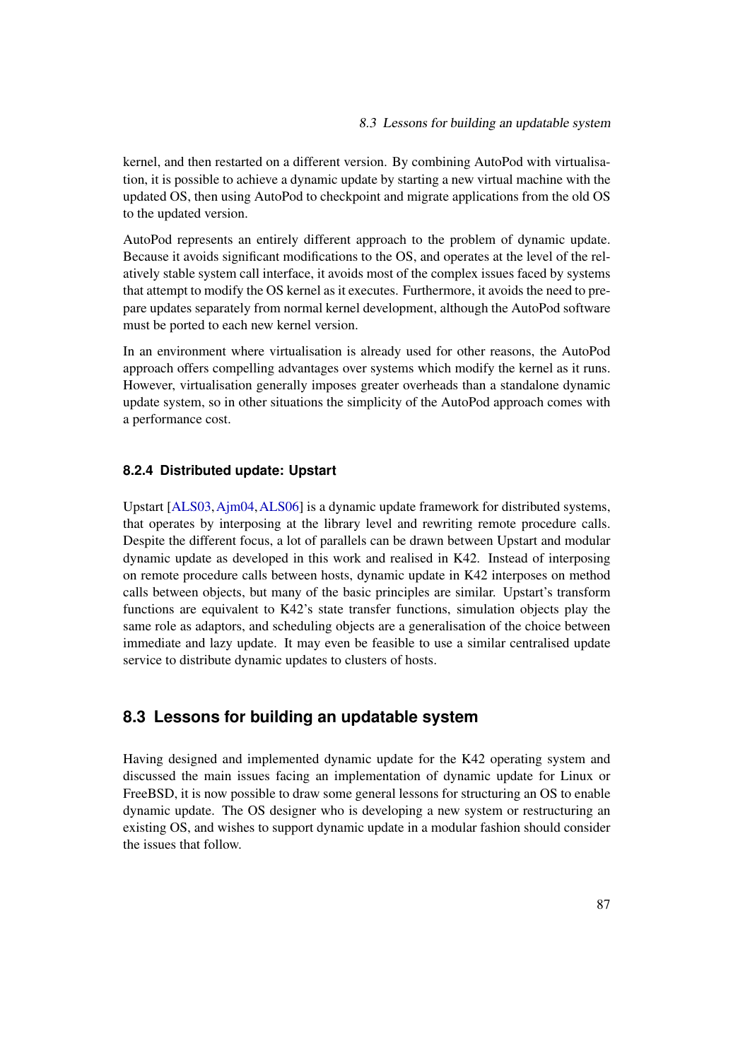kernel, and then restarted on a different version. By combining AutoPod with virtualisation, it is possible to achieve a dynamic update by starting a new virtual machine with the updated OS, then using AutoPod to checkpoint and migrate applications from the old OS to the updated version.

AutoPod represents an entirely different approach to the problem of dynamic update. Because it avoids significant modifications to the OS, and operates at the level of the relatively stable system call interface, it avoids most of the complex issues faced by systems that attempt to modify the OS kernel as it executes. Furthermore, it avoids the need to prepare updates separately from normal kernel development, although the AutoPod software must be ported to each new kernel version.

In an environment where virtualisation is already used for other reasons, the AutoPod approach offers compelling advantages over systems which modify the kernel as it runs. However, virtualisation generally imposes greater overheads than a standalone dynamic update system, so in other situations the simplicity of the AutoPod approach comes with a performance cost.

### 8.2.4 Distributed update: Upstart

Upstart [ALS03, Ajm04, ALS06] is a dynamic update framework for distributed systems, that operates by interposing at the library level and rewriting remote procedure calls. Despite the different focus, a lot of parallels can be drawn between Upstart and modular dynamic update as developed in this work and realised in K42. Instead of interposing on remote procedure calls between hosts, dynamic update in K42 interposes on method calls between objects, but many of the basic principles are similar. Upstart's transform functions are equivalent to K42's state transfer functions, simulation objects play the same role as adaptors, and scheduling objects are a generalisation of the choice between immediate and lazy update. It may even be feasible to use a similar centralised update service to distribute dynamic updates to clusters of hosts.

## 8.3 Lessons for building an updatable system

Having designed and implemented dynamic update for the K42 operating system and discussed the main issues facing an implementation of dynamic update for Linux or FreeBSD, it is now possible to draw some general lessons for structuring an OS to enable dynamic update. The OS designer who is developing a new system or restructuring an existing OS, and wishes to support dynamic update in a modular fashion should consider the issues that follow.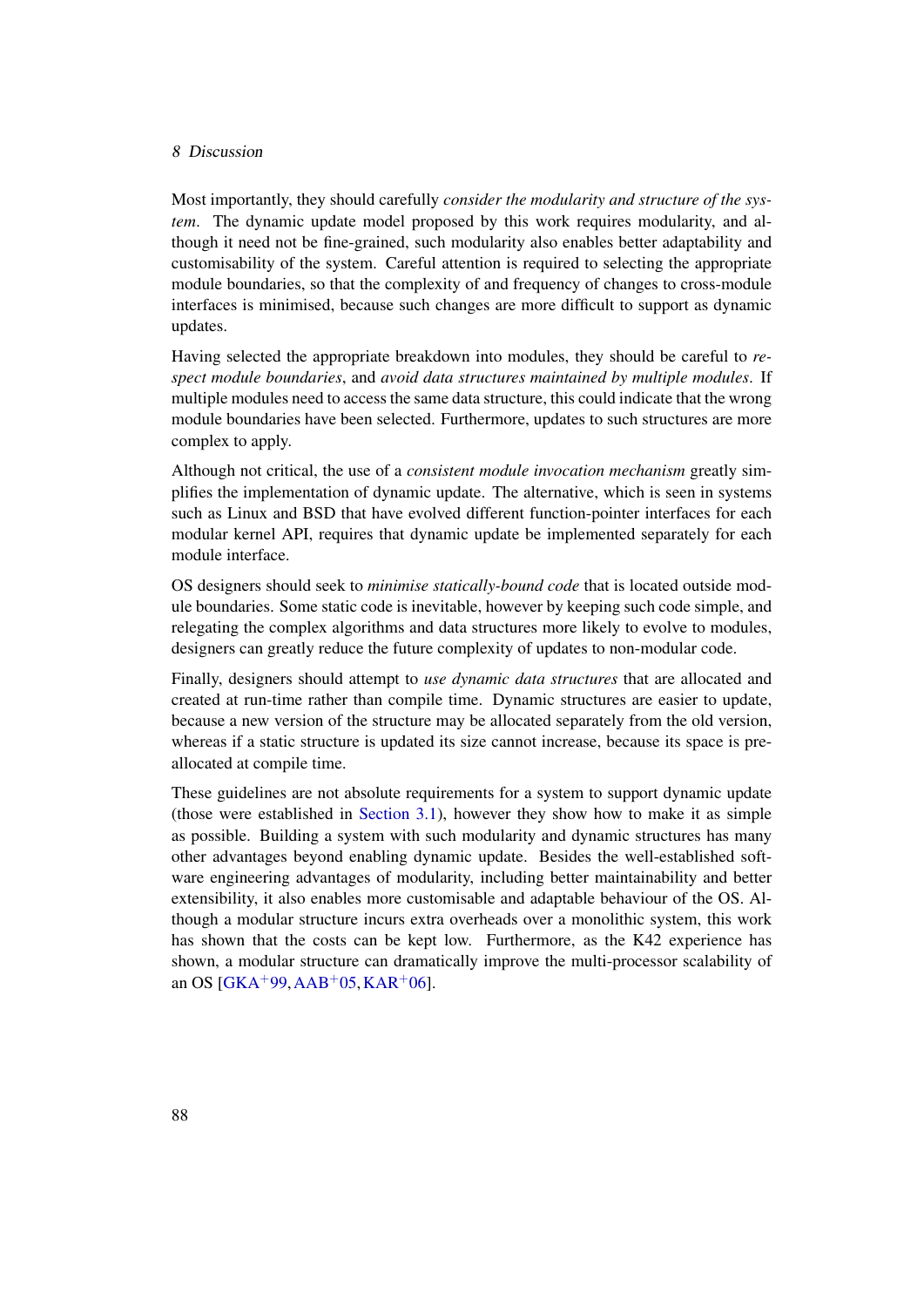Most importantly, they should carefully *consider the modularity and structure of the system*. The dynamic update model proposed by this work requires modularity, and although it need not be fine-grained, such modularity also enables better adaptability and customisability of the system. Careful attention is required to selecting the appropriate module boundaries, so that the complexity of and frequency of changes to cross-module interfaces is minimised, because such changes are more difficult to support as dynamic updates.

Having selected the appropriate breakdown into modules, they should be careful to *respect module boundaries*, and *avoid data structures maintained by multiple modules*. If multiple modules need to access the same data structure, this could indicate that the wrong module boundaries have been selected. Furthermore, updates to such structures are more complex to apply.

Although not critical, the use of a *consistent module invocation mechanism* greatly simplifies the implementation of dynamic update. The alternative, which is seen in systems such as Linux and BSD that have evolved different function-pointer interfaces for each modular kernel API, requires that dynamic update be implemented separately for each module interface.

OS designers should seek to *minimise statically-bound code* that is located outside module boundaries. Some static code is inevitable, however by keeping such code simple, and relegating the complex algorithms and data structures more likely to evolve to modules, designers can greatly reduce the future complexity of updates to non-modular code.

Finally, designers should attempt to *use dynamic data structures* that are allocated and created at run-time rather than compile time. Dynamic structures are easier to update, because a new version of the structure may be allocated separately from the old version, whereas if a static structure is updated its size cannot increase, because its space is pre-allocated at compile time.

These guidelines are not absolute requirements for a system to support dynamic update (those were established in Section 3.1), however they show how to make it as simple as possible. Building a system with such modularity and dynamic structures has many other advantages beyond enabling dynamic update. Besides the well-established software engineering advantages of modularity, including better maintainability and better extensibility, it also enables more customisable and adaptable behaviour of the OS. Although a modular structure incurs extra overheads over a monolithic system, this work has shown that the costs can be kept low. Furthermore, as the K42 experience has shown, a modular structure can dramatically improve the multi-processor scalability of an OS [GKA+99, AAB+05, KAR+06].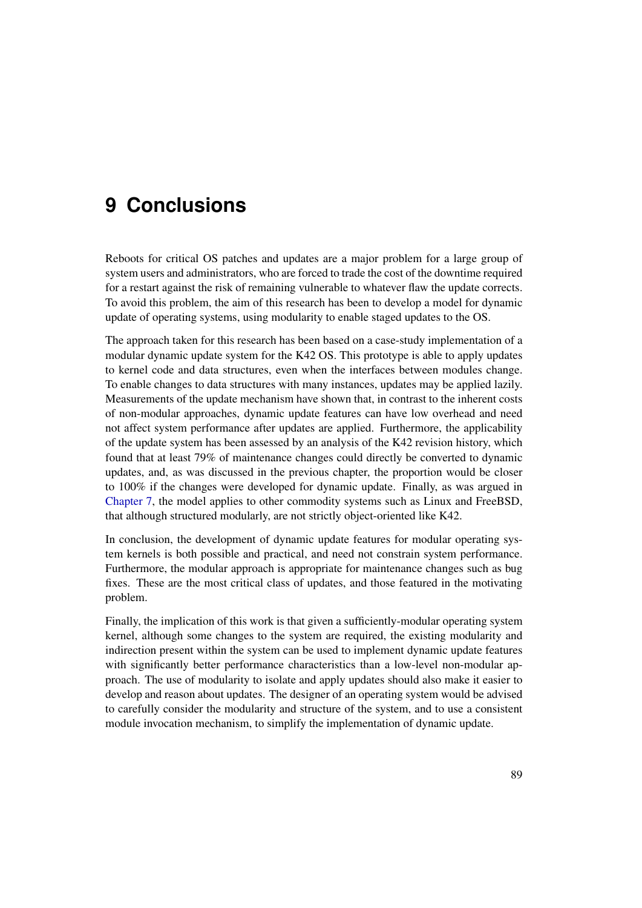# 9 Conclusions

Reboots for critical OS patches and updates are a major problem for a large group of system users and administrators, who are forced to trade the cost of the downtime required for a restart against the risk of remaining vulnerable to whatever flaw the update corrects. To avoid this problem, the aim of this research has been to develop a model for dynamic update of operating systems, using modularity to enable staged updates to the OS.

The approach taken for this research has been based on a case-study implementation of a modular dynamic update system for the K42 OS. This prototype is able to apply updates to kernel code and data structures, even when the interfaces between modules change. To enable changes to data structures with many instances, updates may be applied lazily. Measurements of the update mechanism have shown that, in contrast to the inherent costs of non-modular approaches, dynamic update features can have low overhead and need not affect system performance after updates are applied. Furthermore, the applicability of the update system has been assessed by an analysis of the K42 revision history, which found that at least 79% of maintenance changes could directly be converted to dynamic updates, and, as was discussed in the previous chapter, the proportion would be closer to 100% if the changes were developed for dynamic update. Finally, as was argued in Chapter 7, the model applies to other commodity systems such as Linux and FreeBSD, that although structured modularly, are not strictly object-oriented like K42.

In conclusion, the development of dynamic update features for modular operating system kernels is both possible and practical, and need not constrain system performance. Furthermore, the modular approach is appropriate for maintenance changes such as bug fixes. These are the most critical class of updates, and those featured in the motivating problem.

Finally, the implication of this work is that given a sufficiently-modular operating system kernel, although some changes to the system are required, the existing modularity and indirection present within the system can be used to implement dynamic update features with significantly better performance characteristics than a low-level non-modular approach. The use of modularity to isolate and apply updates should also make it easier to develop and reason about updates. The designer of an operating system would be advised to carefully consider the modularity and structure of the system, and to use a consistent module invocation mechanism, to simplify the implementation of dynamic update.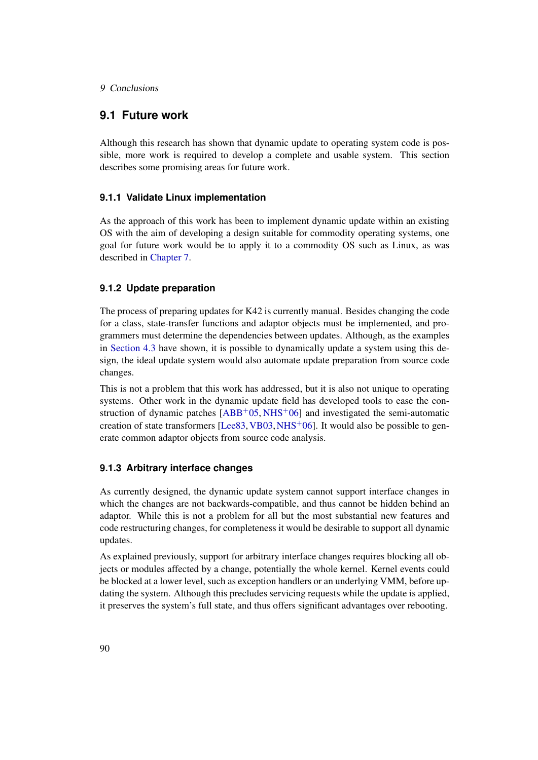## 9.1 Future work

Although this research has shown that dynamic update to operating system code is possible, more work is required to develop a complete and usable system. This section describes some promising areas for future work.

### 9.1.1 Validate Linux implementation

As the approach of this work has been to implement dynamic update within an existing OS with the aim of developing a design suitable for commodity operating systems, one goal for future work would be to apply it to a commodity OS such as Linux, as was described in Chapter 7.

### 9.1.2 Update preparation

The process of preparing updates for K42 is currently manual. Besides changing the code for a class, state-transfer functions and adaptor objects must be implemented, and programmers must determine the dependencies between updates. Although, as the examples in Section 4.3 have shown, it is possible to dynamically update a system using this design, the ideal update system would also automate update preparation from source code changes.

This is not a problem that this work has addressed, but it is also not unique to operating systems. Other work in the dynamic update field has developed tools to ease the construction of dynamic patches [ABB+05, NHS+06] and investigated the semi-automatic creation of state transformers [Lee83, VB03, NHS+06]. It would also be possible to generate common adaptor objects from source code analysis.

### 9.1.3 Arbitrary interface changes

As currently designed, the dynamic update system cannot support interface changes in which the changes are not backwards-compatible, and thus cannot be hidden behind an adaptor. While this is not a problem for all but the most substantial new features and code restructuring changes, for completeness it would be desirable to support all dynamic updates.

As explained previously, support for arbitrary interface changes requires blocking all objects or modules affected by a change, potentially the whole kernel. Kernel events could be blocked at a lower level, such as exception handlers or an underlying VMM, before updating the system. Although this precludes servicing requests while the update is applied, it preserves the system's full state, and thus offers significant advantages over rebooting.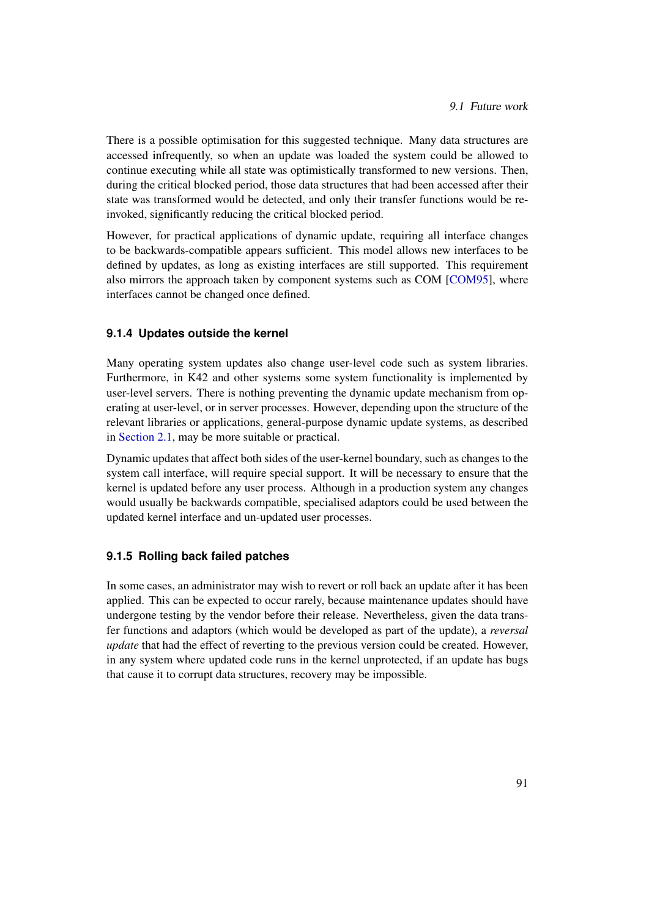There is a possible optimisation for this suggested technique. Many data structures are accessed infrequently, so when an update was loaded the system could be allowed to continue executing while all state was optimistically transformed to new versions. Then, during the critical blocked period, those data structures that had been accessed after their state was transformed would be detected, and only their transfer functions would be re-invoked, significantly reducing the critical blocked period.

However, for practical applications of dynamic update, requiring all interface changes to be backwards-compatible appears sufficient. This model allows new interfaces to be defined by updates, as long as existing interfaces are still supported. This requirement also mirrors the approach taken by component systems such as COM [COM95], where interfaces cannot be changed once defined.

### 9.1.4 Updates outside the kernel

Many operating system updates also change user-level code such as system libraries. Furthermore, in K42 and other systems some system functionality is implemented by user-level servers. There is nothing preventing the dynamic update mechanism from operating at user-level, or in server processes. However, depending upon the structure of the relevant libraries or applications, general-purpose dynamic update systems, as described in Section 2.1, may be more suitable or practical.

Dynamic updates that affect both sides of the user-kernel boundary, such as changes to the system call interface, will require special support. It will be necessary to ensure that the kernel is updated before any user process. Although in a production system any changes would usually be backwards compatible, specialised adaptors could be used between the updated kernel interface and un-updated user processes.

### 9.1.5 Rolling back failed patches

In some cases, an administrator may wish to revert or roll back an update after it has been applied. This can be expected to occur rarely, because maintenance updates should have undergone testing by the vendor before their release. Nevertheless, given the data transfer functions and adaptors (which would be developed as part of the update), a *reversal update* that had the effect of reverting to the previous version could be created. However, in any system where updated code runs in the kernel unprotected, if an update has bugs that cause it to corrupt data structures, recovery may be impossible.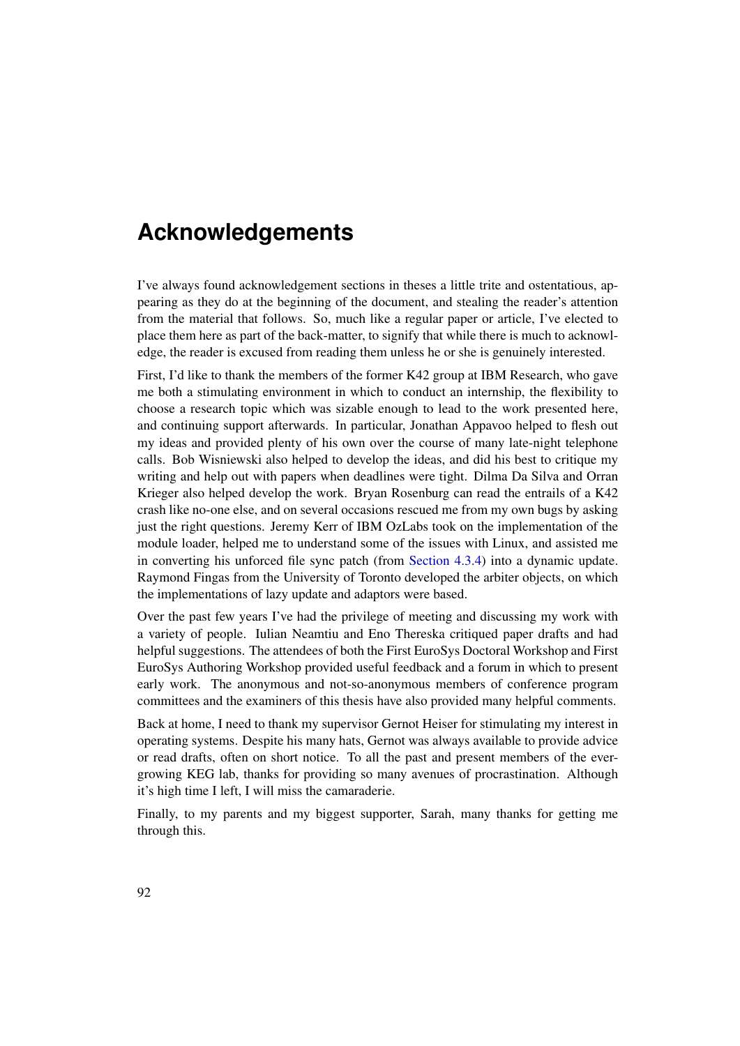# Acknowledgements

I've always found acknowledgement sections in theses a little trite and ostentatious, appearing as they do at the beginning of the document, and stealing the reader's attention from the material that follows. So, much like a regular paper or article, I've elected to place them here as part of the back-matter, to signify that while there is much to acknowledge, the reader is excused from reading them unless he or she is genuinely interested.

First, I'd like to thank the members of the former K42 group at IBM Research, who gave me both a stimulating environment in which to conduct an internship, the flexibility to choose a research topic which was sizable enough to lead to the work presented here, and continuing support afterwards. In particular, Jonathan Appavoo helped to flesh out my ideas and provided plenty of his own over the course of many late-night telephone calls. Bob Wisniewski also helped to develop the ideas, and did his best to critique my writing and help out with papers when deadlines were tight. Dilma Da Silva and Orran Krieger also helped develop the work. Bryan Rosenburg can read the entrails of a K42 crash like no-one else, and on several occasions rescued me from my own bugs by asking just the right questions. Jeremy Kerr of IBM OzLabs took on the implementation of the module loader, helped me to understand some of the issues with Linux, and assisted me in converting his unforced file sync patch (from Section 4.3.4) into a dynamic update. Raymond Fingas from the University of Toronto developed the arbiter objects, on which the implementations of lazy update and adaptors were based.

Over the past few years I've had the privilege of meeting and discussing my work with a variety of people. Iulian Neamtiu and Eno Thereska critiqued paper drafts and had helpful suggestions. The attendees of both the First EuroSys Doctoral Workshop and First EuroSys Authoring Workshop provided useful feedback and a forum in which to present early work. The anonymous and not-so-anonymous members of conference program committees and the examiners of this thesis have also provided many helpful comments.

Back at home, I need to thank my supervisor Gernot Heiser for stimulating my interest in operating systems. Despite his many hats, Gernot was always available to provide advice or read drafts, often on short notice. To all the past and present members of the ever-growing KEG lab, thanks for providing so many avenues of procrastination. Although it's high time I left, I will miss the camaraderie.

Finally, to my parents and my biggest supporter, Sarah, many thanks for getting me through this.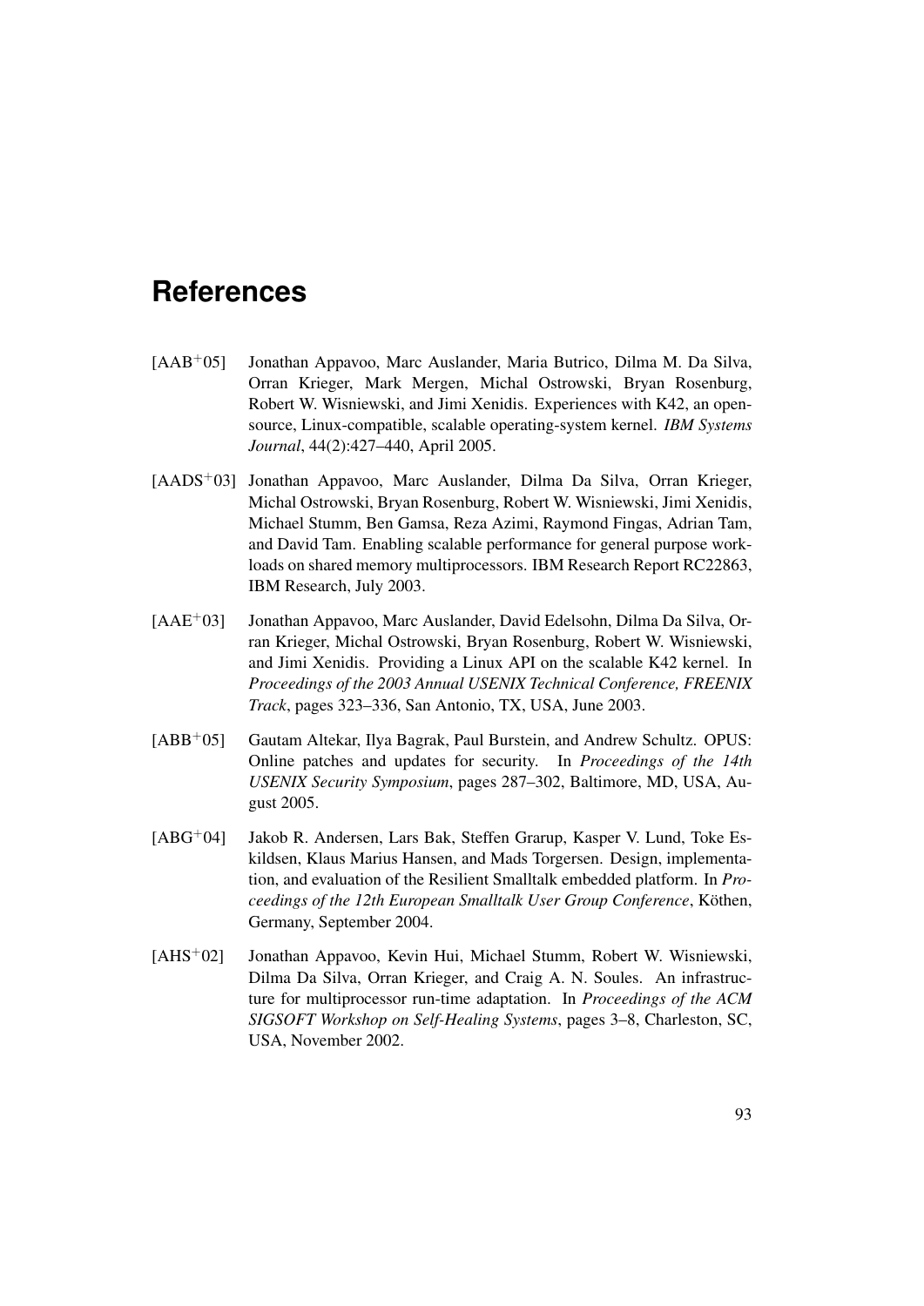# References

[AAB$^{+}$05] Jonathan Appavoo, Marc Auslander, Maria Butrico, Dilma M. Da Silva, Orran Krieger, Mark Mergen, Michal Ostrowski, Bryan Rosenburg, Robert W. Wisniewski, and Jimi Xenidis. Experiences with K42, an open-source, Linux-compatible, scalable operating-system kernel. *IBM Systems Journal*, 44(2):427–440, April 2005.

[AADS$^{+}$03] Jonathan Appavoo, Marc Auslander, Dilma Da Silva, Orran Krieger, Michal Ostrowski, Bryan Rosenburg, Robert W. Wisniewski, Jimi Xenidis, Michael Stumm, Ben Gamsa, Reza Azimi, Raymond Fingas, Adrian Tam, and David Tam. Enabling scalable performance for general purpose workloads on shared memory multiprocessors. IBM Research Report RC22863, IBM Research, July 2003.

[AAE$^{+}$03] Jonathan Appavoo, Marc Auslander, David Edelsohn, Dilma Da Silva, Orran Krieger, Michal Ostrowski, Bryan Rosenburg, Robert W. Wisniewski, and Jimi Xenidis. Providing a Linux API on the scalable K42 kernel. In *Proceedings of the 2003 Annual USENIX Technical Conference, FREENIX Track*, pages 323–336, San Antonio, TX, USA, June 2003.

[ABB$^{+}$05] Gautam Altekar, Ilya Bagrak, Paul Burstein, and Andrew Schultz. OPUS: Online patches and updates for security. In *Proceedings of the 14th USENIX Security Symposium*, pages 287–302, Baltimore, MD, USA, August 2005.

[ABG$^{+}$04] Jakob R. Andersen, Lars Bak, Steffen Grarup, Kasper V. Lund, Toke Eskildsen, Klaus Marius Hansen, and Mads Torgersen. Design, implementation, and evaluation of the Resilient Smalltalk embedded platform. In *Proceedings of the 12th European Smalltalk User Group Conference*, Köthen, Germany, September 2004.

[AHS$^{+}$02] Jonathan Appavoo, Kevin Hui, Michael Stumm, Robert W. Wisniewski, Dilma Da Silva, Orran Krieger, and Craig A. N. Soules. An infrastructure for multiprocessor run-time adaptation. In *Proceedings of the ACM SIGSOFT Workshop on Self-Healing Systems*, pages 3–8, Charleston, SC, USA, November 2002.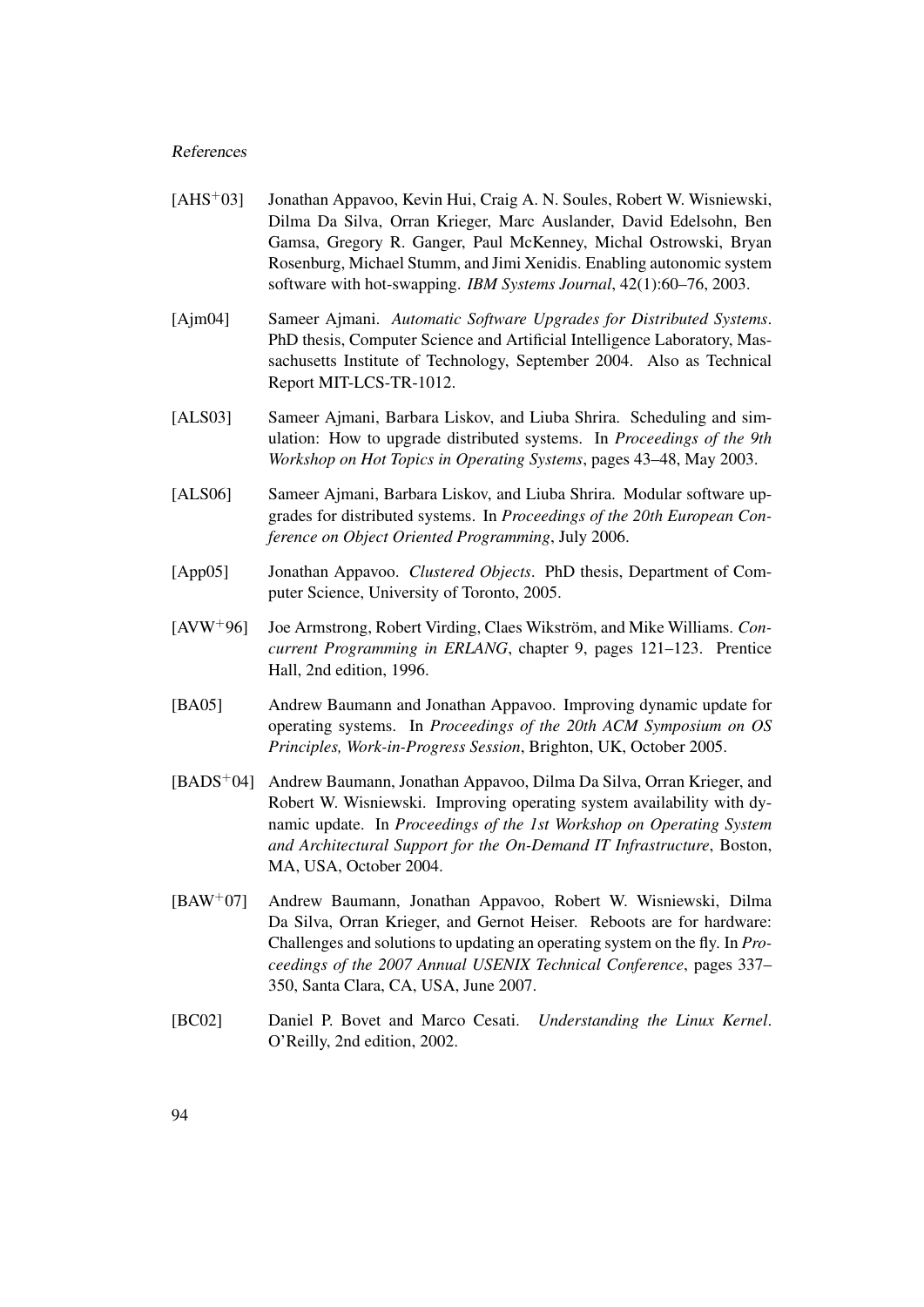[AHS+03] Jonathan Appavoo, Kevin Hui, Craig A. N. Soules, Robert W. Wisniewski, Dilma Da Silva, Orran Krieger, Marc Auslander, David Edelsohn, Ben Gamsa, Gregory R. Ganger, Paul McKenney, Michal Ostrowski, Bryan Rosenburg, Michael Stumm, and Jimi Xenidis. Enabling autonomic system software with hot-swapping. *IBM Systems Journal*, 42(1):60–76, 2003.

[Ajm04] Sameer Ajmani. *Automatic Software Upgrades for Distributed Systems*. PhD thesis, Computer Science and Artificial Intelligence Laboratory, Massachusetts Institute of Technology, September 2004. Also as Technical Report MIT-LCS-TR-1012.

[ALS03] Sameer Ajmani, Barbara Liskov, and Liuba Shrira. Scheduling and simulation: How to upgrade distributed systems. In *Proceedings of the 9th Workshop on Hot Topics in Operating Systems*, pages 43–48, May 2003.

[ALS06] Sameer Ajmani, Barbara Liskov, and Liuba Shrira. Modular software upgrades for distributed systems. In *Proceedings of the 20th European Conference on Object Oriented Programming*, July 2006.

[App05] Jonathan Appavoo. *Clustered Objects*. PhD thesis, Department of Computer Science, University of Toronto, 2005.

[AVW+96] Joe Armstrong, Robert Virding, Claes Wikström, and Mike Williams. *Concurrent Programming in ERLANG*, chapter 9, pages 121–123. Prentice Hall, 2nd edition, 1996.

[BA05] Andrew Baumann and Jonathan Appavoo. Improving dynamic update for operating systems. In *Proceedings of the 20th ACM Symposium on OS Principles, Work-in-Progress Session*, Brighton, UK, October 2005.

[BADS+04] Andrew Baumann, Jonathan Appavoo, Dilma Da Silva, Orran Krieger, and Robert W. Wisniewski. Improving operating system availability with dynamic update. In *Proceedings of the 1st Workshop on Operating System and Architectural Support for the On-Demand IT Infrastructure*, Boston, MA, USA, October 2004.

[BAW+07] Andrew Baumann, Jonathan Appavoo, Robert W. Wisniewski, Dilma Da Silva, Orran Krieger, and Gernot Heiser. Reboots are for hardware: Challenges and solutions to updating an operating system on the fly. In *Proceedings of the 2007 Annual USENIX Technical Conference*, pages 337–350, Santa Clara, CA, USA, June 2007.

[BC02] Daniel P. Bovet and Marco Cesati. *Understanding the Linux Kernel*. O'Reilly, 2nd edition, 2002.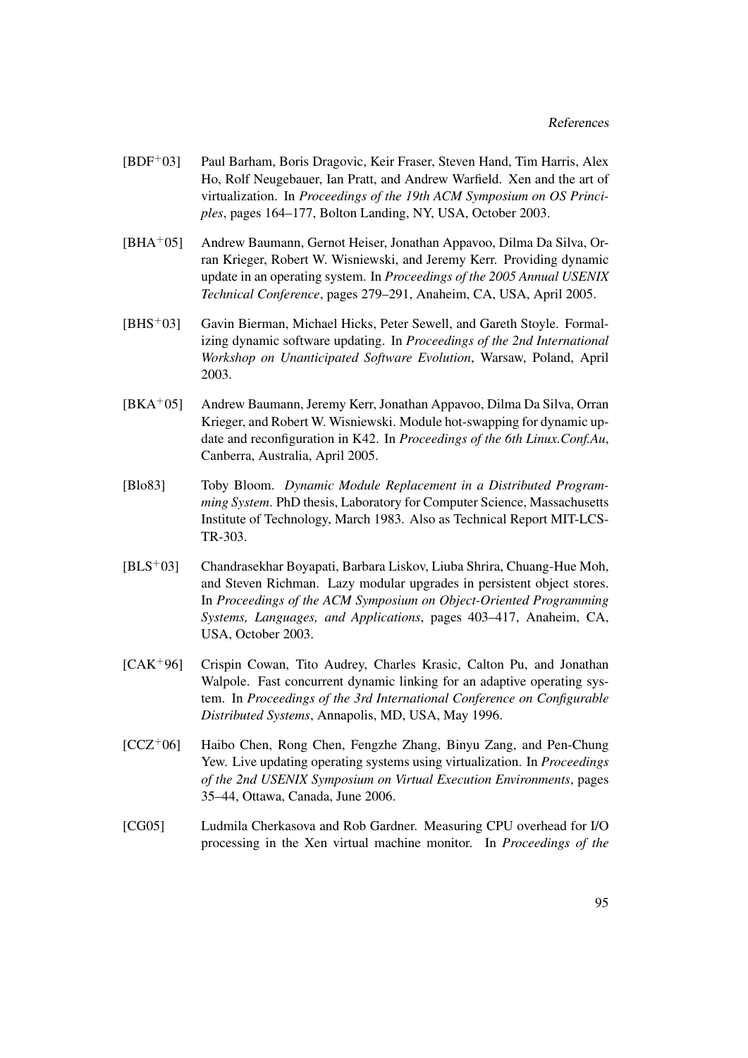[BDF+03] Paul Barham, Boris Dragovic, Keir Fraser, Steven Hand, Tim Harris, Alex Ho, Rolf Neugebauer, Ian Pratt, and Andrew Warfield. Xen and the art of virtualization. In *Proceedings of the 19th ACM Symposium on OS Principles*, pages 164–177, Bolton Landing, NY, USA, October 2003.

[BHA+05] Andrew Baumann, Gernot Heiser, Jonathan Appavoo, Dilma Da Silva, Orran Krieger, Robert W. Wisniewski, and Jeremy Kerr. Providing dynamic update in an operating system. In *Proceedings of the 2005 Annual USENIX Technical Conference*, pages 279–291, Anaheim, CA, USA, April 2005.

[BHS+03] Gavin Bierman, Michael Hicks, Peter Sewell, and Gareth Stoyle. Formalizing dynamic software updating. In *Proceedings of the 2nd International Workshop on Unanticipated Software Evolution*, Warsaw, Poland, April 2003.

[BKA+05] Andrew Baumann, Jeremy Kerr, Jonathan Appavoo, Dilma Da Silva, Orran Krieger, and Robert W. Wisniewski. Module hot-swapping for dynamic update and reconfiguration in K42. In *Proceedings of the 6th Linux.Conf.Au*, Canberra, Australia, April 2005.

[Blo83] Toby Bloom. *Dynamic Module Replacement in a Distributed Programming System*. PhD thesis, Laboratory for Computer Science, Massachusetts Institute of Technology, March 1983. Also as Technical Report MIT-LCS-TR-303.

[BLS+03] Chandrasekhar Boyapati, Barbara Liskov, Liuba Shrira, Chuang-Hue Moh, and Steven Richman. Lazy modular upgrades in persistent object stores. In *Proceedings of the ACM Symposium on Object-Oriented Programming Systems, Languages, and Applications*, pages 403–417, Anaheim, CA, USA, October 2003.

[CAK+96] Crispin Cowan, Tito Audrey, Charles Krasic, Calton Pu, and Jonathan Walpole. Fast concurrent dynamic linking for an adaptive operating system. In *Proceedings of the 3rd International Conference on Configurable Distributed Systems*, Annapolis, MD, USA, May 1996.

[CCZ+06] Haibo Chen, Rong Chen, Fengzhe Zhang, Binyu Zang, and Pen-Chung Yew. Live updating operating systems using virtualization. In *Proceedings of the 2nd USENIX Symposium on Virtual Execution Environments*, pages 35–44, Ottawa, Canada, June 2006.

[CG05] Ludmila Cherkasova and Rob Gardner. Measuring CPU overhead for I/O processing in the Xen virtual machine monitor. In *Proceedings of the*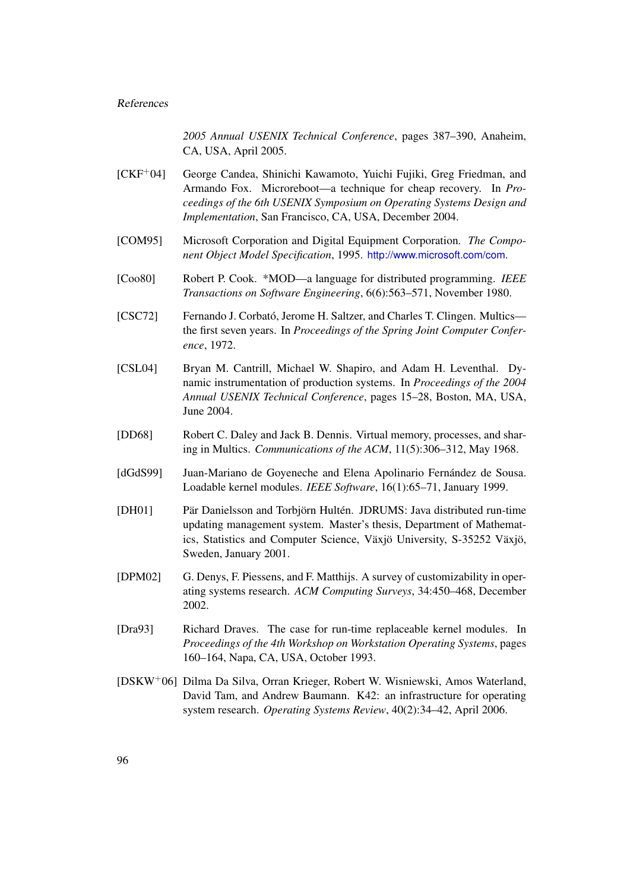*2005 Annual USENIX Technical Conference*, pages 387–390, Anaheim, CA, USA, April 2005.

[CKF+04] George Candea, Shinichi Kawamoto, Yuichi Fujiki, Greg Friedman, and Armando Fox. Microreboot—a technique for cheap recovery. In *Proceedings of the 6th USENIX Symposium on Operating Systems Design and Implementation*, San Francisco, CA, USA, December 2004.

[COM95] Microsoft Corporation and Digital Equipment Corporation. *The Component Object Model Specification*, 1995. http://www.microsoft.com/com.

[Coo80] Robert P. Cook. *MOD—a language for distributed programming. *IEEE Transactions on Software Engineering*, 6(6):563–571, November 1980.

[CSC72] Fernando J. Corbató, Jerome H. Saltzer, and Charles T. Clingen. Multics—the first seven years. In *Proceedings of the Spring Joint Computer Conference*, 1972.

[CSL04] Bryan M. Cantrill, Michael W. Shapiro, and Adam H. Leventhal. Dynamic instrumentation of production systems. In *Proceedings of the 2004 Annual USENIX Technical Conference*, pages 15–28, Boston, MA, USA, June 2004.

[DD68] Robert C. Daley and Jack B. Dennis. Virtual memory, processes, and sharing in Multics. *Communications of the ACM*, 11(5):306–312, May 1968.

[dGdS99] Juan-Mariano de Goyeneche and Elena Apolinario Fernández de Sousa. Loadable kernel modules. *IEEE Software*, 16(1):65–71, January 1999.

[DH01] Pär Danielsson and Torbjörn Hultén. JDRUMS: Java distributed run-time updating management system. Master's thesis, Department of Mathematics, Statistics and Computer Science, Växjö University, S-35252 Växjö, Sweden, January 2001.

[DPM02] G. Denys, F. Piessens, and F. Matthijs. A survey of customizability in operating systems research. *ACM Computing Surveys*, 34:450–468, December 2002.

[Dra93] Richard Draves. The case for run-time replaceable kernel modules. In *Proceedings of the 4th Workshop on Workstation Operating Systems*, pages 160–164, Napa, CA, USA, October 1993.

[DSKW+06] Dilma Da Silva, Orran Krieger, Robert W. Wisniewski, Amos Waterland, David Tam, and Andrew Baumann. K42: an infrastructure for operating system research. *Operating Systems Review*, 40(2):34–42, April 2006.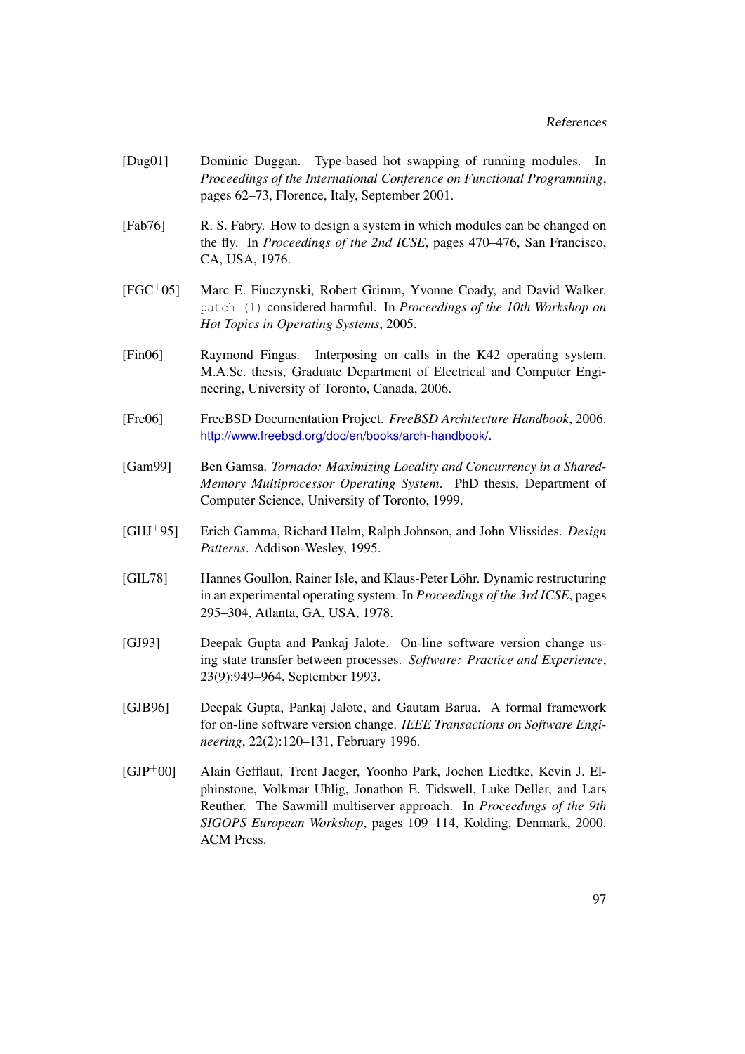[Dug01] Dominic Duggan. Type-based hot swapping of running modules. In *Proceedings of the International Conference on Functional Programming*, pages 62–73, Florence, Italy, September 2001.

[Fab76] R. S. Fabry. How to design a system in which modules can be changed on the fly. In *Proceedings of the 2nd ICSE*, pages 470–476, San Francisco, CA, USA, 1976.

[FGC+05] Marc E. Fiuczynski, Robert Grimm, Yvonne Coady, and David Walker. `patch (1)` considered harmful. In *Proceedings of the 10th Workshop on Hot Topics in Operating Systems*, 2005.

[Fin06] Raymond Fingas. Interposing on calls in the K42 operating system. M.A.Sc. thesis, Graduate Department of Electrical and Computer Engineering, University of Toronto, Canada, 2006.

[Fre06] FreeBSD Documentation Project. *FreeBSD Architecture Handbook*, 2006. http://www.freebsd.org/doc/en/books/arch-handbook/.

[Gam99] Ben Gamsa. *Tornado: Maximizing Locality and Concurrency in a Shared-Memory Multiprocessor Operating System*. PhD thesis, Department of Computer Science, University of Toronto, 1999.

[GHJ+95] Erich Gamma, Richard Helm, Ralph Johnson, and John Vlissides. *Design Patterns*. Addison-Wesley, 1995.

[GIL78] Hannes Goullon, Rainer Isle, and Klaus-Peter Löhr. Dynamic restructuring in an experimental operating system. In *Proceedings of the 3rd ICSE*, pages 295–304, Atlanta, GA, USA, 1978.

[GJ93] Deepak Gupta and Pankaj Jalote. On-line software version change using state transfer between processes. *Software: Practice and Experience*, 23(9):949–964, September 1993.

[GJB96] Deepak Gupta, Pankaj Jalote, and Gautam Barua. A formal framework for on-line software version change. *IEEE Transactions on Software Engineering*, 22(2):120–131, February 1996.

[GJP+00] Alain Gefflaut, Trent Jaeger, Yoonho Park, Jochen Liedtke, Kevin J. Elphinstone, Volkmar Uhlig, Jonathon E. Tidswell, Luke Deller, and Lars Reuther. The Sawmill multiserver approach. In *Proceedings of the 9th SIGOPS European Workshop*, pages 109–114, Kolding, Denmark, 2000. ACM Press.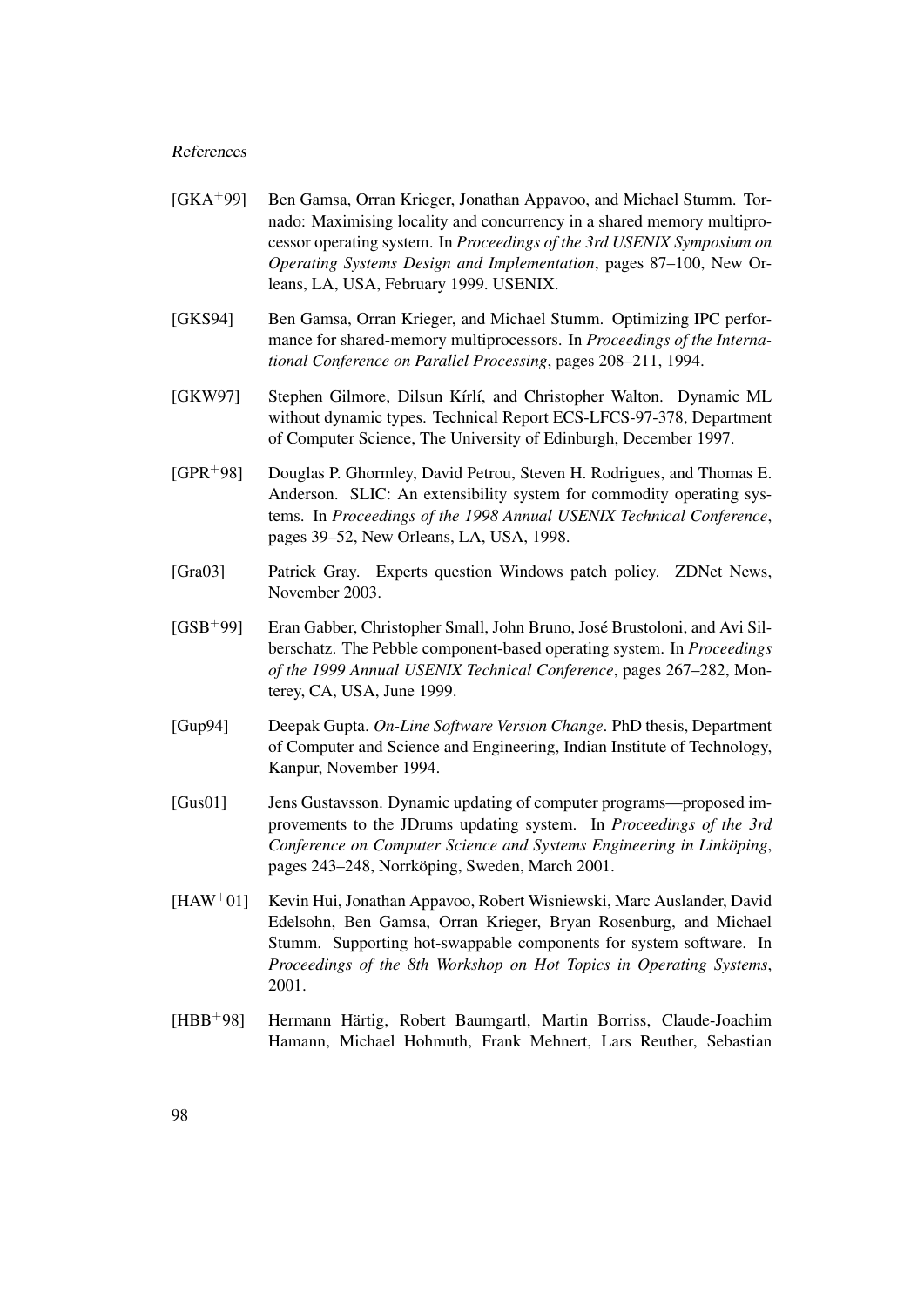[GKA$^{+}$99] Ben Gamsa, Orran Krieger, Jonathan Appavoo, and Michael Stumm. Tornado: Maximising locality and concurrency in a shared memory multiprocessor operating system. In *Proceedings of the 3rd USENIX Symposium on Operating Systems Design and Implementation*, pages 87–100, New Orleans, LA, USA, February 1999. USENIX.

[GKS94] Ben Gamsa, Orran Krieger, and Michael Stumm. Optimizing IPC performance for shared-memory multiprocessors. In *Proceedings of the International Conference on Parallel Processing*, pages 208–211, 1994.

[GKW97] Stephen Gilmore, Dilsun Kírlí, and Christopher Walton. Dynamic ML without dynamic types. Technical Report ECS-LFCS-97-378, Department of Computer Science, The University of Edinburgh, December 1997.

[GPR$^{+}$98] Douglas P. Ghormley, David Petrou, Steven H. Rodrigues, and Thomas E. Anderson. SLIC: An extensibility system for commodity operating systems. In *Proceedings of the 1998 Annual USENIX Technical Conference*, pages 39–52, New Orleans, LA, USA, 1998.

[Gra03] Patrick Gray. Experts question Windows patch policy. ZDNet News, November 2003.

[GSB$^{+}$99] Eran Gabber, Christopher Small, John Bruno, José Brustoloni, and Avi Silberschatz. The Pebble component-based operating system. In *Proceedings of the 1999 Annual USENIX Technical Conference*, pages 267–282, Monterey, CA, USA, June 1999.

[Gup94] Deepak Gupta. *On-Line Software Version Change*. PhD thesis, Department of Computer and Science and Engineering, Indian Institute of Technology, Kanpur, November 1994.

[Gus01] Jens Gustavsson. Dynamic updating of computer programs—proposed improvements to the JDrums updating system. In *Proceedings of the 3rd Conference on Computer Science and Systems Engineering in Linköping*, pages 243–248, Norrköping, Sweden, March 2001.

[HAW$^{+}$01] Kevin Hui, Jonathan Appavoo, Robert Wisniewski, Marc Auslander, David Edelsohn, Ben Gamsa, Orran Krieger, Bryan Rosenburg, and Michael Stumm. Supporting hot-swappable components for system software. In *Proceedings of the 8th Workshop on Hot Topics in Operating Systems*, 2001.

[HBB$^{+}$98] Hermann Härtig, Robert Baumgartl, Martin Borriss, Claude-Joachim Hamann, Michael Hohmuth, Frank Mehnert, Lars Reuther, Sebastian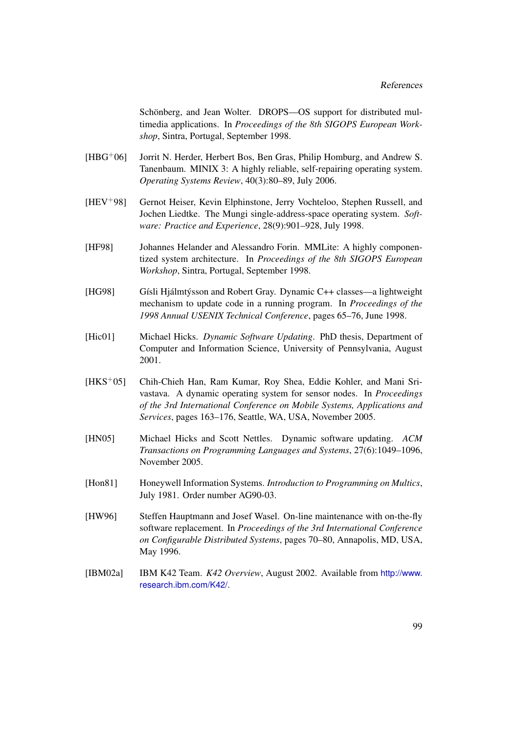Schönberg, and Jean Wolter. DROPS—OS support for distributed multimedia applications. In *Proceedings of the 8th SIGOPS European Workshop*, Sintra, Portugal, September 1998.

[HBG+06] Jorrit N. Herder, Herbert Bos, Ben Gras, Philip Homburg, and Andrew S. Tanenbaum. MINIX 3: A highly reliable, self-repairing operating system. *Operating Systems Review*, 40(3):80–89, July 2006.

[HEV+98] Gernot Heiser, Kevin Elphinstone, Jerry Vochteloo, Stephen Russell, and Jochen Liedtke. The Mungi single-address-space operating system. *Software: Practice and Experience*, 28(9):901–928, July 1998.

[HF98] Johannes Helander and Alessandro Forin. MMLite: A highly componentized system architecture. In *Proceedings of the 8th SIGOPS European Workshop*, Sintra, Portugal, September 1998.

[HG98] Gísli Hjálmtýsson and Robert Gray. Dynamic C++ classes—a lightweight mechanism to update code in a running program. In *Proceedings of the 1998 Annual USENIX Technical Conference*, pages 65–76, June 1998.

[Hic01] Michael Hicks. *Dynamic Software Updating*. PhD thesis, Department of Computer and Information Science, University of Pennsylvania, August 2001.

[HKS+05] Chih-Chieh Han, Ram Kumar, Roy Shea, Eddie Kohler, and Mani Srivastava. A dynamic operating system for sensor nodes. In *Proceedings of the 3rd International Conference on Mobile Systems, Applications and Services*, pages 163–176, Seattle, WA, USA, November 2005.

[HN05] Michael Hicks and Scott Nettles. Dynamic software updating. *ACM Transactions on Programming Languages and Systems*, 27(6):1049–1096, November 2005.

[Hon81] Honeywell Information Systems. *Introduction to Programming on Multics*, July 1981. Order number AG90-03.

[HW96] Steffen Hauptmann and Josef Wasel. On-line maintenance with on-the-fly software replacement. In *Proceedings of the 3rd International Conference on Configurable Distributed Systems*, pages 70–80, Annapolis, MD, USA, May 1996.

[IBM02a] IBM K42 Team. *K42 Overview*, August 2002. Available from http://www.research.ibm.com/K42/.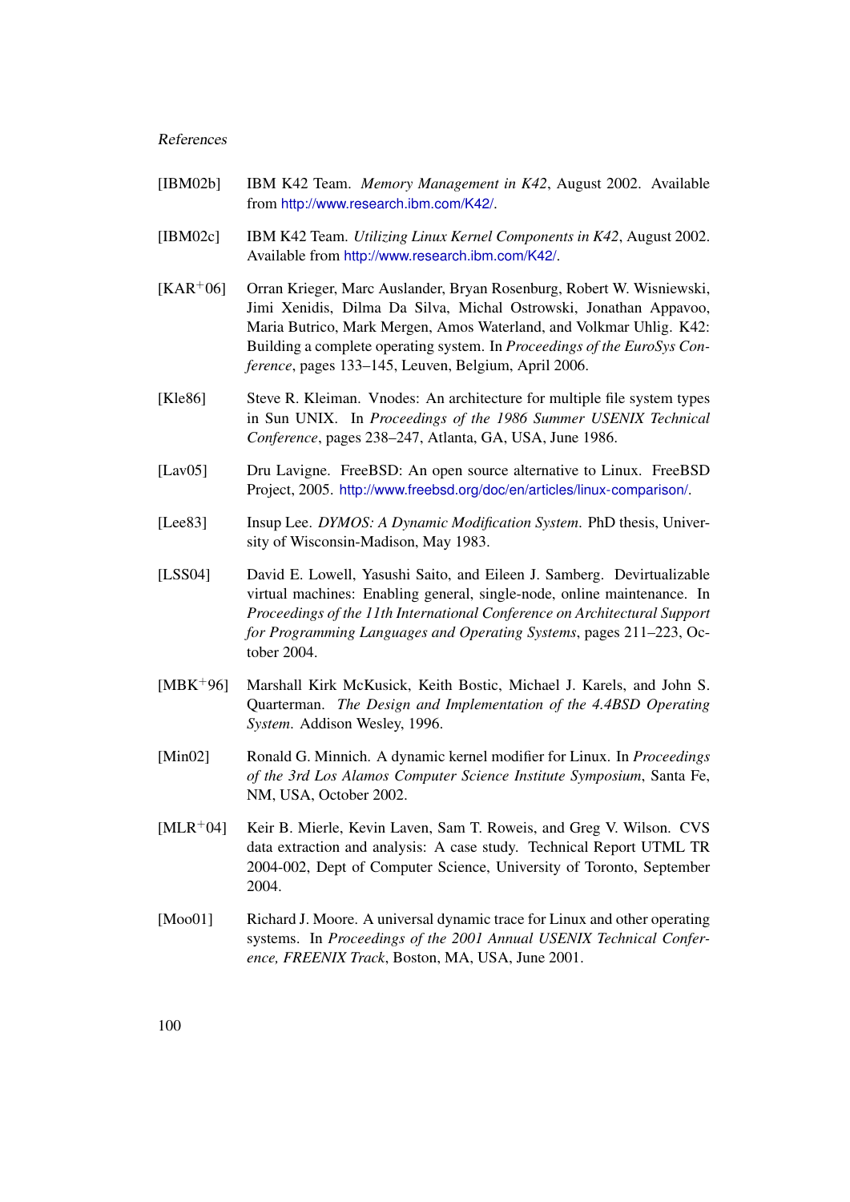[IBM02b] IBM K42 Team. *Memory Management in K42*, August 2002. Available from http://www.research.ibm.com/K42/.

[IBM02c] IBM K42 Team. *Utilizing Linux Kernel Components in K42*, August 2002. Available from http://www.research.ibm.com/K42/.

[KAR+06] Orran Krieger, Marc Auslander, Bryan Rosenburg, Robert W. Wisniewski, Jimi Xenidis, Dilma Da Silva, Michal Ostrowski, Jonathan Appavoo, Maria Butrico, Mark Mergen, Amos Waterland, and Volkmar Uhlig. K42: Building a complete operating system. In *Proceedings of the EuroSys Conference*, pages 133–145, Leuven, Belgium, April 2006.

[Kle86] Steve R. Kleiman. Vnodes: An architecture for multiple file system types in Sun UNIX. In *Proceedings of the 1986 Summer USENIX Technical Conference*, pages 238–247, Atlanta, GA, USA, June 1986.

[Lav05] Dru Lavigne. FreeBSD: An open source alternative to Linux. FreeBSD Project, 2005. http://www.freebsd.org/doc/en/articles/linux-comparison/.

[Lee83] Insup Lee. *DYMOS: A Dynamic Modification System*. PhD thesis, University of Wisconsin-Madison, May 1983.

[LSS04] David E. Lowell, Yasushi Saito, and Eileen J. Samberg. Devirtualizable virtual machines: Enabling general, single-node, online maintenance. In *Proceedings of the 11th International Conference on Architectural Support for Programming Languages and Operating Systems*, pages 211–223, October 2004.

[MBK+96] Marshall Kirk McKusick, Keith Bostic, Michael J. Karels, and John S. Quarterman. *The Design and Implementation of the 4.4BSD Operating System*. Addison Wesley, 1996.

[Min02] Ronald G. Minnich. A dynamic kernel modifier for Linux. In *Proceedings of the 3rd Los Alamos Computer Science Institute Symposium*, Santa Fe, NM, USA, October 2002.

[MLR+04] Keir B. Mierle, Kevin Laven, Sam T. Roweis, and Greg V. Wilson. CVS data extraction and analysis: A case study. Technical Report UTML TR 2004-002, Dept of Computer Science, University of Toronto, September 2004.

[Moo01] Richard J. Moore. A universal dynamic trace for Linux and other operating systems. In *Proceedings of the 2001 Annual USENIX Technical Conference, FREENIX Track*, Boston, MA, USA, June 2001.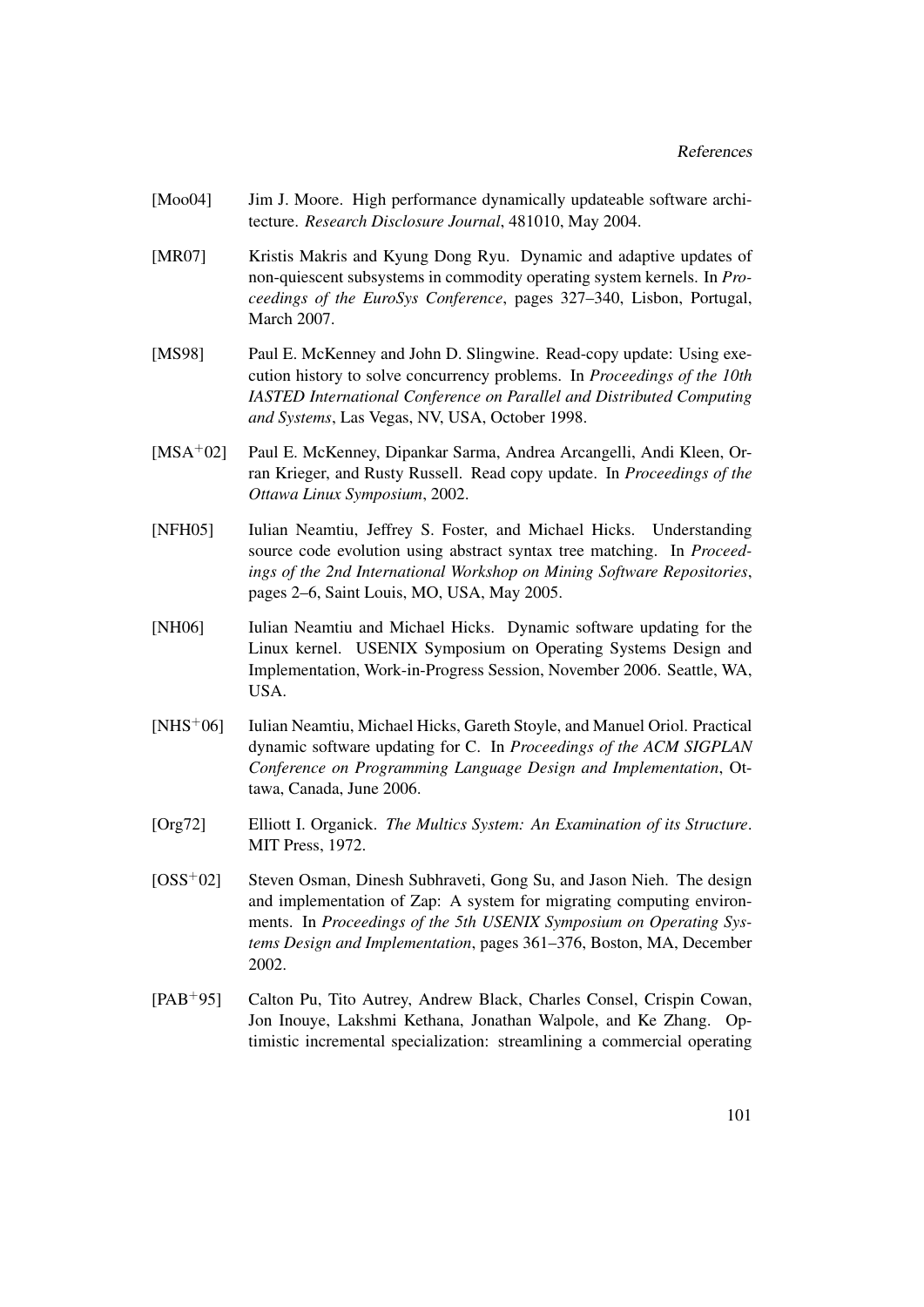[Moo04] Jim J. Moore. High performance dynamically updateable software architecture. *Research Disclosure Journal*, 481010, May 2004.

[MR07] Kristis Makris and Kyung Dong Ryu. Dynamic and adaptive updates of non-quiescent subsystems in commodity operating system kernels. In *Proceedings of the EuroSys Conference*, pages 327–340, Lisbon, Portugal, March 2007.

[MS98] Paul E. McKenney and John D. Slingwine. Read-copy update: Using execution history to solve concurrency problems. In *Proceedings of the 10th IASTED International Conference on Parallel and Distributed Computing and Systems*, Las Vegas, NV, USA, October 1998.

[MSA+02] Paul E. McKenney, Dipankar Sarma, Andrea Arcangelli, Andi Kleen, Orran Krieger, and Rusty Russell. Read copy update. In *Proceedings of the Ottawa Linux Symposium*, 2002.

[NFH05] Iulian Neamtiu, Jeffrey S. Foster, and Michael Hicks. Understanding source code evolution using abstract syntax tree matching. In *Proceedings of the 2nd International Workshop on Mining Software Repositories*, pages 2–6, Saint Louis, MO, USA, May 2005.

[NH06] Iulian Neamtiu and Michael Hicks. Dynamic software updating for the Linux kernel. USENIX Symposium on Operating Systems Design and Implementation, Work-in-Progress Session, November 2006. Seattle, WA, USA.

[NHS+06] Iulian Neamtiu, Michael Hicks, Gareth Stoyle, and Manuel Oriol. Practical dynamic software updating for C. In *Proceedings of the ACM SIGPLAN Conference on Programming Language Design and Implementation*, Ottawa, Canada, June 2006.

[Org72] Elliott I. Organick. *The Multics System: An Examination of its Structure*. MIT Press, 1972.

[OSS+02] Steven Osman, Dinesh Subhraveti, Gong Su, and Jason Nieh. The design and implementation of Zap: A system for migrating computing environments. In *Proceedings of the 5th USENIX Symposium on Operating Systems Design and Implementation*, pages 361–376, Boston, MA, December 2002.

[PAB+95] Calton Pu, Tito Autrey, Andrew Black, Charles Consel, Crispin Cowan, Jon Inouye, Lakshmi Kethana, Jonathan Walpole, and Ke Zhang. Optimistic incremental specialization: streamlining a commercial operating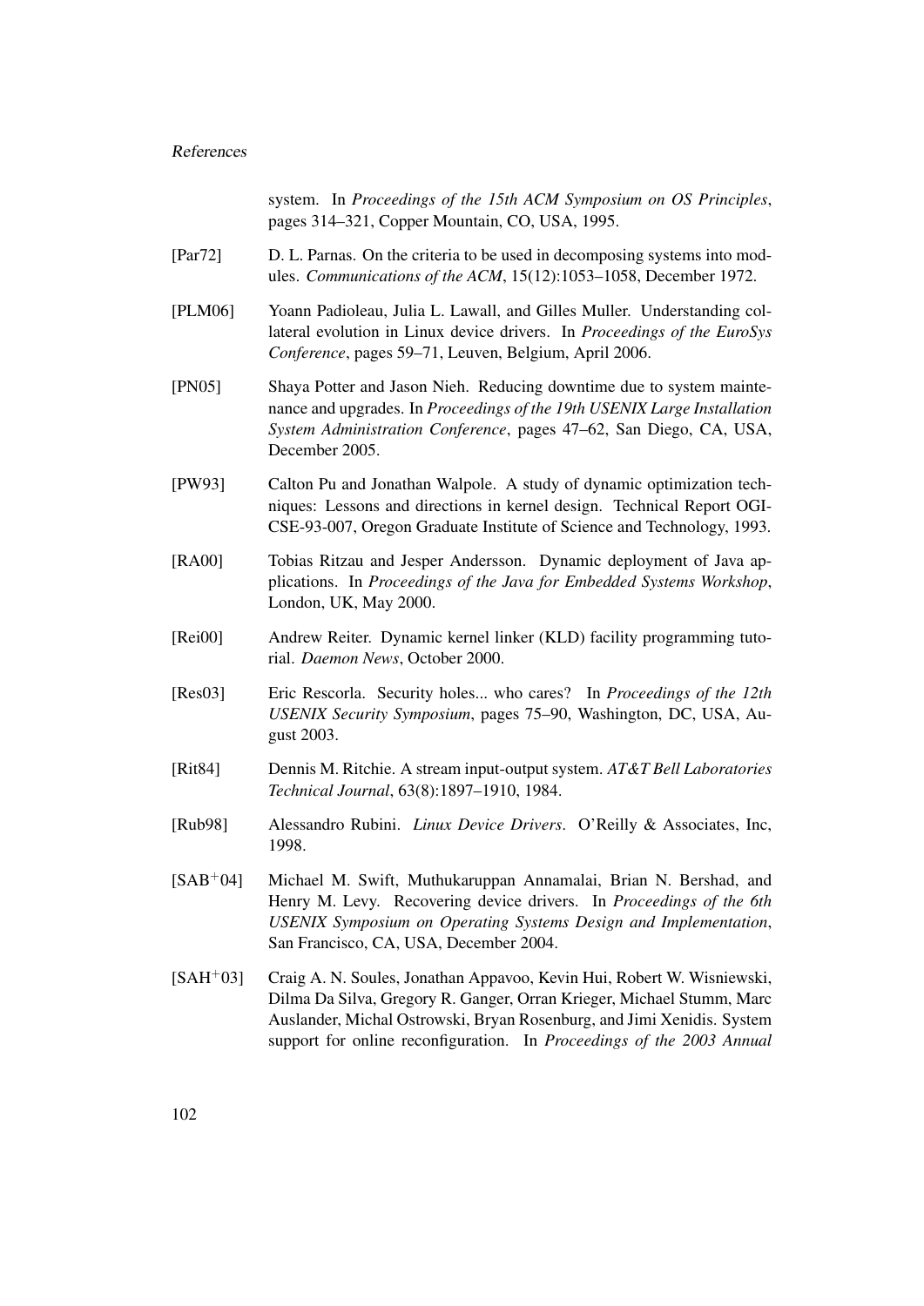system. In *Proceedings of the 15th ACM Symposium on OS Principles*, pages 314–321, Copper Mountain, CO, USA, 1995.

[Par72] D. L. Parnas. On the criteria to be used in decomposing systems into modules. *Communications of the ACM*, 15(12):1053–1058, December 1972.

[PLM06] Yoann Padioleau, Julia L. Lawall, and Gilles Muller. Understanding collateral evolution in Linux device drivers. In *Proceedings of the EuroSys Conference*, pages 59–71, Leuven, Belgium, April 2006.

[PN05] Shaya Potter and Jason Nieh. Reducing downtime due to system maintenance and upgrades. In *Proceedings of the 19th USENIX Large Installation System Administration Conference*, pages 47–62, San Diego, CA, USA, December 2005.

[PW93] Calton Pu and Jonathan Walpole. A study of dynamic optimization techniques: Lessons and directions in kernel design. Technical Report OGI-CSE-93-007, Oregon Graduate Institute of Science and Technology, 1993.

[RA00] Tobias Ritzau and Jesper Andersson. Dynamic deployment of Java applications. In *Proceedings of the Java for Embedded Systems Workshop*, London, UK, May 2000.

[Rei00] Andrew Reiter. Dynamic kernel linker (KLD) facility programming tutorial. *Daemon News*, October 2000.

[Res03] Eric Rescorla. Security holes... who cares? In *Proceedings of the 12th USENIX Security Symposium*, pages 75–90, Washington, DC, USA, August 2003.

[Rit84] Dennis M. Ritchie. A stream input-output system. *AT&T Bell Laboratories Technical Journal*, 63(8):1897–1910, 1984.

[Rub98] Alessandro Rubini. *Linux Device Drivers*. O'Reilly & Associates, Inc, 1998.

[SAB+04] Michael M. Swift, Muthukaruppan Annamalai, Brian N. Bershad, and Henry M. Levy. Recovering device drivers. In *Proceedings of the 6th USENIX Symposium on Operating Systems Design and Implementation*, San Francisco, CA, USA, December 2004.

[SAH+03] Craig A. N. Soules, Jonathan Appavoo, Kevin Hui, Robert W. Wisniewski, Dilma Da Silva, Gregory R. Ganger, Orran Krieger, Michael Stumm, Marc Auslander, Michal Ostrowski, Bryan Rosenburg, and Jimi Xenidis. System support for online reconfiguration. In *Proceedings of the 2003 Annual*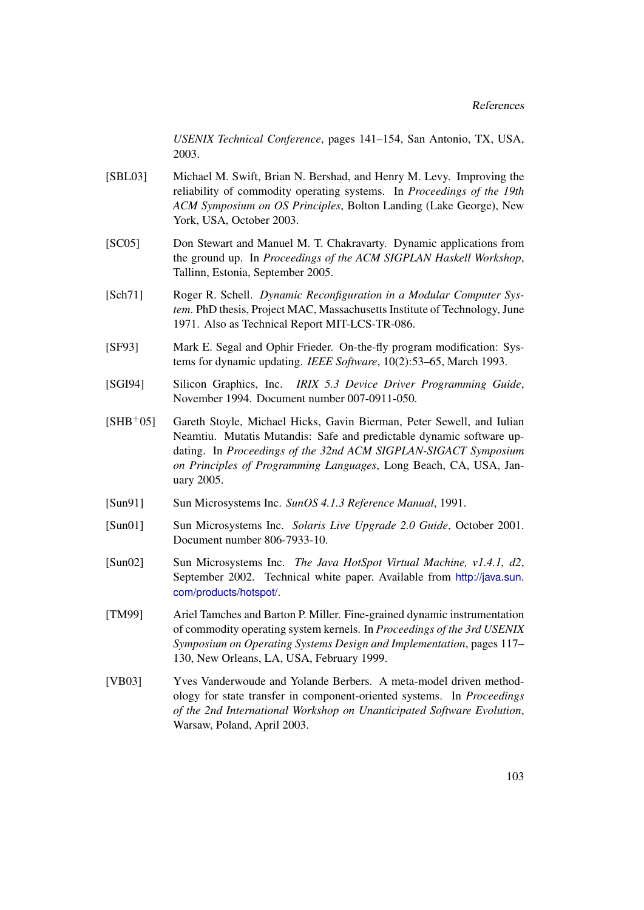*USENIX Technical Conference*, pages 141–154, San Antonio, TX, USA, 2003.

[SBL03] Michael M. Swift, Brian N. Bershad, and Henry M. Levy. Improving the reliability of commodity operating systems. In *Proceedings of the 19th ACM Symposium on OS Principles*, Bolton Landing (Lake George), New York, USA, October 2003.

[SC05] Don Stewart and Manuel M. T. Chakravarty. Dynamic applications from the ground up. In *Proceedings of the ACM SIGPLAN Haskell Workshop*, Tallinn, Estonia, September 2005.

[Sch71] Roger R. Schell. *Dynamic Reconfiguration in a Modular Computer System*. PhD thesis, Project MAC, Massachusetts Institute of Technology, June 1971. Also as Technical Report MIT-LCS-TR-086.

[SF93] Mark E. Segal and Ophir Frieder. On-the-fly program modification: Systems for dynamic updating. *IEEE Software*, 10(2):53–65, March 1993.

[SGI94] Silicon Graphics, Inc. *IRIX 5.3 Device Driver Programming Guide*, November 1994. Document number 007-0911-050.

[SHB+05] Gareth Stoyle, Michael Hicks, Gavin Bierman, Peter Sewell, and Iulian Neamtiu. Mutatis Mutandis: Safe and predictable dynamic software updating. In *Proceedings of the 32nd ACM SIGPLAN-SIGACT Symposium on Principles of Programming Languages*, Long Beach, CA, USA, January 2005.

[Sun91] Sun Microsystems Inc. *SunOS 4.1.3 Reference Manual*, 1991.

[Sun01] Sun Microsystems Inc. *Solaris Live Upgrade 2.0 Guide*, October 2001. Document number 806-7933-10.

[Sun02] Sun Microsystems Inc. *The Java HotSpot Virtual Machine, v1.4.1, d2*, September 2002. Technical white paper. Available from http://java.sun.com/products/hotspot/.

[TM99] Ariel Tamches and Barton P. Miller. Fine-grained dynamic instrumentation of commodity operating system kernels. In *Proceedings of the 3rd USENIX Symposium on Operating Systems Design and Implementation*, pages 117–130, New Orleans, LA, USA, February 1999.

[VB03] Yves Vanderwoude and Yolande Berbers. A meta-model driven methodology for state transfer in component-oriented systems. In *Proceedings of the 2nd International Workshop on Unanticipated Software Evolution*, Warsaw, Poland, April 2003.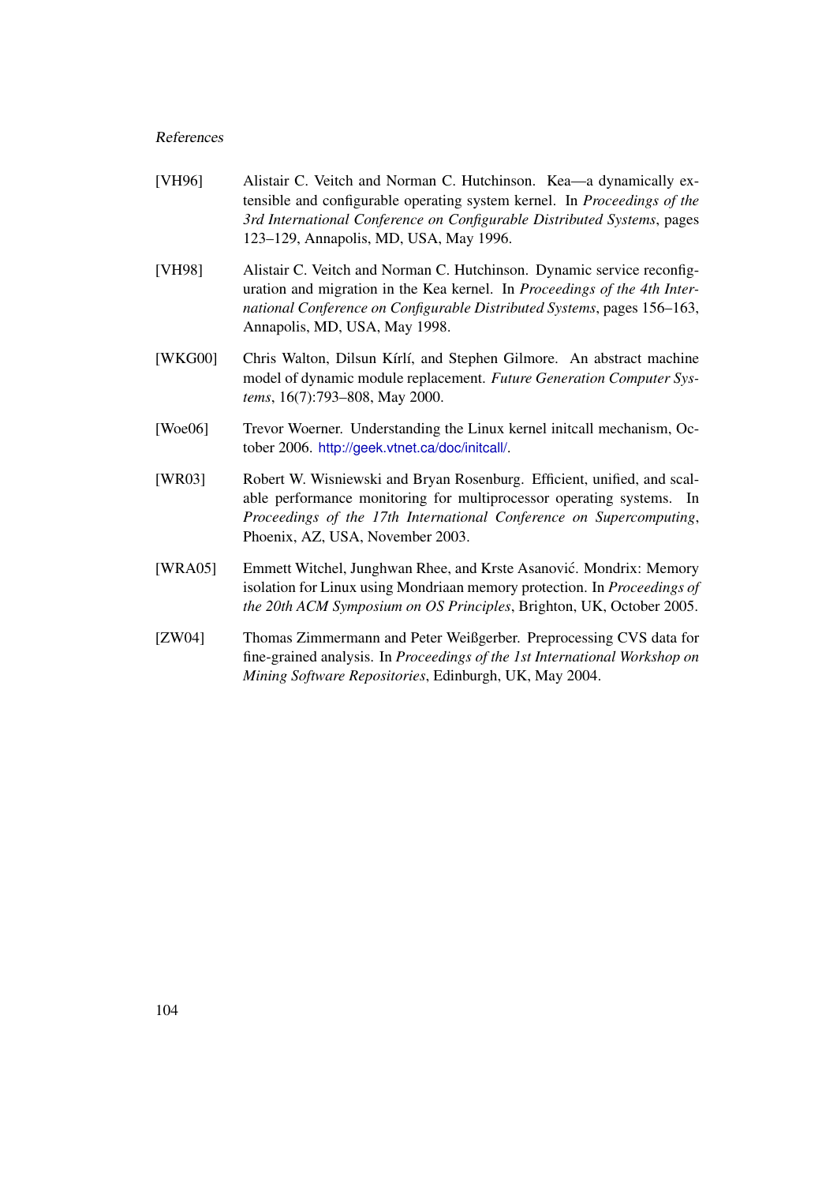[VH96] Alistair C. Veitch and Norman C. Hutchinson. Kea—a dynamically extensible and configurable operating system kernel. In *Proceedings of the 3rd International Conference on Configurable Distributed Systems*, pages 123–129, Annapolis, MD, USA, May 1996.

[VH98] Alistair C. Veitch and Norman C. Hutchinson. Dynamic service reconfiguration and migration in the Kea kernel. In *Proceedings of the 4th International Conference on Configurable Distributed Systems*, pages 156–163, Annapolis, MD, USA, May 1998.

[WKG00] Chris Walton, Dilsun Kírlí, and Stephen Gilmore. An abstract machine model of dynamic module replacement. *Future Generation Computer Systems*, 16(7):793–808, May 2000.

[Woe06] Trevor Woerner. Understanding the Linux kernel initcall mechanism, October 2006. http://geek.vtnet.ca/doc/initcall/.

[WR03] Robert W. Wisniewski and Bryan Rosenburg. Efficient, unified, and scalable performance monitoring for multiprocessor operating systems. In *Proceedings of the 17th International Conference on Supercomputing*, Phoenix, AZ, USA, November 2003.

[WRA05] Emmett Witchel, Junghwan Rhee, and Krste Asanović. Mondrix: Memory isolation for Linux using Mondriaan memory protection. In *Proceedings of the 20th ACM Symposium on OS Principles*, Brighton, UK, October 2005.

[ZW04] Thomas Zimmermann and Peter Weißgerber. Preprocessing CVS data for fine-grained analysis. In *Proceedings of the 1st International Workshop on Mining Software Repositories*, Edinburgh, UK, May 2004.